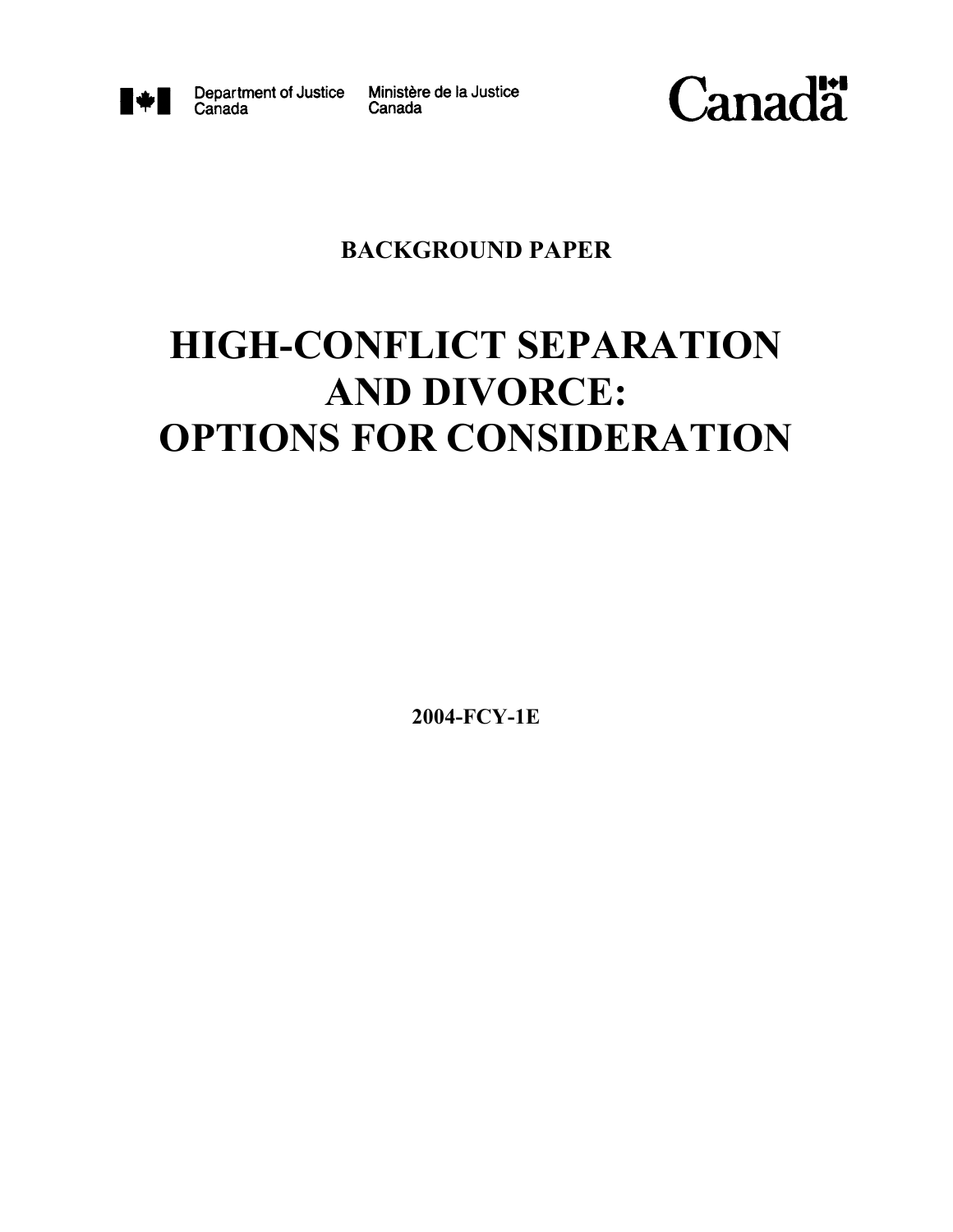Department of Justice Canada | Ministère de la Justice Canada

Canada

**BACKGROUND PAPER**

# HIGH-CONFLICT SEPARATION AND DIVORCE: OPTIONS FOR CONSIDERATION

**2004-FCY-1E**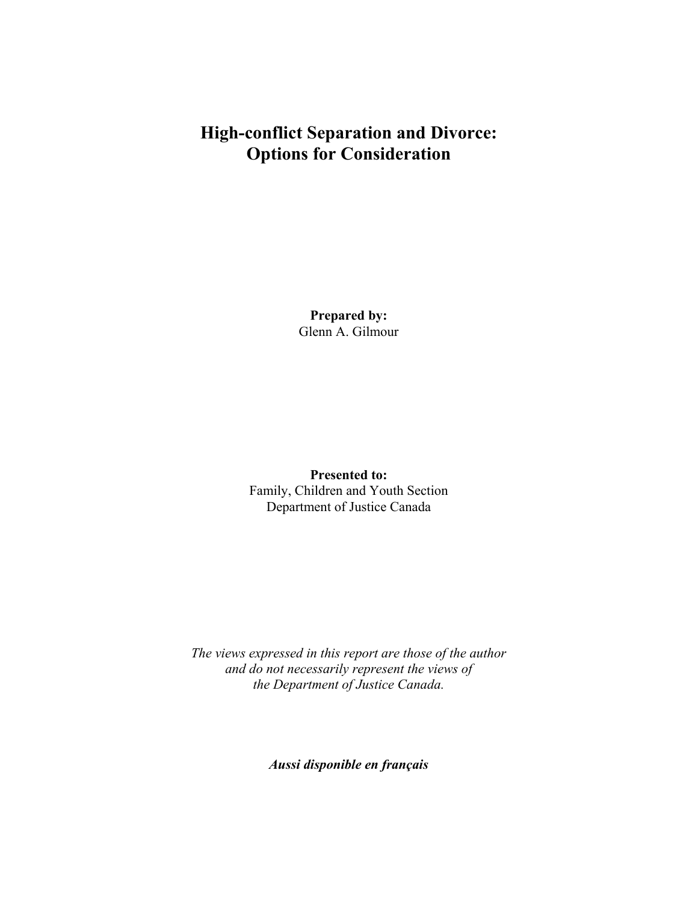# High-conflict Separation and Divorce: Options for Consideration

**Prepared by:**
Glenn A. Gilmour

**Presented to:**
Family, Children and Youth Section
Department of Justice Canada

*The views expressed in this report are those of the author and do not necessarily represent the views of the Department of Justice Canada.*

***Aussi disponible en français***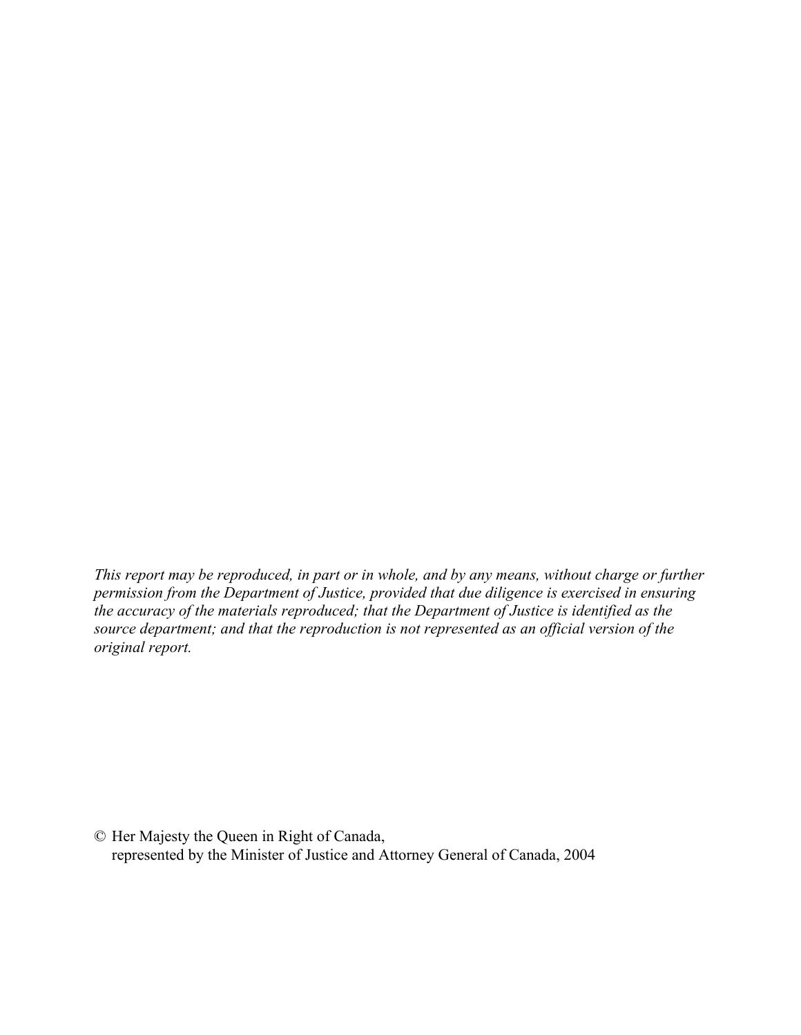*This report may be reproduced, in part or in whole, and by any means, without charge or further permission from the Department of Justice, provided that due diligence is exercised in ensuring the accuracy of the materials reproduced; that the Department of Justice is identified as the source department; and that the reproduction is not represented as an official version of the original report.*

© Her Majesty the Queen in Right of Canada,
represented by the Minister of Justice and Attorney General of Canada, 2004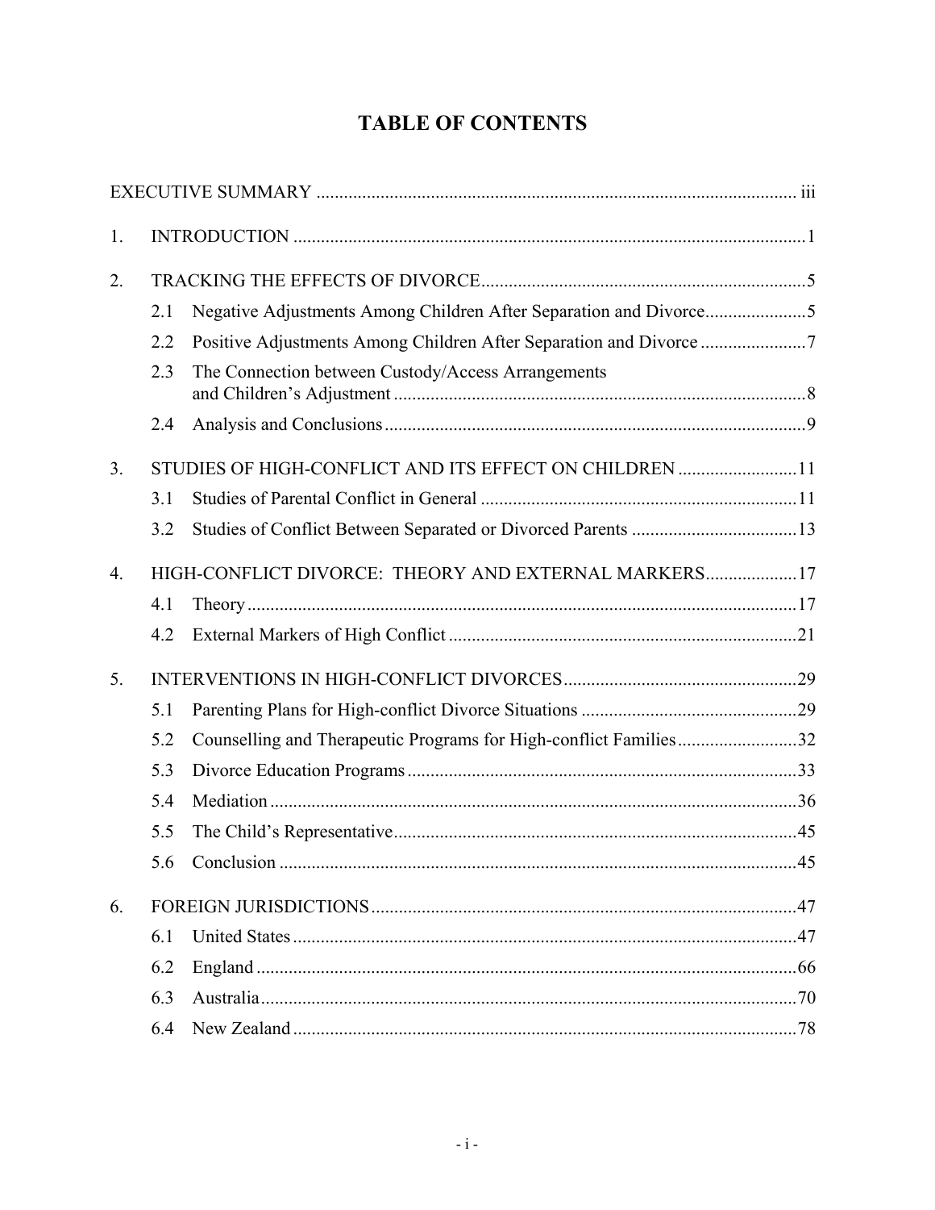# TABLE OF CONTENTS

EXECUTIVE SUMMARY ..... iii

1. INTRODUCTION ..... 1

2. TRACKING THE EFFECTS OF DIVORCE ..... 5
   - 2.1 Negative Adjustments Among Children After Separation and Divorce ..... 5
   - 2.2 Positive Adjustments Among Children After Separation and Divorce ..... 7
   - 2.3 The Connection between Custody/Access Arrangements and Children's Adjustment ..... 8
   - 2.4 Analysis and Conclusions ..... 9

3. STUDIES OF HIGH-CONFLICT AND ITS EFFECT ON CHILDREN ..... 11
   - 3.1 Studies of Parental Conflict in General ..... 11
   - 3.2 Studies of Conflict Between Separated or Divorced Parents ..... 13

4. HIGH-CONFLICT DIVORCE: THEORY AND EXTERNAL MARKERS ..... 17
   - 4.1 Theory ..... 17
   - 4.2 External Markers of High Conflict ..... 21

5. INTERVENTIONS IN HIGH-CONFLICT DIVORCES ..... 29
   - 5.1 Parenting Plans for High-conflict Divorce Situations ..... 29
   - 5.2 Counselling and Therapeutic Programs for High-conflict Families ..... 32
   - 5.3 Divorce Education Programs ..... 33
   - 5.4 Mediation ..... 36
   - 5.5 The Child's Representative ..... 45
   - 5.6 Conclusion ..... 45

6. FOREIGN JURISDICTIONS ..... 47
   - 6.1 United States ..... 47
   - 6.2 England ..... 66
   - 6.3 Australia ..... 70
   - 6.4 New Zealand ..... 78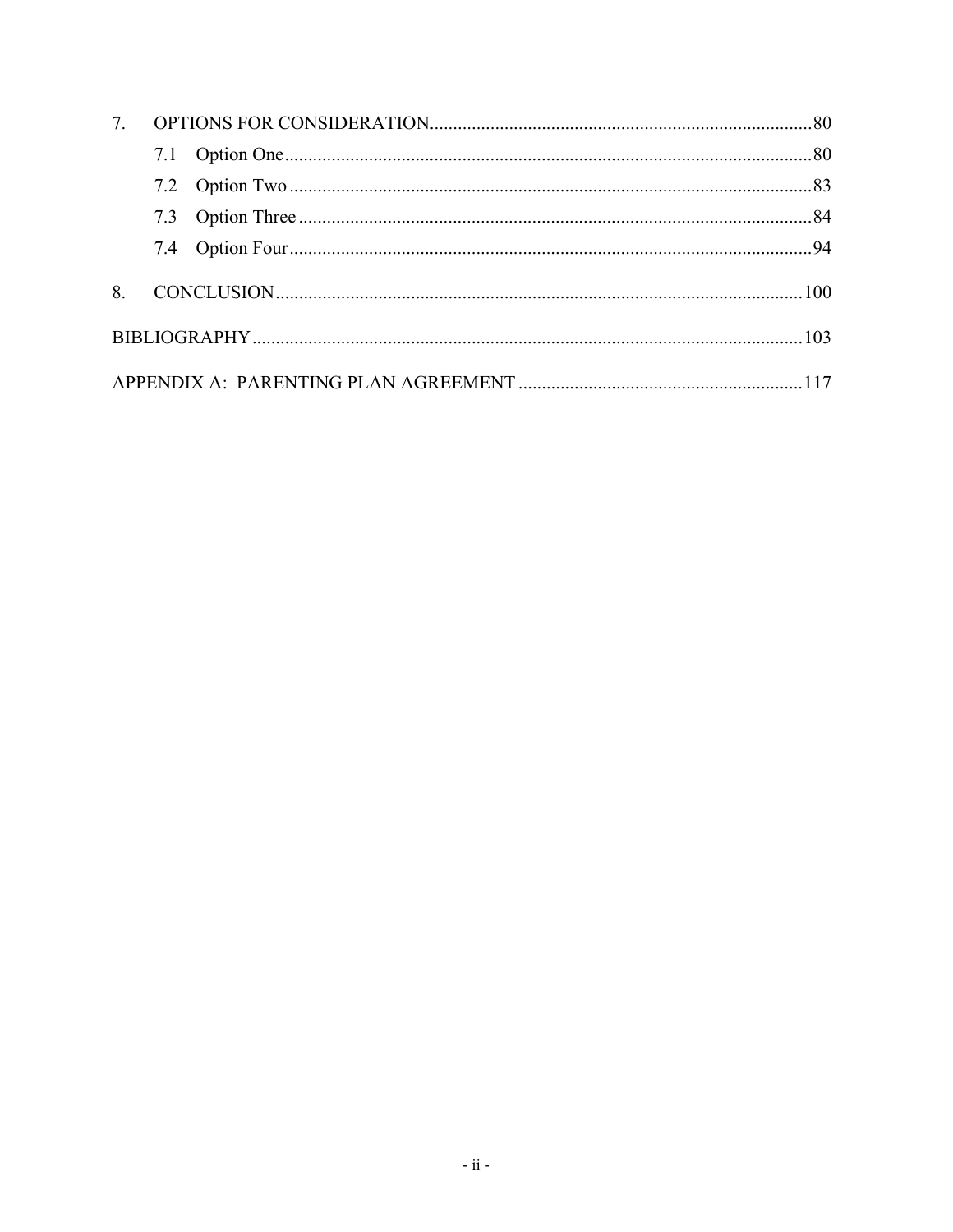7. OPTIONS FOR CONSIDERATION ................................................................................ 80

   7.1 Option One ................................................................................................................ 80

   7.2 Option Two ............................................................................................................... 83

   7.3 Option Three ............................................................................................................. 84

   7.4 Option Four ............................................................................................................... 94

8. CONCLUSION ............................................................................................................... 100

BIBLIOGRAPHY ..................................................................................................................... 103

APPENDIX A: PARENTING PLAN AGREEMENT ............................................................ 117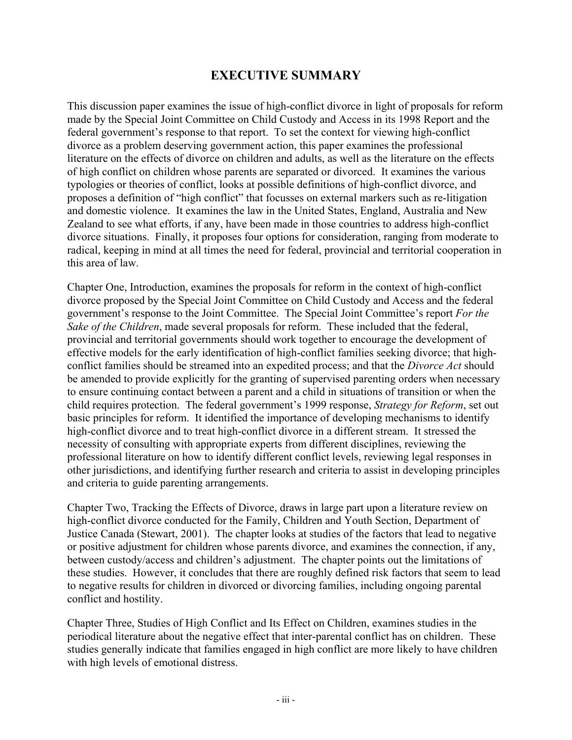# EXECUTIVE SUMMARY

This discussion paper examines the issue of high-conflict divorce in light of proposals for reform made by the Special Joint Committee on Child Custody and Access in its 1998 Report and the federal government's response to that report. To set the context for viewing high-conflict divorce as a problem deserving government action, this paper examines the professional literature on the effects of divorce on children and adults, as well as the literature on the effects of high conflict on children whose parents are separated or divorced. It examines the various typologies or theories of conflict, looks at possible definitions of high-conflict divorce, and proposes a definition of "high conflict" that focusses on external markers such as re-litigation and domestic violence. It examines the law in the United States, England, Australia and New Zealand to see what efforts, if any, have been made in those countries to address high-conflict divorce situations. Finally, it proposes four options for consideration, ranging from moderate to radical, keeping in mind at all times the need for federal, provincial and territorial cooperation in this area of law.

Chapter One, Introduction, examines the proposals for reform in the context of high-conflict divorce proposed by the Special Joint Committee on Child Custody and Access and the federal government's response to the Joint Committee. The Special Joint Committee's report *For the Sake of the Children*, made several proposals for reform. These included that the federal, provincial and territorial governments should work together to encourage the development of effective models for the early identification of high-conflict families seeking divorce; that high-conflict families should be streamed into an expedited process; and that the *Divorce Act* should be amended to provide explicitly for the granting of supervised parenting orders when necessary to ensure continuing contact between a parent and a child in situations of transition or when the child requires protection. The federal government's 1999 response, *Strategy for Reform*, set out basic principles for reform. It identified the importance of developing mechanisms to identify high-conflict divorce and to treat high-conflict divorce in a different stream. It stressed the necessity of consulting with appropriate experts from different disciplines, reviewing the professional literature on how to identify different conflict levels, reviewing legal responses in other jurisdictions, and identifying further research and criteria to assist in developing principles and criteria to guide parenting arrangements.

Chapter Two, Tracking the Effects of Divorce, draws in large part upon a literature review on high-conflict divorce conducted for the Family, Children and Youth Section, Department of Justice Canada (Stewart, 2001). The chapter looks at studies of the factors that lead to negative or positive adjustment for children whose parents divorce, and examines the connection, if any, between custody/access and children's adjustment. The chapter points out the limitations of these studies. However, it concludes that there are roughly defined risk factors that seem to lead to negative results for children in divorced or divorcing families, including ongoing parental conflict and hostility.

Chapter Three, Studies of High Conflict and Its Effect on Children, examines studies in the periodical literature about the negative effect that inter-parental conflict has on children. These studies generally indicate that families engaged in high conflict are more likely to have children with high levels of emotional distress.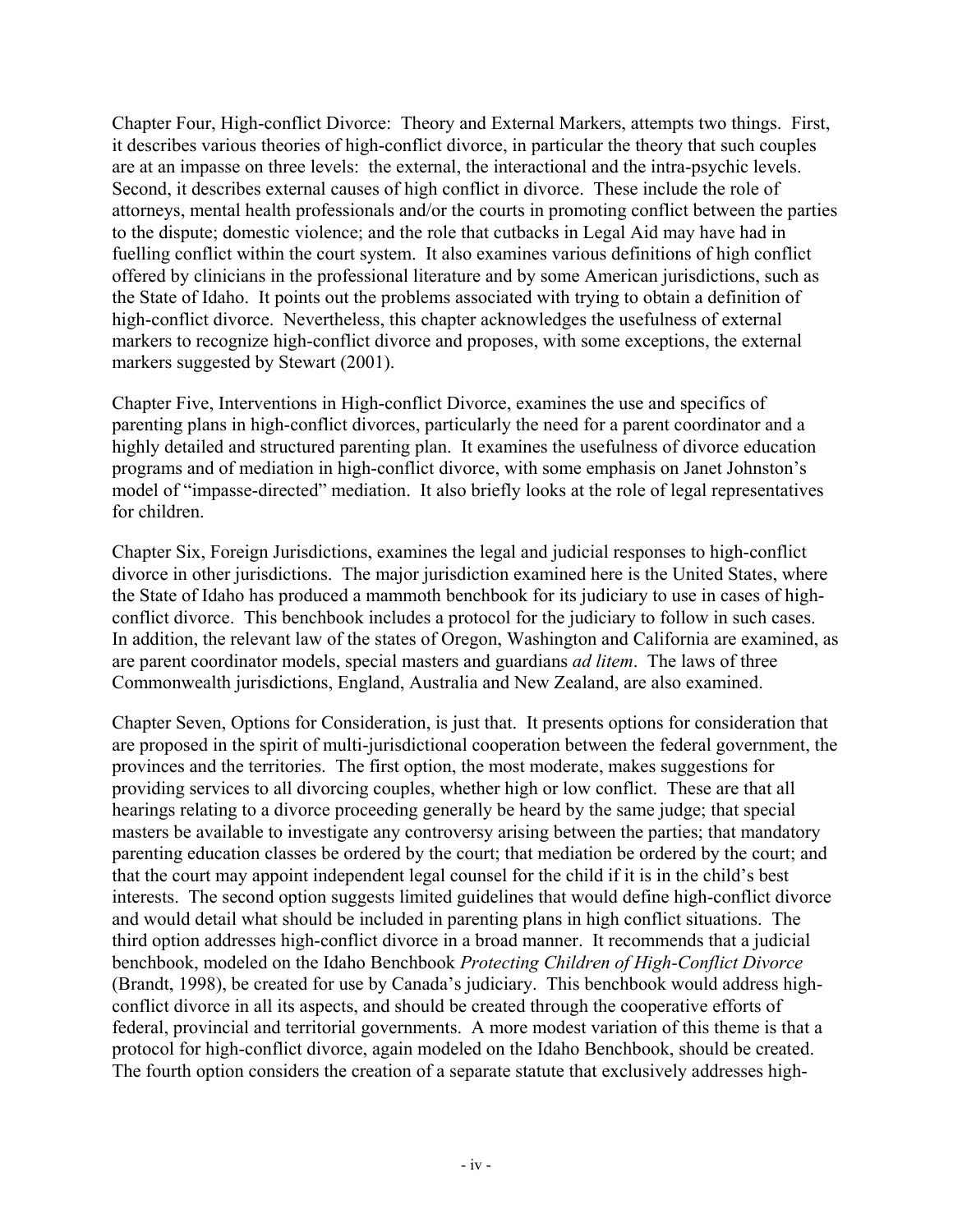Chapter Four, High-conflict Divorce: Theory and External Markers, attempts two things. First, it describes various theories of high-conflict divorce, in particular the theory that such couples are at an impasse on three levels: the external, the interactional and the intra-psychic levels. Second, it describes external causes of high conflict in divorce. These include the role of attorneys, mental health professionals and/or the courts in promoting conflict between the parties to the dispute; domestic violence; and the role that cutbacks in Legal Aid may have had in fuelling conflict within the court system. It also examines various definitions of high conflict offered by clinicians in the professional literature and by some American jurisdictions, such as the State of Idaho. It points out the problems associated with trying to obtain a definition of high-conflict divorce. Nevertheless, this chapter acknowledges the usefulness of external markers to recognize high-conflict divorce and proposes, with some exceptions, the external markers suggested by Stewart (2001).

Chapter Five, Interventions in High-conflict Divorce, examines the use and specifics of parenting plans in high-conflict divorces, particularly the need for a parent coordinator and a highly detailed and structured parenting plan. It examines the usefulness of divorce education programs and of mediation in high-conflict divorce, with some emphasis on Janet Johnston's model of "impasse-directed" mediation. It also briefly looks at the role of legal representatives for children.

Chapter Six, Foreign Jurisdictions, examines the legal and judicial responses to high-conflict divorce in other jurisdictions. The major jurisdiction examined here is the United States, where the State of Idaho has produced a mammoth benchbook for its judiciary to use in cases of high-conflict divorce. This benchbook includes a protocol for the judiciary to follow in such cases. In addition, the relevant law of the states of Oregon, Washington and California are examined, as are parent coordinator models, special masters and guardians *ad litem*. The laws of three Commonwealth jurisdictions, England, Australia and New Zealand, are also examined.

Chapter Seven, Options for Consideration, is just that. It presents options for consideration that are proposed in the spirit of multi-jurisdictional cooperation between the federal government, the provinces and the territories. The first option, the most moderate, makes suggestions for providing services to all divorcing couples, whether high or low conflict. These are that all hearings relating to a divorce proceeding generally be heard by the same judge; that special masters be available to investigate any controversy arising between the parties; that mandatory parenting education classes be ordered by the court; that mediation be ordered by the court; and that the court may appoint independent legal counsel for the child if it is in the child's best interests. The second option suggests limited guidelines that would define high-conflict divorce and would detail what should be included in parenting plans in high conflict situations. The third option addresses high-conflict divorce in a broad manner. It recommends that a judicial benchbook, modeled on the Idaho Benchbook *Protecting Children of High-Conflict Divorce* (Brandt, 1998), be created for use by Canada's judiciary. This benchbook would address high-conflict divorce in all its aspects, and should be created through the cooperative efforts of federal, provincial and territorial governments. A more modest variation of this theme is that a protocol for high-conflict divorce, again modeled on the Idaho Benchbook, should be created. The fourth option considers the creation of a separate statute that exclusively addresses high-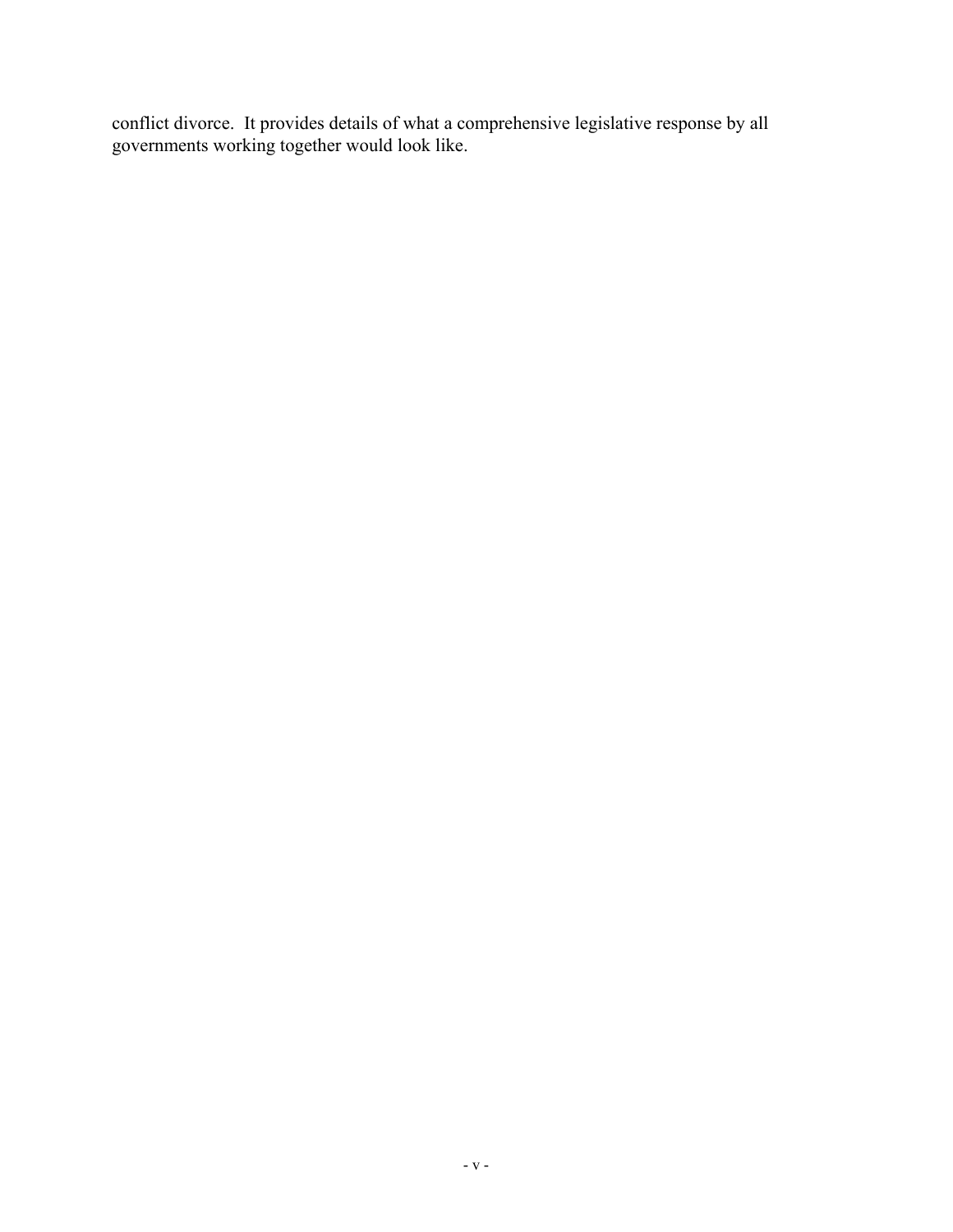conflict divorce. It provides details of what a comprehensive legislative response by all governments working together would look like.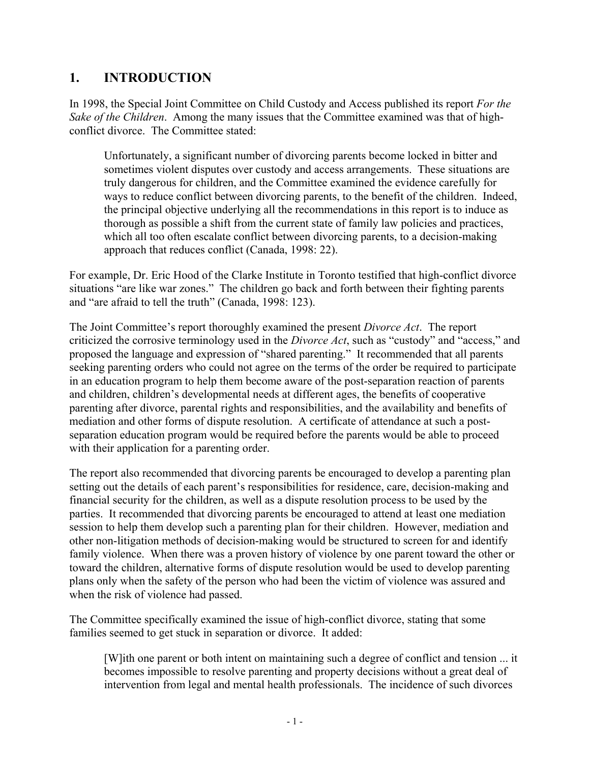## 1. INTRODUCTION

In 1998, the Special Joint Committee on Child Custody and Access published its report *For the Sake of the Children*. Among the many issues that the Committee examined was that of high-conflict divorce. The Committee stated:

> Unfortunately, a significant number of divorcing parents become locked in bitter and sometimes violent disputes over custody and access arrangements. These situations are truly dangerous for children, and the Committee examined the evidence carefully for ways to reduce conflict between divorcing parents, to the benefit of the children. Indeed, the principal objective underlying all the recommendations in this report is to induce as thorough as possible a shift from the current state of family law policies and practices, which all too often escalate conflict between divorcing parents, to a decision-making approach that reduces conflict (Canada, 1998: 22).

For example, Dr. Eric Hood of the Clarke Institute in Toronto testified that high-conflict divorce situations "are like war zones." The children go back and forth between their fighting parents and "are afraid to tell the truth" (Canada, 1998: 123).

The Joint Committee's report thoroughly examined the present *Divorce Act*. The report criticized the corrosive terminology used in the *Divorce Act*, such as "custody" and "access," and proposed the language and expression of "shared parenting." It recommended that all parents seeking parenting orders who could not agree on the terms of the order be required to participate in an education program to help them become aware of the post-separation reaction of parents and children, children's developmental needs at different ages, the benefits of cooperative parenting after divorce, parental rights and responsibilities, and the availability and benefits of mediation and other forms of dispute resolution. A certificate of attendance at such a post-separation education program would be required before the parents would be able to proceed with their application for a parenting order.

The report also recommended that divorcing parents be encouraged to develop a parenting plan setting out the details of each parent's responsibilities for residence, care, decision-making and financial security for the children, as well as a dispute resolution process to be used by the parties. It recommended that divorcing parents be encouraged to attend at least one mediation session to help them develop such a parenting plan for their children. However, mediation and other non-litigation methods of decision-making would be structured to screen for and identify family violence. When there was a proven history of violence by one parent toward the other or toward the children, alternative forms of dispute resolution would be used to develop parenting plans only when the safety of the person who had been the victim of violence was assured and when the risk of violence had passed.

The Committee specifically examined the issue of high-conflict divorce, stating that some families seemed to get stuck in separation or divorce. It added:

> [W]ith one parent or both intent on maintaining such a degree of conflict and tension ... it becomes impossible to resolve parenting and property decisions without a great deal of intervention from legal and mental health professionals. The incidence of such divorces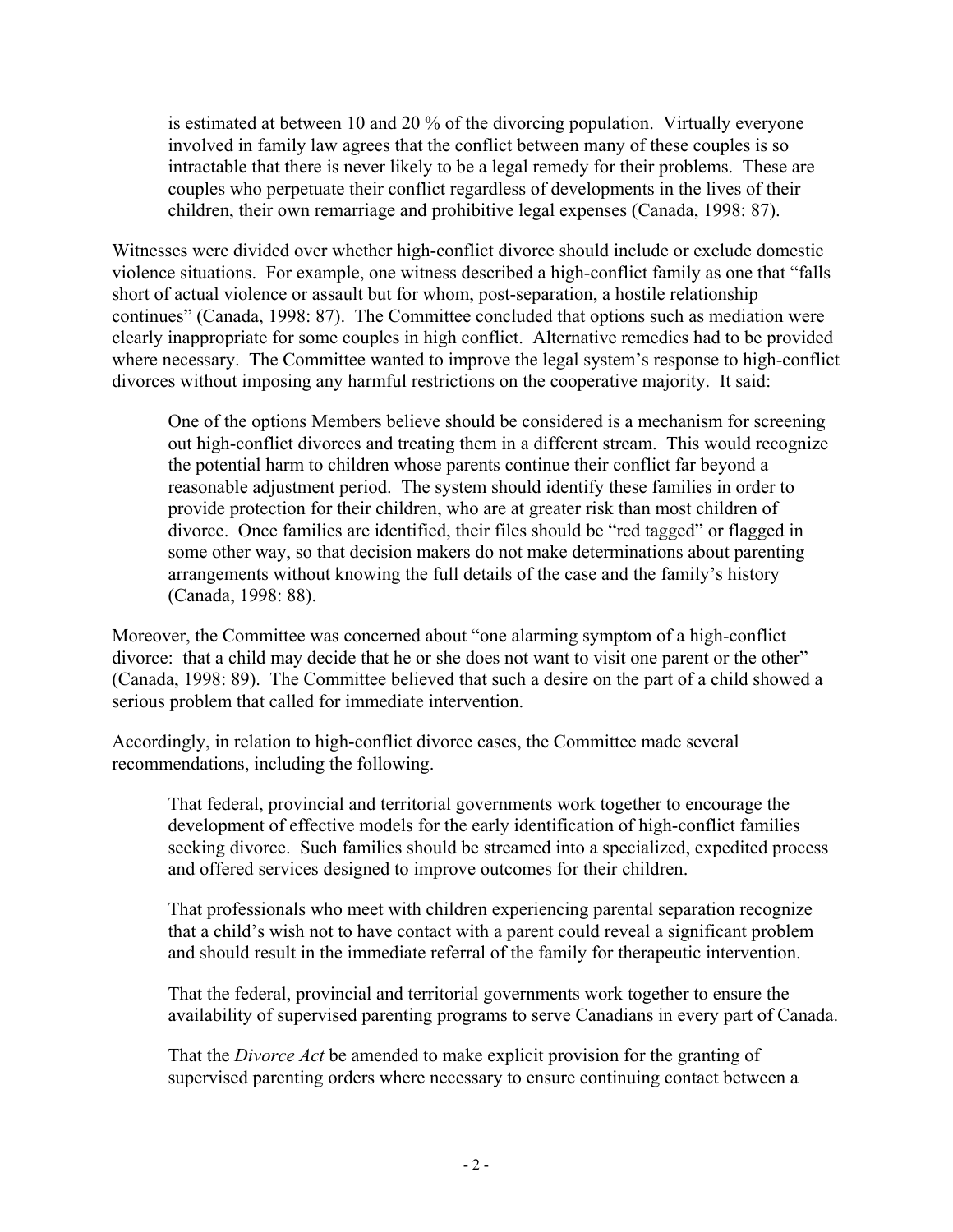> is estimated at between 10 and 20 % of the divorcing population. Virtually everyone involved in family law agrees that the conflict between many of these couples is so intractable that there is never likely to be a legal remedy for their problems. These are couples who perpetuate their conflict regardless of developments in the lives of their children, their own remarriage and prohibitive legal expenses (Canada, 1998: 87).

Witnesses were divided over whether high-conflict divorce should include or exclude domestic violence situations. For example, one witness described a high-conflict family as one that "falls short of actual violence or assault but for whom, post-separation, a hostile relationship continues" (Canada, 1998: 87). The Committee concluded that options such as mediation were clearly inappropriate for some couples in high conflict. Alternative remedies had to be provided where necessary. The Committee wanted to improve the legal system's response to high-conflict divorces without imposing any harmful restrictions on the cooperative majority. It said:

> One of the options Members believe should be considered is a mechanism for screening out high-conflict divorces and treating them in a different stream. This would recognize the potential harm to children whose parents continue their conflict far beyond a reasonable adjustment period. The system should identify these families in order to provide protection for their children, who are at greater risk than most children of divorce. Once families are identified, their files should be "red tagged" or flagged in some other way, so that decision makers do not make determinations about parenting arrangements without knowing the full details of the case and the family's history (Canada, 1998: 88).

Moreover, the Committee was concerned about "one alarming symptom of a high-conflict divorce: that a child may decide that he or she does not want to visit one parent or the other" (Canada, 1998: 89). The Committee believed that such a desire on the part of a child showed a serious problem that called for immediate intervention.

Accordingly, in relation to high-conflict divorce cases, the Committee made several recommendations, including the following.

> That federal, provincial and territorial governments work together to encourage the development of effective models for the early identification of high-conflict families seeking divorce. Such families should be streamed into a specialized, expedited process and offered services designed to improve outcomes for their children.
>
> That professionals who meet with children experiencing parental separation recognize that a child's wish not to have contact with a parent could reveal a significant problem and should result in the immediate referral of the family for therapeutic intervention.
>
> That the federal, provincial and territorial governments work together to ensure the availability of supervised parenting programs to serve Canadians in every part of Canada.
>
> That the *Divorce Act* be amended to make explicit provision for the granting of supervised parenting orders where necessary to ensure continuing contact between a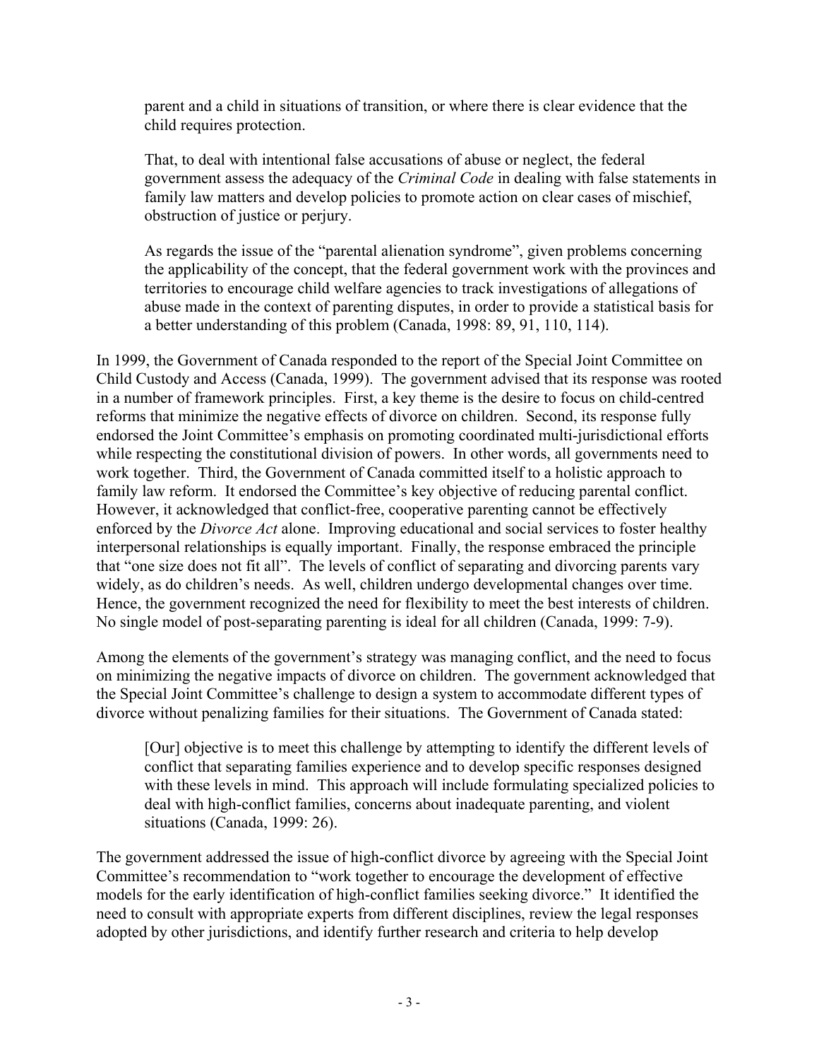> parent and a child in situations of transition, or where there is clear evidence that the child requires protection.
>
> That, to deal with intentional false accusations of abuse or neglect, the federal government assess the adequacy of the *Criminal Code* in dealing with false statements in family law matters and develop policies to promote action on clear cases of mischief, obstruction of justice or perjury.
>
> As regards the issue of the "parental alienation syndrome", given problems concerning the applicability of the concept, that the federal government work with the provinces and territories to encourage child welfare agencies to track investigations of allegations of abuse made in the context of parenting disputes, in order to provide a statistical basis for a better understanding of this problem (Canada, 1998: 89, 91, 110, 114).

In 1999, the Government of Canada responded to the report of the Special Joint Committee on Child Custody and Access (Canada, 1999). The government advised that its response was rooted in a number of framework principles. First, a key theme is the desire to focus on child-centred reforms that minimize the negative effects of divorce on children. Second, its response fully endorsed the Joint Committee's emphasis on promoting coordinated multi-jurisdictional efforts while respecting the constitutional division of powers. In other words, all governments need to work together. Third, the Government of Canada committed itself to a holistic approach to family law reform. It endorsed the Committee's key objective of reducing parental conflict. However, it acknowledged that conflict-free, cooperative parenting cannot be effectively enforced by the *Divorce Act* alone. Improving educational and social services to foster healthy interpersonal relationships is equally important. Finally, the response embraced the principle that "one size does not fit all". The levels of conflict of separating and divorcing parents vary widely, as do children's needs. As well, children undergo developmental changes over time. Hence, the government recognized the need for flexibility to meet the best interests of children. No single model of post-separating parenting is ideal for all children (Canada, 1999: 7-9).

Among the elements of the government's strategy was managing conflict, and the need to focus on minimizing the negative impacts of divorce on children. The government acknowledged that the Special Joint Committee's challenge to design a system to accommodate different types of divorce without penalizing families for their situations. The Government of Canada stated:

> [Our] objective is to meet this challenge by attempting to identify the different levels of conflict that separating families experience and to develop specific responses designed with these levels in mind. This approach will include formulating specialized policies to deal with high-conflict families, concerns about inadequate parenting, and violent situations (Canada, 1999: 26).

The government addressed the issue of high-conflict divorce by agreeing with the Special Joint Committee's recommendation to "work together to encourage the development of effective models for the early identification of high-conflict families seeking divorce." It identified the need to consult with appropriate experts from different disciplines, review the legal responses adopted by other jurisdictions, and identify further research and criteria to help develop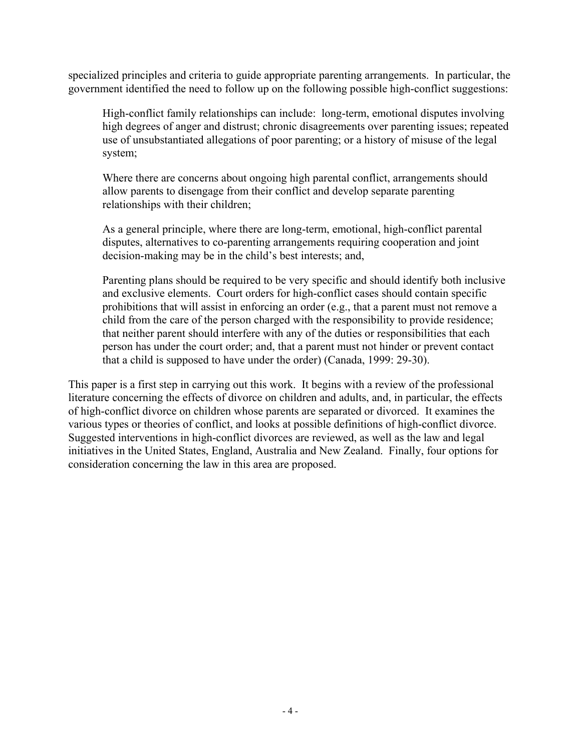specialized principles and criteria to guide appropriate parenting arrangements. In particular, the government identified the need to follow up on the following possible high-conflict suggestions:

> High-conflict family relationships can include: long-term, emotional disputes involving high degrees of anger and distrust; chronic disagreements over parenting issues; repeated use of unsubstantiated allegations of poor parenting; or a history of misuse of the legal system;
>
> Where there are concerns about ongoing high parental conflict, arrangements should allow parents to disengage from their conflict and develop separate parenting relationships with their children;
>
> As a general principle, where there are long-term, emotional, high-conflict parental disputes, alternatives to co-parenting arrangements requiring cooperation and joint decision-making may be in the child's best interests; and,
>
> Parenting plans should be required to be very specific and should identify both inclusive and exclusive elements. Court orders for high-conflict cases should contain specific prohibitions that will assist in enforcing an order (e.g., that a parent must not remove a child from the care of the person charged with the responsibility to provide residence; that neither parent should interfere with any of the duties or responsibilities that each person has under the court order; and, that a parent must not hinder or prevent contact that a child is supposed to have under the order) (Canada, 1999: 29-30).

This paper is a first step in carrying out this work. It begins with a review of the professional literature concerning the effects of divorce on children and adults, and, in particular, the effects of high-conflict divorce on children whose parents are separated or divorced. It examines the various types or theories of conflict, and looks at possible definitions of high-conflict divorce. Suggested interventions in high-conflict divorces are reviewed, as well as the law and legal initiatives in the United States, England, Australia and New Zealand. Finally, four options for consideration concerning the law in this area are proposed.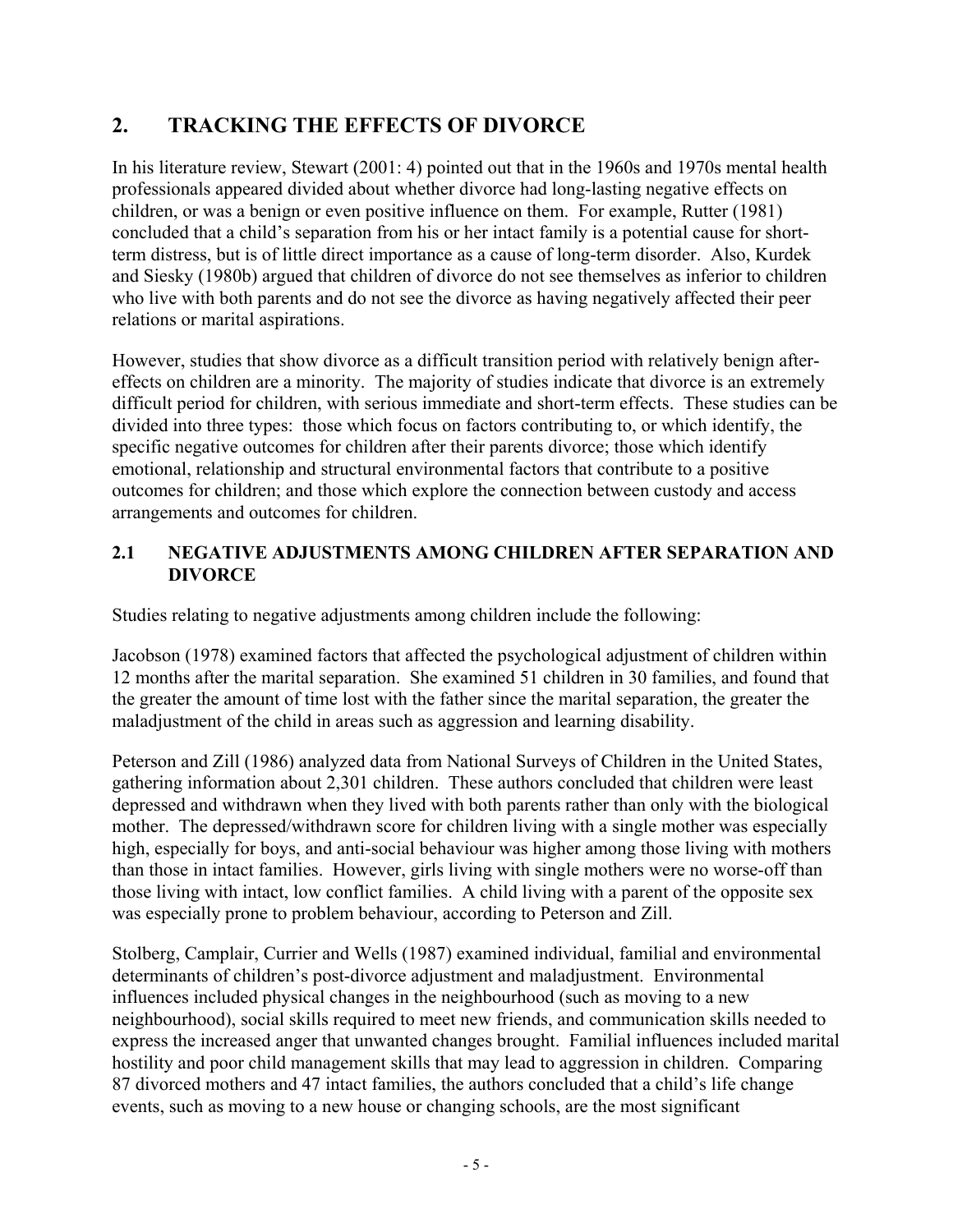## 2. TRACKING THE EFFECTS OF DIVORCE

In his literature review, Stewart (2001: 4) pointed out that in the 1960s and 1970s mental health professionals appeared divided about whether divorce had long-lasting negative effects on children, or was a benign or even positive influence on them. For example, Rutter (1981) concluded that a child's separation from his or her intact family is a potential cause for short-term distress, but is of little direct importance as a cause of long-term disorder. Also, Kurdek and Siesky (1980b) argued that children of divorce do not see themselves as inferior to children who live with both parents and do not see the divorce as having negatively affected their peer relations or marital aspirations.

However, studies that show divorce as a difficult transition period with relatively benign after-effects on children are a minority. The majority of studies indicate that divorce is an extremely difficult period for children, with serious immediate and short-term effects. These studies can be divided into three types: those which focus on factors contributing to, or which identify, the specific negative outcomes for children after their parents divorce; those which identify emotional, relationship and structural environmental factors that contribute to a positive outcomes for children; and those which explore the connection between custody and access arrangements and outcomes for children.

### 2.1 NEGATIVE ADJUSTMENTS AMONG CHILDREN AFTER SEPARATION AND DIVORCE

Studies relating to negative adjustments among children include the following:

Jacobson (1978) examined factors that affected the psychological adjustment of children within 12 months after the marital separation. She examined 51 children in 30 families, and found that the greater the amount of time lost with the father since the marital separation, the greater the maladjustment of the child in areas such as aggression and learning disability.

Peterson and Zill (1986) analyzed data from National Surveys of Children in the United States, gathering information about 2,301 children. These authors concluded that children were least depressed and withdrawn when they lived with both parents rather than only with the biological mother. The depressed/withdrawn score for children living with a single mother was especially high, especially for boys, and anti-social behaviour was higher among those living with mothers than those in intact families. However, girls living with single mothers were no worse-off than those living with intact, low conflict families. A child living with a parent of the opposite sex was especially prone to problem behaviour, according to Peterson and Zill.

Stolberg, Camplair, Currier and Wells (1987) examined individual, familial and environmental determinants of children's post-divorce adjustment and maladjustment. Environmental influences included physical changes in the neighbourhood (such as moving to a new neighbourhood), social skills required to meet new friends, and communication skills needed to express the increased anger that unwanted changes brought. Familial influences included marital hostility and poor child management skills that may lead to aggression in children. Comparing 87 divorced mothers and 47 intact families, the authors concluded that a child's life change events, such as moving to a new house or changing schools, are the most significant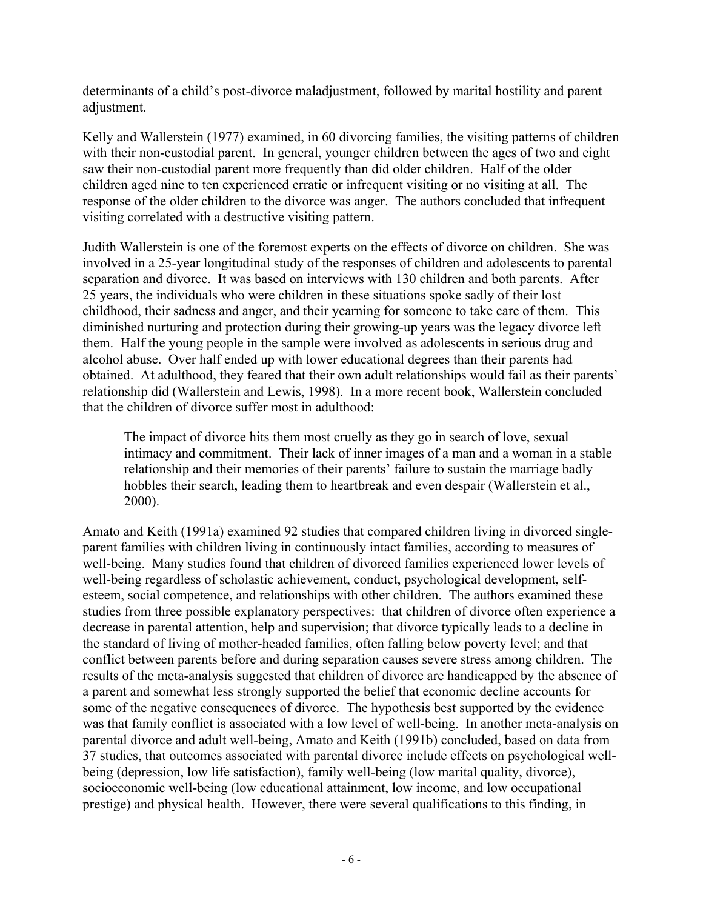determinants of a child's post-divorce maladjustment, followed by marital hostility and parent adjustment.

Kelly and Wallerstein (1977) examined, in 60 divorcing families, the visiting patterns of children with their non-custodial parent. In general, younger children between the ages of two and eight saw their non-custodial parent more frequently than did older children. Half of the older children aged nine to ten experienced erratic or infrequent visiting or no visiting at all. The response of the older children to the divorce was anger. The authors concluded that infrequent visiting correlated with a destructive visiting pattern.

Judith Wallerstein is one of the foremost experts on the effects of divorce on children. She was involved in a 25-year longitudinal study of the responses of children and adolescents to parental separation and divorce. It was based on interviews with 130 children and both parents. After 25 years, the individuals who were children in these situations spoke sadly of their lost childhood, their sadness and anger, and their yearning for someone to take care of them. This diminished nurturing and protection during their growing-up years was the legacy divorce left them. Half the young people in the sample were involved as adolescents in serious drug and alcohol abuse. Over half ended up with lower educational degrees than their parents had obtained. At adulthood, they feared that their own adult relationships would fail as their parents' relationship did (Wallerstein and Lewis, 1998). In a more recent book, Wallerstein concluded that the children of divorce suffer most in adulthood:

> The impact of divorce hits them most cruelly as they go in search of love, sexual intimacy and commitment. Their lack of inner images of a man and a woman in a stable relationship and their memories of their parents' failure to sustain the marriage badly hobbles their search, leading them to heartbreak and even despair (Wallerstein et al., 2000).

Amato and Keith (1991a) examined 92 studies that compared children living in divorced single-parent families with children living in continuously intact families, according to measures of well-being. Many studies found that children of divorced families experienced lower levels of well-being regardless of scholastic achievement, conduct, psychological development, self-esteem, social competence, and relationships with other children. The authors examined these studies from three possible explanatory perspectives: that children of divorce often experience a decrease in parental attention, help and supervision; that divorce typically leads to a decline in the standard of living of mother-headed families, often falling below poverty level; and that conflict between parents before and during separation causes severe stress among children. The results of the meta-analysis suggested that children of divorce are handicapped by the absence of a parent and somewhat less strongly supported the belief that economic decline accounts for some of the negative consequences of divorce. The hypothesis best supported by the evidence was that family conflict is associated with a low level of well-being. In another meta-analysis on parental divorce and adult well-being, Amato and Keith (1991b) concluded, based on data from 37 studies, that outcomes associated with parental divorce include effects on psychological well-being (depression, low life satisfaction), family well-being (low marital quality, divorce), socioeconomic well-being (low educational attainment, low income, and low occupational prestige) and physical health. However, there were several qualifications to this finding, in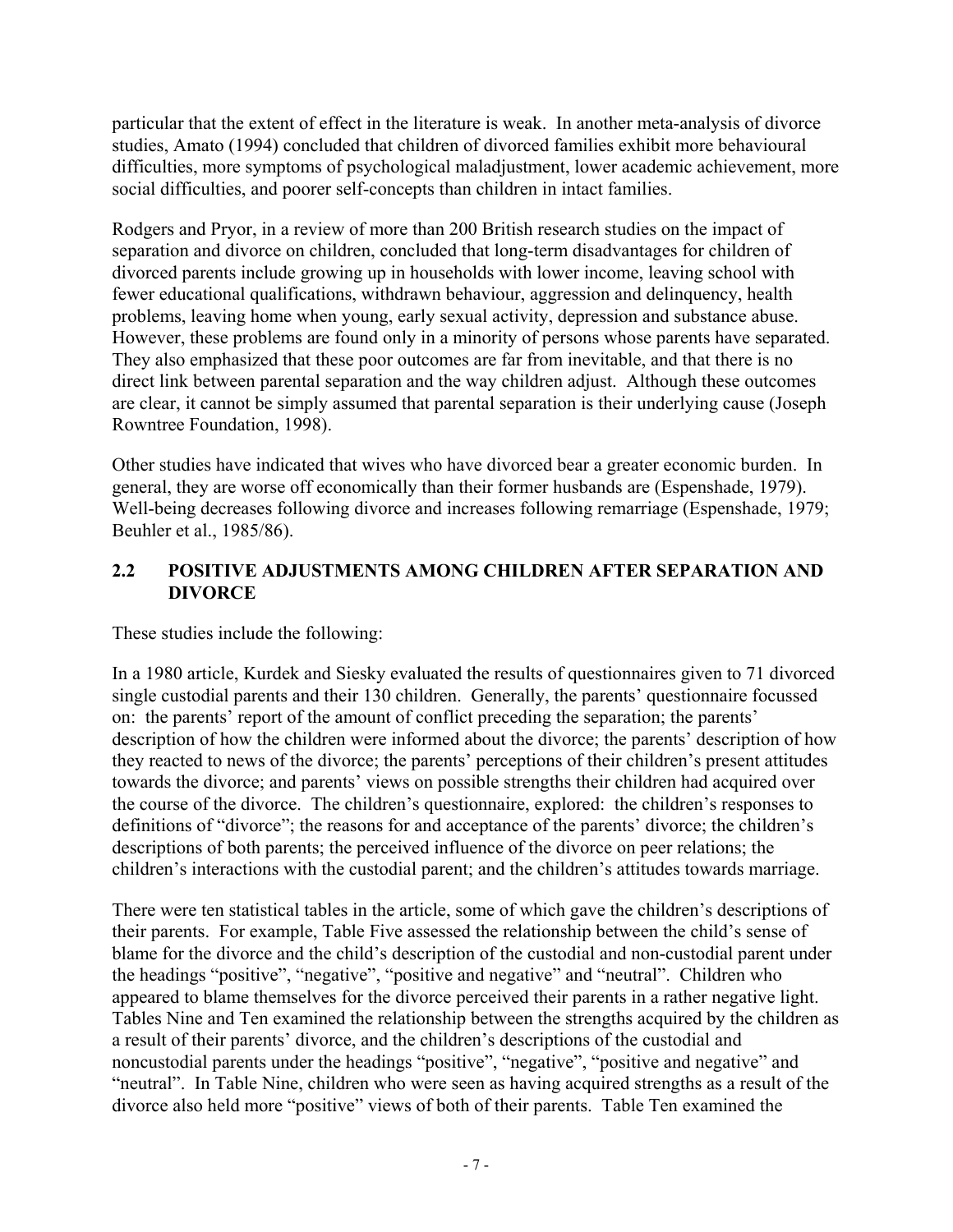particular that the extent of effect in the literature is weak. In another meta-analysis of divorce studies, Amato (1994) concluded that children of divorced families exhibit more behavioural difficulties, more symptoms of psychological maladjustment, lower academic achievement, more social difficulties, and poorer self-concepts than children in intact families.

Rodgers and Pryor, in a review of more than 200 British research studies on the impact of separation and divorce on children, concluded that long-term disadvantages for children of divorced parents include growing up in households with lower income, leaving school with fewer educational qualifications, withdrawn behaviour, aggression and delinquency, health problems, leaving home when young, early sexual activity, depression and substance abuse. However, these problems are found only in a minority of persons whose parents have separated. They also emphasized that these poor outcomes are far from inevitable, and that there is no direct link between parental separation and the way children adjust. Although these outcomes are clear, it cannot be simply assumed that parental separation is their underlying cause (Joseph Rowntree Foundation, 1998).

Other studies have indicated that wives who have divorced bear a greater economic burden. In general, they are worse off economically than their former husbands are (Espenshade, 1979). Well-being decreases following divorce and increases following remarriage (Espenshade, 1979; Beuhler et al., 1985/86).

## 2.2 POSITIVE ADJUSTMENTS AMONG CHILDREN AFTER SEPARATION AND DIVORCE

These studies include the following:

In a 1980 article, Kurdek and Siesky evaluated the results of questionnaires given to 71 divorced single custodial parents and their 130 children. Generally, the parents' questionnaire focussed on: the parents' report of the amount of conflict preceding the separation; the parents' description of how the children were informed about the divorce; the parents' description of how they reacted to news of the divorce; the parents' perceptions of their children's present attitudes towards the divorce; and parents' views on possible strengths their children had acquired over the course of the divorce. The children's questionnaire, explored: the children's responses to definitions of "divorce"; the reasons for and acceptance of the parents' divorce; the children's descriptions of both parents; the perceived influence of the divorce on peer relations; the children's interactions with the custodial parent; and the children's attitudes towards marriage.

There were ten statistical tables in the article, some of which gave the children's descriptions of their parents. For example, Table Five assessed the relationship between the child's sense of blame for the divorce and the child's description of the custodial and non-custodial parent under the headings "positive", "negative", "positive and negative" and "neutral". Children who appeared to blame themselves for the divorce perceived their parents in a rather negative light. Tables Nine and Ten examined the relationship between the strengths acquired by the children as a result of their parents' divorce, and the children's descriptions of the custodial and noncustodial parents under the headings "positive", "negative", "positive and negative" and "neutral". In Table Nine, children who were seen as having acquired strengths as a result of the divorce also held more "positive" views of both of their parents. Table Ten examined the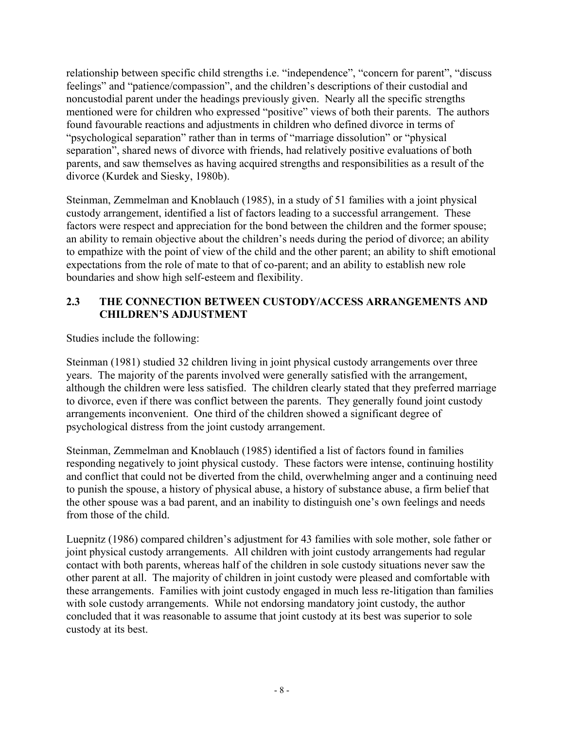relationship between specific child strengths i.e. "independence", "concern for parent", "discuss feelings" and "patience/compassion", and the children's descriptions of their custodial and noncustodial parent under the headings previously given. Nearly all the specific strengths mentioned were for children who expressed "positive" views of both their parents. The authors found favourable reactions and adjustments in children who defined divorce in terms of "psychological separation" rather than in terms of "marriage dissolution" or "physical separation", shared news of divorce with friends, had relatively positive evaluations of both parents, and saw themselves as having acquired strengths and responsibilities as a result of the divorce (Kurdek and Siesky, 1980b).

Steinman, Zemmelman and Knoblauch (1985), in a study of 51 families with a joint physical custody arrangement, identified a list of factors leading to a successful arrangement. These factors were respect and appreciation for the bond between the children and the former spouse; an ability to remain objective about the children's needs during the period of divorce; an ability to empathize with the point of view of the child and the other parent; an ability to shift emotional expectations from the role of mate to that of co-parent; and an ability to establish new role boundaries and show high self-esteem and flexibility.

## 2.3 THE CONNECTION BETWEEN CUSTODY/ACCESS ARRANGEMENTS AND CHILDREN'S ADJUSTMENT

Studies include the following:

Steinman (1981) studied 32 children living in joint physical custody arrangements over three years. The majority of the parents involved were generally satisfied with the arrangement, although the children were less satisfied. The children clearly stated that they preferred marriage to divorce, even if there was conflict between the parents. They generally found joint custody arrangements inconvenient. One third of the children showed a significant degree of psychological distress from the joint custody arrangement.

Steinman, Zemmelman and Knoblauch (1985) identified a list of factors found in families responding negatively to joint physical custody. These factors were intense, continuing hostility and conflict that could not be diverted from the child, overwhelming anger and a continuing need to punish the spouse, a history of physical abuse, a history of substance abuse, a firm belief that the other spouse was a bad parent, and an inability to distinguish one's own feelings and needs from those of the child.

Luepnitz (1986) compared children's adjustment for 43 families with sole mother, sole father or joint physical custody arrangements. All children with joint custody arrangements had regular contact with both parents, whereas half of the children in sole custody situations never saw the other parent at all. The majority of children in joint custody were pleased and comfortable with these arrangements. Families with joint custody engaged in much less re-litigation than families with sole custody arrangements. While not endorsing mandatory joint custody, the author concluded that it was reasonable to assume that joint custody at its best was superior to sole custody at its best.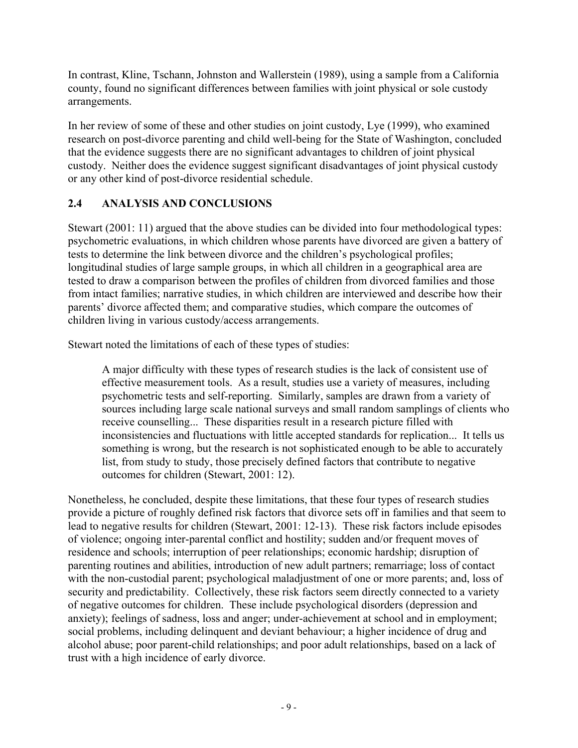In contrast, Kline, Tschann, Johnston and Wallerstein (1989), using a sample from a California county, found no significant differences between families with joint physical or sole custody arrangements.

In her review of some of these and other studies on joint custody, Lye (1999), who examined research on post-divorce parenting and child well-being for the State of Washington, concluded that the evidence suggests there are no significant advantages to children of joint physical custody. Neither does the evidence suggest significant disadvantages of joint physical custody or any other kind of post-divorce residential schedule.

## 2.4 ANALYSIS AND CONCLUSIONS

Stewart (2001: 11) argued that the above studies can be divided into four methodological types: psychometric evaluations, in which children whose parents have divorced are given a battery of tests to determine the link between divorce and the children's psychological profiles; longitudinal studies of large sample groups, in which all children in a geographical area are tested to draw a comparison between the profiles of children from divorced families and those from intact families; narrative studies, in which children are interviewed and describe how their parents' divorce affected them; and comparative studies, which compare the outcomes of children living in various custody/access arrangements.

Stewart noted the limitations of each of these types of studies:

> A major difficulty with these types of research studies is the lack of consistent use of effective measurement tools. As a result, studies use a variety of measures, including psychometric tests and self-reporting. Similarly, samples are drawn from a variety of sources including large scale national surveys and small random samplings of clients who receive counselling... These disparities result in a research picture filled with inconsistencies and fluctuations with little accepted standards for replication... It tells us something is wrong, but the research is not sophisticated enough to be able to accurately list, from study to study, those precisely defined factors that contribute to negative outcomes for children (Stewart, 2001: 12).

Nonetheless, he concluded, despite these limitations, that these four types of research studies provide a picture of roughly defined risk factors that divorce sets off in families and that seem to lead to negative results for children (Stewart, 2001: 12-13). These risk factors include episodes of violence; ongoing inter-parental conflict and hostility; sudden and/or frequent moves of residence and schools; interruption of peer relationships; economic hardship; disruption of parenting routines and abilities, introduction of new adult partners; remarriage; loss of contact with the non-custodial parent; psychological maladjustment of one or more parents; and, loss of security and predictability. Collectively, these risk factors seem directly connected to a variety of negative outcomes for children. These include psychological disorders (depression and anxiety); feelings of sadness, loss and anger; under-achievement at school and in employment; social problems, including delinquent and deviant behaviour; a higher incidence of drug and alcohol abuse; poor parent-child relationships; and poor adult relationships, based on a lack of trust with a high incidence of early divorce.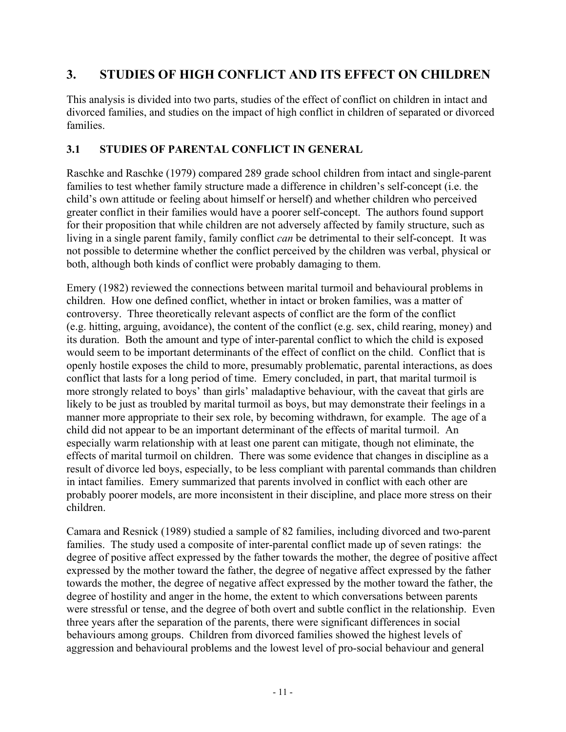## 3. STUDIES OF HIGH CONFLICT AND ITS EFFECT ON CHILDREN

This analysis is divided into two parts, studies of the effect of conflict on children in intact and divorced families, and studies on the impact of high conflict in children of separated or divorced families.

### 3.1 STUDIES OF PARENTAL CONFLICT IN GENERAL

Raschke and Raschke (1979) compared 289 grade school children from intact and single-parent families to test whether family structure made a difference in children's self-concept (i.e. the child's own attitude or feeling about himself or herself) and whether children who perceived greater conflict in their families would have a poorer self-concept. The authors found support for their proposition that while children are not adversely affected by family structure, such as living in a single parent family, family conflict *can* be detrimental to their self-concept. It was not possible to determine whether the conflict perceived by the children was verbal, physical or both, although both kinds of conflict were probably damaging to them.

Emery (1982) reviewed the connections between marital turmoil and behavioural problems in children. How one defined conflict, whether in intact or broken families, was a matter of controversy. Three theoretically relevant aspects of conflict are the form of the conflict (e.g. hitting, arguing, avoidance), the content of the conflict (e.g. sex, child rearing, money) and its duration. Both the amount and type of inter-parental conflict to which the child is exposed would seem to be important determinants of the effect of conflict on the child. Conflict that is openly hostile exposes the child to more, presumably problematic, parental interactions, as does conflict that lasts for a long period of time. Emery concluded, in part, that marital turmoil is more strongly related to boys' than girls' maladaptive behaviour, with the caveat that girls are likely to be just as troubled by marital turmoil as boys, but may demonstrate their feelings in a manner more appropriate to their sex role, by becoming withdrawn, for example. The age of a child did not appear to be an important determinant of the effects of marital turmoil. An especially warm relationship with at least one parent can mitigate, though not eliminate, the effects of marital turmoil on children. There was some evidence that changes in discipline as a result of divorce led boys, especially, to be less compliant with parental commands than children in intact families. Emery summarized that parents involved in conflict with each other are probably poorer models, are more inconsistent in their discipline, and place more stress on their children.

Camara and Resnick (1989) studied a sample of 82 families, including divorced and two-parent families. The study used a composite of inter-parental conflict made up of seven ratings: the degree of positive affect expressed by the father towards the mother, the degree of positive affect expressed by the mother toward the father, the degree of negative affect expressed by the father towards the mother, the degree of negative affect expressed by the mother toward the father, the degree of hostility and anger in the home, the extent to which conversations between parents were stressful or tense, and the degree of both overt and subtle conflict in the relationship. Even three years after the separation of the parents, there were significant differences in social behaviours among groups. Children from divorced families showed the highest levels of aggression and behavioural problems and the lowest level of pro-social behaviour and general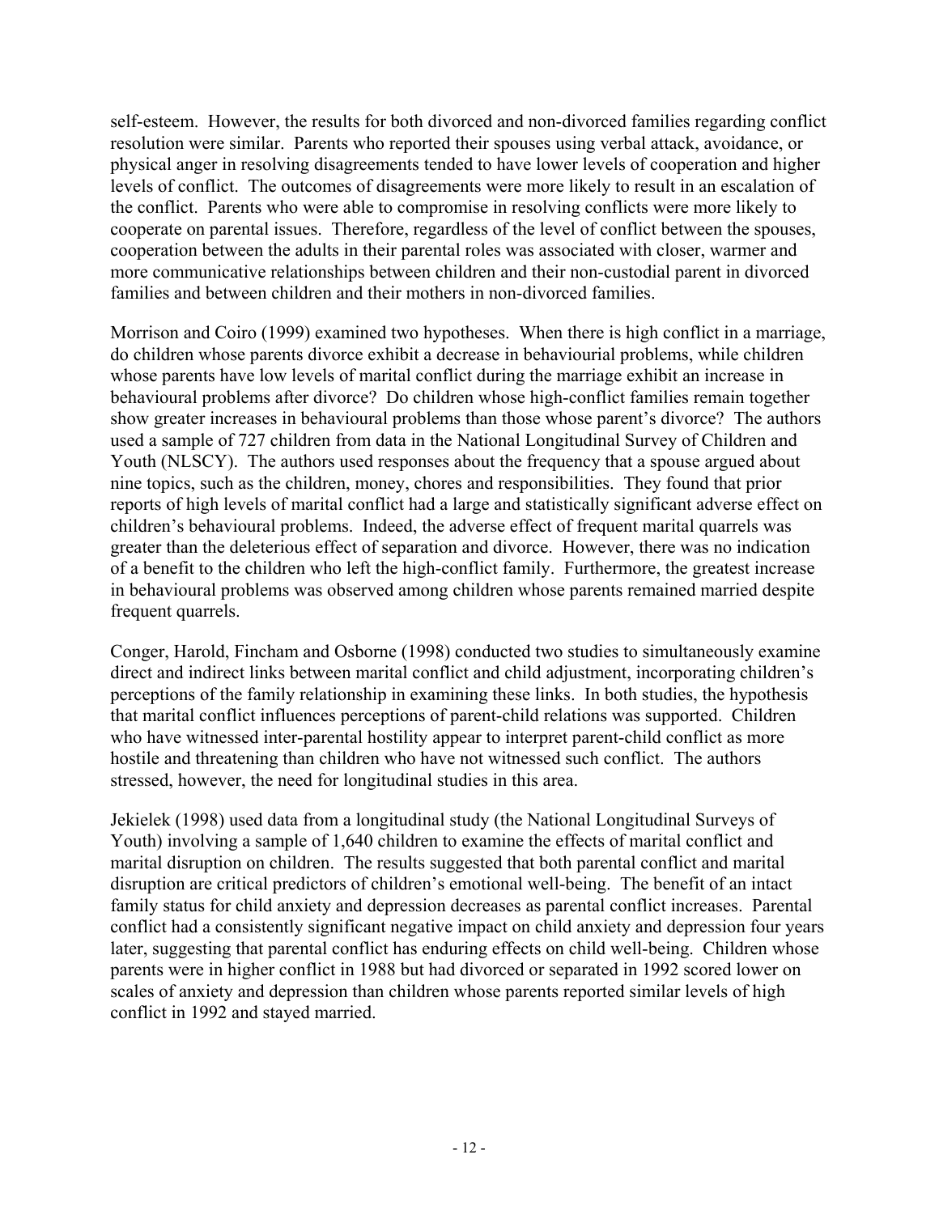self-esteem. However, the results for both divorced and non-divorced families regarding conflict resolution were similar. Parents who reported their spouses using verbal attack, avoidance, or physical anger in resolving disagreements tended to have lower levels of cooperation and higher levels of conflict. The outcomes of disagreements were more likely to result in an escalation of the conflict. Parents who were able to compromise in resolving conflicts were more likely to cooperate on parental issues. Therefore, regardless of the level of conflict between the spouses, cooperation between the adults in their parental roles was associated with closer, warmer and more communicative relationships between children and their non-custodial parent in divorced families and between children and their mothers in non-divorced families.

Morrison and Coiro (1999) examined two hypotheses. When there is high conflict in a marriage, do children whose parents divorce exhibit a decrease in behaviourial problems, while children whose parents have low levels of marital conflict during the marriage exhibit an increase in behavioural problems after divorce? Do children whose high-conflict families remain together show greater increases in behavioural problems than those whose parent's divorce? The authors used a sample of 727 children from data in the National Longitudinal Survey of Children and Youth (NLSCY). The authors used responses about the frequency that a spouse argued about nine topics, such as the children, money, chores and responsibilities. They found that prior reports of high levels of marital conflict had a large and statistically significant adverse effect on children's behavioural problems. Indeed, the adverse effect of frequent marital quarrels was greater than the deleterious effect of separation and divorce. However, there was no indication of a benefit to the children who left the high-conflict family. Furthermore, the greatest increase in behavioural problems was observed among children whose parents remained married despite frequent quarrels.

Conger, Harold, Fincham and Osborne (1998) conducted two studies to simultaneously examine direct and indirect links between marital conflict and child adjustment, incorporating children's perceptions of the family relationship in examining these links. In both studies, the hypothesis that marital conflict influences perceptions of parent-child relations was supported. Children who have witnessed inter-parental hostility appear to interpret parent-child conflict as more hostile and threatening than children who have not witnessed such conflict. The authors stressed, however, the need for longitudinal studies in this area.

Jekielek (1998) used data from a longitudinal study (the National Longitudinal Surveys of Youth) involving a sample of 1,640 children to examine the effects of marital conflict and marital disruption on children. The results suggested that both parental conflict and marital disruption are critical predictors of children's emotional well-being. The benefit of an intact family status for child anxiety and depression decreases as parental conflict increases. Parental conflict had a consistently significant negative impact on child anxiety and depression four years later, suggesting that parental conflict has enduring effects on child well-being. Children whose parents were in higher conflict in 1988 but had divorced or separated in 1992 scored lower on scales of anxiety and depression than children whose parents reported similar levels of high conflict in 1992 and stayed married.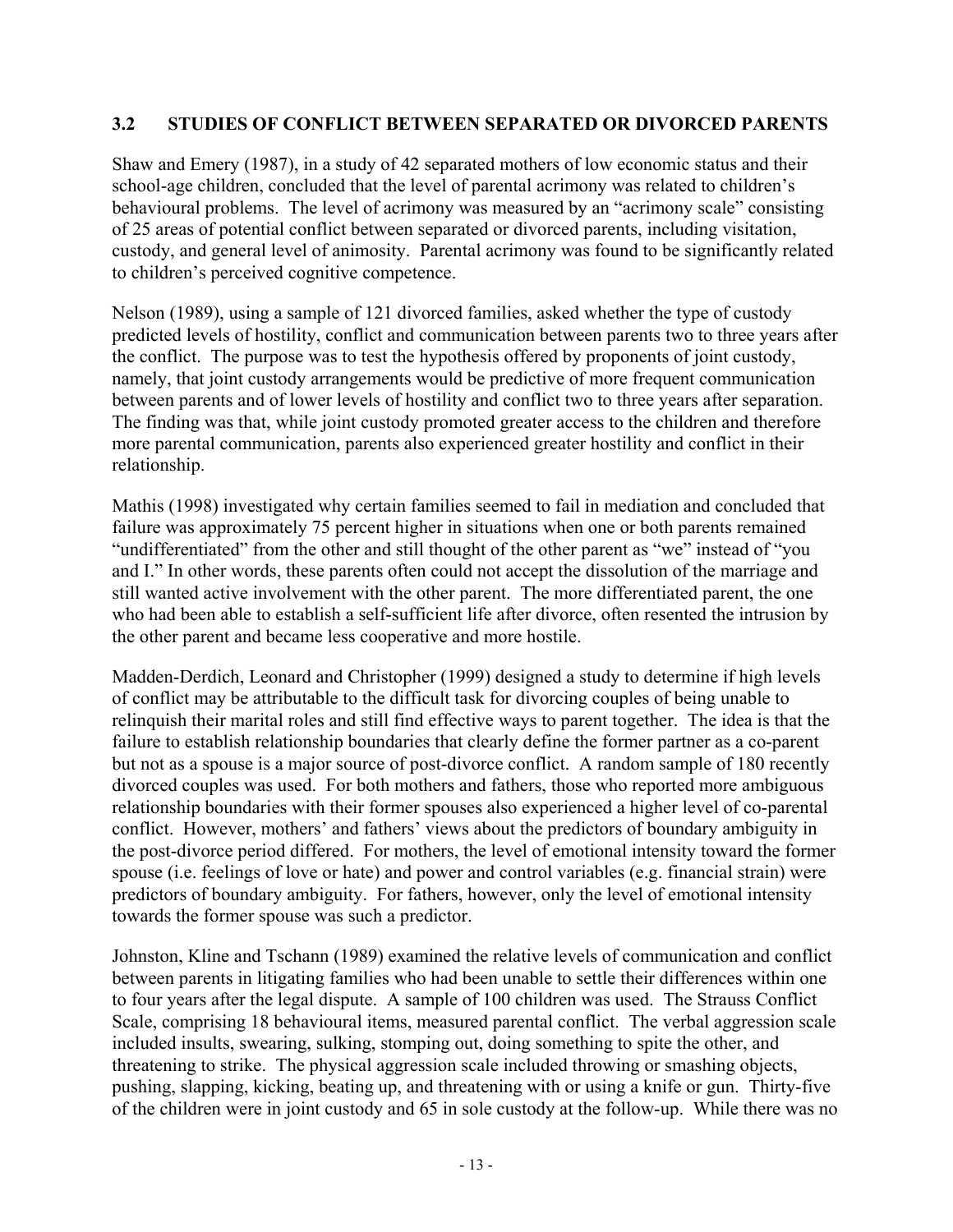## 3.2 STUDIES OF CONFLICT BETWEEN SEPARATED OR DIVORCED PARENTS

Shaw and Emery (1987), in a study of 42 separated mothers of low economic status and their school-age children, concluded that the level of parental acrimony was related to children's behavioural problems. The level of acrimony was measured by an "acrimony scale" consisting of 25 areas of potential conflict between separated or divorced parents, including visitation, custody, and general level of animosity. Parental acrimony was found to be significantly related to children's perceived cognitive competence.

Nelson (1989), using a sample of 121 divorced families, asked whether the type of custody predicted levels of hostility, conflict and communication between parents two to three years after the conflict. The purpose was to test the hypothesis offered by proponents of joint custody, namely, that joint custody arrangements would be predictive of more frequent communication between parents and of lower levels of hostility and conflict two to three years after separation. The finding was that, while joint custody promoted greater access to the children and therefore more parental communication, parents also experienced greater hostility and conflict in their relationship.

Mathis (1998) investigated why certain families seemed to fail in mediation and concluded that failure was approximately 75 percent higher in situations when one or both parents remained "undifferentiated" from the other and still thought of the other parent as "we" instead of "you and I." In other words, these parents often could not accept the dissolution of the marriage and still wanted active involvement with the other parent. The more differentiated parent, the one who had been able to establish a self-sufficient life after divorce, often resented the intrusion by the other parent and became less cooperative and more hostile.

Madden-Derdich, Leonard and Christopher (1999) designed a study to determine if high levels of conflict may be attributable to the difficult task for divorcing couples of being unable to relinquish their marital roles and still find effective ways to parent together. The idea is that the failure to establish relationship boundaries that clearly define the former partner as a co-parent but not as a spouse is a major source of post-divorce conflict. A random sample of 180 recently divorced couples was used. For both mothers and fathers, those who reported more ambiguous relationship boundaries with their former spouses also experienced a higher level of co-parental conflict. However, mothers' and fathers' views about the predictors of boundary ambiguity in the post-divorce period differed. For mothers, the level of emotional intensity toward the former spouse (i.e. feelings of love or hate) and power and control variables (e.g. financial strain) were predictors of boundary ambiguity. For fathers, however, only the level of emotional intensity towards the former spouse was such a predictor.

Johnston, Kline and Tschann (1989) examined the relative levels of communication and conflict between parents in litigating families who had been unable to settle their differences within one to four years after the legal dispute. A sample of 100 children was used. The Strauss Conflict Scale, comprising 18 behavioural items, measured parental conflict. The verbal aggression scale included insults, swearing, sulking, stomping out, doing something to spite the other, and threatening to strike. The physical aggression scale included throwing or smashing objects, pushing, slapping, kicking, beating up, and threatening with or using a knife or gun. Thirty-five of the children were in joint custody and 65 in sole custody at the follow-up. While there was no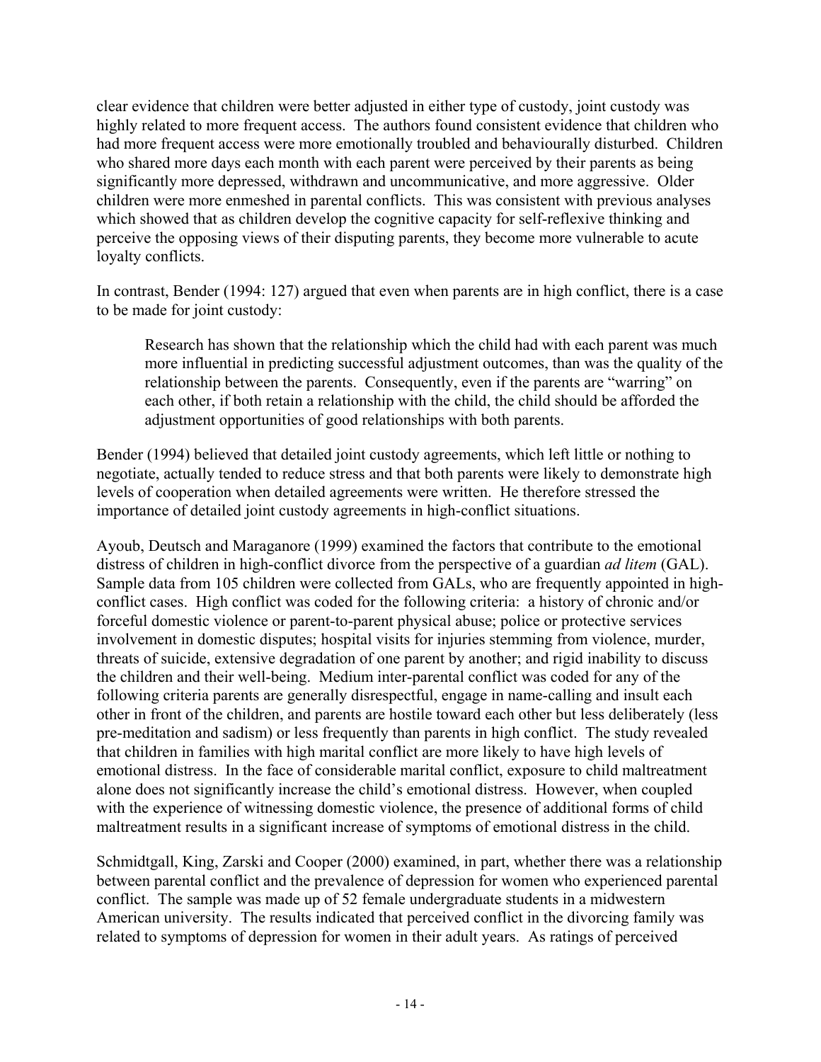clear evidence that children were better adjusted in either type of custody, joint custody was highly related to more frequent access. The authors found consistent evidence that children who had more frequent access were more emotionally troubled and behaviourally disturbed. Children who shared more days each month with each parent were perceived by their parents as being significantly more depressed, withdrawn and uncommunicative, and more aggressive. Older children were more enmeshed in parental conflicts. This was consistent with previous analyses which showed that as children develop the cognitive capacity for self-reflexive thinking and perceive the opposing views of their disputing parents, they become more vulnerable to acute loyalty conflicts.

In contrast, Bender (1994: 127) argued that even when parents are in high conflict, there is a case to be made for joint custody:

> Research has shown that the relationship which the child had with each parent was much more influential in predicting successful adjustment outcomes, than was the quality of the relationship between the parents. Consequently, even if the parents are "warring" on each other, if both retain a relationship with the child, the child should be afforded the adjustment opportunities of good relationships with both parents.

Bender (1994) believed that detailed joint custody agreements, which left little or nothing to negotiate, actually tended to reduce stress and that both parents were likely to demonstrate high levels of cooperation when detailed agreements were written. He therefore stressed the importance of detailed joint custody agreements in high-conflict situations.

Ayoub, Deutsch and Maraganore (1999) examined the factors that contribute to the emotional distress of children in high-conflict divorce from the perspective of a guardian *ad litem* (GAL). Sample data from 105 children were collected from GALs, who are frequently appointed in high-conflict cases. High conflict was coded for the following criteria: a history of chronic and/or forceful domestic violence or parent-to-parent physical abuse; police or protective services involvement in domestic disputes; hospital visits for injuries stemming from violence, murder, threats of suicide, extensive degradation of one parent by another; and rigid inability to discuss the children and their well-being. Medium inter-parental conflict was coded for any of the following criteria parents are generally disrespectful, engage in name-calling and insult each other in front of the children, and parents are hostile toward each other but less deliberately (less pre-meditation and sadism) or less frequently than parents in high conflict. The study revealed that children in families with high marital conflict are more likely to have high levels of emotional distress. In the face of considerable marital conflict, exposure to child maltreatment alone does not significantly increase the child's emotional distress. However, when coupled with the experience of witnessing domestic violence, the presence of additional forms of child maltreatment results in a significant increase of symptoms of emotional distress in the child.

Schmidtgall, King, Zarski and Cooper (2000) examined, in part, whether there was a relationship between parental conflict and the prevalence of depression for women who experienced parental conflict. The sample was made up of 52 female undergraduate students in a midwestern American university. The results indicated that perceived conflict in the divorcing family was related to symptoms of depression for women in their adult years. As ratings of perceived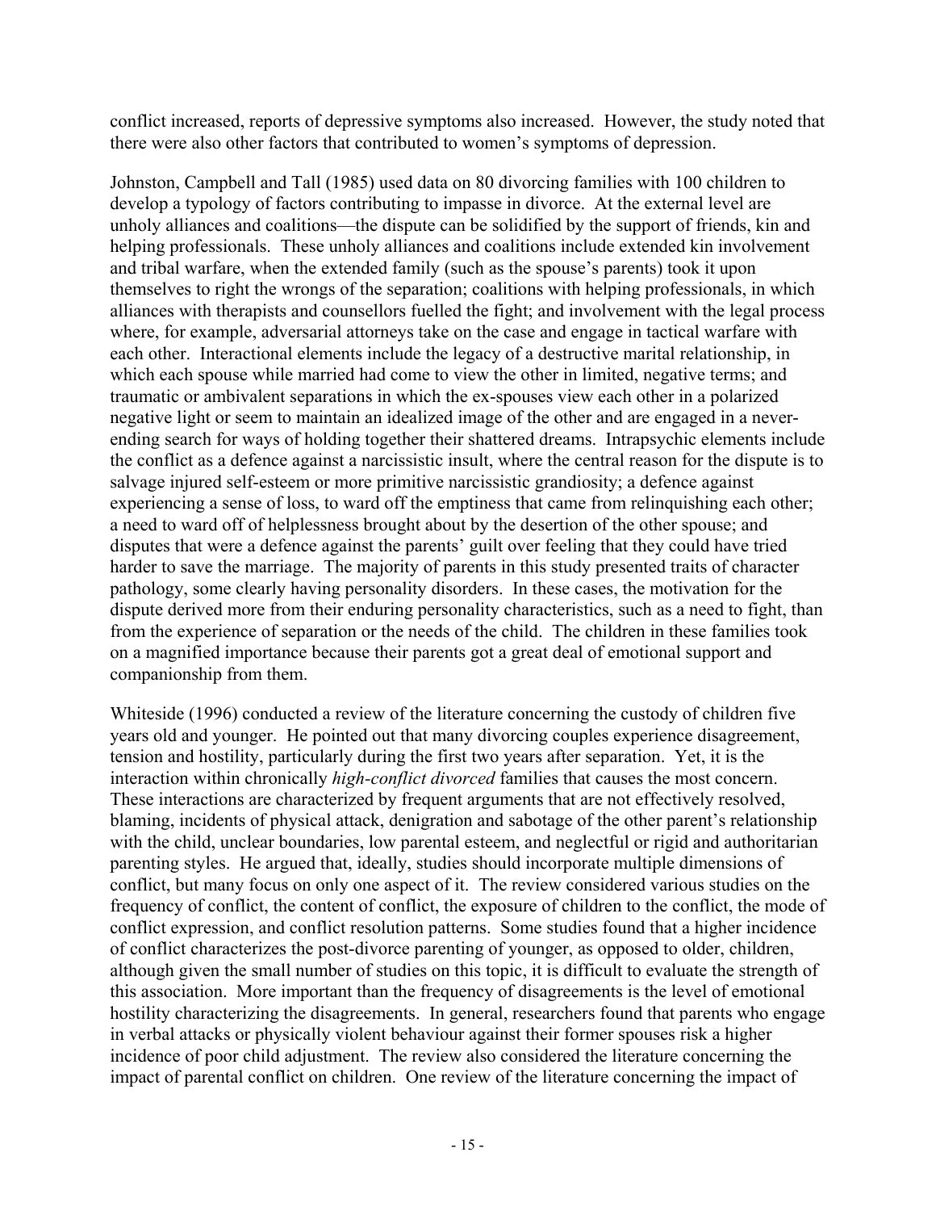conflict increased, reports of depressive symptoms also increased. However, the study noted that there were also other factors that contributed to women's symptoms of depression.

Johnston, Campbell and Tall (1985) used data on 80 divorcing families with 100 children to develop a typology of factors contributing to impasse in divorce. At the external level are unholy alliances and coalitions—the dispute can be solidified by the support of friends, kin and helping professionals. These unholy alliances and coalitions include extended kin involvement and tribal warfare, when the extended family (such as the spouse's parents) took it upon themselves to right the wrongs of the separation; coalitions with helping professionals, in which alliances with therapists and counsellors fuelled the fight; and involvement with the legal process where, for example, adversarial attorneys take on the case and engage in tactical warfare with each other. Interactional elements include the legacy of a destructive marital relationship, in which each spouse while married had come to view the other in limited, negative terms; and traumatic or ambivalent separations in which the ex-spouses view each other in a polarized negative light or seem to maintain an idealized image of the other and are engaged in a never-ending search for ways of holding together their shattered dreams. Intrapsychic elements include the conflict as a defence against a narcissistic insult, where the central reason for the dispute is to salvage injured self-esteem or more primitive narcissistic grandiosity; a defence against experiencing a sense of loss, to ward off the emptiness that came from relinquishing each other; a need to ward off of helplessness brought about by the desertion of the other spouse; and disputes that were a defence against the parents' guilt over feeling that they could have tried harder to save the marriage. The majority of parents in this study presented traits of character pathology, some clearly having personality disorders. In these cases, the motivation for the dispute derived more from their enduring personality characteristics, such as a need to fight, than from the experience of separation or the needs of the child. The children in these families took on a magnified importance because their parents got a great deal of emotional support and companionship from them.

Whiteside (1996) conducted a review of the literature concerning the custody of children five years old and younger. He pointed out that many divorcing couples experience disagreement, tension and hostility, particularly during the first two years after separation. Yet, it is the interaction within chronically *high-conflict divorced* families that causes the most concern. These interactions are characterized by frequent arguments that are not effectively resolved, blaming, incidents of physical attack, denigration and sabotage of the other parent's relationship with the child, unclear boundaries, low parental esteem, and neglectful or rigid and authoritarian parenting styles. He argued that, ideally, studies should incorporate multiple dimensions of conflict, but many focus on only one aspect of it. The review considered various studies on the frequency of conflict, the content of conflict, the exposure of children to the conflict, the mode of conflict expression, and conflict resolution patterns. Some studies found that a higher incidence of conflict characterizes the post-divorce parenting of younger, as opposed to older, children, although given the small number of studies on this topic, it is difficult to evaluate the strength of this association. More important than the frequency of disagreements is the level of emotional hostility characterizing the disagreements. In general, researchers found that parents who engage in verbal attacks or physically violent behaviour against their former spouses risk a higher incidence of poor child adjustment. The review also considered the literature concerning the impact of parental conflict on children. One review of the literature concerning the impact of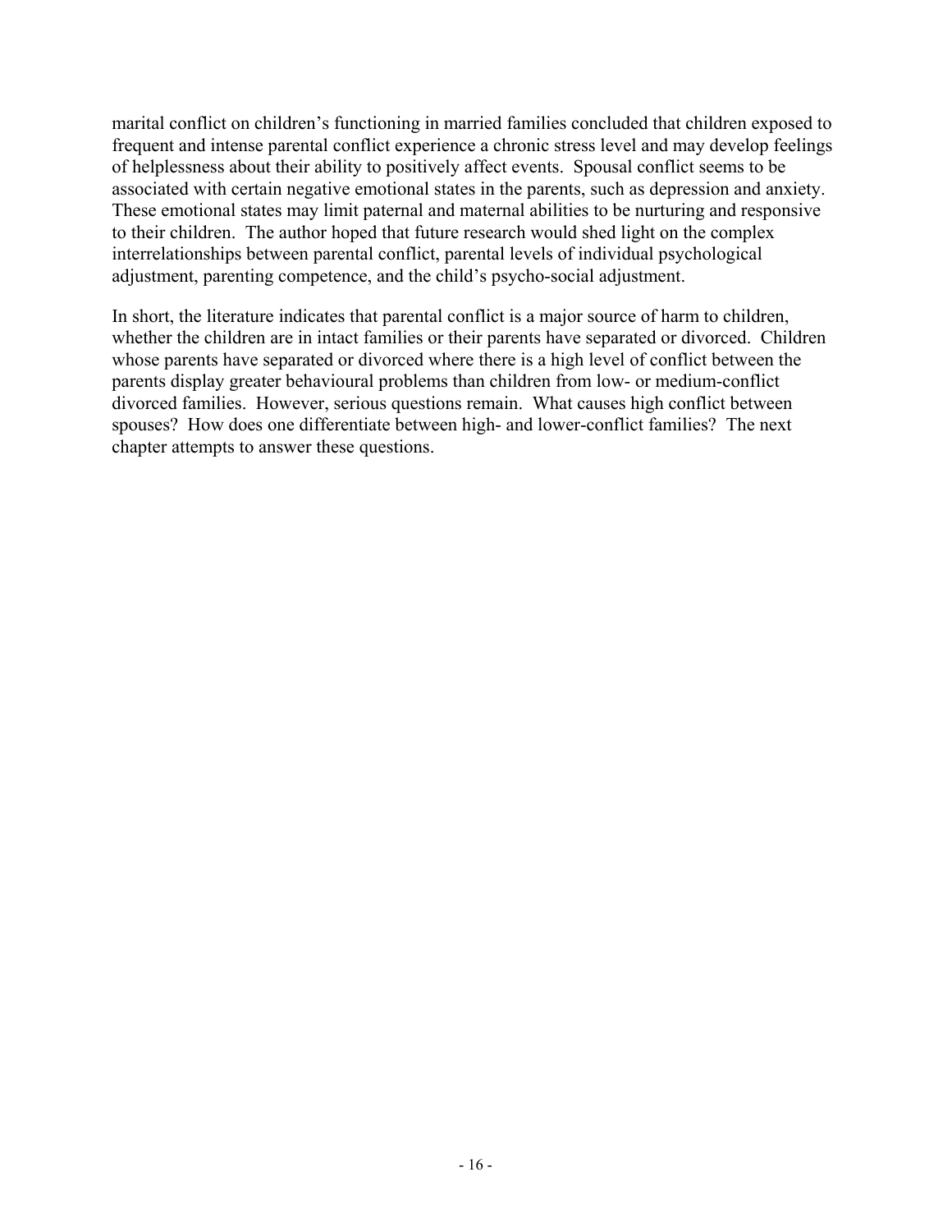marital conflict on children's functioning in married families concluded that children exposed to frequent and intense parental conflict experience a chronic stress level and may develop feelings of helplessness about their ability to positively affect events. Spousal conflict seems to be associated with certain negative emotional states in the parents, such as depression and anxiety. These emotional states may limit paternal and maternal abilities to be nurturing and responsive to their children. The author hoped that future research would shed light on the complex interrelationships between parental conflict, parental levels of individual psychological adjustment, parenting competence, and the child's psycho-social adjustment.

In short, the literature indicates that parental conflict is a major source of harm to children, whether the children are in intact families or their parents have separated or divorced. Children whose parents have separated or divorced where there is a high level of conflict between the parents display greater behavioural problems than children from low- or medium-conflict divorced families. However, serious questions remain. What causes high conflict between spouses? How does one differentiate between high- and lower-conflict families? The next chapter attempts to answer these questions.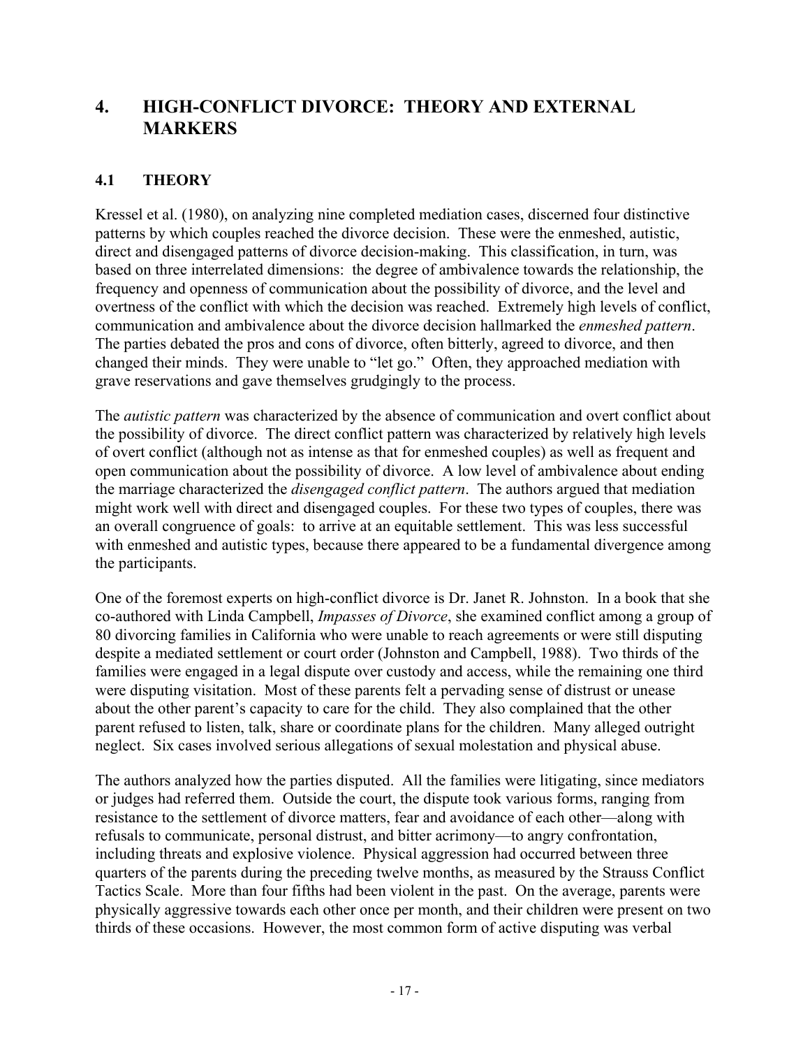# 4. HIGH-CONFLICT DIVORCE: THEORY AND EXTERNAL MARKERS

## 4.1 THEORY

Kressel et al. (1980), on analyzing nine completed mediation cases, discerned four distinctive patterns by which couples reached the divorce decision. These were the enmeshed, autistic, direct and disengaged patterns of divorce decision-making. This classification, in turn, was based on three interrelated dimensions: the degree of ambivalence towards the relationship, the frequency and openness of communication about the possibility of divorce, and the level and overtness of the conflict with which the decision was reached. Extremely high levels of conflict, communication and ambivalence about the divorce decision hallmarked the *enmeshed pattern*. The parties debated the pros and cons of divorce, often bitterly, agreed to divorce, and then changed their minds. They were unable to "let go." Often, they approached mediation with grave reservations and gave themselves grudgingly to the process.

The *autistic pattern* was characterized by the absence of communication and overt conflict about the possibility of divorce. The direct conflict pattern was characterized by relatively high levels of overt conflict (although not as intense as that for enmeshed couples) as well as frequent and open communication about the possibility of divorce. A low level of ambivalence about ending the marriage characterized the *disengaged conflict pattern*. The authors argued that mediation might work well with direct and disengaged couples. For these two types of couples, there was an overall congruence of goals: to arrive at an equitable settlement. This was less successful with enmeshed and autistic types, because there appeared to be a fundamental divergence among the participants.

One of the foremost experts on high-conflict divorce is Dr. Janet R. Johnston. In a book that she co-authored with Linda Campbell, *Impasses of Divorce*, she examined conflict among a group of 80 divorcing families in California who were unable to reach agreements or were still disputing despite a mediated settlement or court order (Johnston and Campbell, 1988). Two thirds of the families were engaged in a legal dispute over custody and access, while the remaining one third were disputing visitation. Most of these parents felt a pervading sense of distrust or unease about the other parent's capacity to care for the child. They also complained that the other parent refused to listen, talk, share or coordinate plans for the children. Many alleged outright neglect. Six cases involved serious allegations of sexual molestation and physical abuse.

The authors analyzed how the parties disputed. All the families were litigating, since mediators or judges had referred them. Outside the court, the dispute took various forms, ranging from resistance to the settlement of divorce matters, fear and avoidance of each other—along with refusals to communicate, personal distrust, and bitter acrimony—to angry confrontation, including threats and explosive violence. Physical aggression had occurred between three quarters of the parents during the preceding twelve months, as measured by the Strauss Conflict Tactics Scale. More than four fifths had been violent in the past. On the average, parents were physically aggressive towards each other once per month, and their children were present on two thirds of these occasions. However, the most common form of active disputing was verbal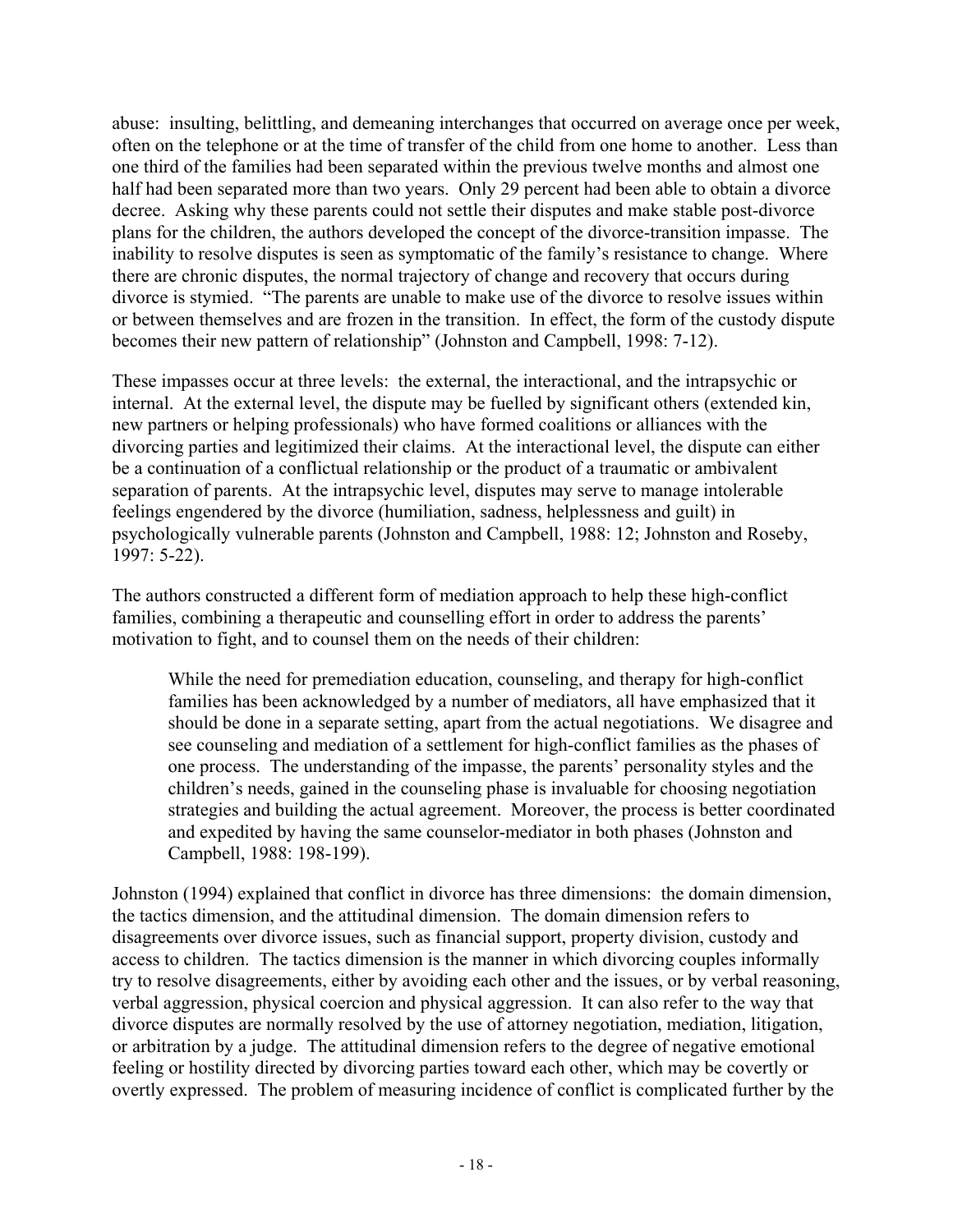abuse: insulting, belittling, and demeaning interchanges that occurred on average once per week, often on the telephone or at the time of transfer of the child from one home to another. Less than one third of the families had been separated within the previous twelve months and almost one half had been separated more than two years. Only 29 percent had been able to obtain a divorce decree. Asking why these parents could not settle their disputes and make stable post-divorce plans for the children, the authors developed the concept of the divorce-transition impasse. The inability to resolve disputes is seen as symptomatic of the family's resistance to change. Where there are chronic disputes, the normal trajectory of change and recovery that occurs during divorce is stymied. "The parents are unable to make use of the divorce to resolve issues within or between themselves and are frozen in the transition. In effect, the form of the custody dispute becomes their new pattern of relationship" (Johnston and Campbell, 1998: 7-12).

These impasses occur at three levels: the external, the interactional, and the intrapsychic or internal. At the external level, the dispute may be fuelled by significant others (extended kin, new partners or helping professionals) who have formed coalitions or alliances with the divorcing parties and legitimized their claims. At the interactional level, the dispute can either be a continuation of a conflictual relationship or the product of a traumatic or ambivalent separation of parents. At the intrapsychic level, disputes may serve to manage intolerable feelings engendered by the divorce (humiliation, sadness, helplessness and guilt) in psychologically vulnerable parents (Johnston and Campbell, 1988: 12; Johnston and Roseby, 1997: 5-22).

The authors constructed a different form of mediation approach to help these high-conflict families, combining a therapeutic and counselling effort in order to address the parents' motivation to fight, and to counsel them on the needs of their children:

> While the need for premediation education, counseling, and therapy for high-conflict families has been acknowledged by a number of mediators, all have emphasized that it should be done in a separate setting, apart from the actual negotiations. We disagree and see counseling and mediation of a settlement for high-conflict families as the phases of one process. The understanding of the impasse, the parents' personality styles and the children's needs, gained in the counseling phase is invaluable for choosing negotiation strategies and building the actual agreement. Moreover, the process is better coordinated and expedited by having the same counselor-mediator in both phases (Johnston and Campbell, 1988: 198-199).

Johnston (1994) explained that conflict in divorce has three dimensions: the domain dimension, the tactics dimension, and the attitudinal dimension. The domain dimension refers to disagreements over divorce issues, such as financial support, property division, custody and access to children. The tactics dimension is the manner in which divorcing couples informally try to resolve disagreements, either by avoiding each other and the issues, or by verbal reasoning, verbal aggression, physical coercion and physical aggression. It can also refer to the way that divorce disputes are normally resolved by the use of attorney negotiation, mediation, litigation, or arbitration by a judge. The attitudinal dimension refers to the degree of negative emotional feeling or hostility directed by divorcing parties toward each other, which may be covertly or overtly expressed. The problem of measuring incidence of conflict is complicated further by the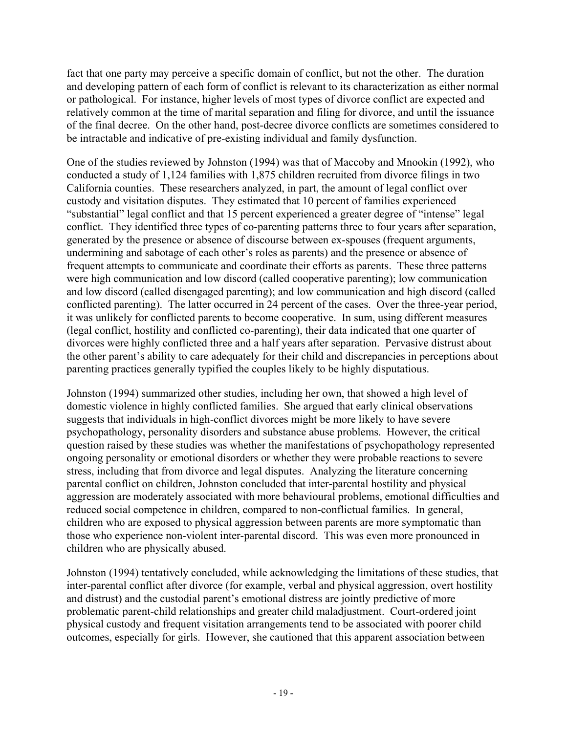fact that one party may perceive a specific domain of conflict, but not the other. The duration and developing pattern of each form of conflict is relevant to its characterization as either normal or pathological. For instance, higher levels of most types of divorce conflict are expected and relatively common at the time of marital separation and filing for divorce, and until the issuance of the final decree. On the other hand, post-decree divorce conflicts are sometimes considered to be intractable and indicative of pre-existing individual and family dysfunction.

One of the studies reviewed by Johnston (1994) was that of Maccoby and Mnookin (1992), who conducted a study of 1,124 families with 1,875 children recruited from divorce filings in two California counties. These researchers analyzed, in part, the amount of legal conflict over custody and visitation disputes. They estimated that 10 percent of families experienced "substantial" legal conflict and that 15 percent experienced a greater degree of "intense" legal conflict. They identified three types of co-parenting patterns three to four years after separation, generated by the presence or absence of discourse between ex-spouses (frequent arguments, undermining and sabotage of each other's roles as parents) and the presence or absence of frequent attempts to communicate and coordinate their efforts as parents. These three patterns were high communication and low discord (called cooperative parenting); low communication and low discord (called disengaged parenting); and low communication and high discord (called conflicted parenting). The latter occurred in 24 percent of the cases. Over the three-year period, it was unlikely for conflicted parents to become cooperative. In sum, using different measures (legal conflict, hostility and conflicted co-parenting), their data indicated that one quarter of divorces were highly conflicted three and a half years after separation. Pervasive distrust about the other parent's ability to care adequately for their child and discrepancies in perceptions about parenting practices generally typified the couples likely to be highly disputatious.

Johnston (1994) summarized other studies, including her own, that showed a high level of domestic violence in highly conflicted families. She argued that early clinical observations suggests that individuals in high-conflict divorces might be more likely to have severe psychopathology, personality disorders and substance abuse problems. However, the critical question raised by these studies was whether the manifestations of psychopathology represented ongoing personality or emotional disorders or whether they were probable reactions to severe stress, including that from divorce and legal disputes. Analyzing the literature concerning parental conflict on children, Johnston concluded that inter-parental hostility and physical aggression are moderately associated with more behavioural problems, emotional difficulties and reduced social competence in children, compared to non-conflictual families. In general, children who are exposed to physical aggression between parents are more symptomatic than those who experience non-violent inter-parental discord. This was even more pronounced in children who are physically abused.

Johnston (1994) tentatively concluded, while acknowledging the limitations of these studies, that inter-parental conflict after divorce (for example, verbal and physical aggression, overt hostility and distrust) and the custodial parent's emotional distress are jointly predictive of more problematic parent-child relationships and greater child maladjustment. Court-ordered joint physical custody and frequent visitation arrangements tend to be associated with poorer child outcomes, especially for girls. However, she cautioned that this apparent association between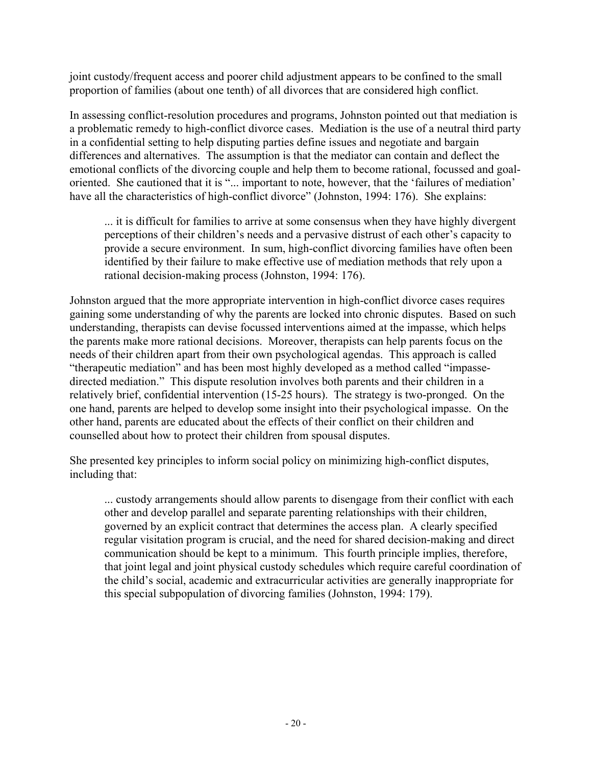joint custody/frequent access and poorer child adjustment appears to be confined to the small proportion of families (about one tenth) of all divorces that are considered high conflict.

In assessing conflict-resolution procedures and programs, Johnston pointed out that mediation is a problematic remedy to high-conflict divorce cases. Mediation is the use of a neutral third party in a confidential setting to help disputing parties define issues and negotiate and bargain differences and alternatives. The assumption is that the mediator can contain and deflect the emotional conflicts of the divorcing couple and help them to become rational, focussed and goal-oriented. She cautioned that it is "... important to note, however, that the 'failures of mediation' have all the characteristics of high-conflict divorce" (Johnston, 1994: 176). She explains:

> ... it is difficult for families to arrive at some consensus when they have highly divergent perceptions of their children's needs and a pervasive distrust of each other's capacity to provide a secure environment. In sum, high-conflict divorcing families have often been identified by their failure to make effective use of mediation methods that rely upon a rational decision-making process (Johnston, 1994: 176).

Johnston argued that the more appropriate intervention in high-conflict divorce cases requires gaining some understanding of why the parents are locked into chronic disputes. Based on such understanding, therapists can devise focussed interventions aimed at the impasse, which helps the parents make more rational decisions. Moreover, therapists can help parents focus on the needs of their children apart from their own psychological agendas. This approach is called "therapeutic mediation" and has been most highly developed as a method called "impasse-directed mediation." This dispute resolution involves both parents and their children in a relatively brief, confidential intervention (15-25 hours). The strategy is two-pronged. On the one hand, parents are helped to develop some insight into their psychological impasse. On the other hand, parents are educated about the effects of their conflict on their children and counselled about how to protect their children from spousal disputes.

She presented key principles to inform social policy on minimizing high-conflict disputes, including that:

> ... custody arrangements should allow parents to disengage from their conflict with each other and develop parallel and separate parenting relationships with their children, governed by an explicit contract that determines the access plan. A clearly specified regular visitation program is crucial, and the need for shared decision-making and direct communication should be kept to a minimum. This fourth principle implies, therefore, that joint legal and joint physical custody schedules which require careful coordination of the child's social, academic and extracurricular activities are generally inappropriate for this special subpopulation of divorcing families (Johnston, 1994: 179).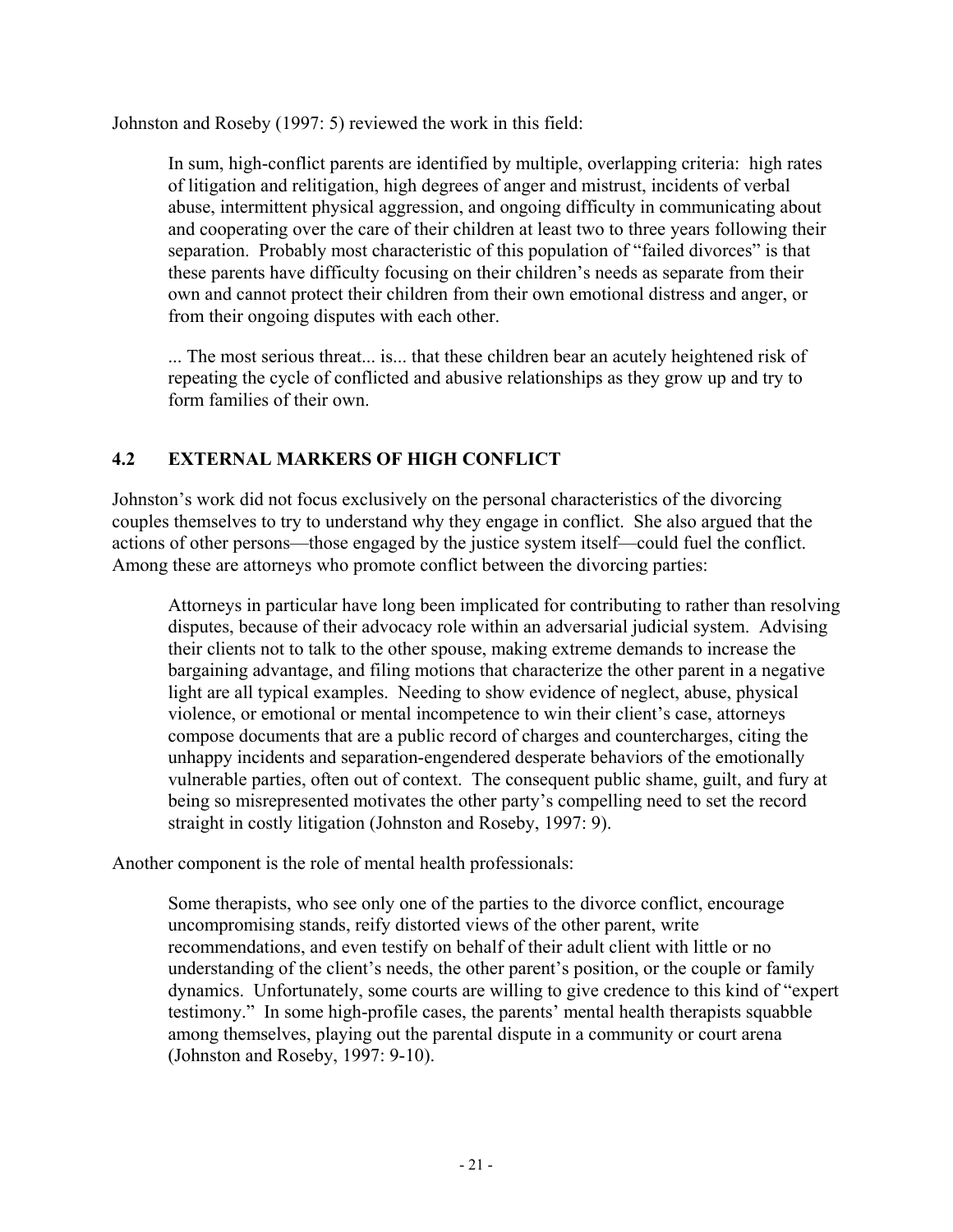Johnston and Roseby (1997: 5) reviewed the work in this field:

> In sum, high-conflict parents are identified by multiple, overlapping criteria: high rates of litigation and relitigation, high degrees of anger and mistrust, incidents of verbal abuse, intermittent physical aggression, and ongoing difficulty in communicating about and cooperating over the care of their children at least two to three years following their separation. Probably most characteristic of this population of "failed divorces" is that these parents have difficulty focusing on their children's needs as separate from their own and cannot protect their children from their own emotional distress and anger, or from their ongoing disputes with each other.
>
> ... The most serious threat... is... that these children bear an acutely heightened risk of repeating the cycle of conflicted and abusive relationships as they grow up and try to form families of their own.

## 4.2 EXTERNAL MARKERS OF HIGH CONFLICT

Johnston's work did not focus exclusively on the personal characteristics of the divorcing couples themselves to try to understand why they engage in conflict. She also argued that the actions of other persons—those engaged by the justice system itself—could fuel the conflict. Among these are attorneys who promote conflict between the divorcing parties:

> Attorneys in particular have long been implicated for contributing to rather than resolving disputes, because of their advocacy role within an adversarial judicial system. Advising their clients not to talk to the other spouse, making extreme demands to increase the bargaining advantage, and filing motions that characterize the other parent in a negative light are all typical examples. Needing to show evidence of neglect, abuse, physical violence, or emotional or mental incompetence to win their client's case, attorneys compose documents that are a public record of charges and countercharges, citing the unhappy incidents and separation-engendered desperate behaviors of the emotionally vulnerable parties, often out of context. The consequent public shame, guilt, and fury at being so misrepresented motivates the other party's compelling need to set the record straight in costly litigation (Johnston and Roseby, 1997: 9).

Another component is the role of mental health professionals:

> Some therapists, who see only one of the parties to the divorce conflict, encourage uncompromising stands, reify distorted views of the other parent, write recommendations, and even testify on behalf of their adult client with little or no understanding of the client's needs, the other parent's position, or the couple or family dynamics. Unfortunately, some courts are willing to give credence to this kind of "expert testimony." In some high-profile cases, the parents' mental health therapists squabble among themselves, playing out the parental dispute in a community or court arena (Johnston and Roseby, 1997: 9-10).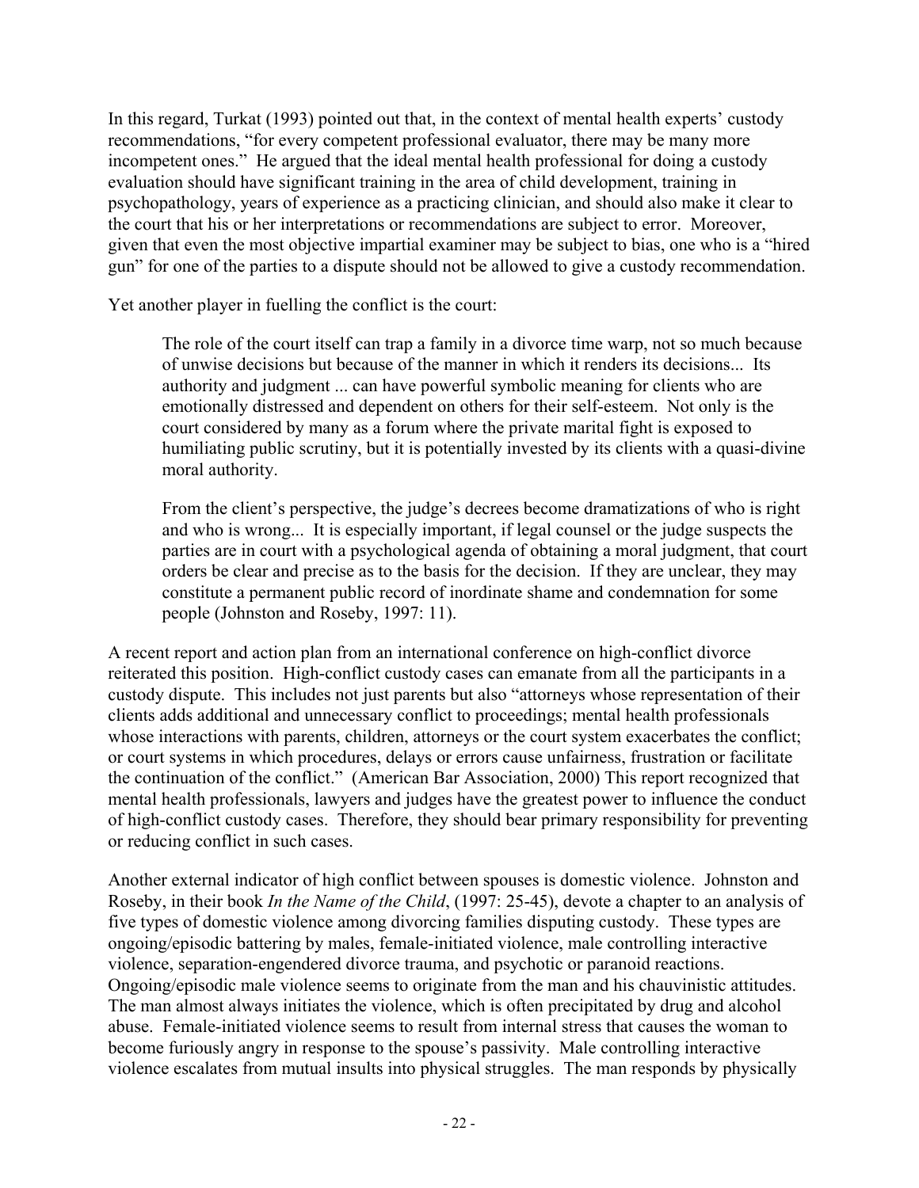In this regard, Turkat (1993) pointed out that, in the context of mental health experts' custody recommendations, "for every competent professional evaluator, there may be many more incompetent ones." He argued that the ideal mental health professional for doing a custody evaluation should have significant training in the area of child development, training in psychopathology, years of experience as a practicing clinician, and should also make it clear to the court that his or her interpretations or recommendations are subject to error. Moreover, given that even the most objective impartial examiner may be subject to bias, one who is a "hired gun" for one of the parties to a dispute should not be allowed to give a custody recommendation.

Yet another player in fuelling the conflict is the court:

> The role of the court itself can trap a family in a divorce time warp, not so much because of unwise decisions but because of the manner in which it renders its decisions... Its authority and judgment ... can have powerful symbolic meaning for clients who are emotionally distressed and dependent on others for their self-esteem. Not only is the court considered by many as a forum where the private marital fight is exposed to humiliating public scrutiny, but it is potentially invested by its clients with a quasi-divine moral authority.
>
> From the client's perspective, the judge's decrees become dramatizations of who is right and who is wrong... It is especially important, if legal counsel or the judge suspects the parties are in court with a psychological agenda of obtaining a moral judgment, that court orders be clear and precise as to the basis for the decision. If they are unclear, they may constitute a permanent public record of inordinate shame and condemnation for some people (Johnston and Roseby, 1997: 11).

A recent report and action plan from an international conference on high-conflict divorce reiterated this position. High-conflict custody cases can emanate from all the participants in a custody dispute. This includes not just parents but also "attorneys whose representation of their clients adds additional and unnecessary conflict to proceedings; mental health professionals whose interactions with parents, children, attorneys or the court system exacerbates the conflict; or court systems in which procedures, delays or errors cause unfairness, frustration or facilitate the continuation of the conflict." (American Bar Association, 2000) This report recognized that mental health professionals, lawyers and judges have the greatest power to influence the conduct of high-conflict custody cases. Therefore, they should bear primary responsibility for preventing or reducing conflict in such cases.

Another external indicator of high conflict between spouses is domestic violence. Johnston and Roseby, in their book *In the Name of the Child*, (1997: 25-45), devote a chapter to an analysis of five types of domestic violence among divorcing families disputing custody. These types are ongoing/episodic battering by males, female-initiated violence, male controlling interactive violence, separation-engendered divorce trauma, and psychotic or paranoid reactions. Ongoing/episodic male violence seems to originate from the man and his chauvinistic attitudes. The man almost always initiates the violence, which is often precipitated by drug and alcohol abuse. Female-initiated violence seems to result from internal stress that causes the woman to become furiously angry in response to the spouse's passivity. Male controlling interactive violence escalates from mutual insults into physical struggles. The man responds by physically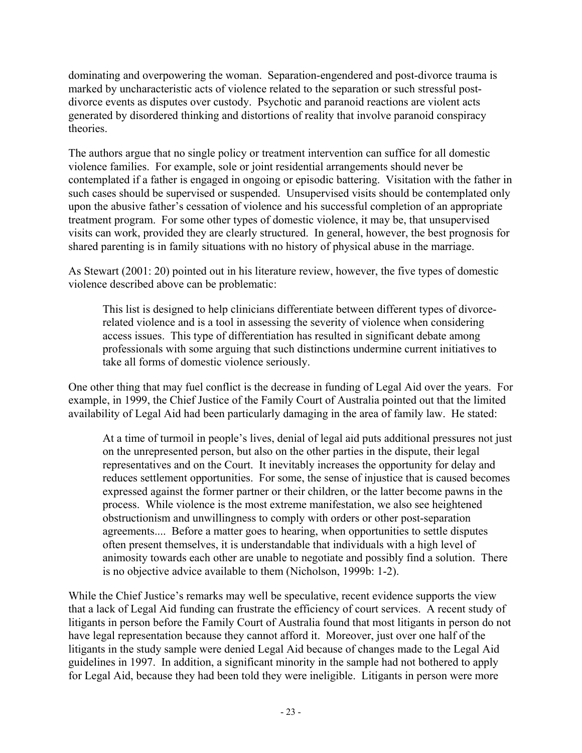dominating and overpowering the woman. Separation-engendered and post-divorce trauma is marked by uncharacteristic acts of violence related to the separation or such stressful post-divorce events as disputes over custody. Psychotic and paranoid reactions are violent acts generated by disordered thinking and distortions of reality that involve paranoid conspiracy theories.

The authors argue that no single policy or treatment intervention can suffice for all domestic violence families. For example, sole or joint residential arrangements should never be contemplated if a father is engaged in ongoing or episodic battering. Visitation with the father in such cases should be supervised or suspended. Unsupervised visits should be contemplated only upon the abusive father's cessation of violence and his successful completion of an appropriate treatment program. For some other types of domestic violence, it may be, that unsupervised visits can work, provided they are clearly structured. In general, however, the best prognosis for shared parenting is in family situations with no history of physical abuse in the marriage.

As Stewart (2001: 20) pointed out in his literature review, however, the five types of domestic violence described above can be problematic:

> This list is designed to help clinicians differentiate between different types of divorce-related violence and is a tool in assessing the severity of violence when considering access issues. This type of differentiation has resulted in significant debate among professionals with some arguing that such distinctions undermine current initiatives to take all forms of domestic violence seriously.

One other thing that may fuel conflict is the decrease in funding of Legal Aid over the years. For example, in 1999, the Chief Justice of the Family Court of Australia pointed out that the limited availability of Legal Aid had been particularly damaging in the area of family law. He stated:

> At a time of turmoil in people's lives, denial of legal aid puts additional pressures not just on the unrepresented person, but also on the other parties in the dispute, their legal representatives and on the Court. It inevitably increases the opportunity for delay and reduces settlement opportunities. For some, the sense of injustice that is caused becomes expressed against the former partner or their children, or the latter become pawns in the process. While violence is the most extreme manifestation, we also see heightened obstructionism and unwillingness to comply with orders or other post-separation agreements.... Before a matter goes to hearing, when opportunities to settle disputes often present themselves, it is understandable that individuals with a high level of animosity towards each other are unable to negotiate and possibly find a solution. There is no objective advice available to them (Nicholson, 1999b: 1-2).

While the Chief Justice's remarks may well be speculative, recent evidence supports the view that a lack of Legal Aid funding can frustrate the efficiency of court services. A recent study of litigants in person before the Family Court of Australia found that most litigants in person do not have legal representation because they cannot afford it. Moreover, just over one half of the litigants in the study sample were denied Legal Aid because of changes made to the Legal Aid guidelines in 1997. In addition, a significant minority in the sample had not bothered to apply for Legal Aid, because they had been told they were ineligible. Litigants in person were more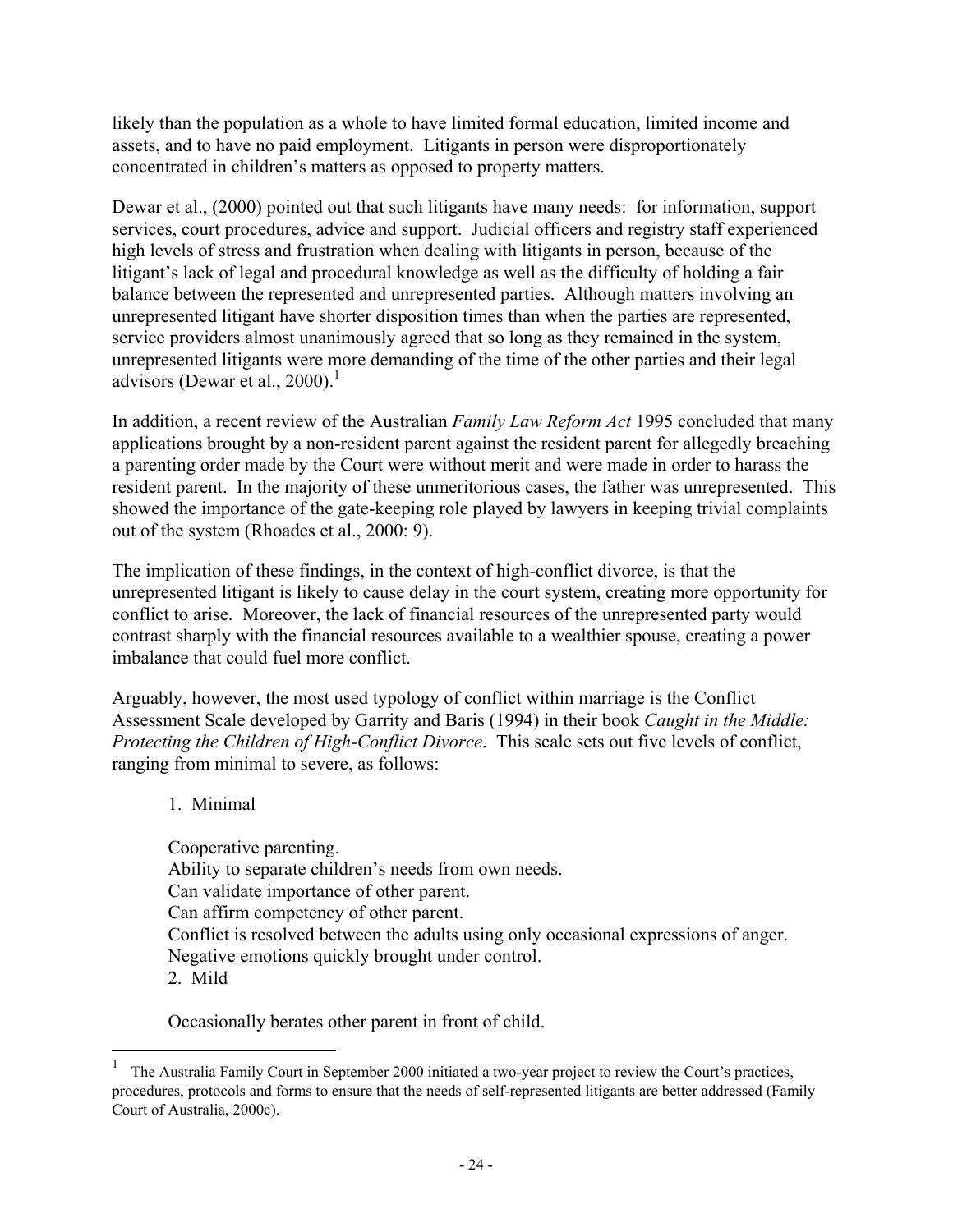likely than the population as a whole to have limited formal education, limited income and assets, and to have no paid employment. Litigants in person were disproportionately concentrated in children's matters as opposed to property matters.

Dewar et al., (2000) pointed out that such litigants have many needs: for information, support services, court procedures, advice and support. Judicial officers and registry staff experienced high levels of stress and frustration when dealing with litigants in person, because of the litigant's lack of legal and procedural knowledge as well as the difficulty of holding a fair balance between the represented and unrepresented parties. Although matters involving an unrepresented litigant have shorter disposition times than when the parties are represented, service providers almost unanimously agreed that so long as they remained in the system, unrepresented litigants were more demanding of the time of the other parties and their legal advisors (Dewar et al., 2000).[1]

In addition, a recent review of the Australian *Family Law Reform Act* 1995 concluded that many applications brought by a non-resident parent against the resident parent for allegedly breaching a parenting order made by the Court were without merit and were made in order to harass the resident parent. In the majority of these unmeritorious cases, the father was unrepresented. This showed the importance of the gate-keeping role played by lawyers in keeping trivial complaints out of the system (Rhoades et al., 2000: 9).

The implication of these findings, in the context of high-conflict divorce, is that the unrepresented litigant is likely to cause delay in the court system, creating more opportunity for conflict to arise. Moreover, the lack of financial resources of the unrepresented party would contrast sharply with the financial resources available to a wealthier spouse, creating a power imbalance that could fuel more conflict.

Arguably, however, the most used typology of conflict within marriage is the Conflict Assessment Scale developed by Garrity and Baris (1994) in their book *Caught in the Middle: Protecting the Children of High-Conflict Divorce*. This scale sets out five levels of conflict, ranging from minimal to severe, as follows:

1. Minimal

   Cooperative parenting.
   Ability to separate children's needs from own needs.
   Can validate importance of other parent.
   Can affirm competency of other parent.
   Conflict is resolved between the adults using only occasional expressions of anger.
   Negative emotions quickly brought under control.

2. Mild

   Occasionally berates other parent in front of child.

[1] The Australia Family Court in September 2000 initiated a two-year project to review the Court's practices, procedures, protocols and forms to ensure that the needs of self-represented litigants are better addressed (Family Court of Australia, 2000c).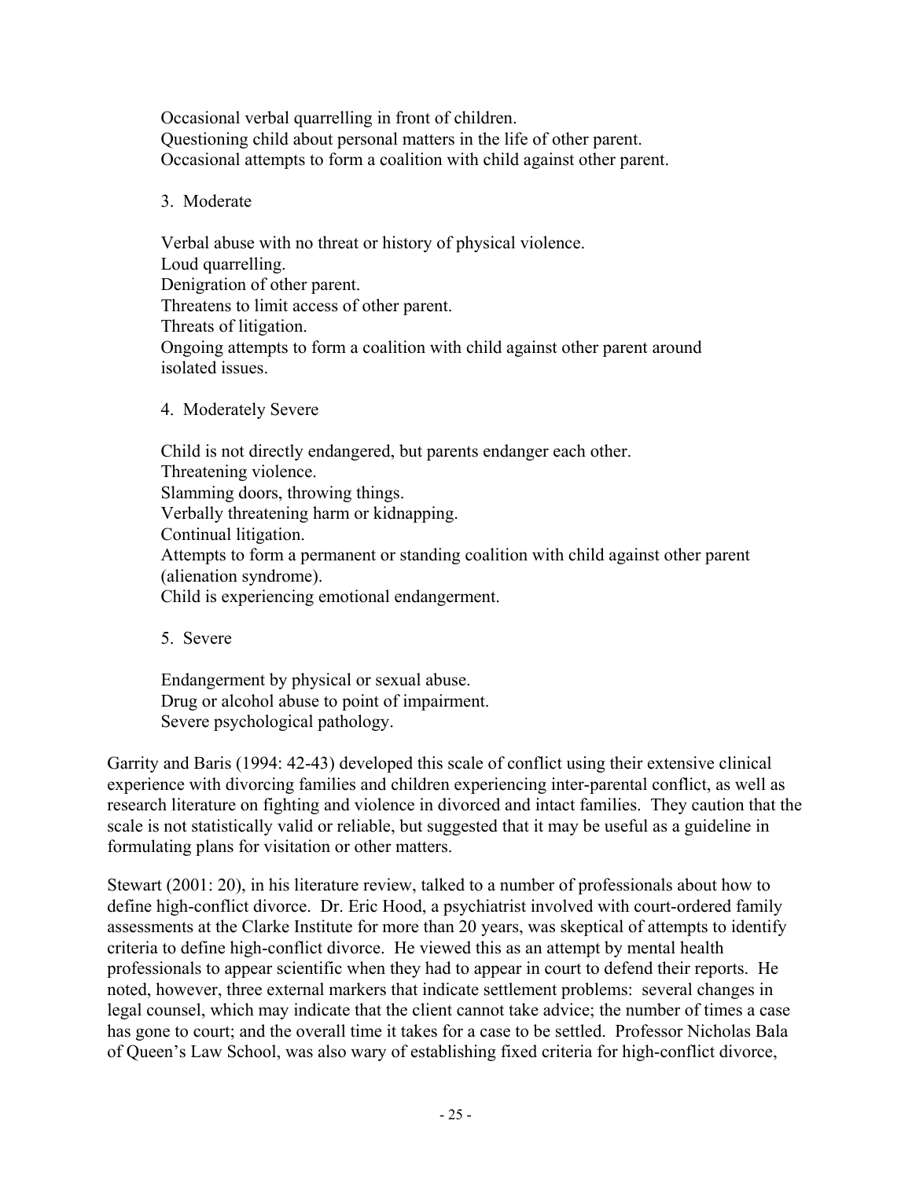Occasional verbal quarrelling in front of children.
Questioning child about personal matters in the life of other parent.
Occasional attempts to form a coalition with child against other parent.

3. Moderate

Verbal abuse with no threat or history of physical violence.
Loud quarrelling.
Denigration of other parent.
Threatens to limit access of other parent.
Threats of litigation.
Ongoing attempts to form a coalition with child against other parent around isolated issues.

4. Moderately Severe

Child is not directly endangered, but parents endanger each other.
Threatening violence.
Slamming doors, throwing things.
Verbally threatening harm or kidnapping.
Continual litigation.
Attempts to form a permanent or standing coalition with child against other parent (alienation syndrome).
Child is experiencing emotional endangerment.

5. Severe

Endangerment by physical or sexual abuse.
Drug or alcohol abuse to point of impairment.
Severe psychological pathology.

Garrity and Baris (1994: 42-43) developed this scale of conflict using their extensive clinical experience with divorcing families and children experiencing inter-parental conflict, as well as research literature on fighting and violence in divorced and intact families. They caution that the scale is not statistically valid or reliable, but suggested that it may be useful as a guideline in formulating plans for visitation or other matters.

Stewart (2001: 20), in his literature review, talked to a number of professionals about how to define high-conflict divorce. Dr. Eric Hood, a psychiatrist involved with court-ordered family assessments at the Clarke Institute for more than 20 years, was skeptical of attempts to identify criteria to define high-conflict divorce. He viewed this as an attempt by mental health professionals to appear scientific when they had to appear in court to defend their reports. He noted, however, three external markers that indicate settlement problems: several changes in legal counsel, which may indicate that the client cannot take advice; the number of times a case has gone to court; and the overall time it takes for a case to be settled. Professor Nicholas Bala of Queen's Law School, was also wary of establishing fixed criteria for high-conflict divorce,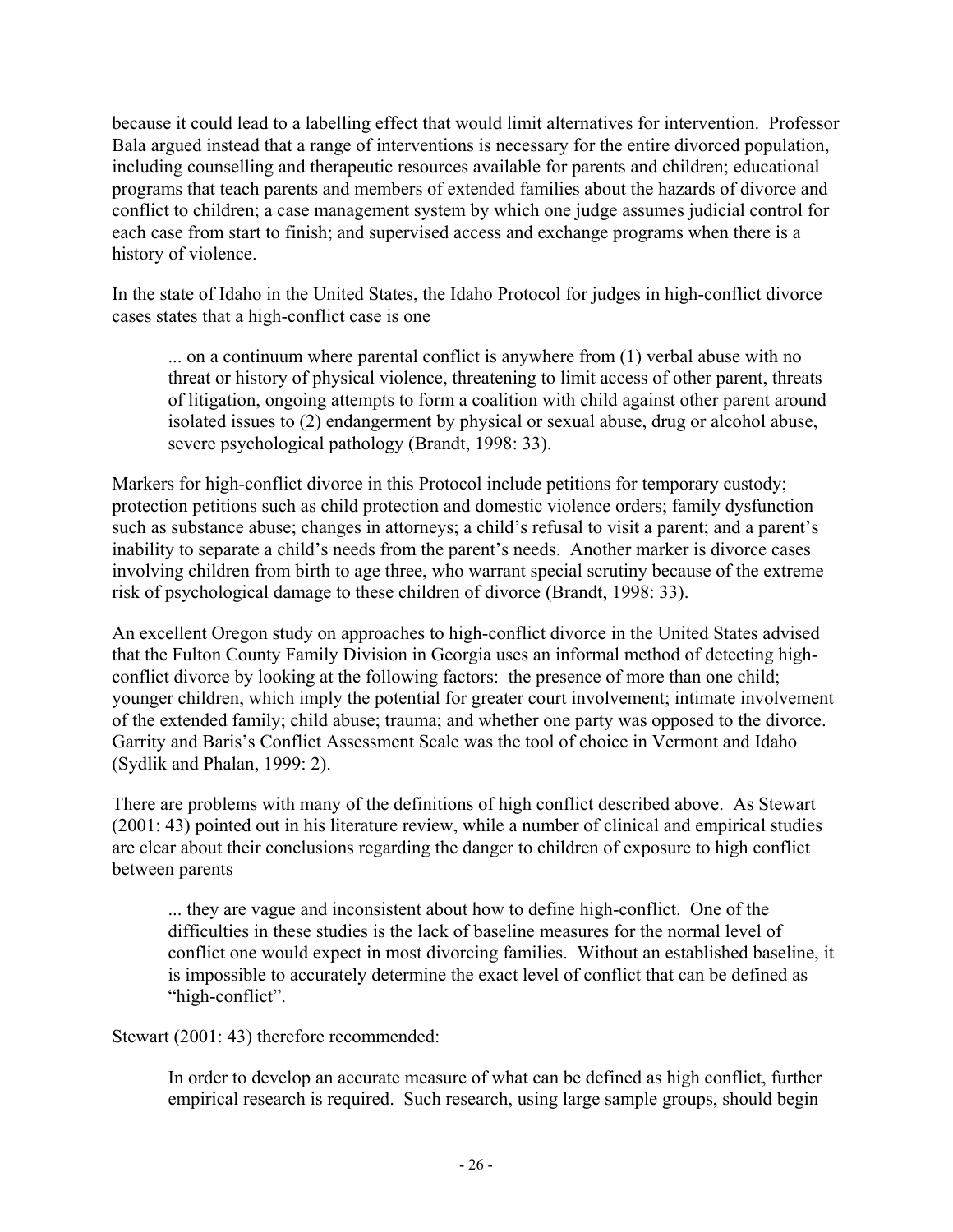because it could lead to a labelling effect that would limit alternatives for intervention. Professor Bala argued instead that a range of interventions is necessary for the entire divorced population, including counselling and therapeutic resources available for parents and children; educational programs that teach parents and members of extended families about the hazards of divorce and conflict to children; a case management system by which one judge assumes judicial control for each case from start to finish; and supervised access and exchange programs when there is a history of violence.

In the state of Idaho in the United States, the Idaho Protocol for judges in high-conflict divorce cases states that a high-conflict case is one

> ... on a continuum where parental conflict is anywhere from (1) verbal abuse with no threat or history of physical violence, threatening to limit access of other parent, threats of litigation, ongoing attempts to form a coalition with child against other parent around isolated issues to (2) endangerment by physical or sexual abuse, drug or alcohol abuse, severe psychological pathology (Brandt, 1998: 33).

Markers for high-conflict divorce in this Protocol include petitions for temporary custody; protection petitions such as child protection and domestic violence orders; family dysfunction such as substance abuse; changes in attorneys; a child's refusal to visit a parent; and a parent's inability to separate a child's needs from the parent's needs. Another marker is divorce cases involving children from birth to age three, who warrant special scrutiny because of the extreme risk of psychological damage to these children of divorce (Brandt, 1998: 33).

An excellent Oregon study on approaches to high-conflict divorce in the United States advised that the Fulton County Family Division in Georgia uses an informal method of detecting high-conflict divorce by looking at the following factors: the presence of more than one child; younger children, which imply the potential for greater court involvement; intimate involvement of the extended family; child abuse; trauma; and whether one party was opposed to the divorce. Garrity and Baris's Conflict Assessment Scale was the tool of choice in Vermont and Idaho (Sydlik and Phalan, 1999: 2).

There are problems with many of the definitions of high conflict described above. As Stewart (2001: 43) pointed out in his literature review, while a number of clinical and empirical studies are clear about their conclusions regarding the danger to children of exposure to high conflict between parents

> ... they are vague and inconsistent about how to define high-conflict. One of the difficulties in these studies is the lack of baseline measures for the normal level of conflict one would expect in most divorcing families. Without an established baseline, it is impossible to accurately determine the exact level of conflict that can be defined as "high-conflict".

Stewart (2001: 43) therefore recommended:

> In order to develop an accurate measure of what can be defined as high conflict, further empirical research is required. Such research, using large sample groups, should begin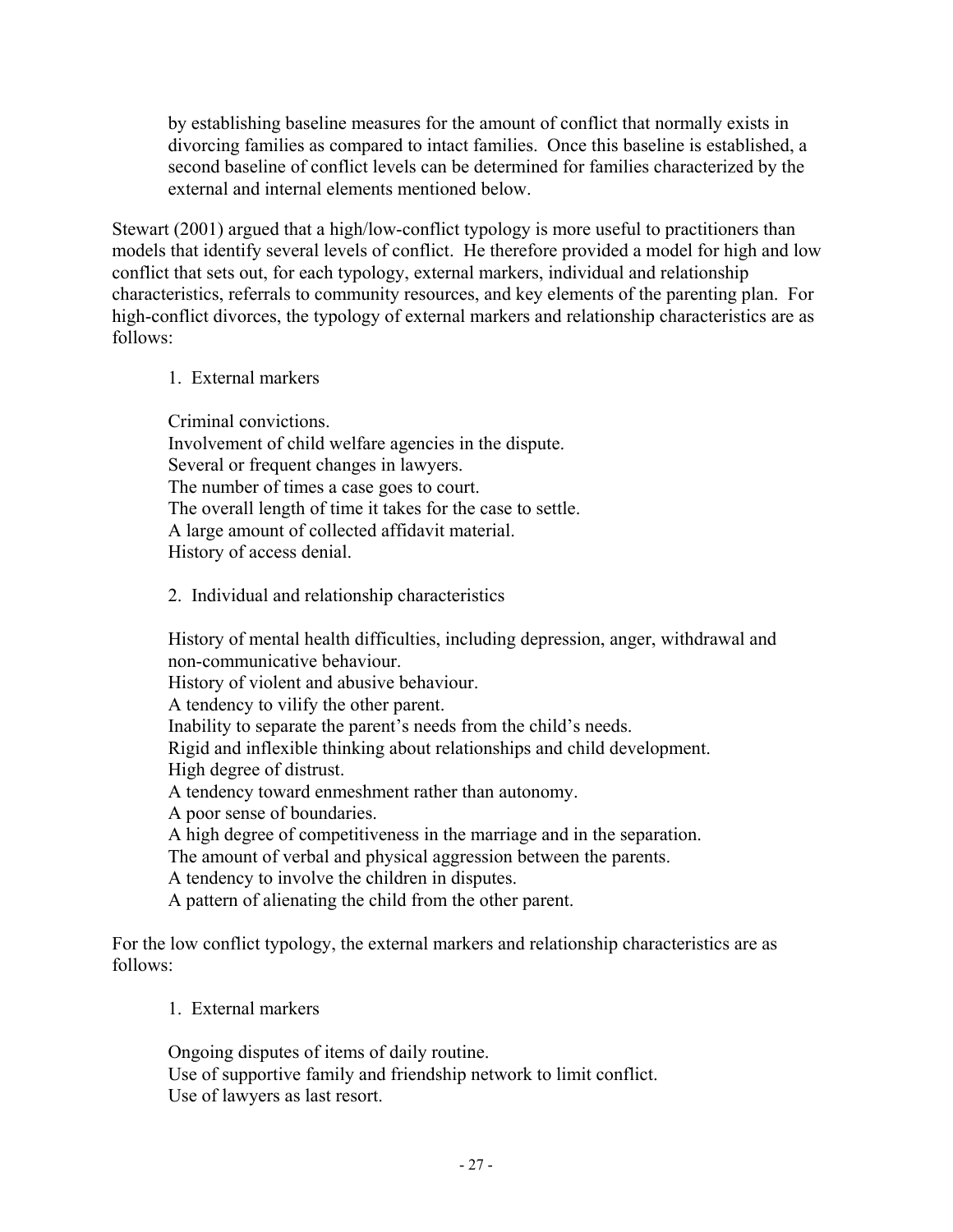by establishing baseline measures for the amount of conflict that normally exists in divorcing families as compared to intact families. Once this baseline is established, a second baseline of conflict levels can be determined for families characterized by the external and internal elements mentioned below.

Stewart (2001) argued that a high/low-conflict typology is more useful to practitioners than models that identify several levels of conflict. He therefore provided a model for high and low conflict that sets out, for each typology, external markers, individual and relationship characteristics, referrals to community resources, and key elements of the parenting plan. For high-conflict divorces, the typology of external markers and relationship characteristics are as follows:

1. External markers

    Criminal convictions.
    Involvement of child welfare agencies in the dispute.
    Several or frequent changes in lawyers.
    The number of times a case goes to court.
    The overall length of time it takes for the case to settle.
    A large amount of collected affidavit material.
    History of access denial.

2. Individual and relationship characteristics

    History of mental health difficulties, including depression, anger, withdrawal and non-communicative behaviour.
    History of violent and abusive behaviour.
    A tendency to vilify the other parent.
    Inability to separate the parent's needs from the child's needs.
    Rigid and inflexible thinking about relationships and child development.
    High degree of distrust.
    A tendency toward enmeshment rather than autonomy.
    A poor sense of boundaries.
    A high degree of competitiveness in the marriage and in the separation.
    The amount of verbal and physical aggression between the parents.
    A tendency to involve the children in disputes.
    A pattern of alienating the child from the other parent.

For the low conflict typology, the external markers and relationship characteristics are as follows:

1. External markers

    Ongoing disputes of items of daily routine.
    Use of supportive family and friendship network to limit conflict.
    Use of lawyers as last resort.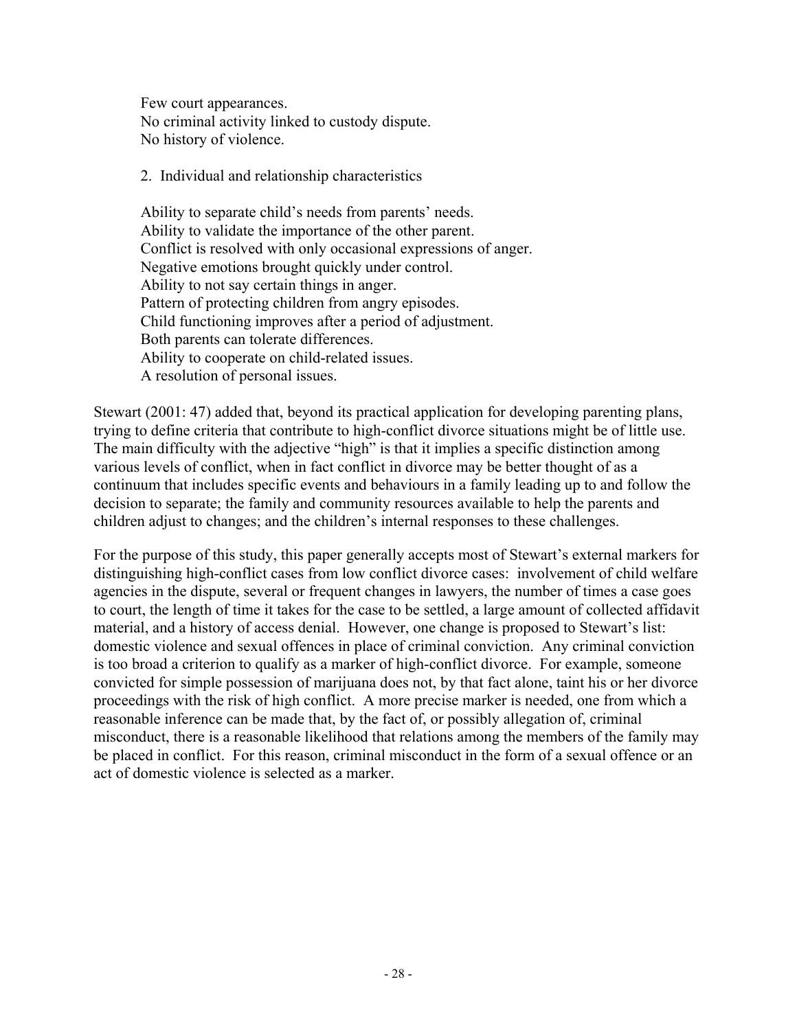Few court appearances.
No criminal activity linked to custody dispute.
No history of violence.

2. Individual and relationship characteristics

Ability to separate child's needs from parents' needs.
Ability to validate the importance of the other parent.
Conflict is resolved with only occasional expressions of anger.
Negative emotions brought quickly under control.
Ability to not say certain things in anger.
Pattern of protecting children from angry episodes.
Child functioning improves after a period of adjustment.
Both parents can tolerate differences.
Ability to cooperate on child-related issues.
A resolution of personal issues.

Stewart (2001: 47) added that, beyond its practical application for developing parenting plans, trying to define criteria that contribute to high-conflict divorce situations might be of little use. The main difficulty with the adjective "high" is that it implies a specific distinction among various levels of conflict, when in fact conflict in divorce may be better thought of as a continuum that includes specific events and behaviours in a family leading up to and follow the decision to separate; the family and community resources available to help the parents and children adjust to changes; and the children's internal responses to these challenges.

For the purpose of this study, this paper generally accepts most of Stewart's external markers for distinguishing high-conflict cases from low conflict divorce cases: involvement of child welfare agencies in the dispute, several or frequent changes in lawyers, the number of times a case goes to court, the length of time it takes for the case to be settled, a large amount of collected affidavit material, and a history of access denial. However, one change is proposed to Stewart's list: domestic violence and sexual offences in place of criminal conviction. Any criminal conviction is too broad a criterion to qualify as a marker of high-conflict divorce. For example, someone convicted for simple possession of marijuana does not, by that fact alone, taint his or her divorce proceedings with the risk of high conflict. A more precise marker is needed, one from which a reasonable inference can be made that, by the fact of, or possibly allegation of, criminal misconduct, there is a reasonable likelihood that relations among the members of the family may be placed in conflict. For this reason, criminal misconduct in the form of a sexual offence or an act of domestic violence is selected as a marker.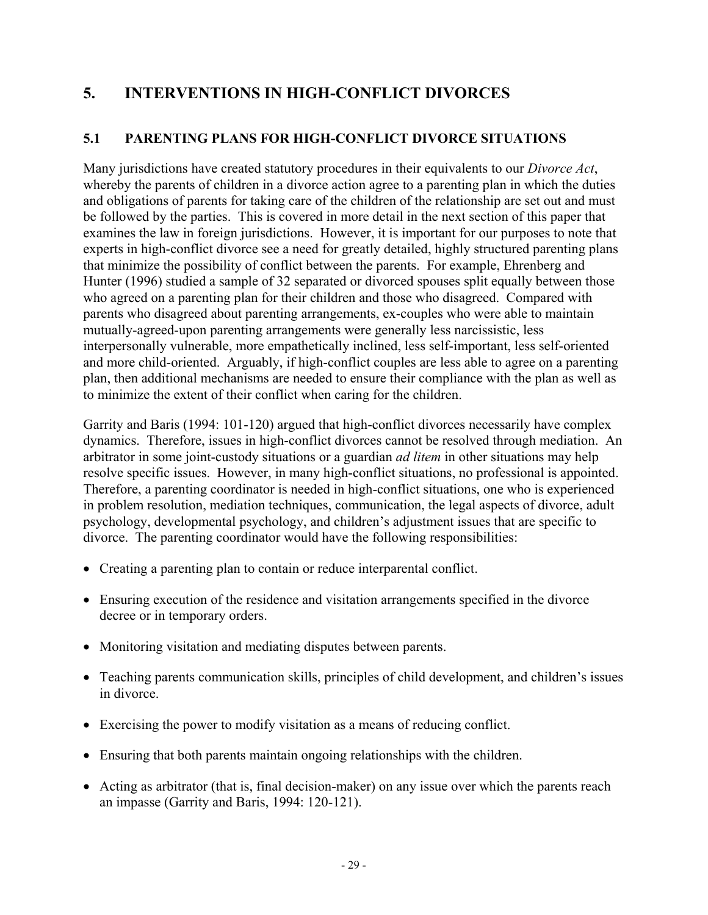# 5. INTERVENTIONS IN HIGH-CONFLICT DIVORCES

## 5.1 PARENTING PLANS FOR HIGH-CONFLICT DIVORCE SITUATIONS

Many jurisdictions have created statutory procedures in their equivalents to our *Divorce Act*, whereby the parents of children in a divorce action agree to a parenting plan in which the duties and obligations of parents for taking care of the children of the relationship are set out and must be followed by the parties. This is covered in more detail in the next section of this paper that examines the law in foreign jurisdictions. However, it is important for our purposes to note that experts in high-conflict divorce see a need for greatly detailed, highly structured parenting plans that minimize the possibility of conflict between the parents. For example, Ehrenberg and Hunter (1996) studied a sample of 32 separated or divorced spouses split equally between those who agreed on a parenting plan for their children and those who disagreed. Compared with parents who disagreed about parenting arrangements, ex-couples who were able to maintain mutually-agreed-upon parenting arrangements were generally less narcissistic, less interpersonally vulnerable, more empathetically inclined, less self-important, less self-oriented and more child-oriented. Arguably, if high-conflict couples are less able to agree on a parenting plan, then additional mechanisms are needed to ensure their compliance with the plan as well as to minimize the extent of their conflict when caring for the children.

Garrity and Baris (1994: 101-120) argued that high-conflict divorces necessarily have complex dynamics. Therefore, issues in high-conflict divorces cannot be resolved through mediation. An arbitrator in some joint-custody situations or a guardian *ad litem* in other situations may help resolve specific issues. However, in many high-conflict situations, no professional is appointed. Therefore, a parenting coordinator is needed in high-conflict situations, one who is experienced in problem resolution, mediation techniques, communication, the legal aspects of divorce, adult psychology, developmental psychology, and children's adjustment issues that are specific to divorce. The parenting coordinator would have the following responsibilities:

- Creating a parenting plan to contain or reduce interparental conflict.
- Ensuring execution of the residence and visitation arrangements specified in the divorce decree or in temporary orders.
- Monitoring visitation and mediating disputes between parents.
- Teaching parents communication skills, principles of child development, and children's issues in divorce.
- Exercising the power to modify visitation as a means of reducing conflict.
- Ensuring that both parents maintain ongoing relationships with the children.
- Acting as arbitrator (that is, final decision-maker) on any issue over which the parents reach an impasse (Garrity and Baris, 1994: 120-121).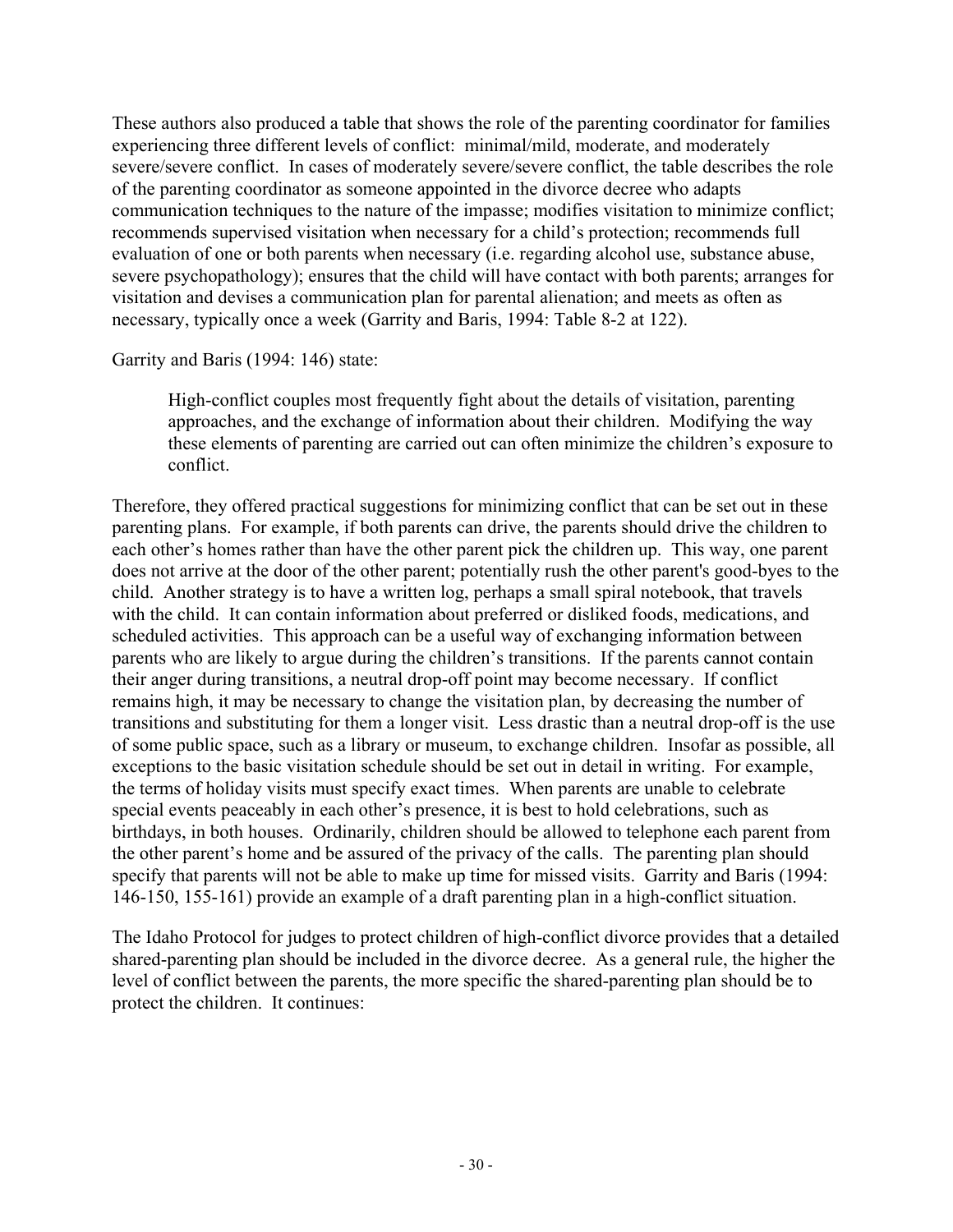These authors also produced a table that shows the role of the parenting coordinator for families experiencing three different levels of conflict: minimal/mild, moderate, and moderately severe/severe conflict. In cases of moderately severe/severe conflict, the table describes the role of the parenting coordinator as someone appointed in the divorce decree who adapts communication techniques to the nature of the impasse; modifies visitation to minimize conflict; recommends supervised visitation when necessary for a child's protection; recommends full evaluation of one or both parents when necessary (i.e. regarding alcohol use, substance abuse, severe psychopathology); ensures that the child will have contact with both parents; arranges for visitation and devises a communication plan for parental alienation; and meets as often as necessary, typically once a week (Garrity and Baris, 1994: Table 8-2 at 122).

Garrity and Baris (1994: 146) state:

> High-conflict couples most frequently fight about the details of visitation, parenting approaches, and the exchange of information about their children. Modifying the way these elements of parenting are carried out can often minimize the children's exposure to conflict.

Therefore, they offered practical suggestions for minimizing conflict that can be set out in these parenting plans. For example, if both parents can drive, the parents should drive the children to each other's homes rather than have the other parent pick the children up. This way, one parent does not arrive at the door of the other parent; potentially rush the other parent's good-byes to the child. Another strategy is to have a written log, perhaps a small spiral notebook, that travels with the child. It can contain information about preferred or disliked foods, medications, and scheduled activities. This approach can be a useful way of exchanging information between parents who are likely to argue during the children's transitions. If the parents cannot contain their anger during transitions, a neutral drop-off point may become necessary. If conflict remains high, it may be necessary to change the visitation plan, by decreasing the number of transitions and substituting for them a longer visit. Less drastic than a neutral drop-off is the use of some public space, such as a library or museum, to exchange children. Insofar as possible, all exceptions to the basic visitation schedule should be set out in detail in writing. For example, the terms of holiday visits must specify exact times. When parents are unable to celebrate special events peaceably in each other's presence, it is best to hold celebrations, such as birthdays, in both houses. Ordinarily, children should be allowed to telephone each parent from the other parent's home and be assured of the privacy of the calls. The parenting plan should specify that parents will not be able to make up time for missed visits. Garrity and Baris (1994: 146-150, 155-161) provide an example of a draft parenting plan in a high-conflict situation.

The Idaho Protocol for judges to protect children of high-conflict divorce provides that a detailed shared-parenting plan should be included in the divorce decree. As a general rule, the higher the level of conflict between the parents, the more specific the shared-parenting plan should be to protect the children. It continues: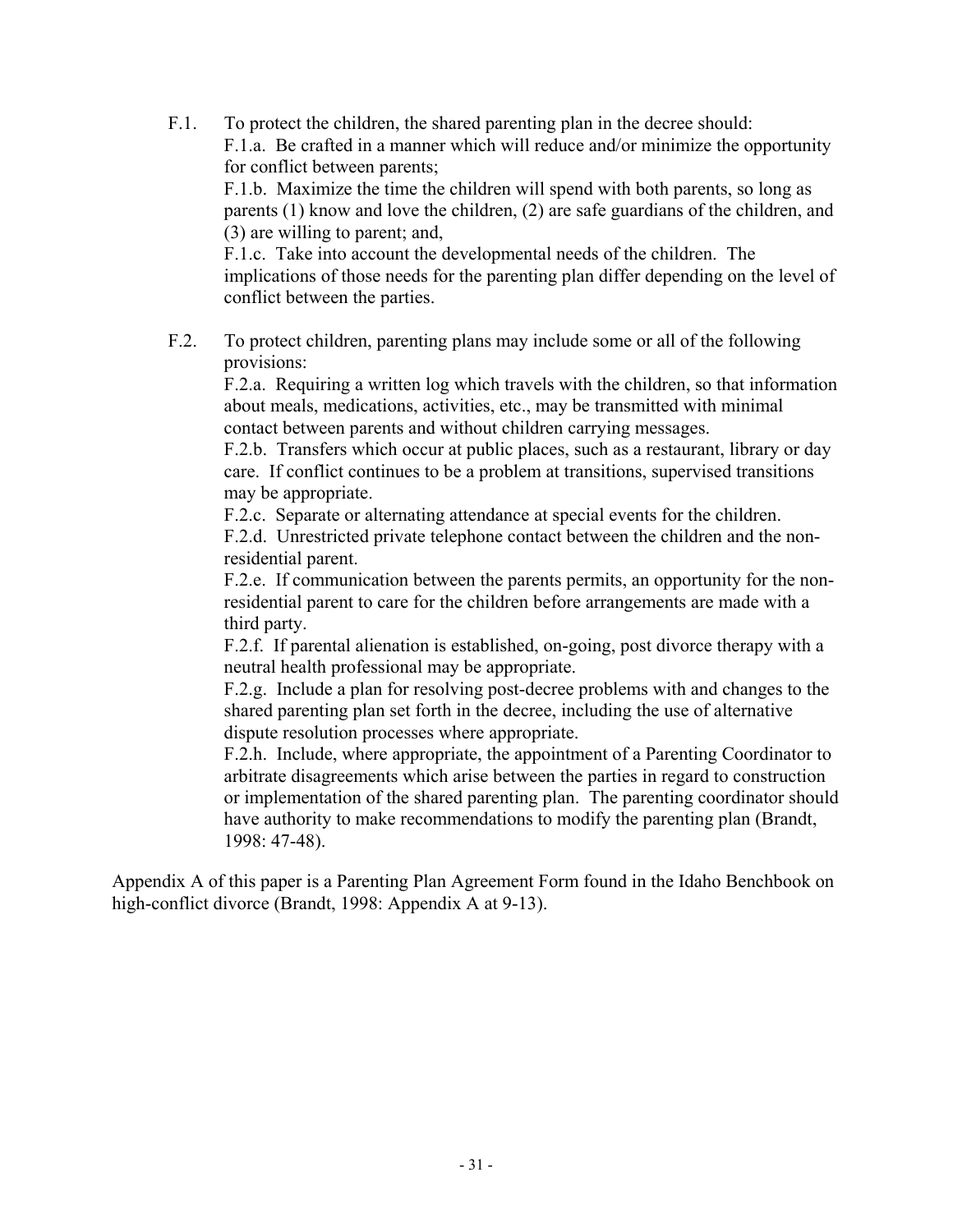F.1. To protect the children, the shared parenting plan in the decree should:

F.1.a. Be crafted in a manner which will reduce and/or minimize the opportunity for conflict between parents;

F.1.b. Maximize the time the children will spend with both parents, so long as parents (1) know and love the children, (2) are safe guardians of the children, and (3) are willing to parent; and,

F.1.c. Take into account the developmental needs of the children. The implications of those needs for the parenting plan differ depending on the level of conflict between the parties.

F.2. To protect children, parenting plans may include some or all of the following provisions:

F.2.a. Requiring a written log which travels with the children, so that information about meals, medications, activities, etc., may be transmitted with minimal contact between parents and without children carrying messages.

F.2.b. Transfers which occur at public places, such as a restaurant, library or day care. If conflict continues to be a problem at transitions, supervised transitions may be appropriate.

F.2.c. Separate or alternating attendance at special events for the children.

F.2.d. Unrestricted private telephone contact between the children and the non-residential parent.

F.2.e. If communication between the parents permits, an opportunity for the non-residential parent to care for the children before arrangements are made with a third party.

F.2.f. If parental alienation is established, on-going, post divorce therapy with a neutral health professional may be appropriate.

F.2.g. Include a plan for resolving post-decree problems with and changes to the shared parenting plan set forth in the decree, including the use of alternative dispute resolution processes where appropriate.

F.2.h. Include, where appropriate, the appointment of a Parenting Coordinator to arbitrate disagreements which arise between the parties in regard to construction or implementation of the shared parenting plan. The parenting coordinator should have authority to make recommendations to modify the parenting plan (Brandt, 1998: 47-48).

Appendix A of this paper is a Parenting Plan Agreement Form found in the Idaho Benchbook on high-conflict divorce (Brandt, 1998: Appendix A at 9-13).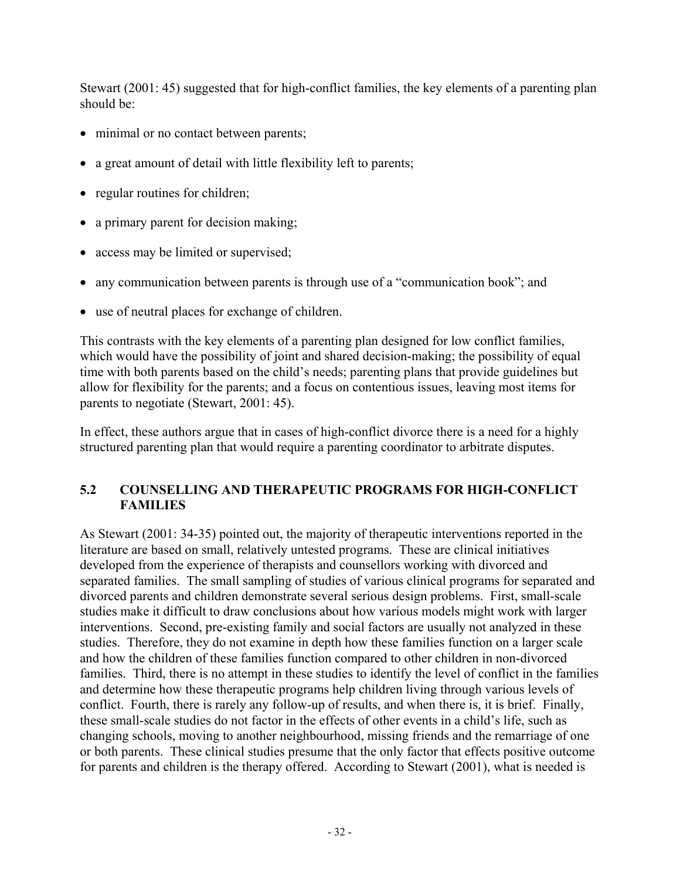Stewart (2001: 45) suggested that for high-conflict families, the key elements of a parenting plan should be:

- minimal or no contact between parents;
- a great amount of detail with little flexibility left to parents;
- regular routines for children;
- a primary parent for decision making;
- access may be limited or supervised;
- any communication between parents is through use of a "communication book"; and
- use of neutral places for exchange of children.

This contrasts with the key elements of a parenting plan designed for low conflict families, which would have the possibility of joint and shared decision-making; the possibility of equal time with both parents based on the child's needs; parenting plans that provide guidelines but allow for flexibility for the parents; and a focus on contentious issues, leaving most items for parents to negotiate (Stewart, 2001: 45).

In effect, these authors argue that in cases of high-conflict divorce there is a need for a highly structured parenting plan that would require a parenting coordinator to arbitrate disputes.

## 5.2 COUNSELLING AND THERAPEUTIC PROGRAMS FOR HIGH-CONFLICT FAMILIES

As Stewart (2001: 34-35) pointed out, the majority of therapeutic interventions reported in the literature are based on small, relatively untested programs. These are clinical initiatives developed from the experience of therapists and counsellors working with divorced and separated families. The small sampling of studies of various clinical programs for separated and divorced parents and children demonstrate several serious design problems. First, small-scale studies make it difficult to draw conclusions about how various models might work with larger interventions. Second, pre-existing family and social factors are usually not analyzed in these studies. Therefore, they do not examine in depth how these families function on a larger scale and how the children of these families function compared to other children in non-divorced families. Third, there is no attempt in these studies to identify the level of conflict in the families and determine how these therapeutic programs help children living through various levels of conflict. Fourth, there is rarely any follow-up of results, and when there is, it is brief. Finally, these small-scale studies do not factor in the effects of other events in a child's life, such as changing schools, moving to another neighbourhood, missing friends and the remarriage of one or both parents. These clinical studies presume that the only factor that effects positive outcome for parents and children is the therapy offered. According to Stewart (2001), what is needed is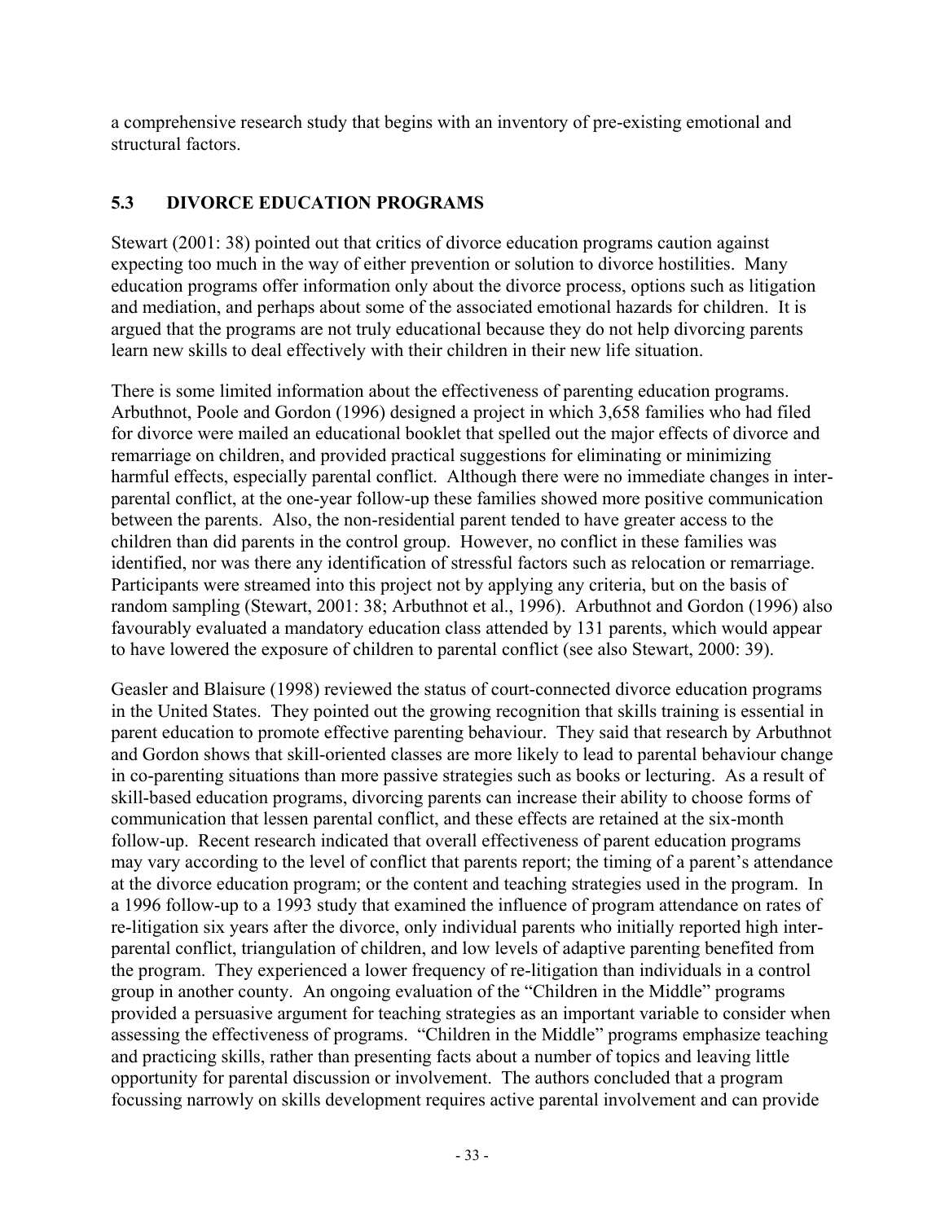a comprehensive research study that begins with an inventory of pre-existing emotional and structural factors.

### 5.3 DIVORCE EDUCATION PROGRAMS

Stewart (2001: 38) pointed out that critics of divorce education programs caution against expecting too much in the way of either prevention or solution to divorce hostilities. Many education programs offer information only about the divorce process, options such as litigation and mediation, and perhaps about some of the associated emotional hazards for children. It is argued that the programs are not truly educational because they do not help divorcing parents learn new skills to deal effectively with their children in their new life situation.

There is some limited information about the effectiveness of parenting education programs. Arbuthnot, Poole and Gordon (1996) designed a project in which 3,658 families who had filed for divorce were mailed an educational booklet that spelled out the major effects of divorce and remarriage on children, and provided practical suggestions for eliminating or minimizing harmful effects, especially parental conflict. Although there were no immediate changes in inter-parental conflict, at the one-year follow-up these families showed more positive communication between the parents. Also, the non-residential parent tended to have greater access to the children than did parents in the control group. However, no conflict in these families was identified, nor was there any identification of stressful factors such as relocation or remarriage. Participants were streamed into this project not by applying any criteria, but on the basis of random sampling (Stewart, 2001: 38; Arbuthnot et al., 1996). Arbuthnot and Gordon (1996) also favourably evaluated a mandatory education class attended by 131 parents, which would appear to have lowered the exposure of children to parental conflict (see also Stewart, 2000: 39).

Geasler and Blaisure (1998) reviewed the status of court-connected divorce education programs in the United States. They pointed out the growing recognition that skills training is essential in parent education to promote effective parenting behaviour. They said that research by Arbuthnot and Gordon shows that skill-oriented classes are more likely to lead to parental behaviour change in co-parenting situations than more passive strategies such as books or lecturing. As a result of skill-based education programs, divorcing parents can increase their ability to choose forms of communication that lessen parental conflict, and these effects are retained at the six-month follow-up. Recent research indicated that overall effectiveness of parent education programs may vary according to the level of conflict that parents report; the timing of a parent's attendance at the divorce education program; or the content and teaching strategies used in the program. In a 1996 follow-up to a 1993 study that examined the influence of program attendance on rates of re-litigation six years after the divorce, only individual parents who initially reported high inter-parental conflict, triangulation of children, and low levels of adaptive parenting benefited from the program. They experienced a lower frequency of re-litigation than individuals in a control group in another county. An ongoing evaluation of the "Children in the Middle" programs provided a persuasive argument for teaching strategies as an important variable to consider when assessing the effectiveness of programs. "Children in the Middle" programs emphasize teaching and practicing skills, rather than presenting facts about a number of topics and leaving little opportunity for parental discussion or involvement. The authors concluded that a program focussing narrowly on skills development requires active parental involvement and can provide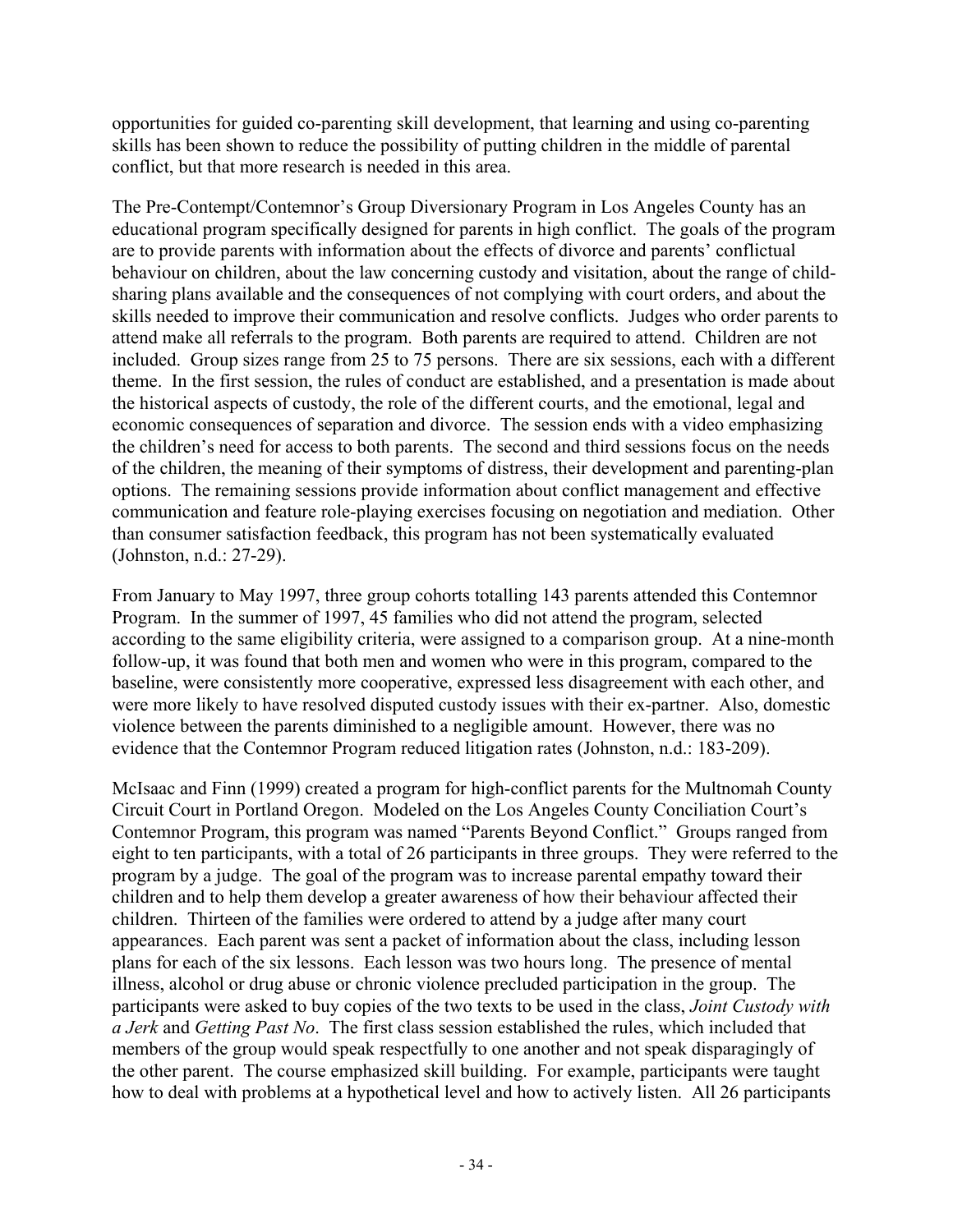opportunities for guided co-parenting skill development, that learning and using co-parenting skills has been shown to reduce the possibility of putting children in the middle of parental conflict, but that more research is needed in this area.

The Pre-Contempt/Contemnor's Group Diversionary Program in Los Angeles County has an educational program specifically designed for parents in high conflict. The goals of the program are to provide parents with information about the effects of divorce and parents' conflictual behaviour on children, about the law concerning custody and visitation, about the range of child-sharing plans available and the consequences of not complying with court orders, and about the skills needed to improve their communication and resolve conflicts. Judges who order parents to attend make all referrals to the program. Both parents are required to attend. Children are not included. Group sizes range from 25 to 75 persons. There are six sessions, each with a different theme. In the first session, the rules of conduct are established, and a presentation is made about the historical aspects of custody, the role of the different courts, and the emotional, legal and economic consequences of separation and divorce. The session ends with a video emphasizing the children's need for access to both parents. The second and third sessions focus on the needs of the children, the meaning of their symptoms of distress, their development and parenting-plan options. The remaining sessions provide information about conflict management and effective communication and feature role-playing exercises focusing on negotiation and mediation. Other than consumer satisfaction feedback, this program has not been systematically evaluated (Johnston, n.d.: 27-29).

From January to May 1997, three group cohorts totalling 143 parents attended this Contemnor Program. In the summer of 1997, 45 families who did not attend the program, selected according to the same eligibility criteria, were assigned to a comparison group. At a nine-month follow-up, it was found that both men and women who were in this program, compared to the baseline, were consistently more cooperative, expressed less disagreement with each other, and were more likely to have resolved disputed custody issues with their ex-partner. Also, domestic violence between the parents diminished to a negligible amount. However, there was no evidence that the Contemnor Program reduced litigation rates (Johnston, n.d.: 183-209).

McIsaac and Finn (1999) created a program for high-conflict parents for the Multnomah County Circuit Court in Portland Oregon. Modeled on the Los Angeles County Conciliation Court's Contemnor Program, this program was named "Parents Beyond Conflict." Groups ranged from eight to ten participants, with a total of 26 participants in three groups. They were referred to the program by a judge. The goal of the program was to increase parental empathy toward their children and to help them develop a greater awareness of how their behaviour affected their children. Thirteen of the families were ordered to attend by a judge after many court appearances. Each parent was sent a packet of information about the class, including lesson plans for each of the six lessons. Each lesson was two hours long. The presence of mental illness, alcohol or drug abuse or chronic violence precluded participation in the group. The participants were asked to buy copies of the two texts to be used in the class, *Joint Custody with a Jerk* and *Getting Past No*. The first class session established the rules, which included that members of the group would speak respectfully to one another and not speak disparagingly of the other parent. The course emphasized skill building. For example, participants were taught how to deal with problems at a hypothetical level and how to actively listen. All 26 participants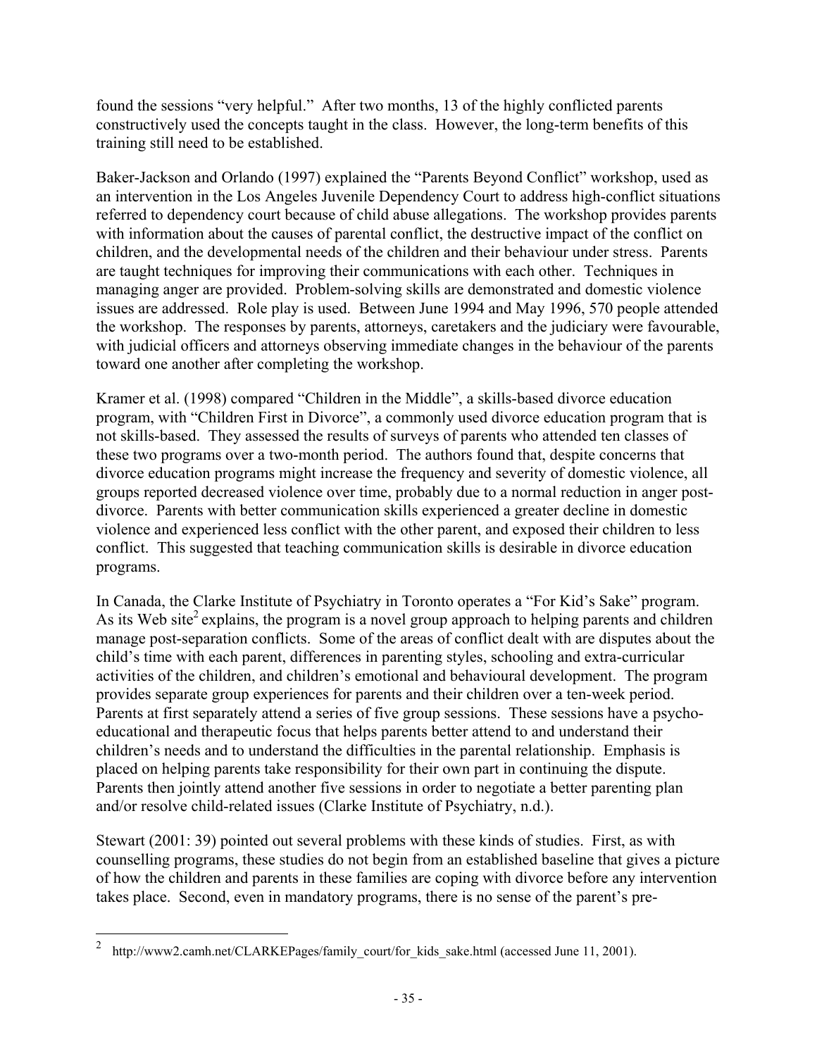found the sessions "very helpful." After two months, 13 of the highly conflicted parents constructively used the concepts taught in the class. However, the long-term benefits of this training still need to be established.

Baker-Jackson and Orlando (1997) explained the "Parents Beyond Conflict" workshop, used as an intervention in the Los Angeles Juvenile Dependency Court to address high-conflict situations referred to dependency court because of child abuse allegations. The workshop provides parents with information about the causes of parental conflict, the destructive impact of the conflict on children, and the developmental needs of the children and their behaviour under stress. Parents are taught techniques for improving their communications with each other. Techniques in managing anger are provided. Problem-solving skills are demonstrated and domestic violence issues are addressed. Role play is used. Between June 1994 and May 1996, 570 people attended the workshop. The responses by parents, attorneys, caretakers and the judiciary were favourable, with judicial officers and attorneys observing immediate changes in the behaviour of the parents toward one another after completing the workshop.

Kramer et al. (1998) compared "Children in the Middle", a skills-based divorce education program, with "Children First in Divorce", a commonly used divorce education program that is not skills-based. They assessed the results of surveys of parents who attended ten classes of these two programs over a two-month period. The authors found that, despite concerns that divorce education programs might increase the frequency and severity of domestic violence, all groups reported decreased violence over time, probably due to a normal reduction in anger post-divorce. Parents with better communication skills experienced a greater decline in domestic violence and experienced less conflict with the other parent, and exposed their children to less conflict. This suggested that teaching communication skills is desirable in divorce education programs.

In Canada, the Clarke Institute of Psychiatry in Toronto operates a "For Kid's Sake" program. As its Web site[2] explains, the program is a novel group approach to helping parents and children manage post-separation conflicts. Some of the areas of conflict dealt with are disputes about the child's time with each parent, differences in parenting styles, schooling and extra-curricular activities of the children, and children's emotional and behavioural development. The program provides separate group experiences for parents and their children over a ten-week period. Parents at first separately attend a series of five group sessions. These sessions have a psycho-educational and therapeutic focus that helps parents better attend to and understand their children's needs and to understand the difficulties in the parental relationship. Emphasis is placed on helping parents take responsibility for their own part in continuing the dispute. Parents then jointly attend another five sessions in order to negotiate a better parenting plan and/or resolve child-related issues (Clarke Institute of Psychiatry, n.d.).

Stewart (2001: 39) pointed out several problems with these kinds of studies. First, as with counselling programs, these studies do not begin from an established baseline that gives a picture of how the children and parents in these families are coping with divorce before any intervention takes place. Second, even in mandatory programs, there is no sense of the parent's pre-

---

[2] http://www2.camh.net/CLARKEPages/family_court/for_kids_sake.html (accessed June 11, 2001).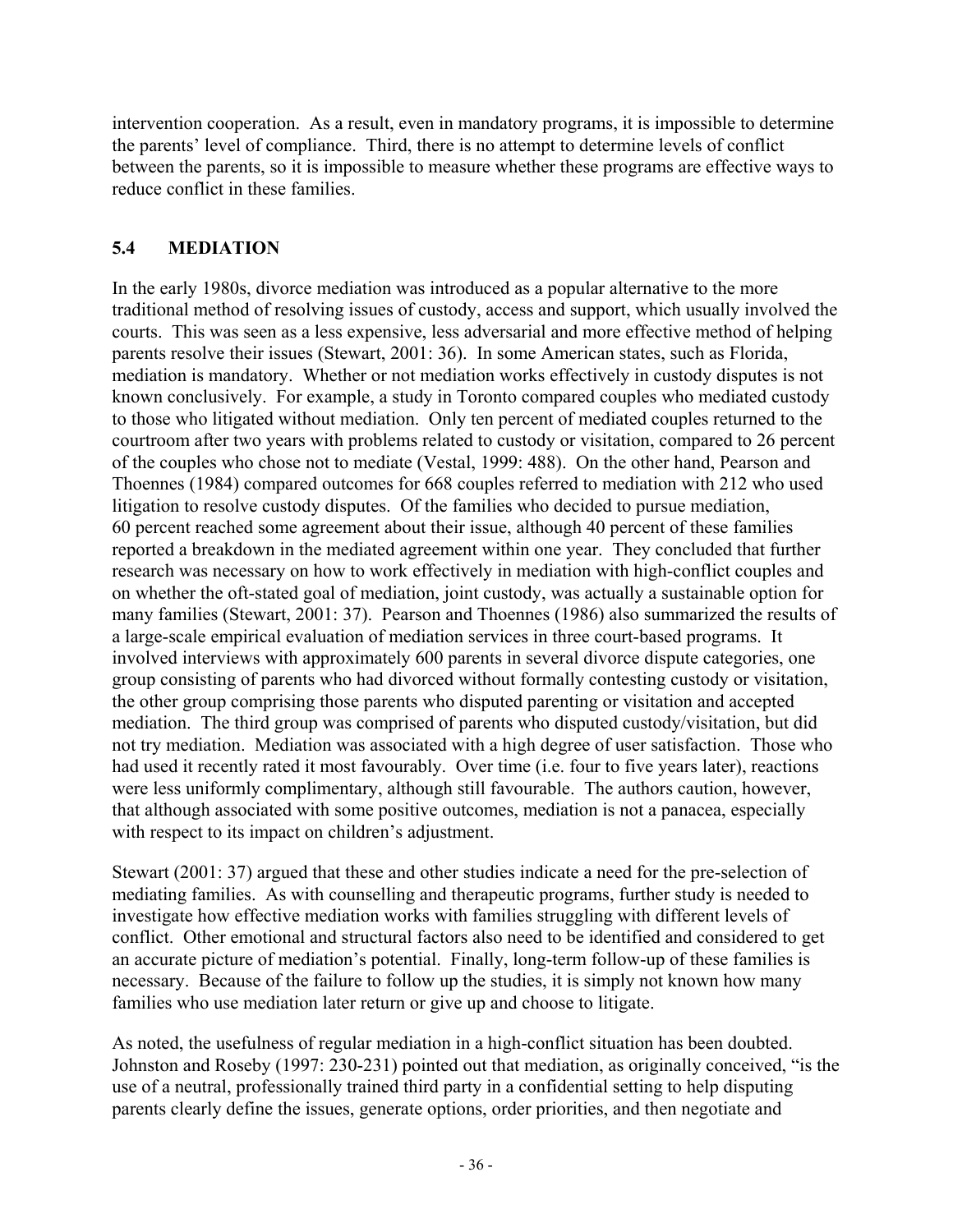intervention cooperation. As a result, even in mandatory programs, it is impossible to determine the parents' level of compliance. Third, there is no attempt to determine levels of conflict between the parents, so it is impossible to measure whether these programs are effective ways to reduce conflict in these families.

## 5.4 MEDIATION

In the early 1980s, divorce mediation was introduced as a popular alternative to the more traditional method of resolving issues of custody, access and support, which usually involved the courts. This was seen as a less expensive, less adversarial and more effective method of helping parents resolve their issues (Stewart, 2001: 36). In some American states, such as Florida, mediation is mandatory. Whether or not mediation works effectively in custody disputes is not known conclusively. For example, a study in Toronto compared couples who mediated custody to those who litigated without mediation. Only ten percent of mediated couples returned to the courtroom after two years with problems related to custody or visitation, compared to 26 percent of the couples who chose not to mediate (Vestal, 1999: 488). On the other hand, Pearson and Thoennes (1984) compared outcomes for 668 couples referred to mediation with 212 who used litigation to resolve custody disputes. Of the families who decided to pursue mediation, 60 percent reached some agreement about their issue, although 40 percent of these families reported a breakdown in the mediated agreement within one year. They concluded that further research was necessary on how to work effectively in mediation with high-conflict couples and on whether the oft-stated goal of mediation, joint custody, was actually a sustainable option for many families (Stewart, 2001: 37). Pearson and Thoennes (1986) also summarized the results of a large-scale empirical evaluation of mediation services in three court-based programs. It involved interviews with approximately 600 parents in several divorce dispute categories, one group consisting of parents who had divorced without formally contesting custody or visitation, the other group comprising those parents who disputed parenting or visitation and accepted mediation. The third group was comprised of parents who disputed custody/visitation, but did not try mediation. Mediation was associated with a high degree of user satisfaction. Those who had used it recently rated it most favourably. Over time (i.e. four to five years later), reactions were less uniformly complimentary, although still favourable. The authors caution, however, that although associated with some positive outcomes, mediation is not a panacea, especially with respect to its impact on children's adjustment.

Stewart (2001: 37) argued that these and other studies indicate a need for the pre-selection of mediating families. As with counselling and therapeutic programs, further study is needed to investigate how effective mediation works with families struggling with different levels of conflict. Other emotional and structural factors also need to be identified and considered to get an accurate picture of mediation's potential. Finally, long-term follow-up of these families is necessary. Because of the failure to follow up the studies, it is simply not known how many families who use mediation later return or give up and choose to litigate.

As noted, the usefulness of regular mediation in a high-conflict situation has been doubted. Johnston and Roseby (1997: 230-231) pointed out that mediation, as originally conceived, "is the use of a neutral, professionally trained third party in a confidential setting to help disputing parents clearly define the issues, generate options, order priorities, and then negotiate and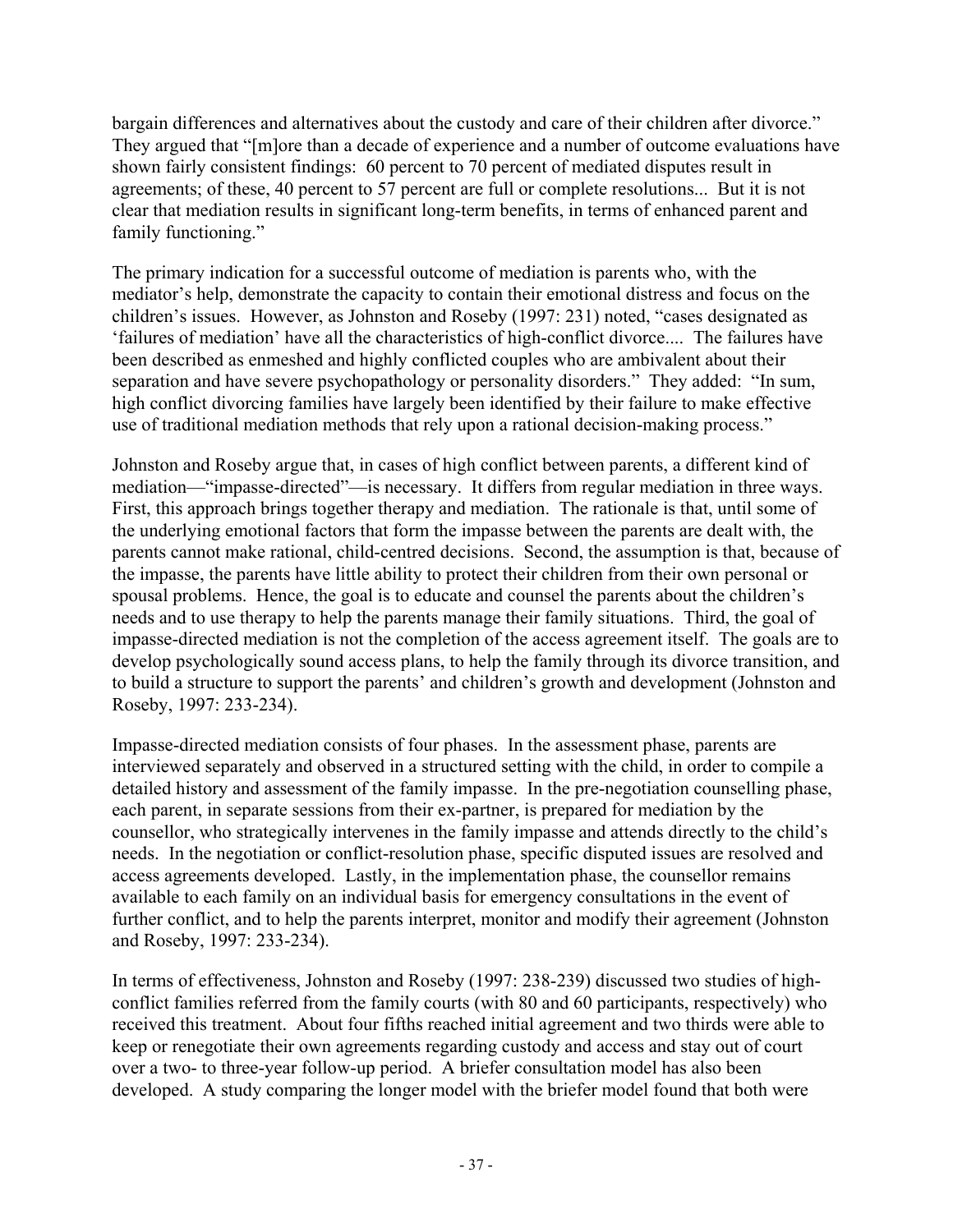bargain differences and alternatives about the custody and care of their children after divorce." They argued that "[m]ore than a decade of experience and a number of outcome evaluations have shown fairly consistent findings: 60 percent to 70 percent of mediated disputes result in agreements; of these, 40 percent to 57 percent are full or complete resolutions... But it is not clear that mediation results in significant long-term benefits, in terms of enhanced parent and family functioning."

The primary indication for a successful outcome of mediation is parents who, with the mediator's help, demonstrate the capacity to contain their emotional distress and focus on the children's issues. However, as Johnston and Roseby (1997: 231) noted, "cases designated as 'failures of mediation' have all the characteristics of high-conflict divorce.... The failures have been described as enmeshed and highly conflicted couples who are ambivalent about their separation and have severe psychopathology or personality disorders." They added: "In sum, high conflict divorcing families have largely been identified by their failure to make effective use of traditional mediation methods that rely upon a rational decision-making process."

Johnston and Roseby argue that, in cases of high conflict between parents, a different kind of mediation—"impasse-directed"—is necessary. It differs from regular mediation in three ways. First, this approach brings together therapy and mediation. The rationale is that, until some of the underlying emotional factors that form the impasse between the parents are dealt with, the parents cannot make rational, child-centred decisions. Second, the assumption is that, because of the impasse, the parents have little ability to protect their children from their own personal or spousal problems. Hence, the goal is to educate and counsel the parents about the children's needs and to use therapy to help the parents manage their family situations. Third, the goal of impasse-directed mediation is not the completion of the access agreement itself. The goals are to develop psychologically sound access plans, to help the family through its divorce transition, and to build a structure to support the parents' and children's growth and development (Johnston and Roseby, 1997: 233-234).

Impasse-directed mediation consists of four phases. In the assessment phase, parents are interviewed separately and observed in a structured setting with the child, in order to compile a detailed history and assessment of the family impasse. In the pre-negotiation counselling phase, each parent, in separate sessions from their ex-partner, is prepared for mediation by the counsellor, who strategically intervenes in the family impasse and attends directly to the child's needs. In the negotiation or conflict-resolution phase, specific disputed issues are resolved and access agreements developed. Lastly, in the implementation phase, the counsellor remains available to each family on an individual basis for emergency consultations in the event of further conflict, and to help the parents interpret, monitor and modify their agreement (Johnston and Roseby, 1997: 233-234).

In terms of effectiveness, Johnston and Roseby (1997: 238-239) discussed two studies of high-conflict families referred from the family courts (with 80 and 60 participants, respectively) who received this treatment. About four fifths reached initial agreement and two thirds were able to keep or renegotiate their own agreements regarding custody and access and stay out of court over a two- to three-year follow-up period. A briefer consultation model has also been developed. A study comparing the longer model with the briefer model found that both were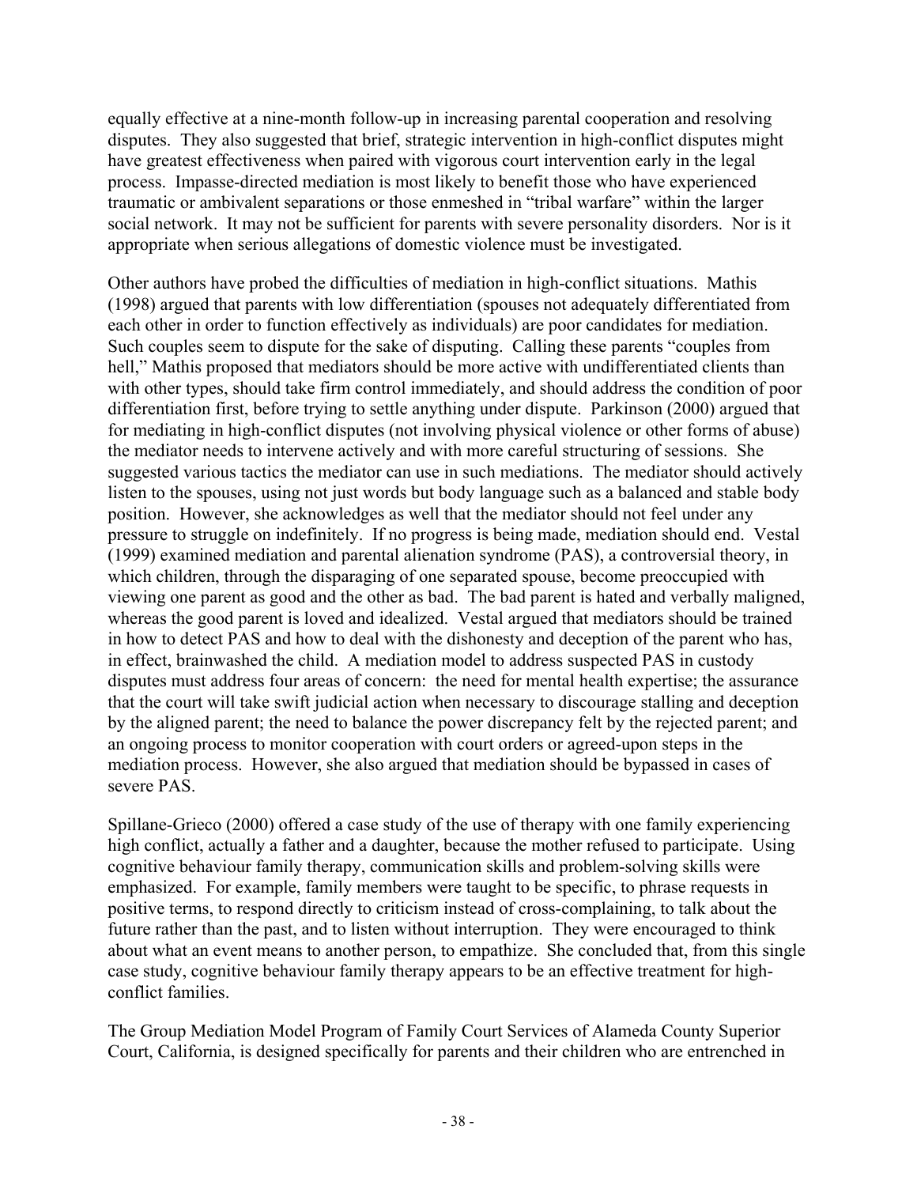equally effective at a nine-month follow-up in increasing parental cooperation and resolving disputes. They also suggested that brief, strategic intervention in high-conflict disputes might have greatest effectiveness when paired with vigorous court intervention early in the legal process. Impasse-directed mediation is most likely to benefit those who have experienced traumatic or ambivalent separations or those enmeshed in "tribal warfare" within the larger social network. It may not be sufficient for parents with severe personality disorders. Nor is it appropriate when serious allegations of domestic violence must be investigated.

Other authors have probed the difficulties of mediation in high-conflict situations. Mathis (1998) argued that parents with low differentiation (spouses not adequately differentiated from each other in order to function effectively as individuals) are poor candidates for mediation. Such couples seem to dispute for the sake of disputing. Calling these parents "couples from hell," Mathis proposed that mediators should be more active with undifferentiated clients than with other types, should take firm control immediately, and should address the condition of poor differentiation first, before trying to settle anything under dispute. Parkinson (2000) argued that for mediating in high-conflict disputes (not involving physical violence or other forms of abuse) the mediator needs to intervene actively and with more careful structuring of sessions. She suggested various tactics the mediator can use in such mediations. The mediator should actively listen to the spouses, using not just words but body language such as a balanced and stable body position. However, she acknowledges as well that the mediator should not feel under any pressure to struggle on indefinitely. If no progress is being made, mediation should end. Vestal (1999) examined mediation and parental alienation syndrome (PAS), a controversial theory, in which children, through the disparaging of one separated spouse, become preoccupied with viewing one parent as good and the other as bad. The bad parent is hated and verbally maligned, whereas the good parent is loved and idealized. Vestal argued that mediators should be trained in how to detect PAS and how to deal with the dishonesty and deception of the parent who has, in effect, brainwashed the child. A mediation model to address suspected PAS in custody disputes must address four areas of concern: the need for mental health expertise; the assurance that the court will take swift judicial action when necessary to discourage stalling and deception by the aligned parent; the need to balance the power discrepancy felt by the rejected parent; and an ongoing process to monitor cooperation with court orders or agreed-upon steps in the mediation process. However, she also argued that mediation should be bypassed in cases of severe PAS.

Spillane-Grieco (2000) offered a case study of the use of therapy with one family experiencing high conflict, actually a father and a daughter, because the mother refused to participate. Using cognitive behaviour family therapy, communication skills and problem-solving skills were emphasized. For example, family members were taught to be specific, to phrase requests in positive terms, to respond directly to criticism instead of cross-complaining, to talk about the future rather than the past, and to listen without interruption. They were encouraged to think about what an event means to another person, to empathize. She concluded that, from this single case study, cognitive behaviour family therapy appears to be an effective treatment for high-conflict families.

The Group Mediation Model Program of Family Court Services of Alameda County Superior Court, California, is designed specifically for parents and their children who are entrenched in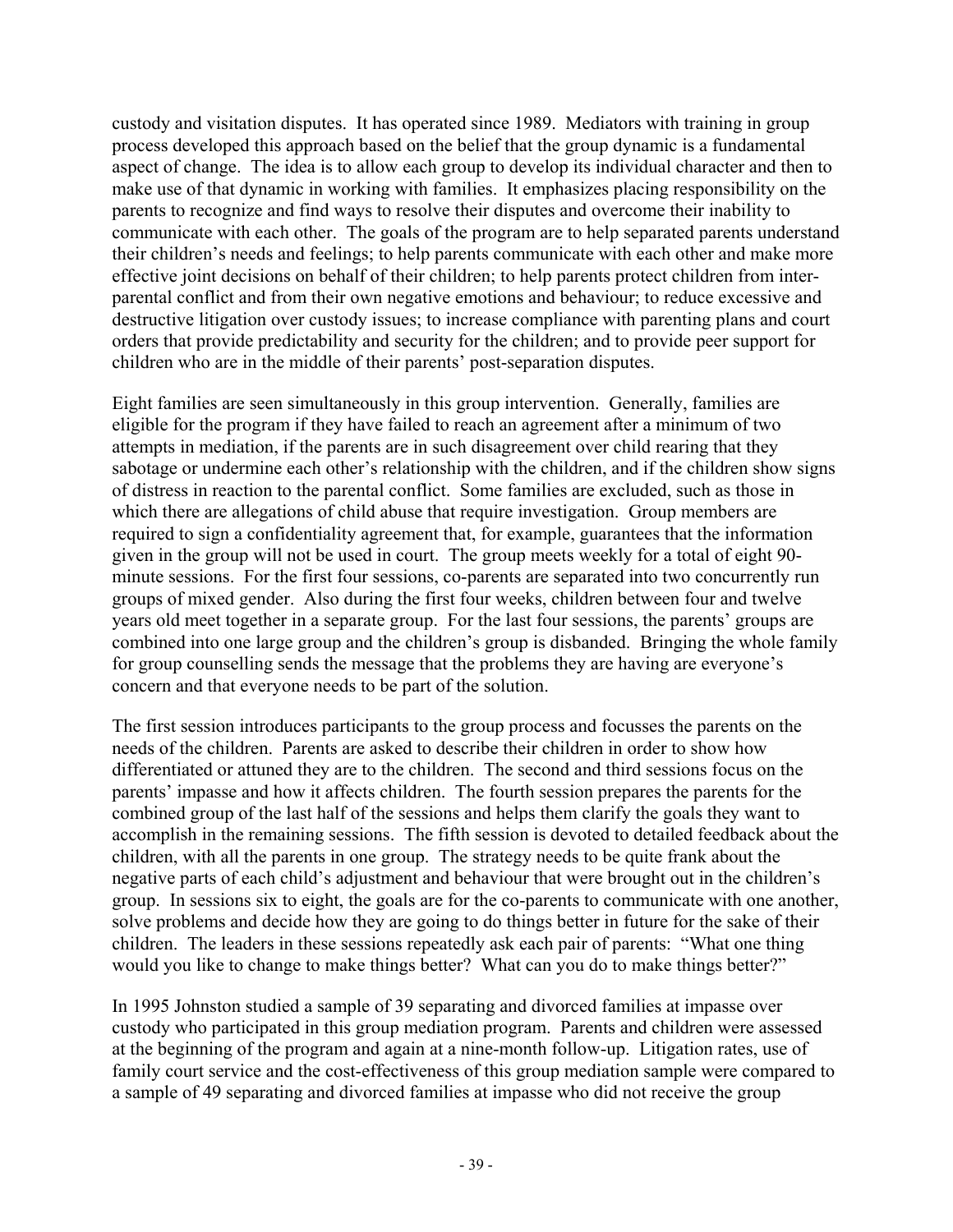custody and visitation disputes. It has operated since 1989. Mediators with training in group process developed this approach based on the belief that the group dynamic is a fundamental aspect of change. The idea is to allow each group to develop its individual character and then to make use of that dynamic in working with families. It emphasizes placing responsibility on the parents to recognize and find ways to resolve their disputes and overcome their inability to communicate with each other. The goals of the program are to help separated parents understand their children's needs and feelings; to help parents communicate with each other and make more effective joint decisions on behalf of their children; to help parents protect children from inter-parental conflict and from their own negative emotions and behaviour; to reduce excessive and destructive litigation over custody issues; to increase compliance with parenting plans and court orders that provide predictability and security for the children; and to provide peer support for children who are in the middle of their parents' post-separation disputes.

Eight families are seen simultaneously in this group intervention. Generally, families are eligible for the program if they have failed to reach an agreement after a minimum of two attempts in mediation, if the parents are in such disagreement over child rearing that they sabotage or undermine each other's relationship with the children, and if the children show signs of distress in reaction to the parental conflict. Some families are excluded, such as those in which there are allegations of child abuse that require investigation. Group members are required to sign a confidentiality agreement that, for example, guarantees that the information given in the group will not be used in court. The group meets weekly for a total of eight 90-minute sessions. For the first four sessions, co-parents are separated into two concurrently run groups of mixed gender. Also during the first four weeks, children between four and twelve years old meet together in a separate group. For the last four sessions, the parents' groups are combined into one large group and the children's group is disbanded. Bringing the whole family for group counselling sends the message that the problems they are having are everyone's concern and that everyone needs to be part of the solution.

The first session introduces participants to the group process and focusses the parents on the needs of the children. Parents are asked to describe their children in order to show how differentiated or attuned they are to the children. The second and third sessions focus on the parents' impasse and how it affects children. The fourth session prepares the parents for the combined group of the last half of the sessions and helps them clarify the goals they want to accomplish in the remaining sessions. The fifth session is devoted to detailed feedback about the children, with all the parents in one group. The strategy needs to be quite frank about the negative parts of each child's adjustment and behaviour that were brought out in the children's group. In sessions six to eight, the goals are for the co-parents to communicate with one another, solve problems and decide how they are going to do things better in future for the sake of their children. The leaders in these sessions repeatedly ask each pair of parents: "What one thing would you like to change to make things better? What can you do to make things better?"

In 1995 Johnston studied a sample of 39 separating and divorced families at impasse over custody who participated in this group mediation program. Parents and children were assessed at the beginning of the program and again at a nine-month follow-up. Litigation rates, use of family court service and the cost-effectiveness of this group mediation sample were compared to a sample of 49 separating and divorced families at impasse who did not receive the group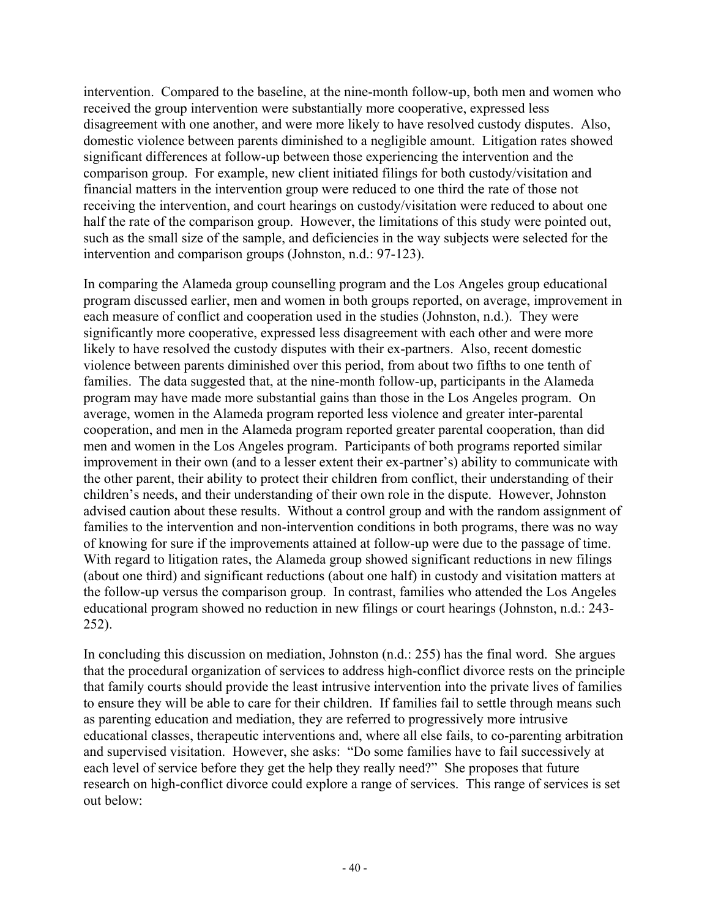intervention. Compared to the baseline, at the nine-month follow-up, both men and women who received the group intervention were substantially more cooperative, expressed less disagreement with one another, and were more likely to have resolved custody disputes. Also, domestic violence between parents diminished to a negligible amount. Litigation rates showed significant differences at follow-up between those experiencing the intervention and the comparison group. For example, new client initiated filings for both custody/visitation and financial matters in the intervention group were reduced to one third the rate of those not receiving the intervention, and court hearings on custody/visitation were reduced to about one half the rate of the comparison group. However, the limitations of this study were pointed out, such as the small size of the sample, and deficiencies in the way subjects were selected for the intervention and comparison groups (Johnston, n.d.: 97-123).

In comparing the Alameda group counselling program and the Los Angeles group educational program discussed earlier, men and women in both groups reported, on average, improvement in each measure of conflict and cooperation used in the studies (Johnston, n.d.). They were significantly more cooperative, expressed less disagreement with each other and were more likely to have resolved the custody disputes with their ex-partners. Also, recent domestic violence between parents diminished over this period, from about two fifths to one tenth of families. The data suggested that, at the nine-month follow-up, participants in the Alameda program may have made more substantial gains than those in the Los Angeles program. On average, women in the Alameda program reported less violence and greater inter-parental cooperation, and men in the Alameda program reported greater parental cooperation, than did men and women in the Los Angeles program. Participants of both programs reported similar improvement in their own (and to a lesser extent their ex-partner's) ability to communicate with the other parent, their ability to protect their children from conflict, their understanding of their children's needs, and their understanding of their own role in the dispute. However, Johnston advised caution about these results. Without a control group and with the random assignment of families to the intervention and non-intervention conditions in both programs, there was no way of knowing for sure if the improvements attained at follow-up were due to the passage of time. With regard to litigation rates, the Alameda group showed significant reductions in new filings (about one third) and significant reductions (about one half) in custody and visitation matters at the follow-up versus the comparison group. In contrast, families who attended the Los Angeles educational program showed no reduction in new filings or court hearings (Johnston, n.d.: 243-252).

In concluding this discussion on mediation, Johnston (n.d.: 255) has the final word. She argues that the procedural organization of services to address high-conflict divorce rests on the principle that family courts should provide the least intrusive intervention into the private lives of families to ensure they will be able to care for their children. If families fail to settle through means such as parenting education and mediation, they are referred to progressively more intrusive educational classes, therapeutic interventions and, where all else fails, to co-parenting arbitration and supervised visitation. However, she asks: "Do some families have to fail successively at each level of service before they get the help they really need?" She proposes that future research on high-conflict divorce could explore a range of services. This range of services is set out below: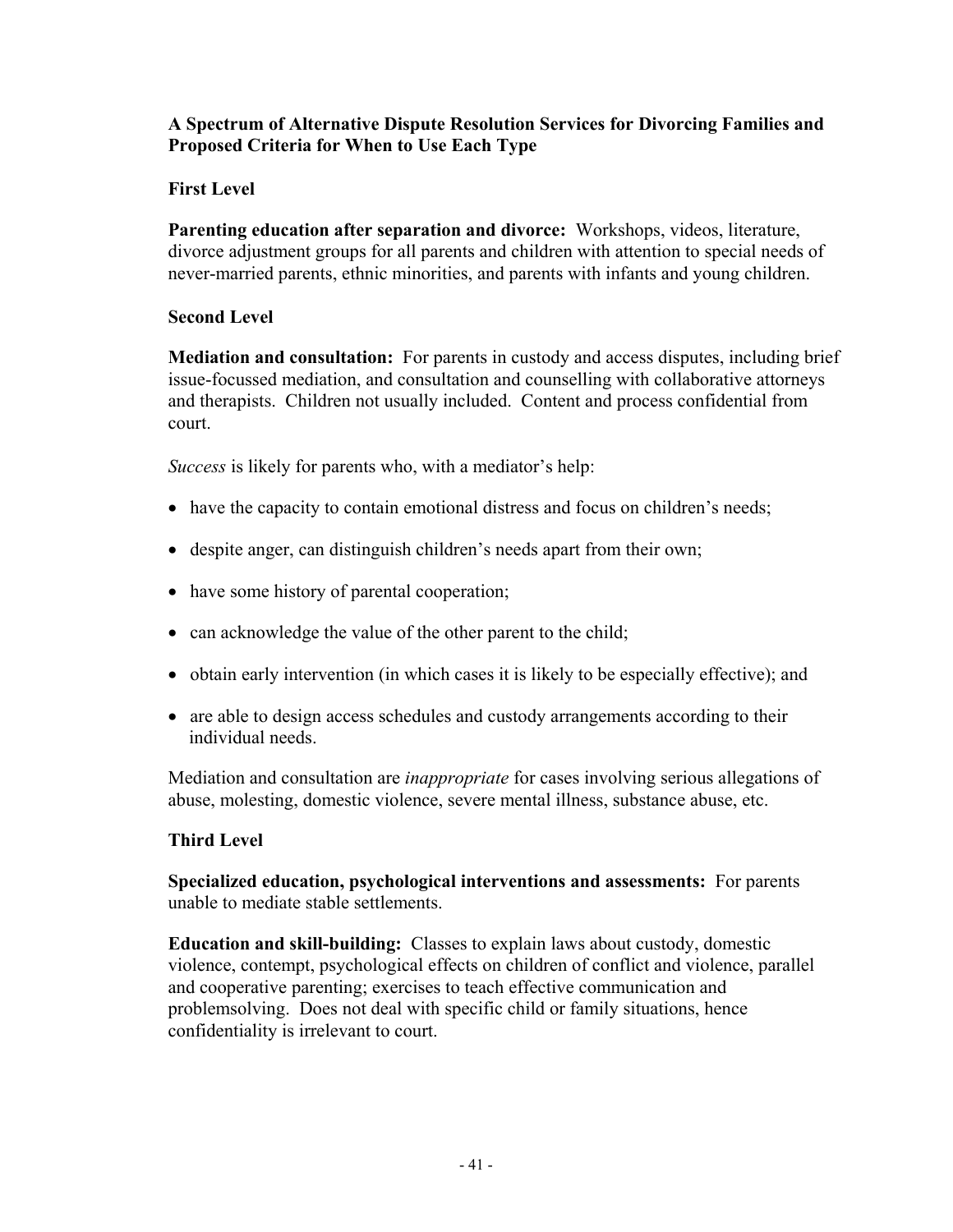**A Spectrum of Alternative Dispute Resolution Services for Divorcing Families and Proposed Criteria for When to Use Each Type**

**First Level**

**Parenting education after separation and divorce:** Workshops, videos, literature, divorce adjustment groups for all parents and children with attention to special needs of never-married parents, ethnic minorities, and parents with infants and young children.

**Second Level**

**Mediation and consultation:** For parents in custody and access disputes, including brief issue-focussed mediation, and consultation and counselling with collaborative attorneys and therapists. Children not usually included. Content and process confidential from court.

*Success* is likely for parents who, with a mediator's help:

- have the capacity to contain emotional distress and focus on children's needs;
- despite anger, can distinguish children's needs apart from their own;
- have some history of parental cooperation;
- can acknowledge the value of the other parent to the child;
- obtain early intervention (in which cases it is likely to be especially effective); and
- are able to design access schedules and custody arrangements according to their individual needs.

Mediation and consultation are *inappropriate* for cases involving serious allegations of abuse, molesting, domestic violence, severe mental illness, substance abuse, etc.

**Third Level**

**Specialized education, psychological interventions and assessments:** For parents unable to mediate stable settlements.

**Education and skill-building:** Classes to explain laws about custody, domestic violence, contempt, psychological effects on children of conflict and violence, parallel and cooperative parenting; exercises to teach effective communication and problemsolving. Does not deal with specific child or family situations, hence confidentiality is irrelevant to court.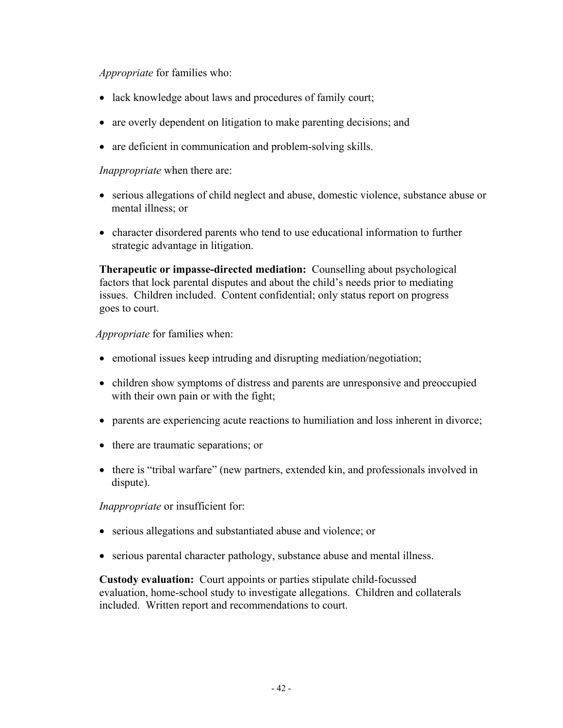*Appropriate* for families who:

- lack knowledge about laws and procedures of family court;
- are overly dependent on litigation to make parenting decisions; and
- are deficient in communication and problem-solving skills.

*Inappropriate* when there are:

- serious allegations of child neglect and abuse, domestic violence, substance abuse or mental illness; or
- character disordered parents who tend to use educational information to further strategic advantage in litigation.

**Therapeutic or impasse-directed mediation:** Counselling about psychological factors that lock parental disputes and about the child's needs prior to mediating issues. Children included. Content confidential; only status report on progress goes to court.

*Appropriate* for families when:

- emotional issues keep intruding and disrupting mediation/negotiation;
- children show symptoms of distress and parents are unresponsive and preoccupied with their own pain or with the fight;
- parents are experiencing acute reactions to humiliation and loss inherent in divorce;
- there are traumatic separations; or
- there is "tribal warfare" (new partners, extended kin, and professionals involved in dispute).

*Inappropriate* or insufficient for:

- serious allegations and substantiated abuse and violence; or
- serious parental character pathology, substance abuse and mental illness.

**Custody evaluation:** Court appoints or parties stipulate child-focussed evaluation, home-school study to investigate allegations. Children and collaterals included. Written report and recommendations to court.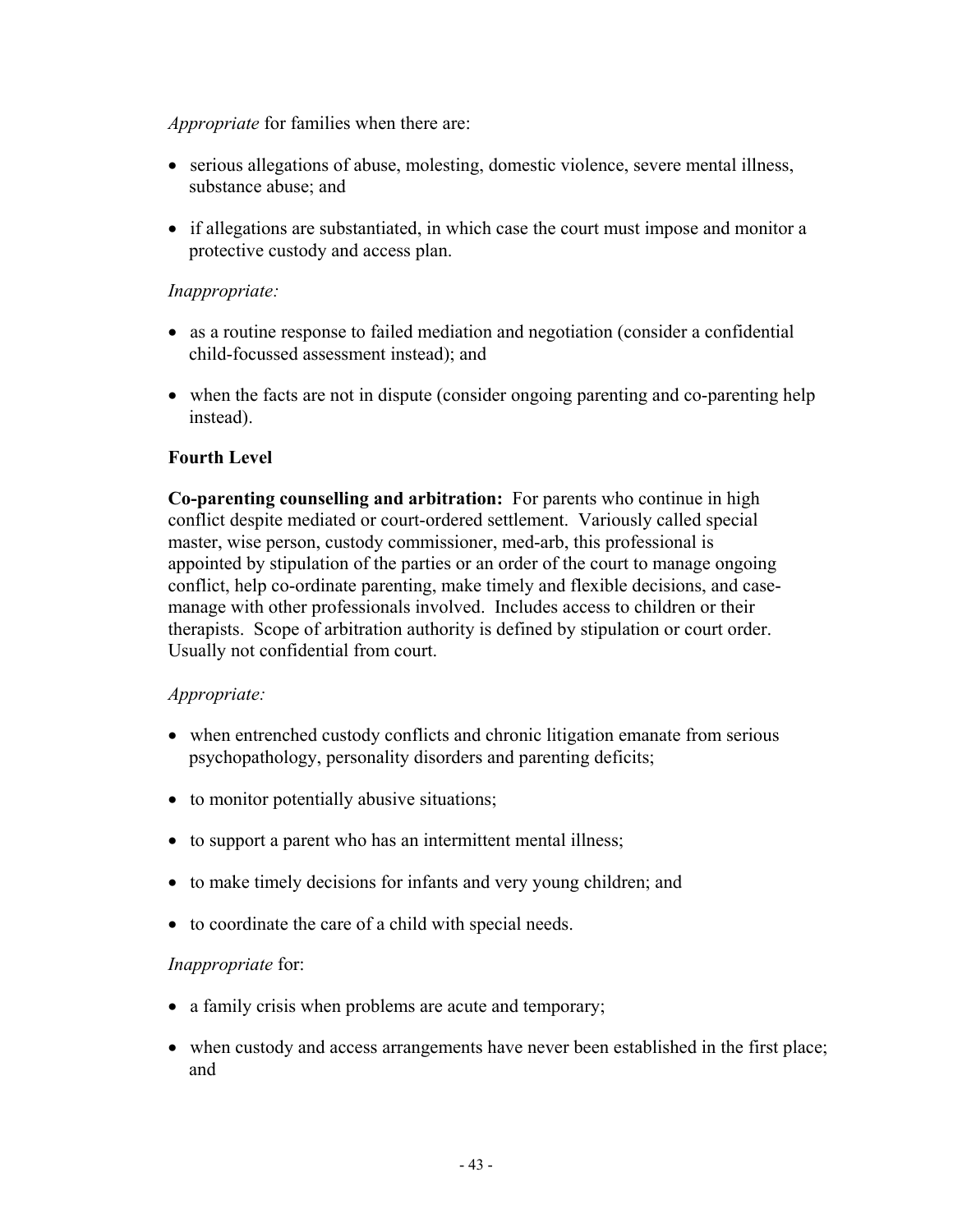*Appropriate* for families when there are:

- serious allegations of abuse, molesting, domestic violence, severe mental illness, substance abuse; and
- if allegations are substantiated, in which case the court must impose and monitor a protective custody and access plan.

*Inappropriate:*

- as a routine response to failed mediation and negotiation (consider a confidential child-focussed assessment instead); and
- when the facts are not in dispute (consider ongoing parenting and co-parenting help instead).

**Fourth Level**

**Co-parenting counselling and arbitration:** For parents who continue in high conflict despite mediated or court-ordered settlement. Variously called special master, wise person, custody commissioner, med-arb, this professional is appointed by stipulation of the parties or an order of the court to manage ongoing conflict, help co-ordinate parenting, make timely and flexible decisions, and case-manage with other professionals involved. Includes access to children or their therapists. Scope of arbitration authority is defined by stipulation or court order. Usually not confidential from court.

*Appropriate:*

- when entrenched custody conflicts and chronic litigation emanate from serious psychopathology, personality disorders and parenting deficits;
- to monitor potentially abusive situations;
- to support a parent who has an intermittent mental illness;
- to make timely decisions for infants and very young children; and
- to coordinate the care of a child with special needs.

*Inappropriate* for:

- a family crisis when problems are acute and temporary;
- when custody and access arrangements have never been established in the first place; and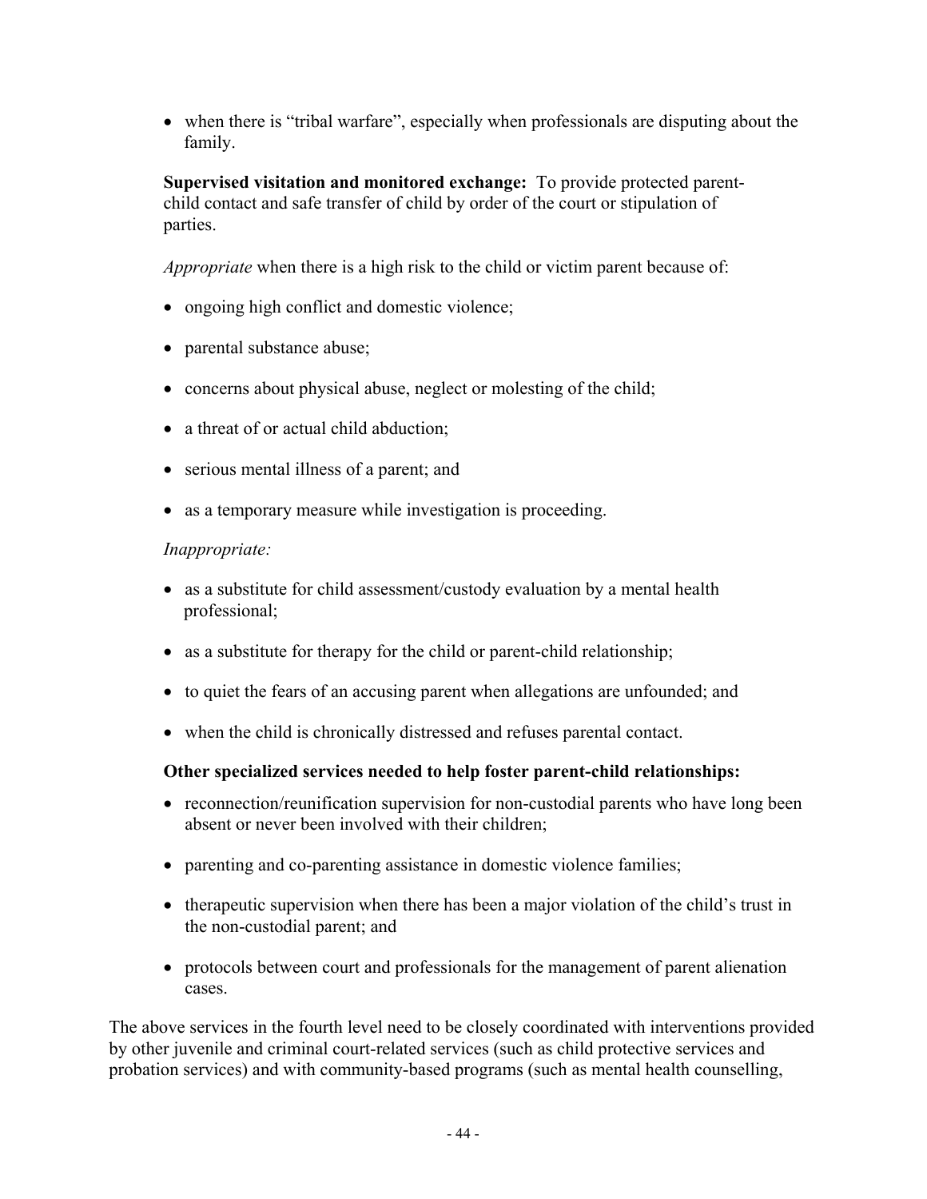- when there is “tribal warfare”, especially when professionals are disputing about the family.

**Supervised visitation and monitored exchange:** To provide protected parent-child contact and safe transfer of child by order of the court or stipulation of parties.

*Appropriate* when there is a high risk to the child or victim parent because of:

- ongoing high conflict and domestic violence;
- parental substance abuse;
- concerns about physical abuse, neglect or molesting of the child;
- a threat of or actual child abduction;
- serious mental illness of a parent; and
- as a temporary measure while investigation is proceeding.

*Inappropriate:*

- as a substitute for child assessment/custody evaluation by a mental health professional;
- as a substitute for therapy for the child or parent-child relationship;
- to quiet the fears of an accusing parent when allegations are unfounded; and
- when the child is chronically distressed and refuses parental contact.

**Other specialized services needed to help foster parent-child relationships:**

- reconnection/reunification supervision for non-custodial parents who have long been absent or never been involved with their children;
- parenting and co-parenting assistance in domestic violence families;
- therapeutic supervision when there has been a major violation of the child’s trust in the non-custodial parent; and
- protocols between court and professionals for the management of parent alienation cases.

The above services in the fourth level need to be closely coordinated with interventions provided by other juvenile and criminal court-related services (such as child protective services and probation services) and with community-based programs (such as mental health counselling,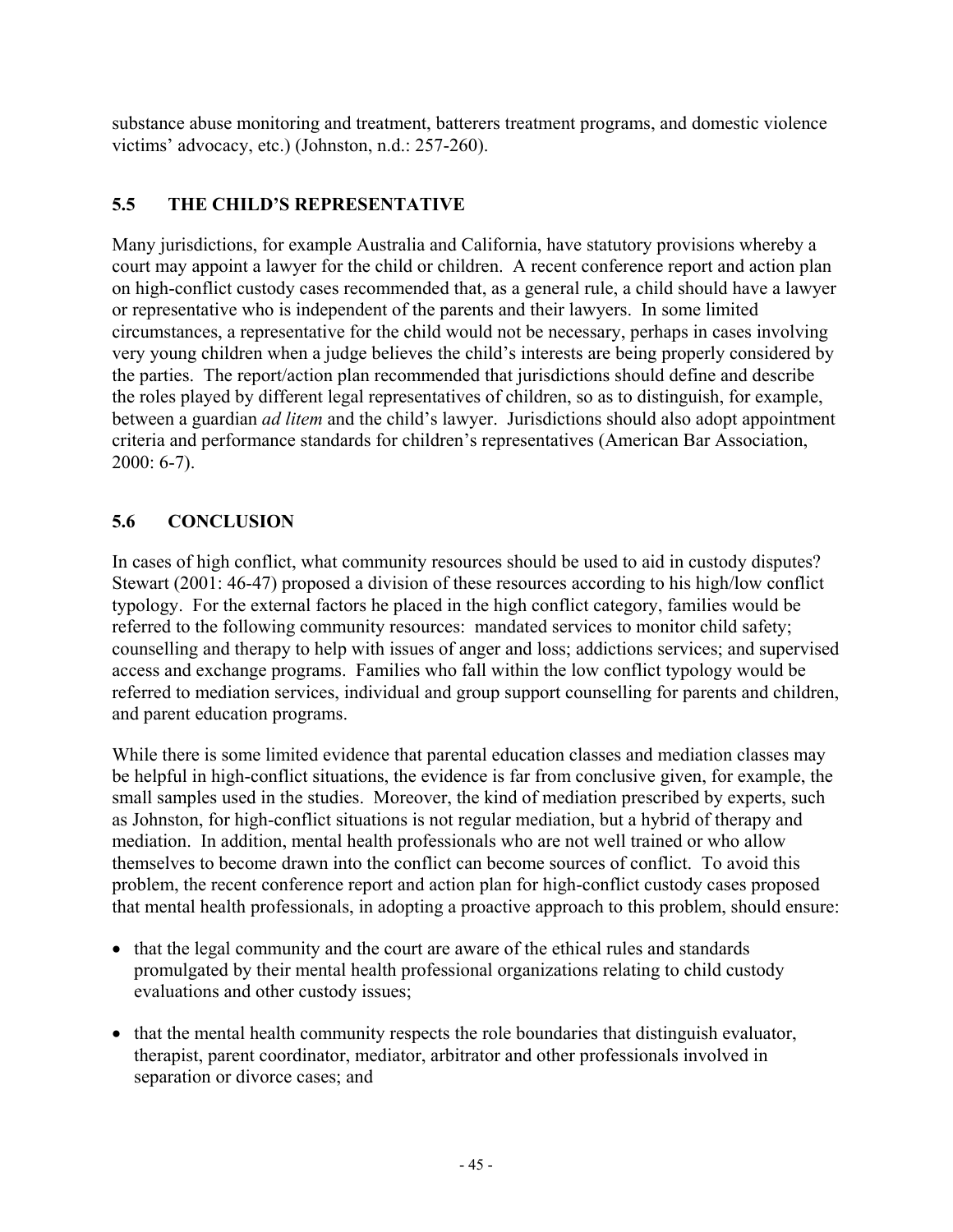substance abuse monitoring and treatment, batterers treatment programs, and domestic violence victims' advocacy, etc.) (Johnston, n.d.: 257-260).

## 5.5 THE CHILD'S REPRESENTATIVE

Many jurisdictions, for example Australia and California, have statutory provisions whereby a court may appoint a lawyer for the child or children. A recent conference report and action plan on high-conflict custody cases recommended that, as a general rule, a child should have a lawyer or representative who is independent of the parents and their lawyers. In some limited circumstances, a representative for the child would not be necessary, perhaps in cases involving very young children when a judge believes the child's interests are being properly considered by the parties. The report/action plan recommended that jurisdictions should define and describe the roles played by different legal representatives of children, so as to distinguish, for example, between a guardian *ad litem* and the child's lawyer. Jurisdictions should also adopt appointment criteria and performance standards for children's representatives (American Bar Association, 2000: 6-7).

## 5.6 CONCLUSION

In cases of high conflict, what community resources should be used to aid in custody disputes? Stewart (2001: 46-47) proposed a division of these resources according to his high/low conflict typology. For the external factors he placed in the high conflict category, families would be referred to the following community resources: mandated services to monitor child safety; counselling and therapy to help with issues of anger and loss; addictions services; and supervised access and exchange programs. Families who fall within the low conflict typology would be referred to mediation services, individual and group support counselling for parents and children, and parent education programs.

While there is some limited evidence that parental education classes and mediation classes may be helpful in high-conflict situations, the evidence is far from conclusive given, for example, the small samples used in the studies. Moreover, the kind of mediation prescribed by experts, such as Johnston, for high-conflict situations is not regular mediation, but a hybrid of therapy and mediation. In addition, mental health professionals who are not well trained or who allow themselves to become drawn into the conflict can become sources of conflict. To avoid this problem, the recent conference report and action plan for high-conflict custody cases proposed that mental health professionals, in adopting a proactive approach to this problem, should ensure:

- that the legal community and the court are aware of the ethical rules and standards promulgated by their mental health professional organizations relating to child custody evaluations and other custody issues;
- that the mental health community respects the role boundaries that distinguish evaluator, therapist, parent coordinator, mediator, arbitrator and other professionals involved in separation or divorce cases; and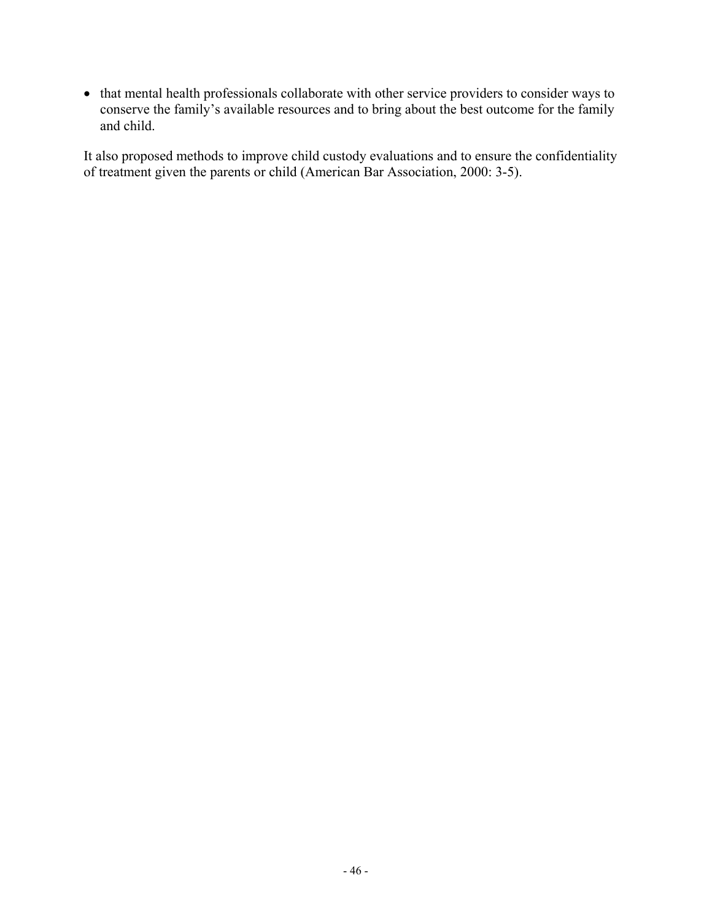- that mental health professionals collaborate with other service providers to consider ways to conserve the family's available resources and to bring about the best outcome for the family and child.

It also proposed methods to improve child custody evaluations and to ensure the confidentiality of treatment given the parents or child (American Bar Association, 2000: 3-5).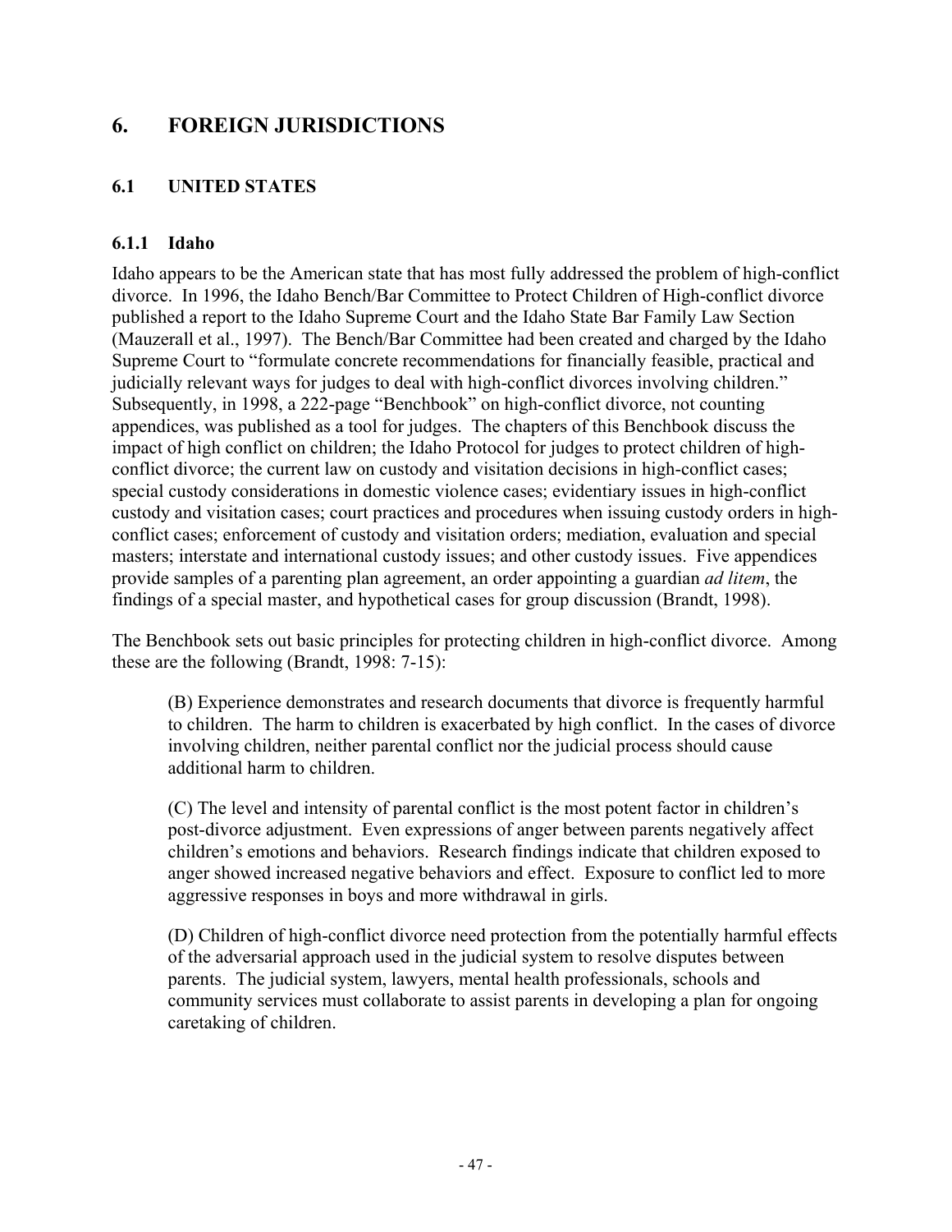# 6. FOREIGN JURISDICTIONS

## 6.1 UNITED STATES

### 6.1.1 Idaho

Idaho appears to be the American state that has most fully addressed the problem of high-conflict divorce. In 1996, the Idaho Bench/Bar Committee to Protect Children of High-conflict divorce published a report to the Idaho Supreme Court and the Idaho State Bar Family Law Section (Mauzerall et al., 1997). The Bench/Bar Committee had been created and charged by the Idaho Supreme Court to "formulate concrete recommendations for financially feasible, practical and judicially relevant ways for judges to deal with high-conflict divorces involving children." Subsequently, in 1998, a 222-page "Benchbook" on high-conflict divorce, not counting appendices, was published as a tool for judges. The chapters of this Benchbook discuss the impact of high conflict on children; the Idaho Protocol for judges to protect children of high-conflict divorce; the current law on custody and visitation decisions in high-conflict cases; special custody considerations in domestic violence cases; evidentiary issues in high-conflict custody and visitation cases; court practices and procedures when issuing custody orders in high-conflict cases; enforcement of custody and visitation orders; mediation, evaluation and special masters; interstate and international custody issues; and other custody issues. Five appendices provide samples of a parenting plan agreement, an order appointing a guardian *ad litem*, the findings of a special master, and hypothetical cases for group discussion (Brandt, 1998).

The Benchbook sets out basic principles for protecting children in high-conflict divorce. Among these are the following (Brandt, 1998: 7-15):

> (B) Experience demonstrates and research documents that divorce is frequently harmful to children. The harm to children is exacerbated by high conflict. In the cases of divorce involving children, neither parental conflict nor the judicial process should cause additional harm to children.
>
> (C) The level and intensity of parental conflict is the most potent factor in children's post-divorce adjustment. Even expressions of anger between parents negatively affect children's emotions and behaviors. Research findings indicate that children exposed to anger showed increased negative behaviors and effect. Exposure to conflict led to more aggressive responses in boys and more withdrawal in girls.
>
> (D) Children of high-conflict divorce need protection from the potentially harmful effects of the adversarial approach used in the judicial system to resolve disputes between parents. The judicial system, lawyers, mental health professionals, schools and community services must collaborate to assist parents in developing a plan for ongoing caretaking of children.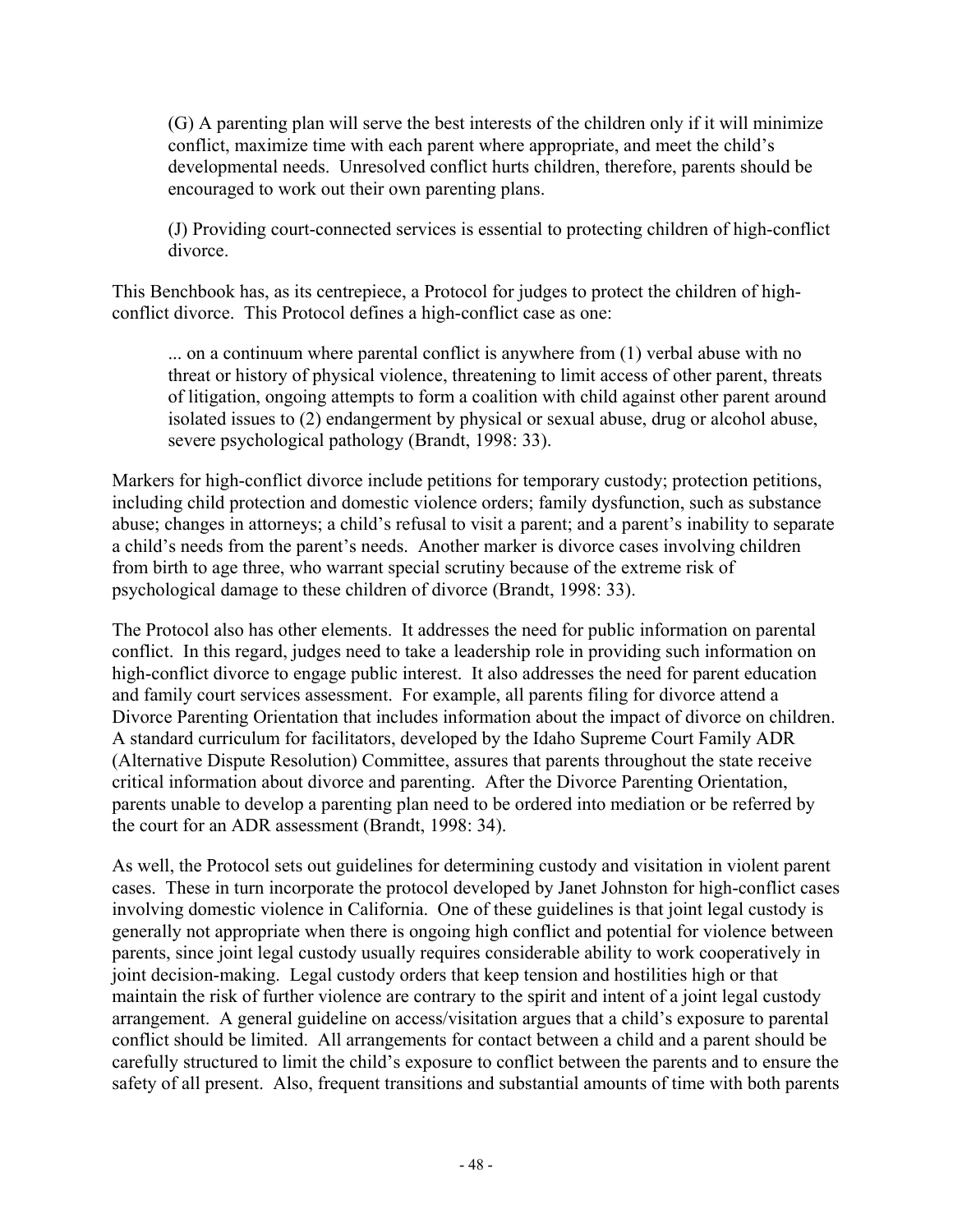> (G) A parenting plan will serve the best interests of the children only if it will minimize conflict, maximize time with each parent where appropriate, and meet the child's developmental needs. Unresolved conflict hurts children, therefore, parents should be encouraged to work out their own parenting plans.
>
> (J) Providing court-connected services is essential to protecting children of high-conflict divorce.

This Benchbook has, as its centrepiece, a Protocol for judges to protect the children of high-conflict divorce. This Protocol defines a high-conflict case as one:

> ... on a continuum where parental conflict is anywhere from (1) verbal abuse with no threat or history of physical violence, threatening to limit access of other parent, threats of litigation, ongoing attempts to form a coalition with child against other parent around isolated issues to (2) endangerment by physical or sexual abuse, drug or alcohol abuse, severe psychological pathology (Brandt, 1998: 33).

Markers for high-conflict divorce include petitions for temporary custody; protection petitions, including child protection and domestic violence orders; family dysfunction, such as substance abuse; changes in attorneys; a child's refusal to visit a parent; and a parent's inability to separate a child's needs from the parent's needs. Another marker is divorce cases involving children from birth to age three, who warrant special scrutiny because of the extreme risk of psychological damage to these children of divorce (Brandt, 1998: 33).

The Protocol also has other elements. It addresses the need for public information on parental conflict. In this regard, judges need to take a leadership role in providing such information on high-conflict divorce to engage public interest. It also addresses the need for parent education and family court services assessment. For example, all parents filing for divorce attend a Divorce Parenting Orientation that includes information about the impact of divorce on children. A standard curriculum for facilitators, developed by the Idaho Supreme Court Family ADR (Alternative Dispute Resolution) Committee, assures that parents throughout the state receive critical information about divorce and parenting. After the Divorce Parenting Orientation, parents unable to develop a parenting plan need to be ordered into mediation or be referred by the court for an ADR assessment (Brandt, 1998: 34).

As well, the Protocol sets out guidelines for determining custody and visitation in violent parent cases. These in turn incorporate the protocol developed by Janet Johnston for high-conflict cases involving domestic violence in California. One of these guidelines is that joint legal custody is generally not appropriate when there is ongoing high conflict and potential for violence between parents, since joint legal custody usually requires considerable ability to work cooperatively in joint decision-making. Legal custody orders that keep tension and hostilities high or that maintain the risk of further violence are contrary to the spirit and intent of a joint legal custody arrangement. A general guideline on access/visitation argues that a child's exposure to parental conflict should be limited. All arrangements for contact between a child and a parent should be carefully structured to limit the child's exposure to conflict between the parents and to ensure the safety of all present. Also, frequent transitions and substantial amounts of time with both parents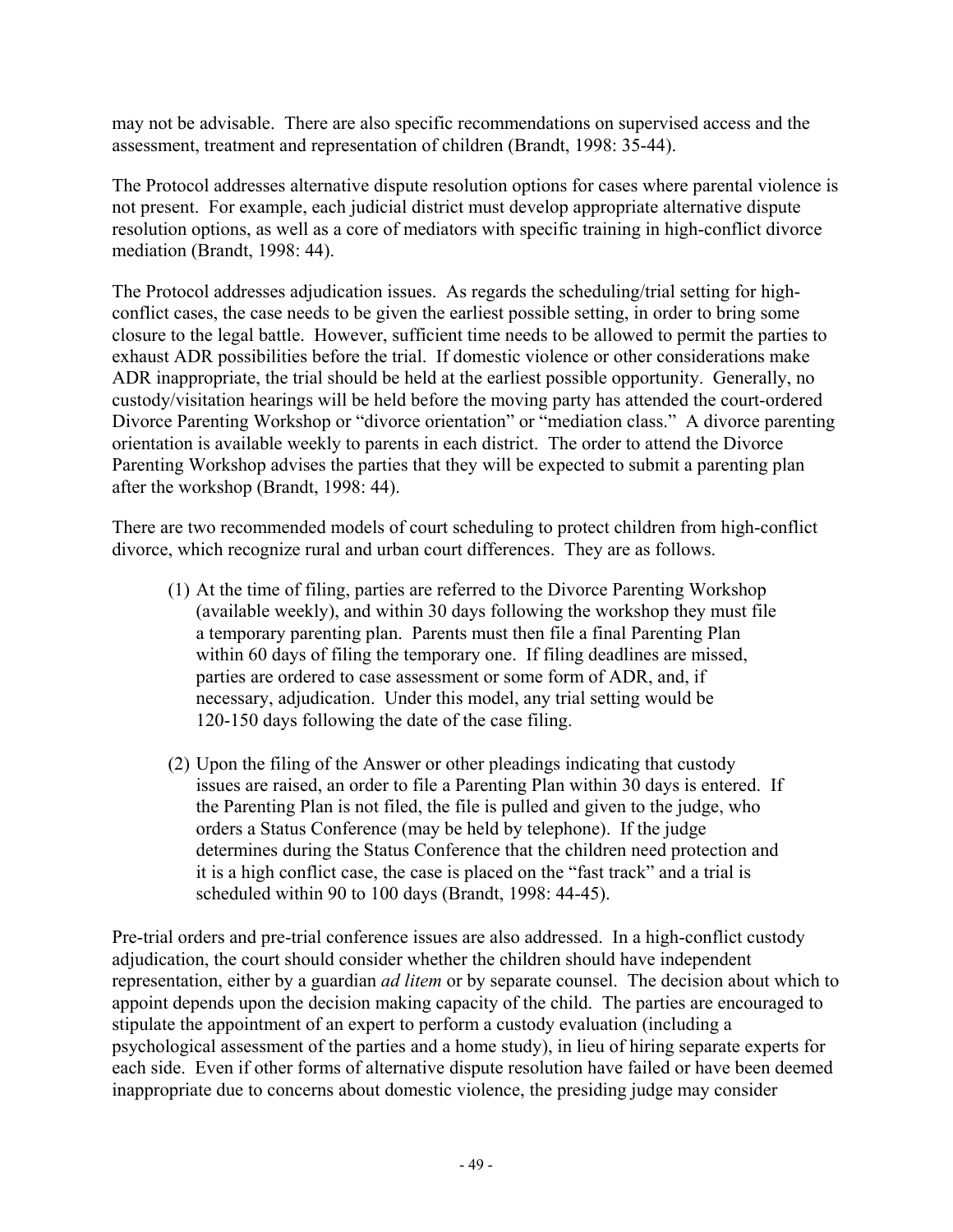may not be advisable. There are also specific recommendations on supervised access and the assessment, treatment and representation of children (Brandt, 1998: 35-44).

The Protocol addresses alternative dispute resolution options for cases where parental violence is not present. For example, each judicial district must develop appropriate alternative dispute resolution options, as well as a core of mediators with specific training in high-conflict divorce mediation (Brandt, 1998: 44).

The Protocol addresses adjudication issues. As regards the scheduling/trial setting for high-conflict cases, the case needs to be given the earliest possible setting, in order to bring some closure to the legal battle. However, sufficient time needs to be allowed to permit the parties to exhaust ADR possibilities before the trial. If domestic violence or other considerations make ADR inappropriate, the trial should be held at the earliest possible opportunity. Generally, no custody/visitation hearings will be held before the moving party has attended the court-ordered Divorce Parenting Workshop or "divorce orientation" or "mediation class." A divorce parenting orientation is available weekly to parents in each district. The order to attend the Divorce Parenting Workshop advises the parties that they will be expected to submit a parenting plan after the workshop (Brandt, 1998: 44).

There are two recommended models of court scheduling to protect children from high-conflict divorce, which recognize rural and urban court differences. They are as follows.

(1) At the time of filing, parties are referred to the Divorce Parenting Workshop (available weekly), and within 30 days following the workshop they must file a temporary parenting plan. Parents must then file a final Parenting Plan within 60 days of filing the temporary one. If filing deadlines are missed, parties are ordered to case assessment or some form of ADR, and, if necessary, adjudication. Under this model, any trial setting would be 120-150 days following the date of the case filing.

(2) Upon the filing of the Answer or other pleadings indicating that custody issues are raised, an order to file a Parenting Plan within 30 days is entered. If the Parenting Plan is not filed, the file is pulled and given to the judge, who orders a Status Conference (may be held by telephone). If the judge determines during the Status Conference that the children need protection and it is a high conflict case, the case is placed on the "fast track" and a trial is scheduled within 90 to 100 days (Brandt, 1998: 44-45).

Pre-trial orders and pre-trial conference issues are also addressed. In a high-conflict custody adjudication, the court should consider whether the children should have independent representation, either by a guardian *ad litem* or by separate counsel. The decision about which to appoint depends upon the decision making capacity of the child. The parties are encouraged to stipulate the appointment of an expert to perform a custody evaluation (including a psychological assessment of the parties and a home study), in lieu of hiring separate experts for each side. Even if other forms of alternative dispute resolution have failed or have been deemed inappropriate due to concerns about domestic violence, the presiding judge may consider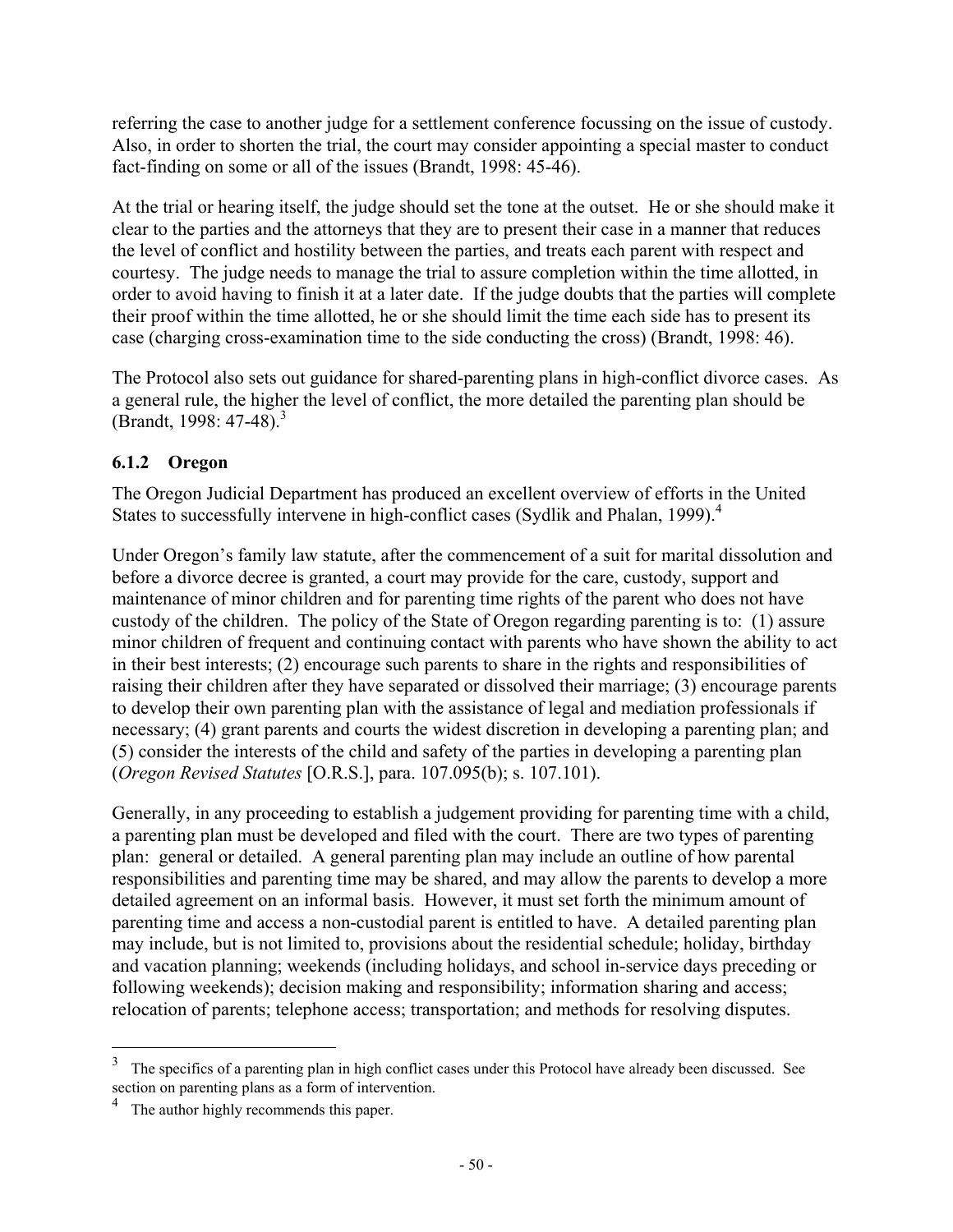referring the case to another judge for a settlement conference focussing on the issue of custody. Also, in order to shorten the trial, the court may consider appointing a special master to conduct fact-finding on some or all of the issues (Brandt, 1998: 45-46).

At the trial or hearing itself, the judge should set the tone at the outset. He or she should make it clear to the parties and the attorneys that they are to present their case in a manner that reduces the level of conflict and hostility between the parties, and treats each parent with respect and courtesy. The judge needs to manage the trial to assure completion within the time allotted, in order to avoid having to finish it at a later date. If the judge doubts that the parties will complete their proof within the time allotted, he or she should limit the time each side has to present its case (charging cross-examination time to the side conducting the cross) (Brandt, 1998: 46).

The Protocol also sets out guidance for shared-parenting plans in high-conflict divorce cases. As a general rule, the higher the level of conflict, the more detailed the parenting plan should be (Brandt, 1998: 47-48).[3]

### 6.1.2 Oregon

The Oregon Judicial Department has produced an excellent overview of efforts in the United States to successfully intervene in high-conflict cases (Sydlik and Phalan, 1999).[4]

Under Oregon's family law statute, after the commencement of a suit for marital dissolution and before a divorce decree is granted, a court may provide for the care, custody, support and maintenance of minor children and for parenting time rights of the parent who does not have custody of the children. The policy of the State of Oregon regarding parenting is to: (1) assure minor children of frequent and continuing contact with parents who have shown the ability to act in their best interests; (2) encourage such parents to share in the rights and responsibilities of raising their children after they have separated or dissolved their marriage; (3) encourage parents to develop their own parenting plan with the assistance of legal and mediation professionals if necessary; (4) grant parents and courts the widest discretion in developing a parenting plan; and (5) consider the interests of the child and safety of the parties in developing a parenting plan (*Oregon Revised Statutes* [O.R.S.], para. 107.095(b); s. 107.101).

Generally, in any proceeding to establish a judgement providing for parenting time with a child, a parenting plan must be developed and filed with the court. There are two types of parenting plan: general or detailed. A general parenting plan may include an outline of how parental responsibilities and parenting time may be shared, and may allow the parents to develop a more detailed agreement on an informal basis. However, it must set forth the minimum amount of parenting time and access a non-custodial parent is entitled to have. A detailed parenting plan may include, but is not limited to, provisions about the residential schedule; holiday, birthday and vacation planning; weekends (including holidays, and school in-service days preceding or following weekends); decision making and responsibility; information sharing and access; relocation of parents; telephone access; transportation; and methods for resolving disputes.

---

[3] The specifics of a parenting plan in high conflict cases under this Protocol have already been discussed. See section on parenting plans as a form of intervention.

[4] The author highly recommends this paper.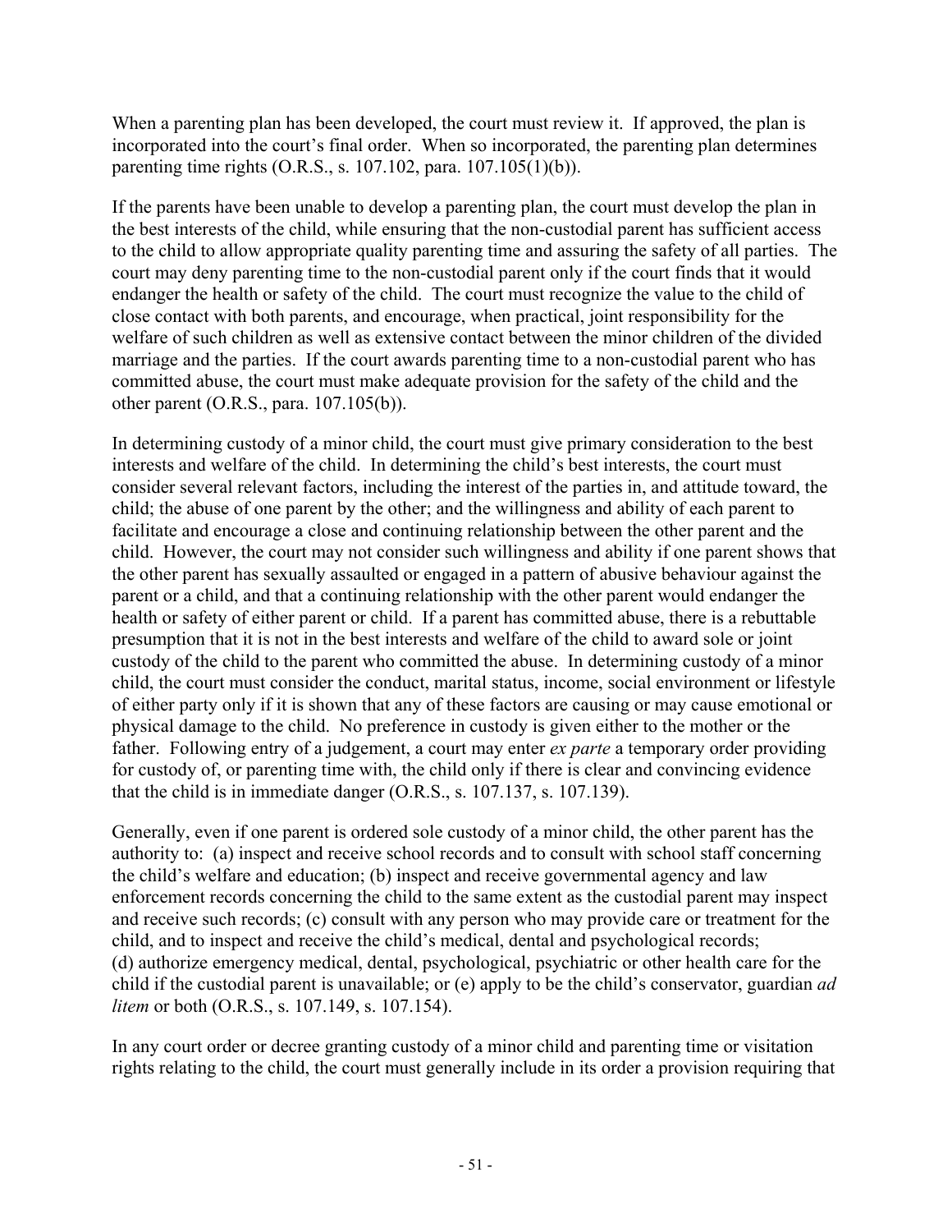When a parenting plan has been developed, the court must review it. If approved, the plan is incorporated into the court's final order. When so incorporated, the parenting plan determines parenting time rights (O.R.S., s. 107.102, para. 107.105(1)(b)).

If the parents have been unable to develop a parenting plan, the court must develop the plan in the best interests of the child, while ensuring that the non-custodial parent has sufficient access to the child to allow appropriate quality parenting time and assuring the safety of all parties. The court may deny parenting time to the non-custodial parent only if the court finds that it would endanger the health or safety of the child. The court must recognize the value to the child of close contact with both parents, and encourage, when practical, joint responsibility for the welfare of such children as well as extensive contact between the minor children of the divided marriage and the parties. If the court awards parenting time to a non-custodial parent who has committed abuse, the court must make adequate provision for the safety of the child and the other parent (O.R.S., para. 107.105(b)).

In determining custody of a minor child, the court must give primary consideration to the best interests and welfare of the child. In determining the child's best interests, the court must consider several relevant factors, including the interest of the parties in, and attitude toward, the child; the abuse of one parent by the other; and the willingness and ability of each parent to facilitate and encourage a close and continuing relationship between the other parent and the child. However, the court may not consider such willingness and ability if one parent shows that the other parent has sexually assaulted or engaged in a pattern of abusive behaviour against the parent or a child, and that a continuing relationship with the other parent would endanger the health or safety of either parent or child. If a parent has committed abuse, there is a rebuttable presumption that it is not in the best interests and welfare of the child to award sole or joint custody of the child to the parent who committed the abuse. In determining custody of a minor child, the court must consider the conduct, marital status, income, social environment or lifestyle of either party only if it is shown that any of these factors are causing or may cause emotional or physical damage to the child. No preference in custody is given either to the mother or the father. Following entry of a judgement, a court may enter *ex parte* a temporary order providing for custody of, or parenting time with, the child only if there is clear and convincing evidence that the child is in immediate danger (O.R.S., s. 107.137, s. 107.139).

Generally, even if one parent is ordered sole custody of a minor child, the other parent has the authority to: (a) inspect and receive school records and to consult with school staff concerning the child's welfare and education; (b) inspect and receive governmental agency and law enforcement records concerning the child to the same extent as the custodial parent may inspect and receive such records; (c) consult with any person who may provide care or treatment for the child, and to inspect and receive the child's medical, dental and psychological records; (d) authorize emergency medical, dental, psychological, psychiatric or other health care for the child if the custodial parent is unavailable; or (e) apply to be the child's conservator, guardian *ad litem* or both (O.R.S., s. 107.149, s. 107.154).

In any court order or decree granting custody of a minor child and parenting time or visitation rights relating to the child, the court must generally include in its order a provision requiring that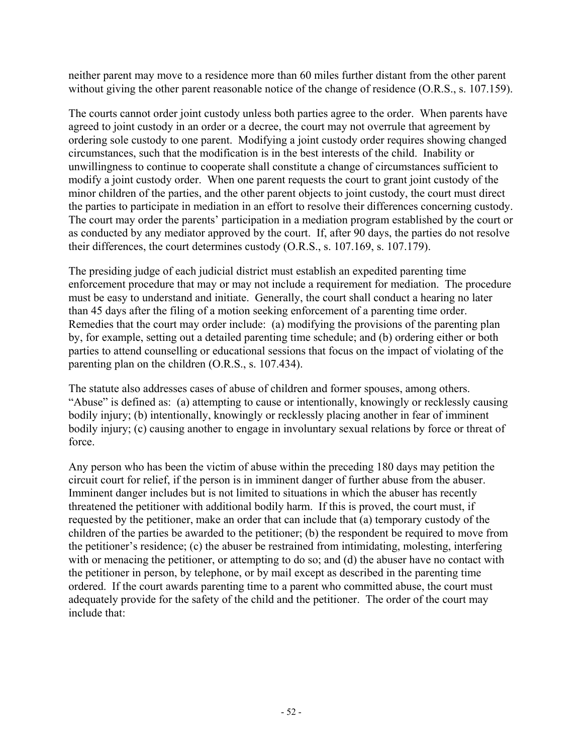neither parent may move to a residence more than 60 miles further distant from the other parent without giving the other parent reasonable notice of the change of residence (O.R.S., s. 107.159).

The courts cannot order joint custody unless both parties agree to the order. When parents have agreed to joint custody in an order or a decree, the court may not overrule that agreement by ordering sole custody to one parent. Modifying a joint custody order requires showing changed circumstances, such that the modification is in the best interests of the child. Inability or unwillingness to continue to cooperate shall constitute a change of circumstances sufficient to modify a joint custody order. When one parent requests the court to grant joint custody of the minor children of the parties, and the other parent objects to joint custody, the court must direct the parties to participate in mediation in an effort to resolve their differences concerning custody. The court may order the parents' participation in a mediation program established by the court or as conducted by any mediator approved by the court. If, after 90 days, the parties do not resolve their differences, the court determines custody (O.R.S., s. 107.169, s. 107.179).

The presiding judge of each judicial district must establish an expedited parenting time enforcement procedure that may or may not include a requirement for mediation. The procedure must be easy to understand and initiate. Generally, the court shall conduct a hearing no later than 45 days after the filing of a motion seeking enforcement of a parenting time order. Remedies that the court may order include: (a) modifying the provisions of the parenting plan by, for example, setting out a detailed parenting time schedule; and (b) ordering either or both parties to attend counselling or educational sessions that focus on the impact of violating of the parenting plan on the children (O.R.S., s. 107.434).

The statute also addresses cases of abuse of children and former spouses, among others. "Abuse" is defined as: (a) attempting to cause or intentionally, knowingly or recklessly causing bodily injury; (b) intentionally, knowingly or recklessly placing another in fear of imminent bodily injury; (c) causing another to engage in involuntary sexual relations by force or threat of force.

Any person who has been the victim of abuse within the preceding 180 days may petition the circuit court for relief, if the person is in imminent danger of further abuse from the abuser. Imminent danger includes but is not limited to situations in which the abuser has recently threatened the petitioner with additional bodily harm. If this is proved, the court must, if requested by the petitioner, make an order that can include that (a) temporary custody of the children of the parties be awarded to the petitioner; (b) the respondent be required to move from the petitioner's residence; (c) the abuser be restrained from intimidating, molesting, interfering with or menacing the petitioner, or attempting to do so; and (d) the abuser have no contact with the petitioner in person, by telephone, or by mail except as described in the parenting time ordered. If the court awards parenting time to a parent who committed abuse, the court must adequately provide for the safety of the child and the petitioner. The order of the court may include that: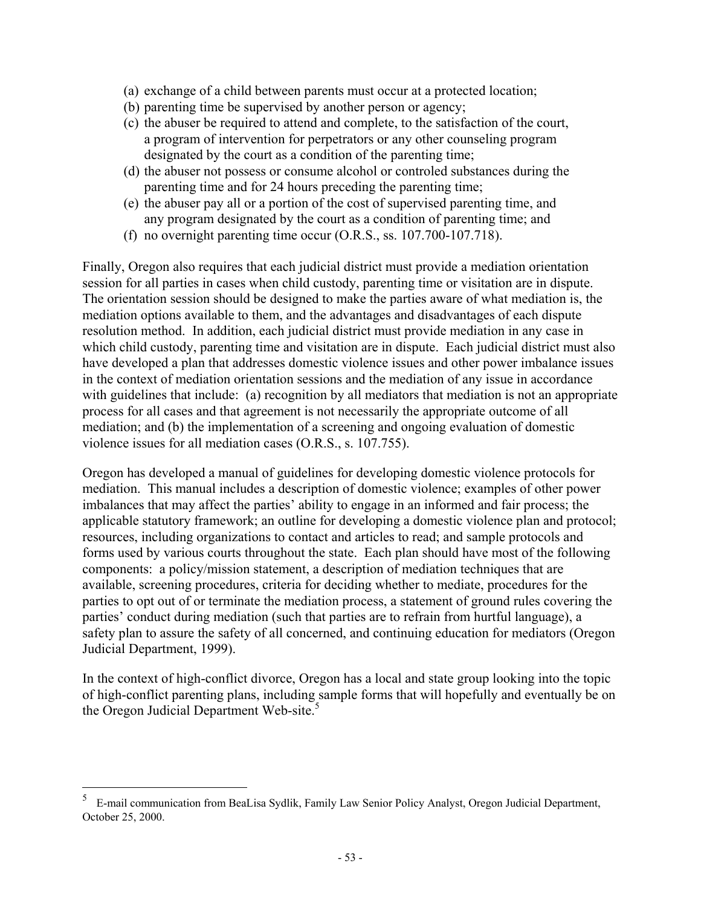(a) exchange of a child between parents must occur at a protected location;
(b) parenting time be supervised by another person or agency;
(c) the abuser be required to attend and complete, to the satisfaction of the court, a program of intervention for perpetrators or any other counseling program designated by the court as a condition of the parenting time;
(d) the abuser not possess or consume alcohol or controled substances during the parenting time and for 24 hours preceding the parenting time;
(e) the abuser pay all or a portion of the cost of supervised parenting time, and any program designated by the court as a condition of parenting time; and
(f) no overnight parenting time occur (O.R.S., ss. 107.700-107.718).

Finally, Oregon also requires that each judicial district must provide a mediation orientation session for all parties in cases when child custody, parenting time or visitation are in dispute. The orientation session should be designed to make the parties aware of what mediation is, the mediation options available to them, and the advantages and disadvantages of each dispute resolution method. In addition, each judicial district must provide mediation in any case in which child custody, parenting time and visitation are in dispute. Each judicial district must also have developed a plan that addresses domestic violence issues and other power imbalance issues in the context of mediation orientation sessions and the mediation of any issue in accordance with guidelines that include: (a) recognition by all mediators that mediation is not an appropriate process for all cases and that agreement is not necessarily the appropriate outcome of all mediation; and (b) the implementation of a screening and ongoing evaluation of domestic violence issues for all mediation cases (O.R.S., s. 107.755).

Oregon has developed a manual of guidelines for developing domestic violence protocols for mediation. This manual includes a description of domestic violence; examples of other power imbalances that may affect the parties' ability to engage in an informed and fair process; the applicable statutory framework; an outline for developing a domestic violence plan and protocol; resources, including organizations to contact and articles to read; and sample protocols and forms used by various courts throughout the state. Each plan should have most of the following components: a policy/mission statement, a description of mediation techniques that are available, screening procedures, criteria for deciding whether to mediate, procedures for the parties to opt out of or terminate the mediation process, a statement of ground rules covering the parties' conduct during mediation (such that parties are to refrain from hurtful language), a safety plan to assure the safety of all concerned, and continuing education for mediators (Oregon Judicial Department, 1999).

In the context of high-conflict divorce, Oregon has a local and state group looking into the topic of high-conflict parenting plans, including sample forms that will hopefully and eventually be on the Oregon Judicial Department Web-site.[5]

---

[5] E-mail communication from BeaLisa Sydlik, Family Law Senior Policy Analyst, Oregon Judicial Department, October 25, 2000.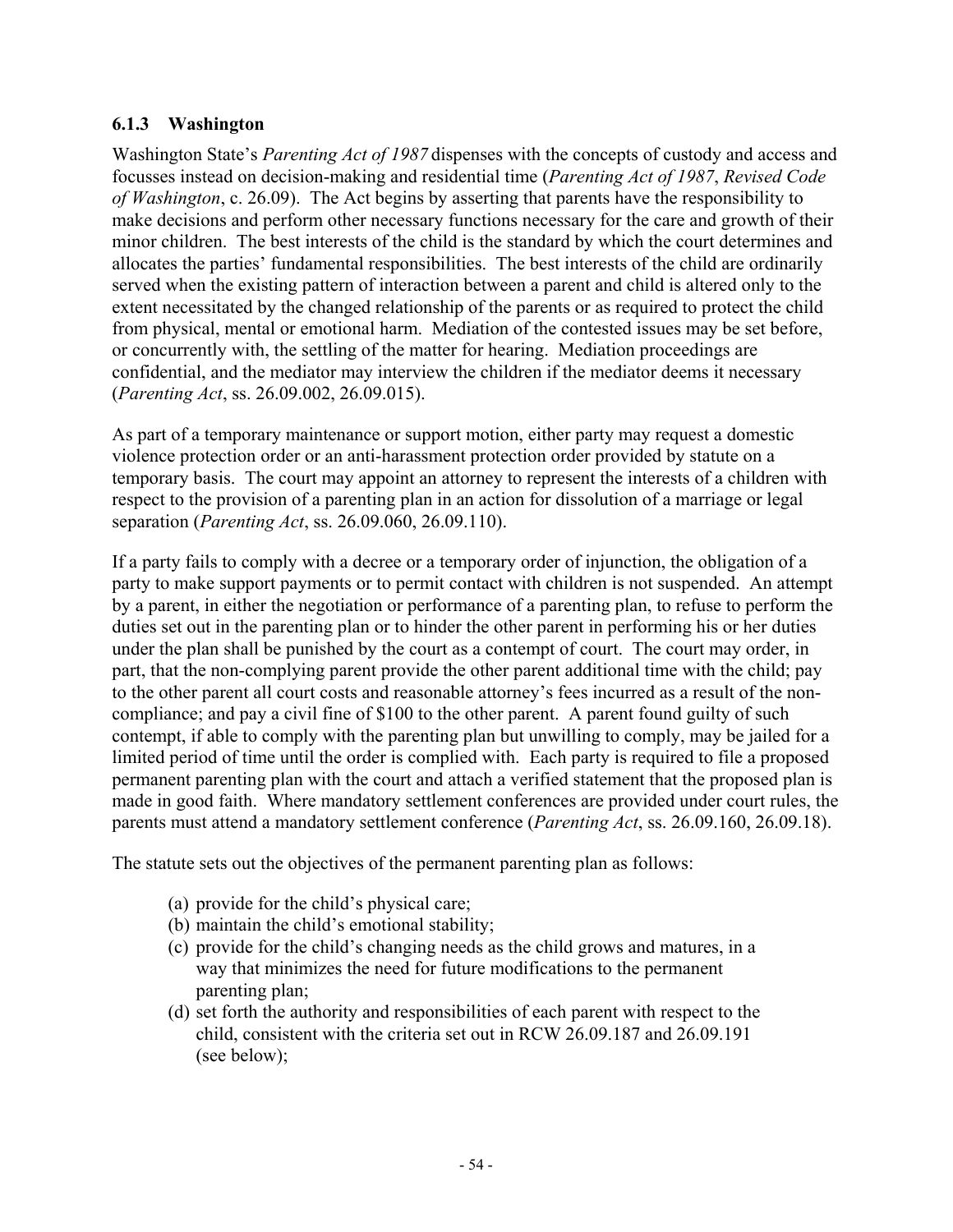### 6.1.3 Washington

Washington State's *Parenting Act of 1987* dispenses with the concepts of custody and access and focusses instead on decision-making and residential time (*Parenting Act of 1987*, *Revised Code of Washington*, c. 26.09). The Act begins by asserting that parents have the responsibility to make decisions and perform other necessary functions necessary for the care and growth of their minor children. The best interests of the child is the standard by which the court determines and allocates the parties' fundamental responsibilities. The best interests of the child are ordinarily served when the existing pattern of interaction between a parent and child is altered only to the extent necessitated by the changed relationship of the parents or as required to protect the child from physical, mental or emotional harm. Mediation of the contested issues may be set before, or concurrently with, the settling of the matter for hearing. Mediation proceedings are confidential, and the mediator may interview the children if the mediator deems it necessary (*Parenting Act*, ss. 26.09.002, 26.09.015).

As part of a temporary maintenance or support motion, either party may request a domestic violence protection order or an anti-harassment protection order provided by statute on a temporary basis. The court may appoint an attorney to represent the interests of a children with respect to the provision of a parenting plan in an action for dissolution of a marriage or legal separation (*Parenting Act*, ss. 26.09.060, 26.09.110).

If a party fails to comply with a decree or a temporary order of injunction, the obligation of a party to make support payments or to permit contact with children is not suspended. An attempt by a parent, in either the negotiation or performance of a parenting plan, to refuse to perform the duties set out in the parenting plan or to hinder the other parent in performing his or her duties under the plan shall be punished by the court as a contempt of court. The court may order, in part, that the non-complying parent provide the other parent additional time with the child; pay to the other parent all court costs and reasonable attorney's fees incurred as a result of the non-compliance; and pay a civil fine of $100 to the other parent. A parent found guilty of such contempt, if able to comply with the parenting plan but unwilling to comply, may be jailed for a limited period of time until the order is complied with. Each party is required to file a proposed permanent parenting plan with the court and attach a verified statement that the proposed plan is made in good faith. Where mandatory settlement conferences are provided under court rules, the parents must attend a mandatory settlement conference (*Parenting Act*, ss. 26.09.160, 26.09.18).

The statute sets out the objectives of the permanent parenting plan as follows:

(a) provide for the child's physical care;
(b) maintain the child's emotional stability;
(c) provide for the child's changing needs as the child grows and matures, in a way that minimizes the need for future modifications to the permanent parenting plan;
(d) set forth the authority and responsibilities of each parent with respect to the child, consistent with the criteria set out in RCW 26.09.187 and 26.09.191 (see below);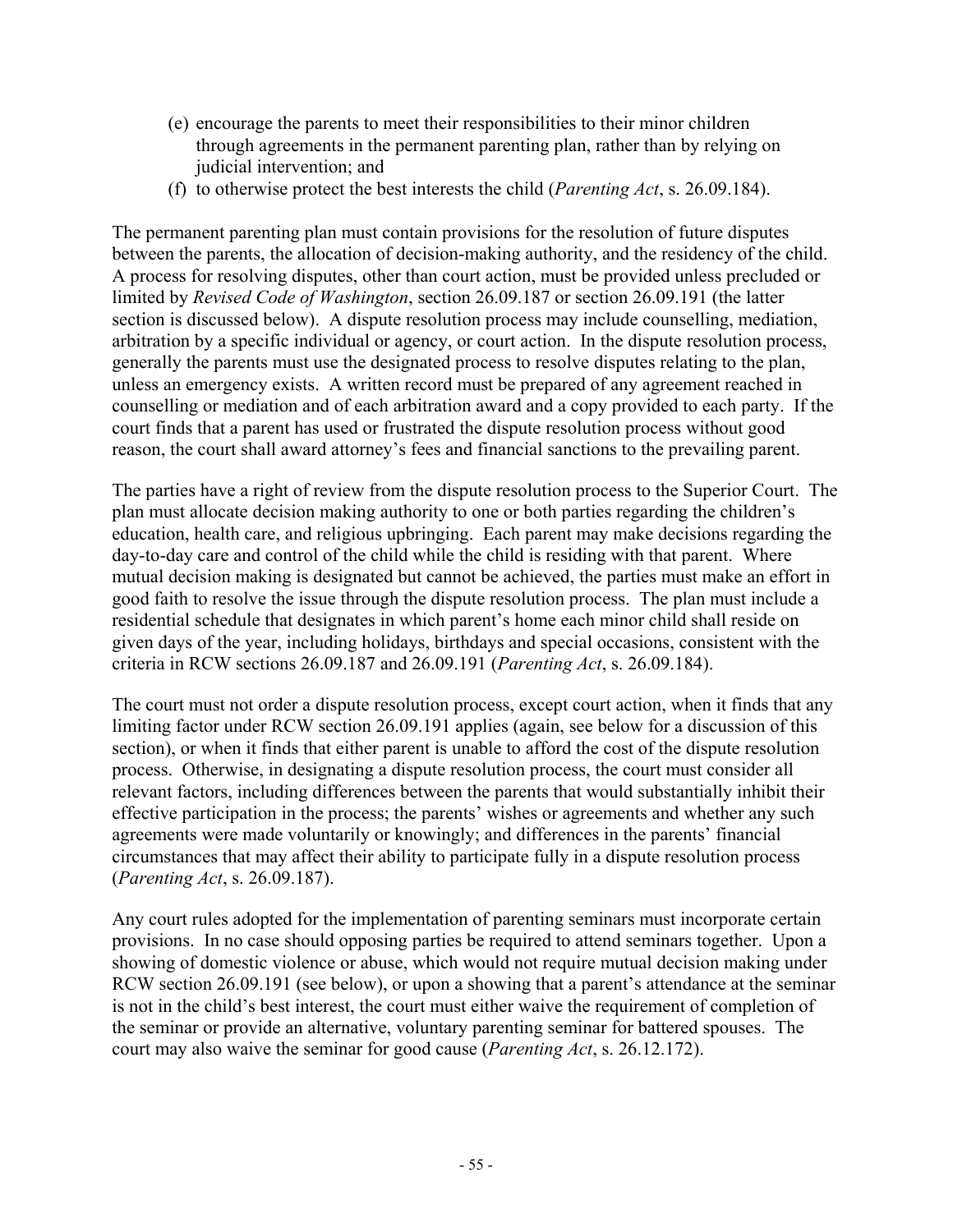(e) encourage the parents to meet their responsibilities to their minor children through agreements in the permanent parenting plan, rather than by relying on judicial intervention; and

(f) to otherwise protect the best interests the child (*Parenting Act*, s. 26.09.184).

The permanent parenting plan must contain provisions for the resolution of future disputes between the parents, the allocation of decision-making authority, and the residency of the child. A process for resolving disputes, other than court action, must be provided unless precluded or limited by *Revised Code of Washington*, section 26.09.187 or section 26.09.191 (the latter section is discussed below). A dispute resolution process may include counselling, mediation, arbitration by a specific individual or agency, or court action. In the dispute resolution process, generally the parents must use the designated process to resolve disputes relating to the plan, unless an emergency exists. A written record must be prepared of any agreement reached in counselling or mediation and of each arbitration award and a copy provided to each party. If the court finds that a parent has used or frustrated the dispute resolution process without good reason, the court shall award attorney's fees and financial sanctions to the prevailing parent.

The parties have a right of review from the dispute resolution process to the Superior Court. The plan must allocate decision making authority to one or both parties regarding the children's education, health care, and religious upbringing. Each parent may make decisions regarding the day-to-day care and control of the child while the child is residing with that parent. Where mutual decision making is designated but cannot be achieved, the parties must make an effort in good faith to resolve the issue through the dispute resolution process. The plan must include a residential schedule that designates in which parent's home each minor child shall reside on given days of the year, including holidays, birthdays and special occasions, consistent with the criteria in RCW sections 26.09.187 and 26.09.191 (*Parenting Act*, s. 26.09.184).

The court must not order a dispute resolution process, except court action, when it finds that any limiting factor under RCW section 26.09.191 applies (again, see below for a discussion of this section), or when it finds that either parent is unable to afford the cost of the dispute resolution process. Otherwise, in designating a dispute resolution process, the court must consider all relevant factors, including differences between the parents that would substantially inhibit their effective participation in the process; the parents' wishes or agreements and whether any such agreements were made voluntarily or knowingly; and differences in the parents' financial circumstances that may affect their ability to participate fully in a dispute resolution process (*Parenting Act*, s. 26.09.187).

Any court rules adopted for the implementation of parenting seminars must incorporate certain provisions. In no case should opposing parties be required to attend seminars together. Upon a showing of domestic violence or abuse, which would not require mutual decision making under RCW section 26.09.191 (see below), or upon a showing that a parent's attendance at the seminar is not in the child's best interest, the court must either waive the requirement of completion of the seminar or provide an alternative, voluntary parenting seminar for battered spouses. The court may also waive the seminar for good cause (*Parenting Act*, s. 26.12.172).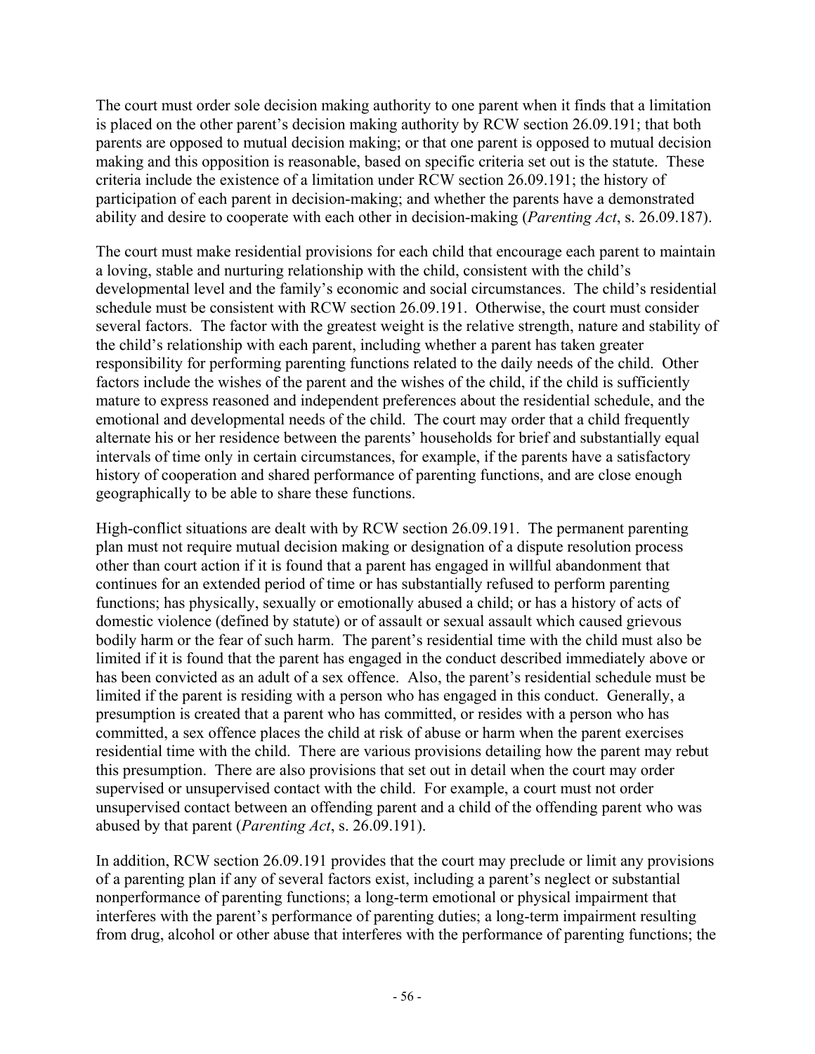The court must order sole decision making authority to one parent when it finds that a limitation is placed on the other parent's decision making authority by RCW section 26.09.191; that both parents are opposed to mutual decision making; or that one parent is opposed to mutual decision making and this opposition is reasonable, based on specific criteria set out is the statute. These criteria include the existence of a limitation under RCW section 26.09.191; the history of participation of each parent in decision-making; and whether the parents have a demonstrated ability and desire to cooperate with each other in decision-making (*Parenting Act*, s. 26.09.187).

The court must make residential provisions for each child that encourage each parent to maintain a loving, stable and nurturing relationship with the child, consistent with the child's developmental level and the family's economic and social circumstances. The child's residential schedule must be consistent with RCW section 26.09.191. Otherwise, the court must consider several factors. The factor with the greatest weight is the relative strength, nature and stability of the child's relationship with each parent, including whether a parent has taken greater responsibility for performing parenting functions related to the daily needs of the child. Other factors include the wishes of the parent and the wishes of the child, if the child is sufficiently mature to express reasoned and independent preferences about the residential schedule, and the emotional and developmental needs of the child. The court may order that a child frequently alternate his or her residence between the parents' households for brief and substantially equal intervals of time only in certain circumstances, for example, if the parents have a satisfactory history of cooperation and shared performance of parenting functions, and are close enough geographically to be able to share these functions.

High-conflict situations are dealt with by RCW section 26.09.191. The permanent parenting plan must not require mutual decision making or designation of a dispute resolution process other than court action if it is found that a parent has engaged in willful abandonment that continues for an extended period of time or has substantially refused to perform parenting functions; has physically, sexually or emotionally abused a child; or has a history of acts of domestic violence (defined by statute) or of assault or sexual assault which caused grievous bodily harm or the fear of such harm. The parent's residential time with the child must also be limited if it is found that the parent has engaged in the conduct described immediately above or has been convicted as an adult of a sex offence. Also, the parent's residential schedule must be limited if the parent is residing with a person who has engaged in this conduct. Generally, a presumption is created that a parent who has committed, or resides with a person who has committed, a sex offence places the child at risk of abuse or harm when the parent exercises residential time with the child. There are various provisions detailing how the parent may rebut this presumption. There are also provisions that set out in detail when the court may order supervised or unsupervised contact with the child. For example, a court must not order unsupervised contact between an offending parent and a child of the offending parent who was abused by that parent (*Parenting Act*, s. 26.09.191).

In addition, RCW section 26.09.191 provides that the court may preclude or limit any provisions of a parenting plan if any of several factors exist, including a parent's neglect or substantial nonperformance of parenting functions; a long-term emotional or physical impairment that interferes with the parent's performance of parenting duties; a long-term impairment resulting from drug, alcohol or other abuse that interferes with the performance of parenting functions; the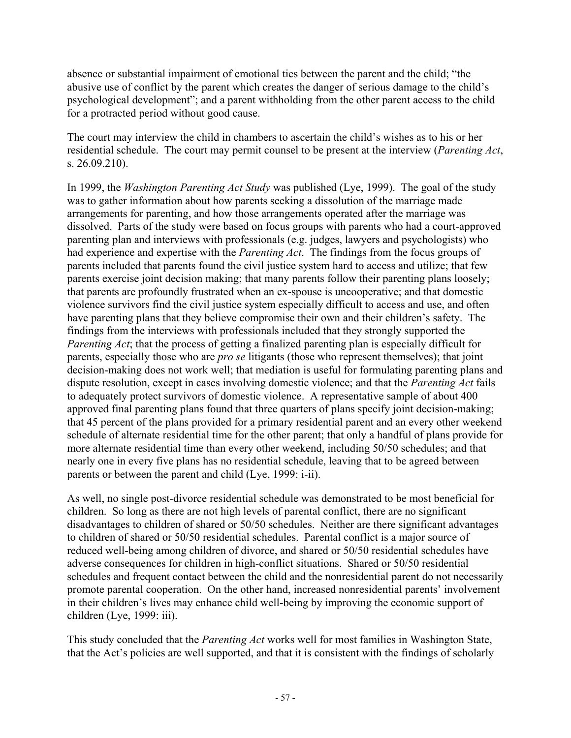absence or substantial impairment of emotional ties between the parent and the child; "the abusive use of conflict by the parent which creates the danger of serious damage to the child's psychological development"; and a parent withholding from the other parent access to the child for a protracted period without good cause.

The court may interview the child in chambers to ascertain the child's wishes as to his or her residential schedule. The court may permit counsel to be present at the interview (*Parenting Act*, s. 26.09.210).

In 1999, the *Washington Parenting Act Study* was published (Lye, 1999). The goal of the study was to gather information about how parents seeking a dissolution of the marriage made arrangements for parenting, and how those arrangements operated after the marriage was dissolved. Parts of the study were based on focus groups with parents who had a court-approved parenting plan and interviews with professionals (e.g. judges, lawyers and psychologists) who had experience and expertise with the *Parenting Act*. The findings from the focus groups of parents included that parents found the civil justice system hard to access and utilize; that few parents exercise joint decision making; that many parents follow their parenting plans loosely; that parents are profoundly frustrated when an ex-spouse is uncooperative; and that domestic violence survivors find the civil justice system especially difficult to access and use, and often have parenting plans that they believe compromise their own and their children's safety. The findings from the interviews with professionals included that they strongly supported the *Parenting Act*; that the process of getting a finalized parenting plan is especially difficult for parents, especially those who are *pro se* litigants (those who represent themselves); that joint decision-making does not work well; that mediation is useful for formulating parenting plans and dispute resolution, except in cases involving domestic violence; and that the *Parenting Act* fails to adequately protect survivors of domestic violence. A representative sample of about 400 approved final parenting plans found that three quarters of plans specify joint decision-making; that 45 percent of the plans provided for a primary residential parent and an every other weekend schedule of alternate residential time for the other parent; that only a handful of plans provide for more alternate residential time than every other weekend, including 50/50 schedules; and that nearly one in every five plans has no residential schedule, leaving that to be agreed between parents or between the parent and child (Lye, 1999: i-ii).

As well, no single post-divorce residential schedule was demonstrated to be most beneficial for children. So long as there are not high levels of parental conflict, there are no significant disadvantages to children of shared or 50/50 schedules. Neither are there significant advantages to children of shared or 50/50 residential schedules. Parental conflict is a major source of reduced well-being among children of divorce, and shared or 50/50 residential schedules have adverse consequences for children in high-conflict situations. Shared or 50/50 residential schedules and frequent contact between the child and the nonresidential parent do not necessarily promote parental cooperation. On the other hand, increased nonresidential parents' involvement in their children's lives may enhance child well-being by improving the economic support of children (Lye, 1999: iii).

This study concluded that the *Parenting Act* works well for most families in Washington State, that the Act's policies are well supported, and that it is consistent with the findings of scholarly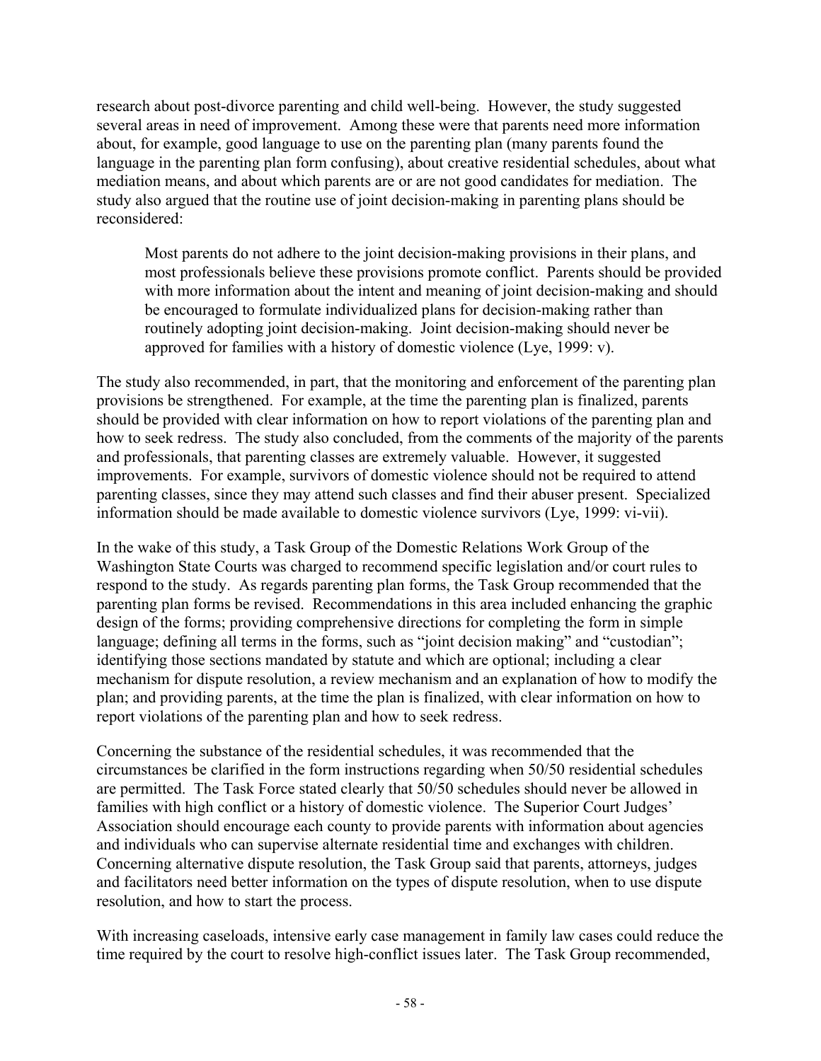research about post-divorce parenting and child well-being. However, the study suggested several areas in need of improvement. Among these were that parents need more information about, for example, good language to use on the parenting plan (many parents found the language in the parenting plan form confusing), about creative residential schedules, about what mediation means, and about which parents are or are not good candidates for mediation. The study also argued that the routine use of joint decision-making in parenting plans should be reconsidered:

> Most parents do not adhere to the joint decision-making provisions in their plans, and most professionals believe these provisions promote conflict. Parents should be provided with more information about the intent and meaning of joint decision-making and should be encouraged to formulate individualized plans for decision-making rather than routinely adopting joint decision-making. Joint decision-making should never be approved for families with a history of domestic violence (Lye, 1999: v).

The study also recommended, in part, that the monitoring and enforcement of the parenting plan provisions be strengthened. For example, at the time the parenting plan is finalized, parents should be provided with clear information on how to report violations of the parenting plan and how to seek redress. The study also concluded, from the comments of the majority of the parents and professionals, that parenting classes are extremely valuable. However, it suggested improvements. For example, survivors of domestic violence should not be required to attend parenting classes, since they may attend such classes and find their abuser present. Specialized information should be made available to domestic violence survivors (Lye, 1999: vi-vii).

In the wake of this study, a Task Group of the Domestic Relations Work Group of the Washington State Courts was charged to recommend specific legislation and/or court rules to respond to the study. As regards parenting plan forms, the Task Group recommended that the parenting plan forms be revised. Recommendations in this area included enhancing the graphic design of the forms; providing comprehensive directions for completing the form in simple language; defining all terms in the forms, such as "joint decision making" and "custodian"; identifying those sections mandated by statute and which are optional; including a clear mechanism for dispute resolution, a review mechanism and an explanation of how to modify the plan; and providing parents, at the time the plan is finalized, with clear information on how to report violations of the parenting plan and how to seek redress.

Concerning the substance of the residential schedules, it was recommended that the circumstances be clarified in the form instructions regarding when 50/50 residential schedules are permitted. The Task Force stated clearly that 50/50 schedules should never be allowed in families with high conflict or a history of domestic violence. The Superior Court Judges' Association should encourage each county to provide parents with information about agencies and individuals who can supervise alternate residential time and exchanges with children. Concerning alternative dispute resolution, the Task Group said that parents, attorneys, judges and facilitators need better information on the types of dispute resolution, when to use dispute resolution, and how to start the process.

With increasing caseloads, intensive early case management in family law cases could reduce the time required by the court to resolve high-conflict issues later. The Task Group recommended,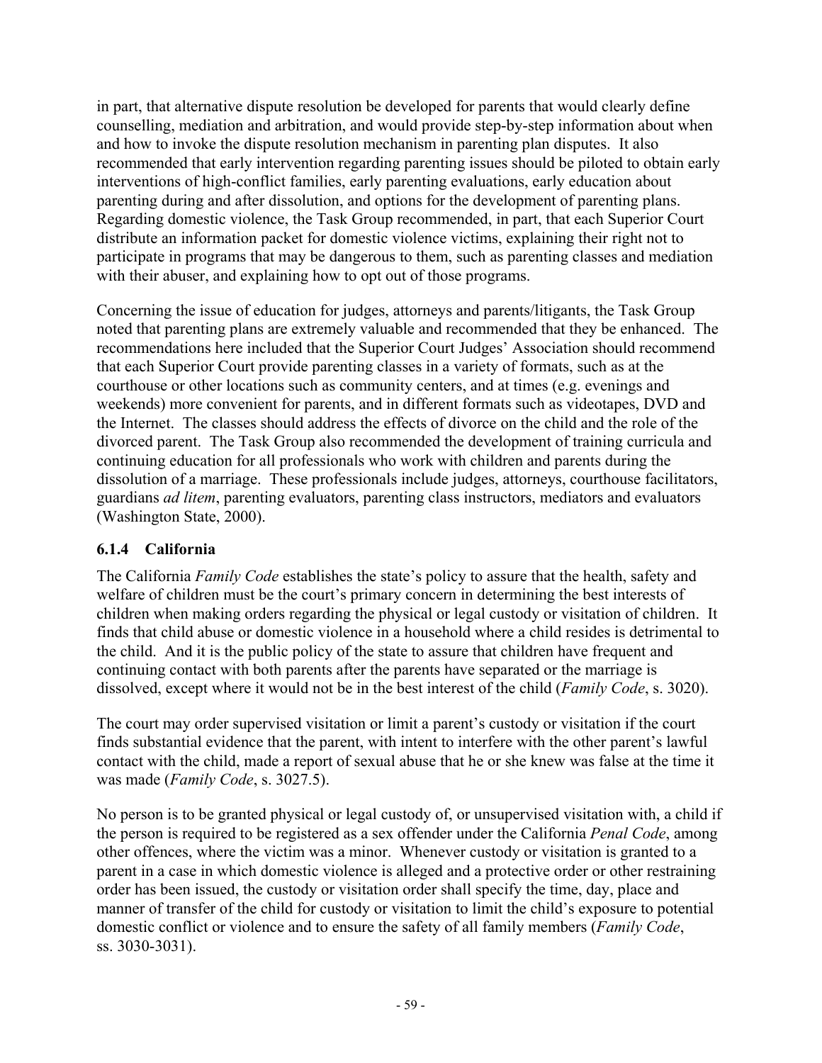in part, that alternative dispute resolution be developed for parents that would clearly define counselling, mediation and arbitration, and would provide step-by-step information about when and how to invoke the dispute resolution mechanism in parenting plan disputes. It also recommended that early intervention regarding parenting issues should be piloted to obtain early interventions of high-conflict families, early parenting evaluations, early education about parenting during and after dissolution, and options for the development of parenting plans. Regarding domestic violence, the Task Group recommended, in part, that each Superior Court distribute an information packet for domestic violence victims, explaining their right not to participate in programs that may be dangerous to them, such as parenting classes and mediation with their abuser, and explaining how to opt out of those programs.

Concerning the issue of education for judges, attorneys and parents/litigants, the Task Group noted that parenting plans are extremely valuable and recommended that they be enhanced. The recommendations here included that the Superior Court Judges' Association should recommend that each Superior Court provide parenting classes in a variety of formats, such as at the courthouse or other locations such as community centers, and at times (e.g. evenings and weekends) more convenient for parents, and in different formats such as videotapes, DVD and the Internet. The classes should address the effects of divorce on the child and the role of the divorced parent. The Task Group also recommended the development of training curricula and continuing education for all professionals who work with children and parents during the dissolution of a marriage. These professionals include judges, attorneys, courthouse facilitators, guardians *ad litem*, parenting evaluators, parenting class instructors, mediators and evaluators (Washington State, 2000).

### 6.1.4 California

The California *Family Code* establishes the state's policy to assure that the health, safety and welfare of children must be the court's primary concern in determining the best interests of children when making orders regarding the physical or legal custody or visitation of children. It finds that child abuse or domestic violence in a household where a child resides is detrimental to the child. And it is the public policy of the state to assure that children have frequent and continuing contact with both parents after the parents have separated or the marriage is dissolved, except where it would not be in the best interest of the child (*Family Code*, s. 3020).

The court may order supervised visitation or limit a parent's custody or visitation if the court finds substantial evidence that the parent, with intent to interfere with the other parent's lawful contact with the child, made a report of sexual abuse that he or she knew was false at the time it was made (*Family Code*, s. 3027.5).

No person is to be granted physical or legal custody of, or unsupervised visitation with, a child if the person is required to be registered as a sex offender under the California *Penal Code*, among other offences, where the victim was a minor. Whenever custody or visitation is granted to a parent in a case in which domestic violence is alleged and a protective order or other restraining order has been issued, the custody or visitation order shall specify the time, day, place and manner of transfer of the child for custody or visitation to limit the child's exposure to potential domestic conflict or violence and to ensure the safety of all family members (*Family Code*, ss. 3030-3031).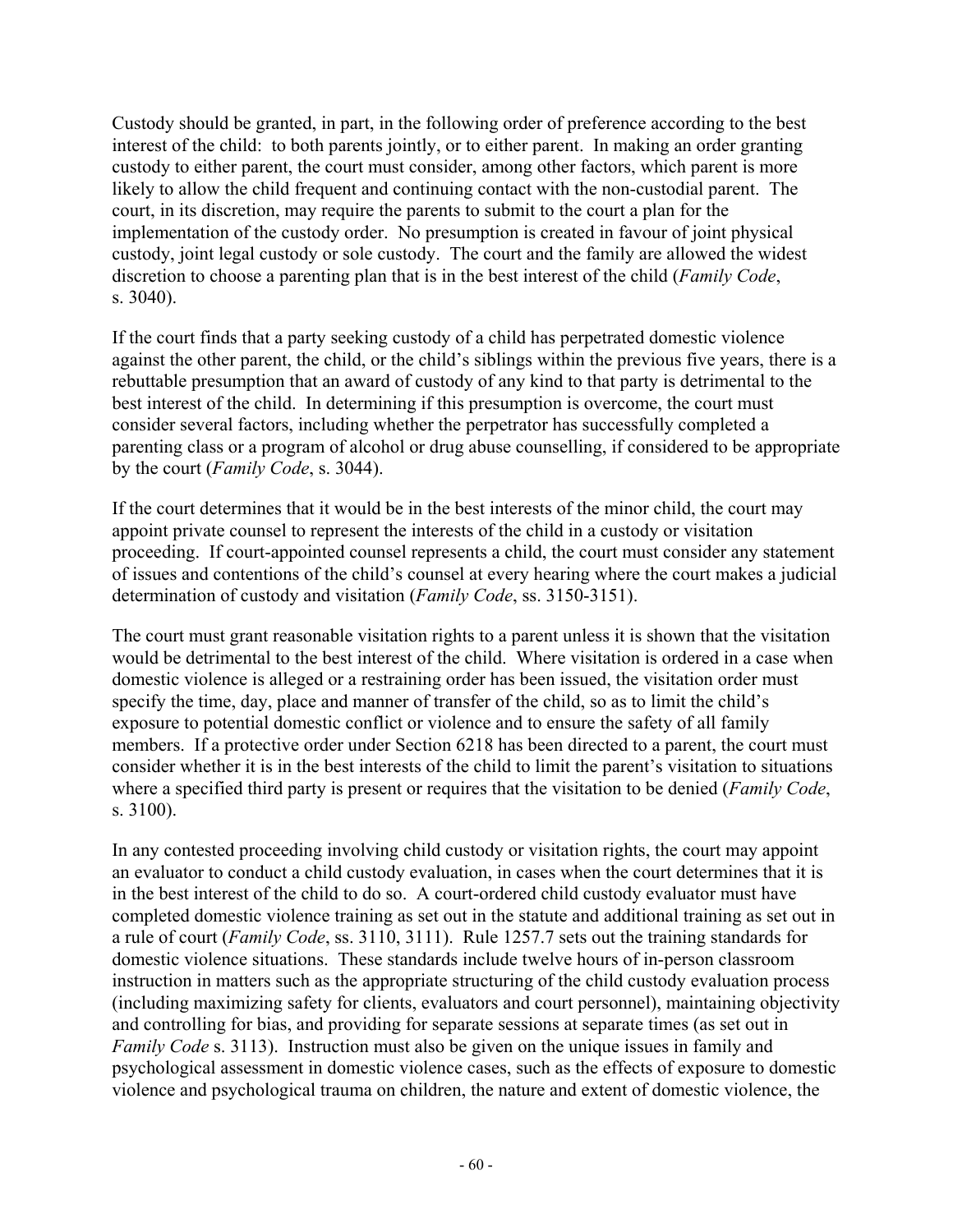Custody should be granted, in part, in the following order of preference according to the best interest of the child: to both parents jointly, or to either parent. In making an order granting custody to either parent, the court must consider, among other factors, which parent is more likely to allow the child frequent and continuing contact with the non-custodial parent. The court, in its discretion, may require the parents to submit to the court a plan for the implementation of the custody order. No presumption is created in favour of joint physical custody, joint legal custody or sole custody. The court and the family are allowed the widest discretion to choose a parenting plan that is in the best interest of the child (*Family Code*, s. 3040).

If the court finds that a party seeking custody of a child has perpetrated domestic violence against the other parent, the child, or the child's siblings within the previous five years, there is a rebuttable presumption that an award of custody of any kind to that party is detrimental to the best interest of the child. In determining if this presumption is overcome, the court must consider several factors, including whether the perpetrator has successfully completed a parenting class or a program of alcohol or drug abuse counselling, if considered to be appropriate by the court (*Family Code*, s. 3044).

If the court determines that it would be in the best interests of the minor child, the court may appoint private counsel to represent the interests of the child in a custody or visitation proceeding. If court-appointed counsel represents a child, the court must consider any statement of issues and contentions of the child's counsel at every hearing where the court makes a judicial determination of custody and visitation (*Family Code*, ss. 3150-3151).

The court must grant reasonable visitation rights to a parent unless it is shown that the visitation would be detrimental to the best interest of the child. Where visitation is ordered in a case when domestic violence is alleged or a restraining order has been issued, the visitation order must specify the time, day, place and manner of transfer of the child, so as to limit the child's exposure to potential domestic conflict or violence and to ensure the safety of all family members. If a protective order under Section 6218 has been directed to a parent, the court must consider whether it is in the best interests of the child to limit the parent's visitation to situations where a specified third party is present or requires that the visitation to be denied (*Family Code*, s. 3100).

In any contested proceeding involving child custody or visitation rights, the court may appoint an evaluator to conduct a child custody evaluation, in cases when the court determines that it is in the best interest of the child to do so. A court-ordered child custody evaluator must have completed domestic violence training as set out in the statute and additional training as set out in a rule of court (*Family Code*, ss. 3110, 3111). Rule 1257.7 sets out the training standards for domestic violence situations. These standards include twelve hours of in-person classroom instruction in matters such as the appropriate structuring of the child custody evaluation process (including maximizing safety for clients, evaluators and court personnel), maintaining objectivity and controlling for bias, and providing for separate sessions at separate times (as set out in *Family Code* s. 3113). Instruction must also be given on the unique issues in family and psychological assessment in domestic violence cases, such as the effects of exposure to domestic violence and psychological trauma on children, the nature and extent of domestic violence, the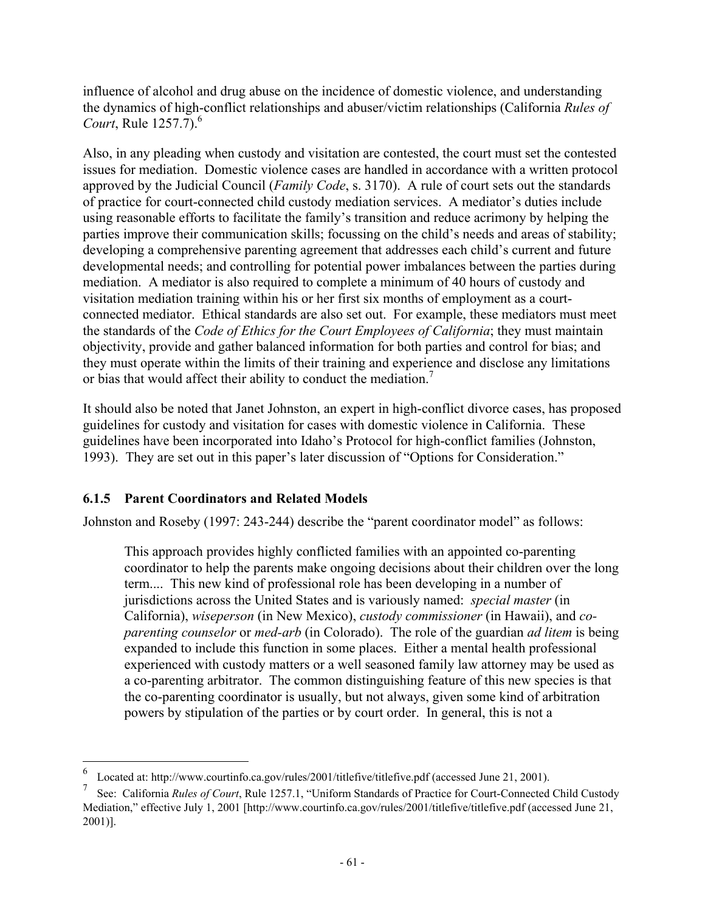influence of alcohol and drug abuse on the incidence of domestic violence, and understanding the dynamics of high-conflict relationships and abuser/victim relationships (California *Rules of Court*, Rule 1257.7).[6]

Also, in any pleading when custody and visitation are contested, the court must set the contested issues for mediation. Domestic violence cases are handled in accordance with a written protocol approved by the Judicial Council (*Family Code*, s. 3170). A rule of court sets out the standards of practice for court-connected child custody mediation services. A mediator's duties include using reasonable efforts to facilitate the family's transition and reduce acrimony by helping the parties improve their communication skills; focussing on the child's needs and areas of stability; developing a comprehensive parenting agreement that addresses each child's current and future developmental needs; and controlling for potential power imbalances between the parties during mediation. A mediator is also required to complete a minimum of 40 hours of custody and visitation mediation training within his or her first six months of employment as a court-connected mediator. Ethical standards are also set out. For example, these mediators must meet the standards of the *Code of Ethics for the Court Employees of California*; they must maintain objectivity, provide and gather balanced information for both parties and control for bias; and they must operate within the limits of their training and experience and disclose any limitations or bias that would affect their ability to conduct the mediation.[7]

It should also be noted that Janet Johnston, an expert in high-conflict divorce cases, has proposed guidelines for custody and visitation for cases with domestic violence in California. These guidelines have been incorporated into Idaho's Protocol for high-conflict families (Johnston, 1993). They are set out in this paper's later discussion of "Options for Consideration."

### 6.1.5 Parent Coordinators and Related Models

Johnston and Roseby (1997: 243-244) describe the "parent coordinator model" as follows:

> This approach provides highly conflicted families with an appointed co-parenting coordinator to help the parents make ongoing decisions about their children over the long term.... This new kind of professional role has been developing in a number of jurisdictions across the United States and is variously named: *special master* (in California), *wiseperson* (in New Mexico), *custody commissioner* (in Hawaii), and *co-parenting counselor* or *med-arb* (in Colorado). The role of the guardian *ad litem* is being expanded to include this function in some places. Either a mental health professional experienced with custody matters or a well seasoned family law attorney may be used as a co-parenting arbitrator. The common distinguishing feature of this new species is that the co-parenting coordinator is usually, but not always, given some kind of arbitration powers by stipulation of the parties or by court order. In general, this is not a

---

[6] Located at: http://www.courtinfo.ca.gov/rules/2001/titlefive/titlefive.pdf (accessed June 21, 2001).

[7] See: California *Rules of Court*, Rule 1257.1, "Uniform Standards of Practice for Court-Connected Child Custody Mediation," effective July 1, 2001 [http://www.courtinfo.ca.gov/rules/2001/titlefive/titlefive.pdf (accessed June 21, 2001)].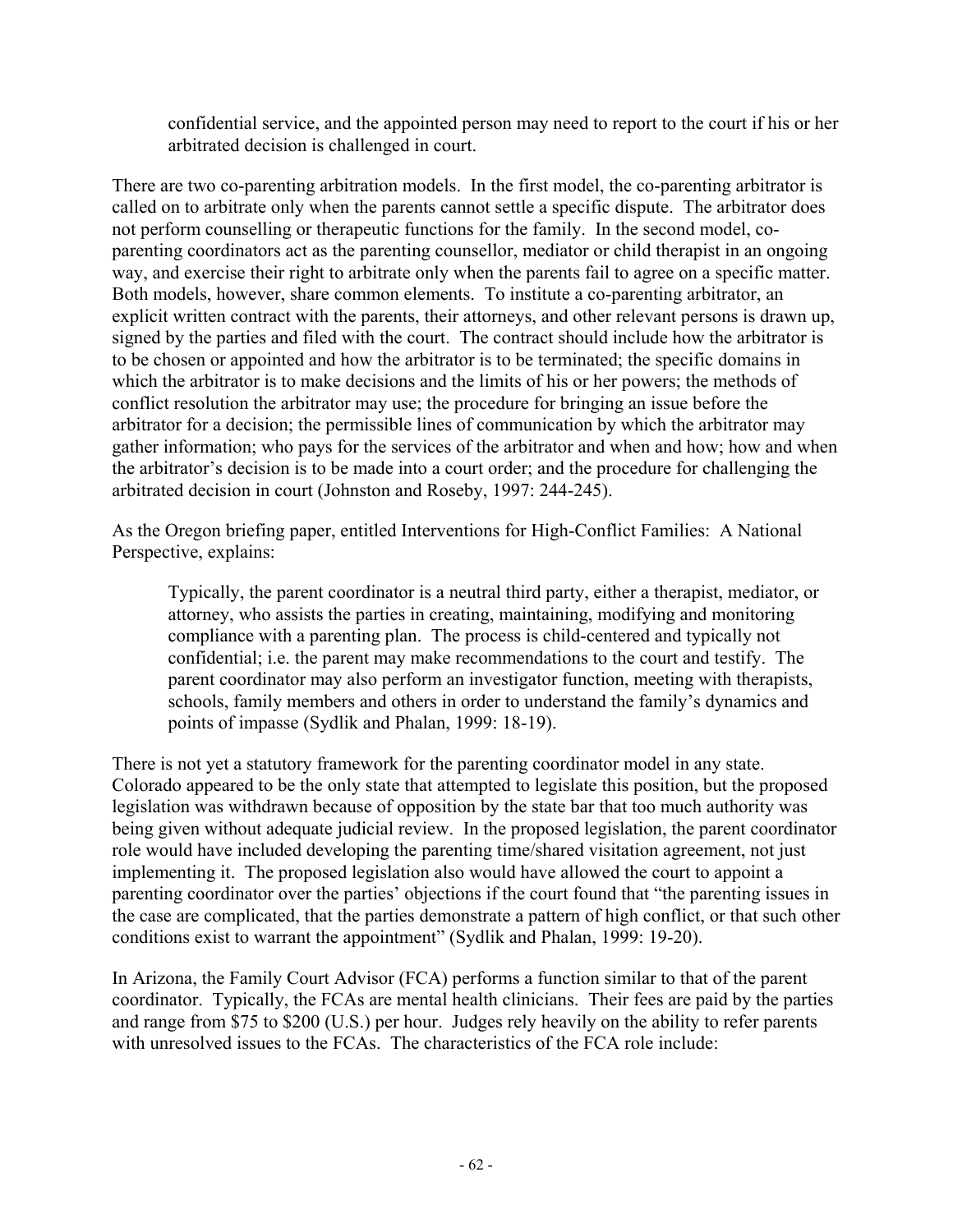confidential service, and the appointed person may need to report to the court if his or her arbitrated decision is challenged in court.

There are two co-parenting arbitration models. In the first model, the co-parenting arbitrator is called on to arbitrate only when the parents cannot settle a specific dispute. The arbitrator does not perform counselling or therapeutic functions for the family. In the second model, co-parenting coordinators act as the parenting counsellor, mediator or child therapist in an ongoing way, and exercise their right to arbitrate only when the parents fail to agree on a specific matter. Both models, however, share common elements. To institute a co-parenting arbitrator, an explicit written contract with the parents, their attorneys, and other relevant persons is drawn up, signed by the parties and filed with the court. The contract should include how the arbitrator is to be chosen or appointed and how the arbitrator is to be terminated; the specific domains in which the arbitrator is to make decisions and the limits of his or her powers; the methods of conflict resolution the arbitrator may use; the procedure for bringing an issue before the arbitrator for a decision; the permissible lines of communication by which the arbitrator may gather information; who pays for the services of the arbitrator and when and how; how and when the arbitrator's decision is to be made into a court order; and the procedure for challenging the arbitrated decision in court (Johnston and Roseby, 1997: 244-245).

As the Oregon briefing paper, entitled Interventions for High-Conflict Families: A National Perspective, explains:

> Typically, the parent coordinator is a neutral third party, either a therapist, mediator, or attorney, who assists the parties in creating, maintaining, modifying and monitoring compliance with a parenting plan. The process is child-centered and typically not confidential; i.e. the parent may make recommendations to the court and testify. The parent coordinator may also perform an investigator function, meeting with therapists, schools, family members and others in order to understand the family's dynamics and points of impasse (Sydlik and Phalan, 1999: 18-19).

There is not yet a statutory framework for the parenting coordinator model in any state. Colorado appeared to be the only state that attempted to legislate this position, but the proposed legislation was withdrawn because of opposition by the state bar that too much authority was being given without adequate judicial review. In the proposed legislation, the parent coordinator role would have included developing the parenting time/shared visitation agreement, not just implementing it. The proposed legislation also would have allowed the court to appoint a parenting coordinator over the parties' objections if the court found that "the parenting issues in the case are complicated, that the parties demonstrate a pattern of high conflict, or that such other conditions exist to warrant the appointment" (Sydlik and Phalan, 1999: 19-20).

In Arizona, the Family Court Advisor (FCA) performs a function similar to that of the parent coordinator. Typically, the FCAs are mental health clinicians. Their fees are paid by the parties and range from $75 to $200 (U.S.) per hour. Judges rely heavily on the ability to refer parents with unresolved issues to the FCAs. The characteristics of the FCA role include: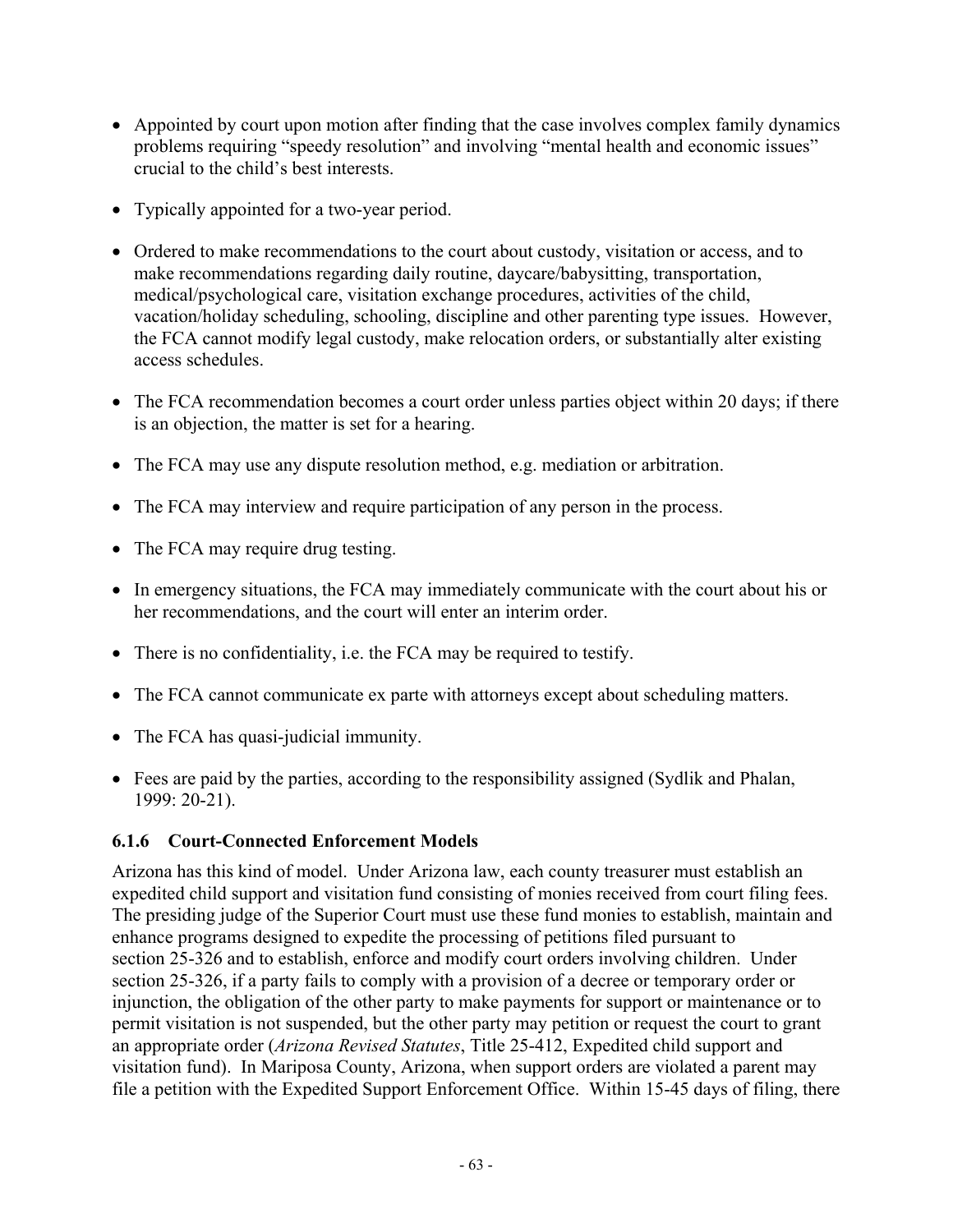- Appointed by court upon motion after finding that the case involves complex family dynamics problems requiring "speedy resolution" and involving "mental health and economic issues" crucial to the child's best interests.
- Typically appointed for a two-year period.
- Ordered to make recommendations to the court about custody, visitation or access, and to make recommendations regarding daily routine, daycare/babysitting, transportation, medical/psychological care, visitation exchange procedures, activities of the child, vacation/holiday scheduling, schooling, discipline and other parenting type issues. However, the FCA cannot modify legal custody, make relocation orders, or substantially alter existing access schedules.
- The FCA recommendation becomes a court order unless parties object within 20 days; if there is an objection, the matter is set for a hearing.
- The FCA may use any dispute resolution method, e.g. mediation or arbitration.
- The FCA may interview and require participation of any person in the process.
- The FCA may require drug testing.
- In emergency situations, the FCA may immediately communicate with the court about his or her recommendations, and the court will enter an interim order.
- There is no confidentiality, i.e. the FCA may be required to testify.
- The FCA cannot communicate ex parte with attorneys except about scheduling matters.
- The FCA has quasi-judicial immunity.
- Fees are paid by the parties, according to the responsibility assigned (Sydlik and Phalan, 1999: 20-21).

### 6.1.6 Court-Connected Enforcement Models

Arizona has this kind of model. Under Arizona law, each county treasurer must establish an expedited child support and visitation fund consisting of monies received from court filing fees. The presiding judge of the Superior Court must use these fund monies to establish, maintain and enhance programs designed to expedite the processing of petitions filed pursuant to section 25-326 and to establish, enforce and modify court orders involving children. Under section 25-326, if a party fails to comply with a provision of a decree or temporary order or injunction, the obligation of the other party to make payments for support or maintenance or to permit visitation is not suspended, but the other party may petition or request the court to grant an appropriate order (*Arizona Revised Statutes*, Title 25-412, Expedited child support and visitation fund). In Mariposa County, Arizona, when support orders are violated a parent may file a petition with the Expedited Support Enforcement Office. Within 15-45 days of filing, there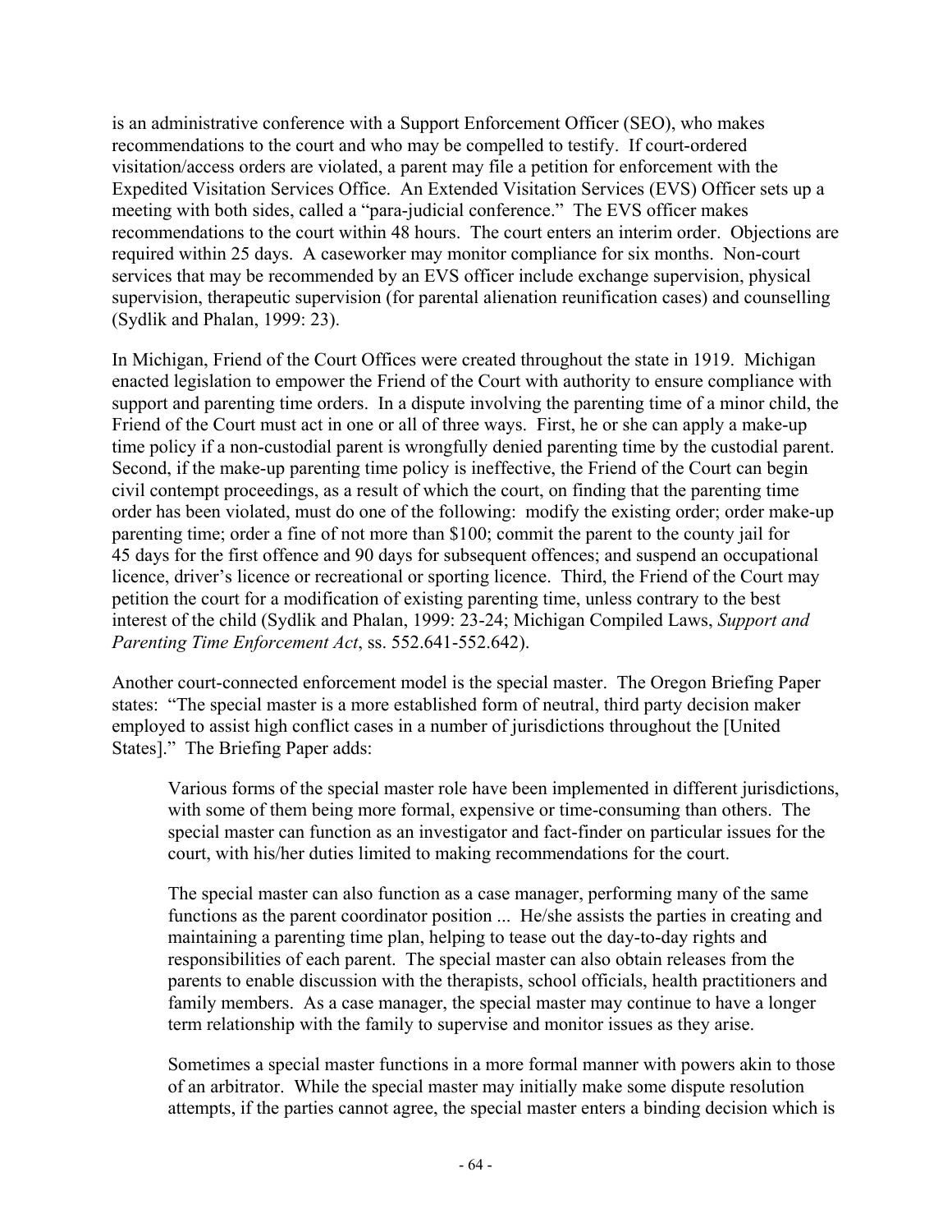is an administrative conference with a Support Enforcement Officer (SEO), who makes recommendations to the court and who may be compelled to testify. If court-ordered visitation/access orders are violated, a parent may file a petition for enforcement with the Expedited Visitation Services Office. An Extended Visitation Services (EVS) Officer sets up a meeting with both sides, called a "para-judicial conference." The EVS officer makes recommendations to the court within 48 hours. The court enters an interim order. Objections are required within 25 days. A caseworker may monitor compliance for six months. Non-court services that may be recommended by an EVS officer include exchange supervision, physical supervision, therapeutic supervision (for parental alienation reunification cases) and counselling (Sydlik and Phalan, 1999: 23).

In Michigan, Friend of the Court Offices were created throughout the state in 1919. Michigan enacted legislation to empower the Friend of the Court with authority to ensure compliance with support and parenting time orders. In a dispute involving the parenting time of a minor child, the Friend of the Court must act in one or all of three ways. First, he or she can apply a make-up time policy if a non-custodial parent is wrongfully denied parenting time by the custodial parent. Second, if the make-up parenting time policy is ineffective, the Friend of the Court can begin civil contempt proceedings, as a result of which the court, on finding that the parenting time order has been violated, must do one of the following: modify the existing order; order make-up parenting time; order a fine of not more than $100; commit the parent to the county jail for 45 days for the first offence and 90 days for subsequent offences; and suspend an occupational licence, driver's licence or recreational or sporting licence. Third, the Friend of the Court may petition the court for a modification of existing parenting time, unless contrary to the best interest of the child (Sydlik and Phalan, 1999: 23-24; Michigan Compiled Laws, *Support and Parenting Time Enforcement Act*, ss. 552.641-552.642).

Another court-connected enforcement model is the special master. The Oregon Briefing Paper states: "The special master is a more established form of neutral, third party decision maker employed to assist high conflict cases in a number of jurisdictions throughout the [United States]." The Briefing Paper adds:

> Various forms of the special master role have been implemented in different jurisdictions, with some of them being more formal, expensive or time-consuming than others. The special master can function as an investigator and fact-finder on particular issues for the court, with his/her duties limited to making recommendations for the court.
>
> The special master can also function as a case manager, performing many of the same functions as the parent coordinator position ... He/she assists the parties in creating and maintaining a parenting time plan, helping to tease out the day-to-day rights and responsibilities of each parent. The special master can also obtain releases from the parents to enable discussion with the therapists, school officials, health practitioners and family members. As a case manager, the special master may continue to have a longer term relationship with the family to supervise and monitor issues as they arise.
>
> Sometimes a special master functions in a more formal manner with powers akin to those of an arbitrator. While the special master may initially make some dispute resolution attempts, if the parties cannot agree, the special master enters a binding decision which is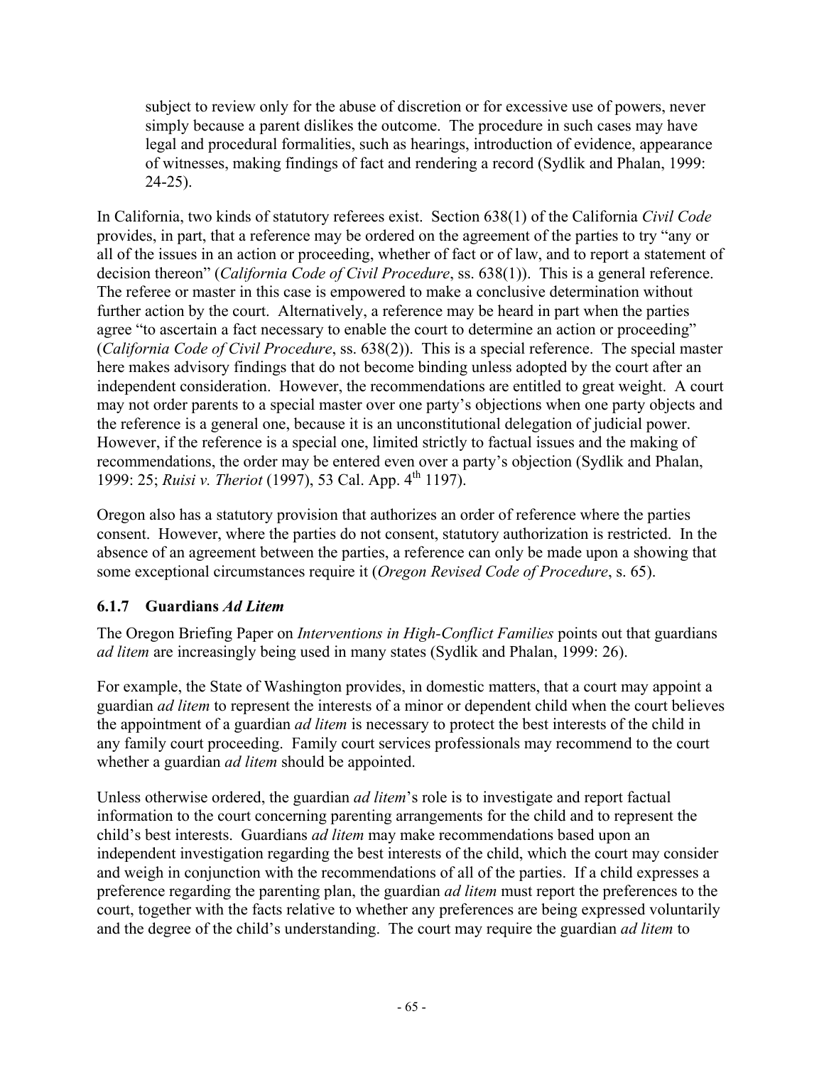> subject to review only for the abuse of discretion or for excessive use of powers, never simply because a parent dislikes the outcome. The procedure in such cases may have legal and procedural formalities, such as hearings, introduction of evidence, appearance of witnesses, making findings of fact and rendering a record (Sydlik and Phalan, 1999: 24-25).

In California, two kinds of statutory referees exist. Section 638(1) of the California *Civil Code* provides, in part, that a reference may be ordered on the agreement of the parties to try "any or all of the issues in an action or proceeding, whether of fact or of law, and to report a statement of decision thereon" (*California Code of Civil Procedure*, ss. 638(1)). This is a general reference. The referee or master in this case is empowered to make a conclusive determination without further action by the court. Alternatively, a reference may be heard in part when the parties agree "to ascertain a fact necessary to enable the court to determine an action or proceeding" (*California Code of Civil Procedure*, ss. 638(2)). This is a special reference. The special master here makes advisory findings that do not become binding unless adopted by the court after an independent consideration. However, the recommendations are entitled to great weight. A court may not order parents to a special master over one party's objections when one party objects and the reference is a general one, because it is an unconstitutional delegation of judicial power. However, if the reference is a special one, limited strictly to factual issues and the making of recommendations, the order may be entered even over a party's objection (Sydlik and Phalan, 1999: 25; *Ruisi v. Theriot* (1997), 53 Cal. App. 4th 1197).

Oregon also has a statutory provision that authorizes an order of reference where the parties consent. However, where the parties do not consent, statutory authorization is restricted. In the absence of an agreement between the parties, a reference can only be made upon a showing that some exceptional circumstances require it (*Oregon Revised Code of Procedure*, s. 65).

### 6.1.7 Guardians *Ad Litem*

The Oregon Briefing Paper on *Interventions in High-Conflict Families* points out that guardians *ad litem* are increasingly being used in many states (Sydlik and Phalan, 1999: 26).

For example, the State of Washington provides, in domestic matters, that a court may appoint a guardian *ad litem* to represent the interests of a minor or dependent child when the court believes the appointment of a guardian *ad litem* is necessary to protect the best interests of the child in any family court proceeding. Family court services professionals may recommend to the court whether a guardian *ad litem* should be appointed.

Unless otherwise ordered, the guardian *ad litem*'s role is to investigate and report factual information to the court concerning parenting arrangements for the child and to represent the child's best interests. Guardians *ad litem* may make recommendations based upon an independent investigation regarding the best interests of the child, which the court may consider and weigh in conjunction with the recommendations of all of the parties. If a child expresses a preference regarding the parenting plan, the guardian *ad litem* must report the preferences to the court, together with the facts relative to whether any preferences are being expressed voluntarily and the degree of the child's understanding. The court may require the guardian *ad litem* to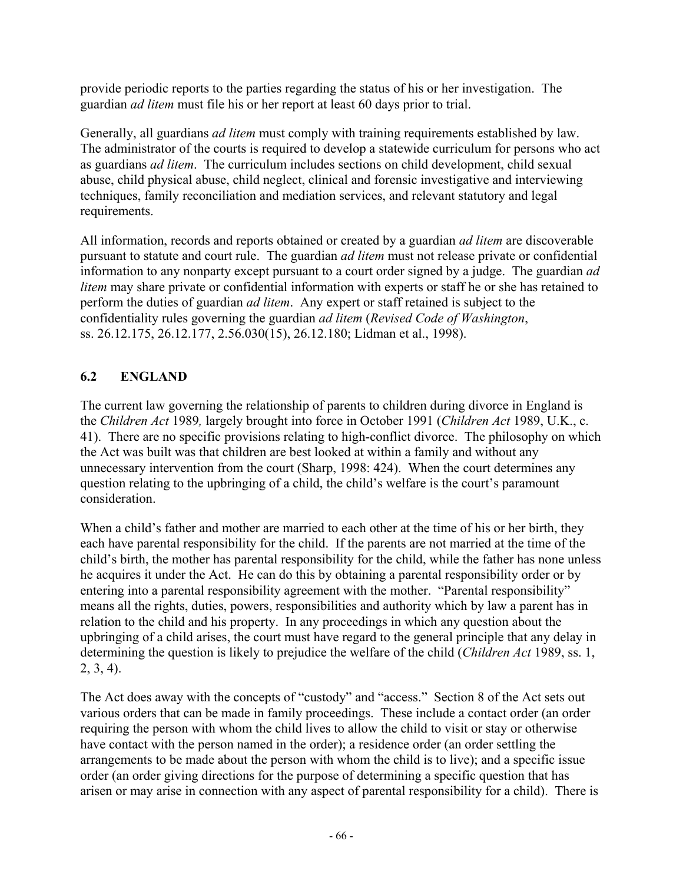provide periodic reports to the parties regarding the status of his or her investigation. The guardian *ad litem* must file his or her report at least 60 days prior to trial.

Generally, all guardians *ad litem* must comply with training requirements established by law. The administrator of the courts is required to develop a statewide curriculum for persons who act as guardians *ad litem*. The curriculum includes sections on child development, child sexual abuse, child physical abuse, child neglect, clinical and forensic investigative and interviewing techniques, family reconciliation and mediation services, and relevant statutory and legal requirements.

All information, records and reports obtained or created by a guardian *ad litem* are discoverable pursuant to statute and court rule. The guardian *ad litem* must not release private or confidential information to any nonparty except pursuant to a court order signed by a judge. The guardian *ad litem* may share private or confidential information with experts or staff he or she has retained to perform the duties of guardian *ad litem*. Any expert or staff retained is subject to the confidentiality rules governing the guardian *ad litem* (*Revised Code of Washington*, ss. 26.12.175, 26.12.177, 2.56.030(15), 26.12.180; Lidman et al., 1998).

## 6.2 ENGLAND

The current law governing the relationship of parents to children during divorce in England is the *Children Act* 1989*,* largely brought into force in October 1991 (*Children Act* 1989, U.K., c. 41). There are no specific provisions relating to high-conflict divorce. The philosophy on which the Act was built was that children are best looked at within a family and without any unnecessary intervention from the court (Sharp, 1998: 424). When the court determines any question relating to the upbringing of a child, the child's welfare is the court's paramount consideration.

When a child's father and mother are married to each other at the time of his or her birth, they each have parental responsibility for the child. If the parents are not married at the time of the child's birth, the mother has parental responsibility for the child, while the father has none unless he acquires it under the Act. He can do this by obtaining a parental responsibility order or by entering into a parental responsibility agreement with the mother. "Parental responsibility" means all the rights, duties, powers, responsibilities and authority which by law a parent has in relation to the child and his property. In any proceedings in which any question about the upbringing of a child arises, the court must have regard to the general principle that any delay in determining the question is likely to prejudice the welfare of the child (*Children Act* 1989, ss. 1, 2, 3, 4).

The Act does away with the concepts of "custody" and "access." Section 8 of the Act sets out various orders that can be made in family proceedings. These include a contact order (an order requiring the person with whom the child lives to allow the child to visit or stay or otherwise have contact with the person named in the order); a residence order (an order settling the arrangements to be made about the person with whom the child is to live); and a specific issue order (an order giving directions for the purpose of determining a specific question that has arisen or may arise in connection with any aspect of parental responsibility for a child). There is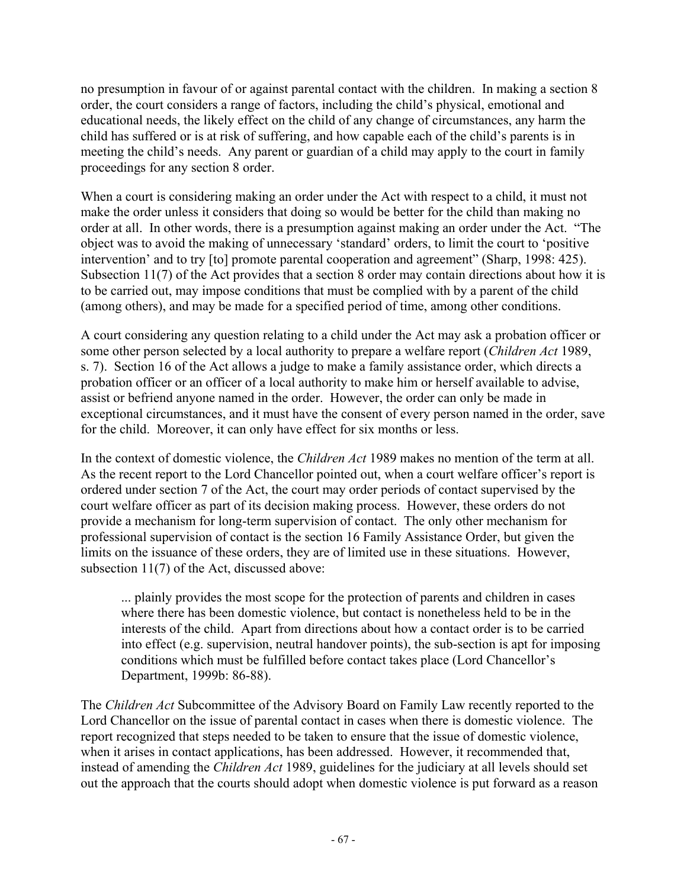no presumption in favour of or against parental contact with the children. In making a section 8 order, the court considers a range of factors, including the child's physical, emotional and educational needs, the likely effect on the child of any change of circumstances, any harm the child has suffered or is at risk of suffering, and how capable each of the child's parents is in meeting the child's needs. Any parent or guardian of a child may apply to the court in family proceedings for any section 8 order.

When a court is considering making an order under the Act with respect to a child, it must not make the order unless it considers that doing so would be better for the child than making no order at all. In other words, there is a presumption against making an order under the Act. "The object was to avoid the making of unnecessary 'standard' orders, to limit the court to 'positive intervention' and to try [to] promote parental cooperation and agreement" (Sharp, 1998: 425). Subsection 11(7) of the Act provides that a section 8 order may contain directions about how it is to be carried out, may impose conditions that must be complied with by a parent of the child (among others), and may be made for a specified period of time, among other conditions.

A court considering any question relating to a child under the Act may ask a probation officer or some other person selected by a local authority to prepare a welfare report (*Children Act* 1989, s. 7). Section 16 of the Act allows a judge to make a family assistance order, which directs a probation officer or an officer of a local authority to make him or herself available to advise, assist or befriend anyone named in the order. However, the order can only be made in exceptional circumstances, and it must have the consent of every person named in the order, save for the child. Moreover, it can only have effect for six months or less.

In the context of domestic violence, the *Children Act* 1989 makes no mention of the term at all. As the recent report to the Lord Chancellor pointed out, when a court welfare officer's report is ordered under section 7 of the Act, the court may order periods of contact supervised by the court welfare officer as part of its decision making process. However, these orders do not provide a mechanism for long-term supervision of contact. The only other mechanism for professional supervision of contact is the section 16 Family Assistance Order, but given the limits on the issuance of these orders, they are of limited use in these situations. However, subsection 11(7) of the Act, discussed above:

> ... plainly provides the most scope for the protection of parents and children in cases where there has been domestic violence, but contact is nonetheless held to be in the interests of the child. Apart from directions about how a contact order is to be carried into effect (e.g. supervision, neutral handover points), the sub-section is apt for imposing conditions which must be fulfilled before contact takes place (Lord Chancellor's Department, 1999b: 86-88).

The *Children Act* Subcommittee of the Advisory Board on Family Law recently reported to the Lord Chancellor on the issue of parental contact in cases when there is domestic violence. The report recognized that steps needed to be taken to ensure that the issue of domestic violence, when it arises in contact applications, has been addressed. However, it recommended that, instead of amending the *Children Act* 1989, guidelines for the judiciary at all levels should set out the approach that the courts should adopt when domestic violence is put forward as a reason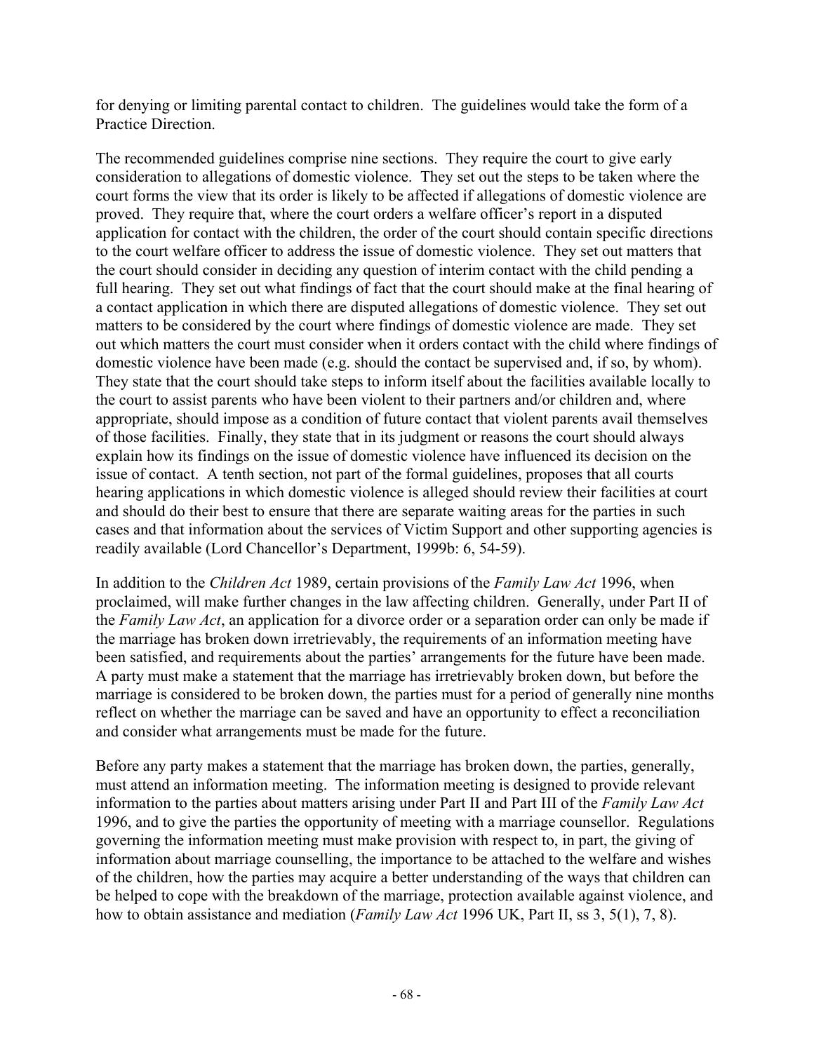for denying or limiting parental contact to children. The guidelines would take the form of a Practice Direction.

The recommended guidelines comprise nine sections. They require the court to give early consideration to allegations of domestic violence. They set out the steps to be taken where the court forms the view that its order is likely to be affected if allegations of domestic violence are proved. They require that, where the court orders a welfare officer's report in a disputed application for contact with the children, the order of the court should contain specific directions to the court welfare officer to address the issue of domestic violence. They set out matters that the court should consider in deciding any question of interim contact with the child pending a full hearing. They set out what findings of fact that the court should make at the final hearing of a contact application in which there are disputed allegations of domestic violence. They set out matters to be considered by the court where findings of domestic violence are made. They set out which matters the court must consider when it orders contact with the child where findings of domestic violence have been made (e.g. should the contact be supervised and, if so, by whom). They state that the court should take steps to inform itself about the facilities available locally to the court to assist parents who have been violent to their partners and/or children and, where appropriate, should impose as a condition of future contact that violent parents avail themselves of those facilities. Finally, they state that in its judgment or reasons the court should always explain how its findings on the issue of domestic violence have influenced its decision on the issue of contact. A tenth section, not part of the formal guidelines, proposes that all courts hearing applications in which domestic violence is alleged should review their facilities at court and should do their best to ensure that there are separate waiting areas for the parties in such cases and that information about the services of Victim Support and other supporting agencies is readily available (Lord Chancellor's Department, 1999b: 6, 54-59).

In addition to the *Children Act* 1989, certain provisions of the *Family Law Act* 1996, when proclaimed, will make further changes in the law affecting children. Generally, under Part II of the *Family Law Act*, an application for a divorce order or a separation order can only be made if the marriage has broken down irretrievably, the requirements of an information meeting have been satisfied, and requirements about the parties' arrangements for the future have been made. A party must make a statement that the marriage has irretrievably broken down, but before the marriage is considered to be broken down, the parties must for a period of generally nine months reflect on whether the marriage can be saved and have an opportunity to effect a reconciliation and consider what arrangements must be made for the future.

Before any party makes a statement that the marriage has broken down, the parties, generally, must attend an information meeting. The information meeting is designed to provide relevant information to the parties about matters arising under Part II and Part III of the *Family Law Act* 1996, and to give the parties the opportunity of meeting with a marriage counsellor. Regulations governing the information meeting must make provision with respect to, in part, the giving of information about marriage counselling, the importance to be attached to the welfare and wishes of the children, how the parties may acquire a better understanding of the ways that children can be helped to cope with the breakdown of the marriage, protection available against violence, and how to obtain assistance and mediation (*Family Law Act* 1996 UK, Part II, ss 3, 5(1), 7, 8).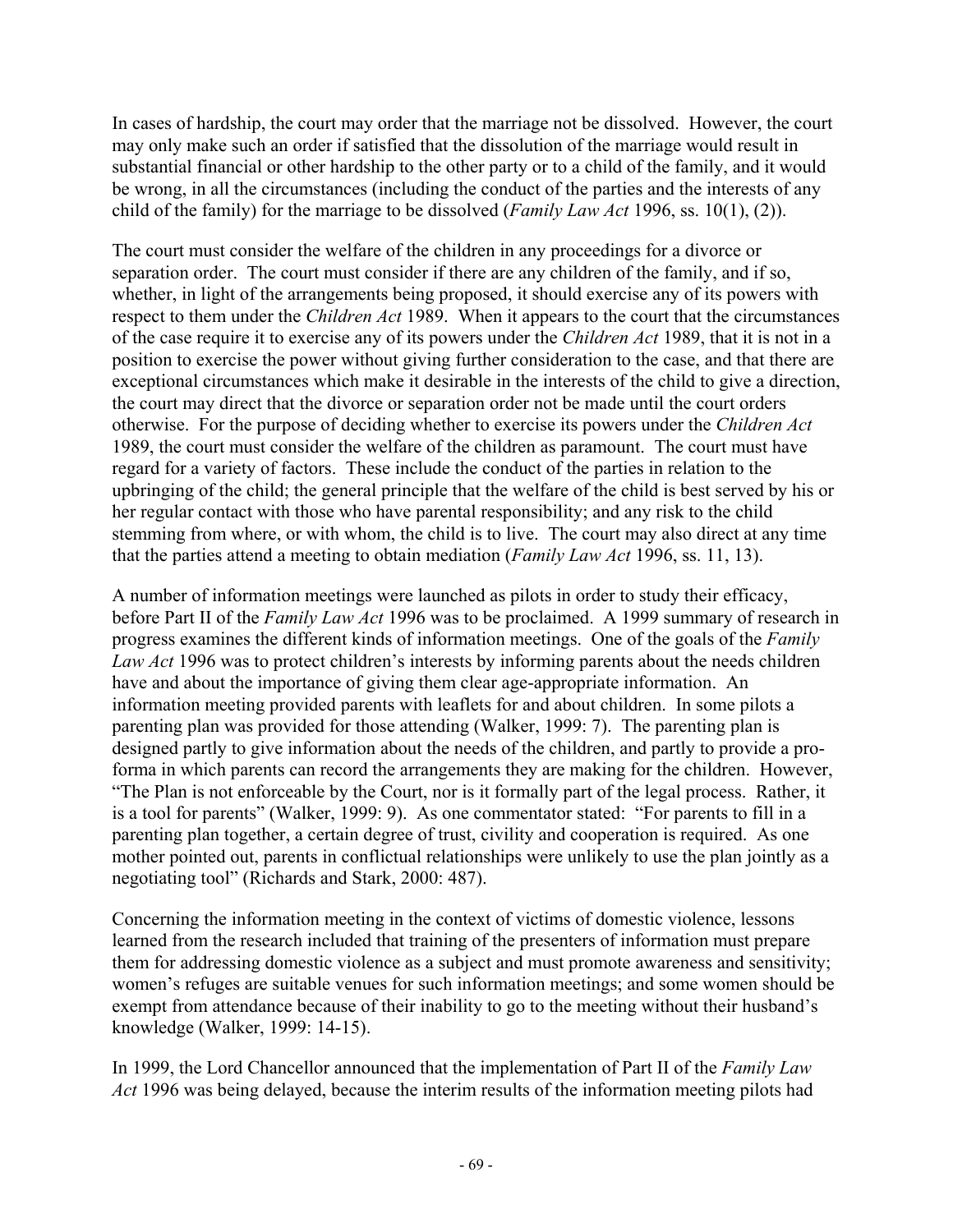In cases of hardship, the court may order that the marriage not be dissolved. However, the court may only make such an order if satisfied that the dissolution of the marriage would result in substantial financial or other hardship to the other party or to a child of the family, and it would be wrong, in all the circumstances (including the conduct of the parties and the interests of any child of the family) for the marriage to be dissolved (*Family Law Act* 1996, ss. 10(1), (2)).

The court must consider the welfare of the children in any proceedings for a divorce or separation order. The court must consider if there are any children of the family, and if so, whether, in light of the arrangements being proposed, it should exercise any of its powers with respect to them under the *Children Act* 1989. When it appears to the court that the circumstances of the case require it to exercise any of its powers under the *Children Act* 1989, that it is not in a position to exercise the power without giving further consideration to the case, and that there are exceptional circumstances which make it desirable in the interests of the child to give a direction, the court may direct that the divorce or separation order not be made until the court orders otherwise. For the purpose of deciding whether to exercise its powers under the *Children Act* 1989, the court must consider the welfare of the children as paramount. The court must have regard for a variety of factors. These include the conduct of the parties in relation to the upbringing of the child; the general principle that the welfare of the child is best served by his or her regular contact with those who have parental responsibility; and any risk to the child stemming from where, or with whom, the child is to live. The court may also direct at any time that the parties attend a meeting to obtain mediation (*Family Law Act* 1996, ss. 11, 13).

A number of information meetings were launched as pilots in order to study their efficacy, before Part II of the *Family Law Act* 1996 was to be proclaimed. A 1999 summary of research in progress examines the different kinds of information meetings. One of the goals of the *Family Law Act* 1996 was to protect children's interests by informing parents about the needs children have and about the importance of giving them clear age-appropriate information. An information meeting provided parents with leaflets for and about children. In some pilots a parenting plan was provided for those attending (Walker, 1999: 7). The parenting plan is designed partly to give information about the needs of the children, and partly to provide a pro-forma in which parents can record the arrangements they are making for the children. However, "The Plan is not enforceable by the Court, nor is it formally part of the legal process. Rather, it is a tool for parents" (Walker, 1999: 9). As one commentator stated: "For parents to fill in a parenting plan together, a certain degree of trust, civility and cooperation is required. As one mother pointed out, parents in conflictual relationships were unlikely to use the plan jointly as a negotiating tool" (Richards and Stark, 2000: 487).

Concerning the information meeting in the context of victims of domestic violence, lessons learned from the research included that training of the presenters of information must prepare them for addressing domestic violence as a subject and must promote awareness and sensitivity; women's refuges are suitable venues for such information meetings; and some women should be exempt from attendance because of their inability to go to the meeting without their husband's knowledge (Walker, 1999: 14-15).

In 1999, the Lord Chancellor announced that the implementation of Part II of the *Family Law Act* 1996 was being delayed, because the interim results of the information meeting pilots had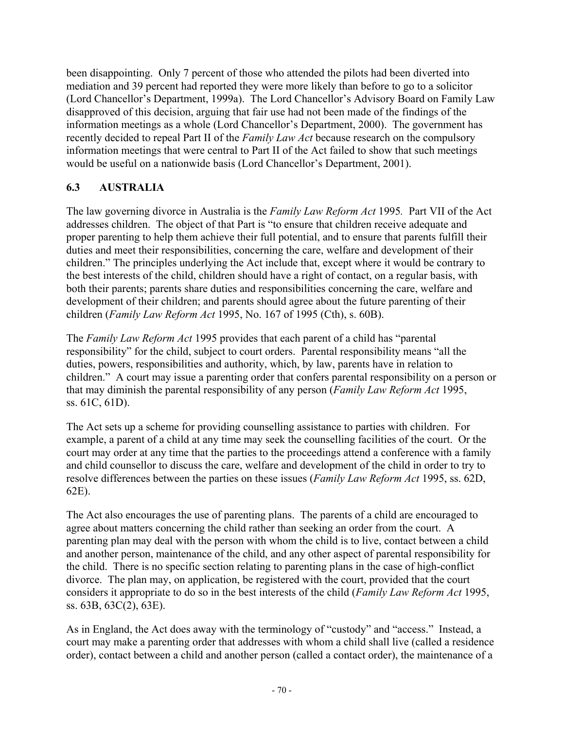been disappointing. Only 7 percent of those who attended the pilots had been diverted into mediation and 39 percent had reported they were more likely than before to go to a solicitor (Lord Chancellor's Department, 1999a). The Lord Chancellor's Advisory Board on Family Law disapproved of this decision, arguing that fair use had not been made of the findings of the information meetings as a whole (Lord Chancellor's Department, 2000). The government has recently decided to repeal Part II of the *Family Law Act* because research on the compulsory information meetings that were central to Part II of the Act failed to show that such meetings would be useful on a nationwide basis (Lord Chancellor's Department, 2001).

### 6.3 AUSTRALIA

The law governing divorce in Australia is the *Family Law Reform Act* 1995. Part VII of the Act addresses children. The object of that Part is "to ensure that children receive adequate and proper parenting to help them achieve their full potential, and to ensure that parents fulfill their duties and meet their responsibilities, concerning the care, welfare and development of their children." The principles underlying the Act include that, except where it would be contrary to the best interests of the child, children should have a right of contact, on a regular basis, with both their parents; parents share duties and responsibilities concerning the care, welfare and development of their children; and parents should agree about the future parenting of their children (*Family Law Reform Act* 1995, No. 167 of 1995 (Cth), s. 60B).

The *Family Law Reform Act* 1995 provides that each parent of a child has "parental responsibility" for the child, subject to court orders. Parental responsibility means "all the duties, powers, responsibilities and authority, which, by law, parents have in relation to children." A court may issue a parenting order that confers parental responsibility on a person or that may diminish the parental responsibility of any person (*Family Law Reform Act* 1995, ss. 61C, 61D).

The Act sets up a scheme for providing counselling assistance to parties with children. For example, a parent of a child at any time may seek the counselling facilities of the court. Or the court may order at any time that the parties to the proceedings attend a conference with a family and child counsellor to discuss the care, welfare and development of the child in order to try to resolve differences between the parties on these issues (*Family Law Reform Act* 1995, ss. 62D, 62E).

The Act also encourages the use of parenting plans. The parents of a child are encouraged to agree about matters concerning the child rather than seeking an order from the court. A parenting plan may deal with the person with whom the child is to live, contact between a child and another person, maintenance of the child, and any other aspect of parental responsibility for the child. There is no specific section relating to parenting plans in the case of high-conflict divorce. The plan may, on application, be registered with the court, provided that the court considers it appropriate to do so in the best interests of the child (*Family Law Reform Act* 1995, ss. 63B, 63C(2), 63E).

As in England, the Act does away with the terminology of "custody" and "access." Instead, a court may make a parenting order that addresses with whom a child shall live (called a residence order), contact between a child and another person (called a contact order), the maintenance of a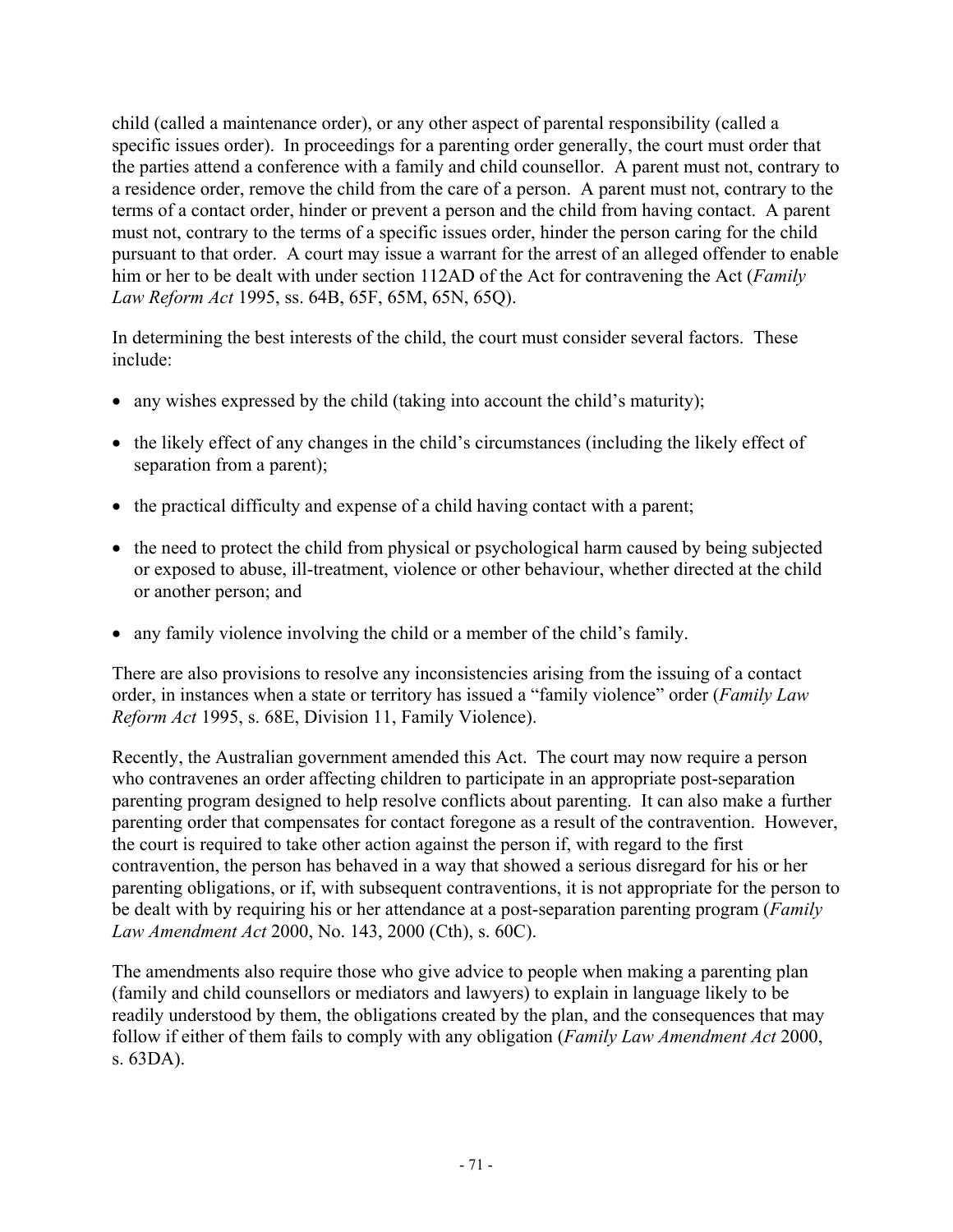child (called a maintenance order), or any other aspect of parental responsibility (called a specific issues order). In proceedings for a parenting order generally, the court must order that the parties attend a conference with a family and child counsellor. A parent must not, contrary to a residence order, remove the child from the care of a person. A parent must not, contrary to the terms of a contact order, hinder or prevent a person and the child from having contact. A parent must not, contrary to the terms of a specific issues order, hinder the person caring for the child pursuant to that order. A court may issue a warrant for the arrest of an alleged offender to enable him or her to be dealt with under section 112AD of the Act for contravening the Act (*Family Law Reform Act* 1995, ss. 64B, 65F, 65M, 65N, 65Q).

In determining the best interests of the child, the court must consider several factors. These include:

- any wishes expressed by the child (taking into account the child's maturity);
- the likely effect of any changes in the child's circumstances (including the likely effect of separation from a parent);
- the practical difficulty and expense of a child having contact with a parent;
- the need to protect the child from physical or psychological harm caused by being subjected or exposed to abuse, ill-treatment, violence or other behaviour, whether directed at the child or another person; and
- any family violence involving the child or a member of the child's family.

There are also provisions to resolve any inconsistencies arising from the issuing of a contact order, in instances when a state or territory has issued a "family violence" order (*Family Law Reform Act* 1995, s. 68E, Division 11, Family Violence).

Recently, the Australian government amended this Act. The court may now require a person who contravenes an order affecting children to participate in an appropriate post-separation parenting program designed to help resolve conflicts about parenting. It can also make a further parenting order that compensates for contact foregone as a result of the contravention. However, the court is required to take other action against the person if, with regard to the first contravention, the person has behaved in a way that showed a serious disregard for his or her parenting obligations, or if, with subsequent contraventions, it is not appropriate for the person to be dealt with by requiring his or her attendance at a post-separation parenting program (*Family Law Amendment Act* 2000, No. 143, 2000 (Cth), s. 60C).

The amendments also require those who give advice to people when making a parenting plan (family and child counsellors or mediators and lawyers) to explain in language likely to be readily understood by them, the obligations created by the plan, and the consequences that may follow if either of them fails to comply with any obligation (*Family Law Amendment Act* 2000, s. 63DA).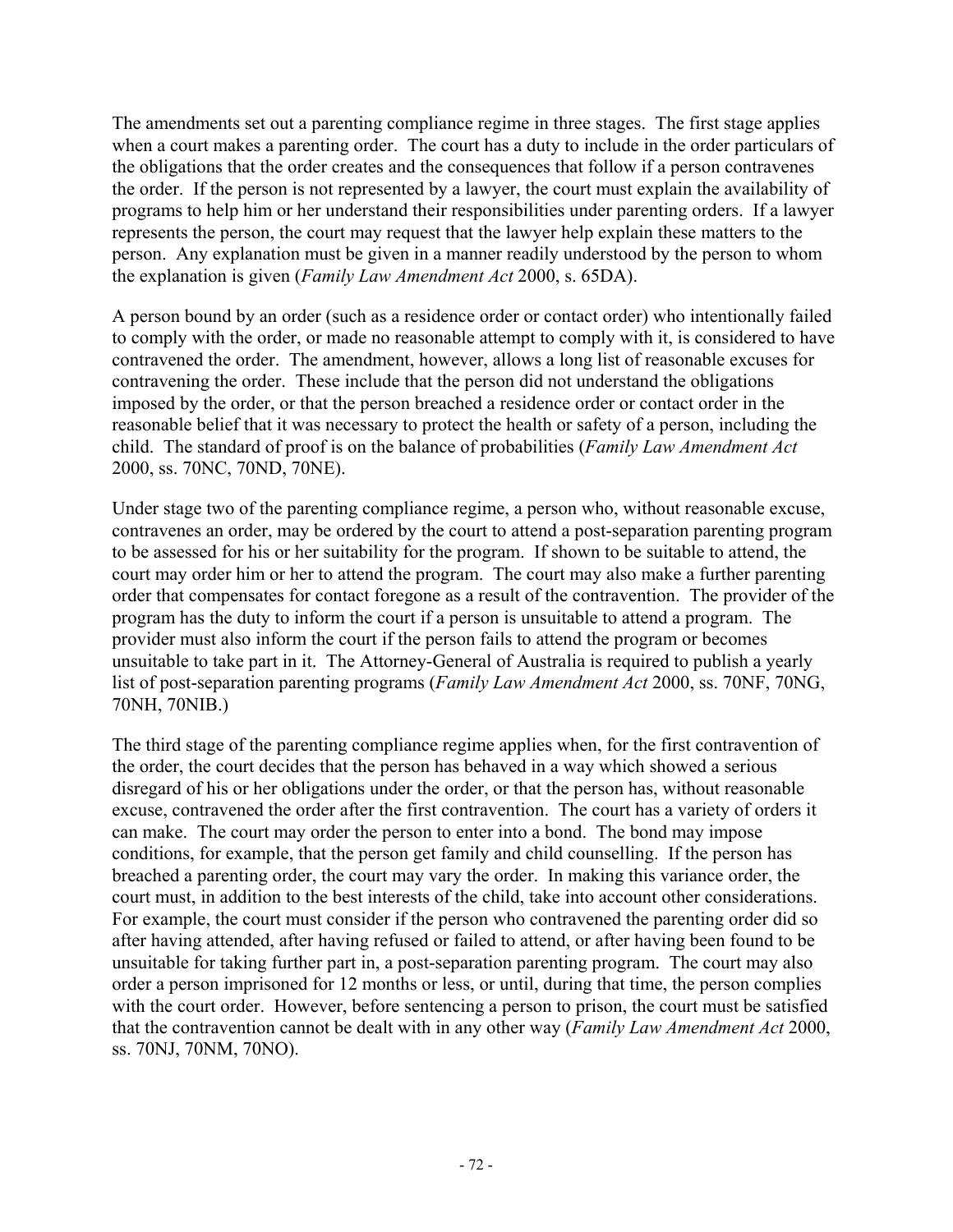The amendments set out a parenting compliance regime in three stages. The first stage applies when a court makes a parenting order. The court has a duty to include in the order particulars of the obligations that the order creates and the consequences that follow if a person contravenes the order. If the person is not represented by a lawyer, the court must explain the availability of programs to help him or her understand their responsibilities under parenting orders. If a lawyer represents the person, the court may request that the lawyer help explain these matters to the person. Any explanation must be given in a manner readily understood by the person to whom the explanation is given (*Family Law Amendment Act* 2000, s. 65DA).

A person bound by an order (such as a residence order or contact order) who intentionally failed to comply with the order, or made no reasonable attempt to comply with it, is considered to have contravened the order. The amendment, however, allows a long list of reasonable excuses for contravening the order. These include that the person did not understand the obligations imposed by the order, or that the person breached a residence order or contact order in the reasonable belief that it was necessary to protect the health or safety of a person, including the child. The standard of proof is on the balance of probabilities (*Family Law Amendment Act* 2000, ss. 70NC, 70ND, 70NE).

Under stage two of the parenting compliance regime, a person who, without reasonable excuse, contravenes an order, may be ordered by the court to attend a post-separation parenting program to be assessed for his or her suitability for the program. If shown to be suitable to attend, the court may order him or her to attend the program. The court may also make a further parenting order that compensates for contact foregone as a result of the contravention. The provider of the program has the duty to inform the court if a person is unsuitable to attend a program. The provider must also inform the court if the person fails to attend the program or becomes unsuitable to take part in it. The Attorney-General of Australia is required to publish a yearly list of post-separation parenting programs (*Family Law Amendment Act* 2000, ss. 70NF, 70NG, 70NH, 70NIB.)

The third stage of the parenting compliance regime applies when, for the first contravention of the order, the court decides that the person has behaved in a way which showed a serious disregard of his or her obligations under the order, or that the person has, without reasonable excuse, contravened the order after the first contravention. The court has a variety of orders it can make. The court may order the person to enter into a bond. The bond may impose conditions, for example, that the person get family and child counselling. If the person has breached a parenting order, the court may vary the order. In making this variance order, the court must, in addition to the best interests of the child, take into account other considerations. For example, the court must consider if the person who contravened the parenting order did so after having attended, after having refused or failed to attend, or after having been found to be unsuitable for taking further part in, a post-separation parenting program. The court may also order a person imprisoned for 12 months or less, or until, during that time, the person complies with the court order. However, before sentencing a person to prison, the court must be satisfied that the contravention cannot be dealt with in any other way (*Family Law Amendment Act* 2000, ss. 70NJ, 70NM, 70NO).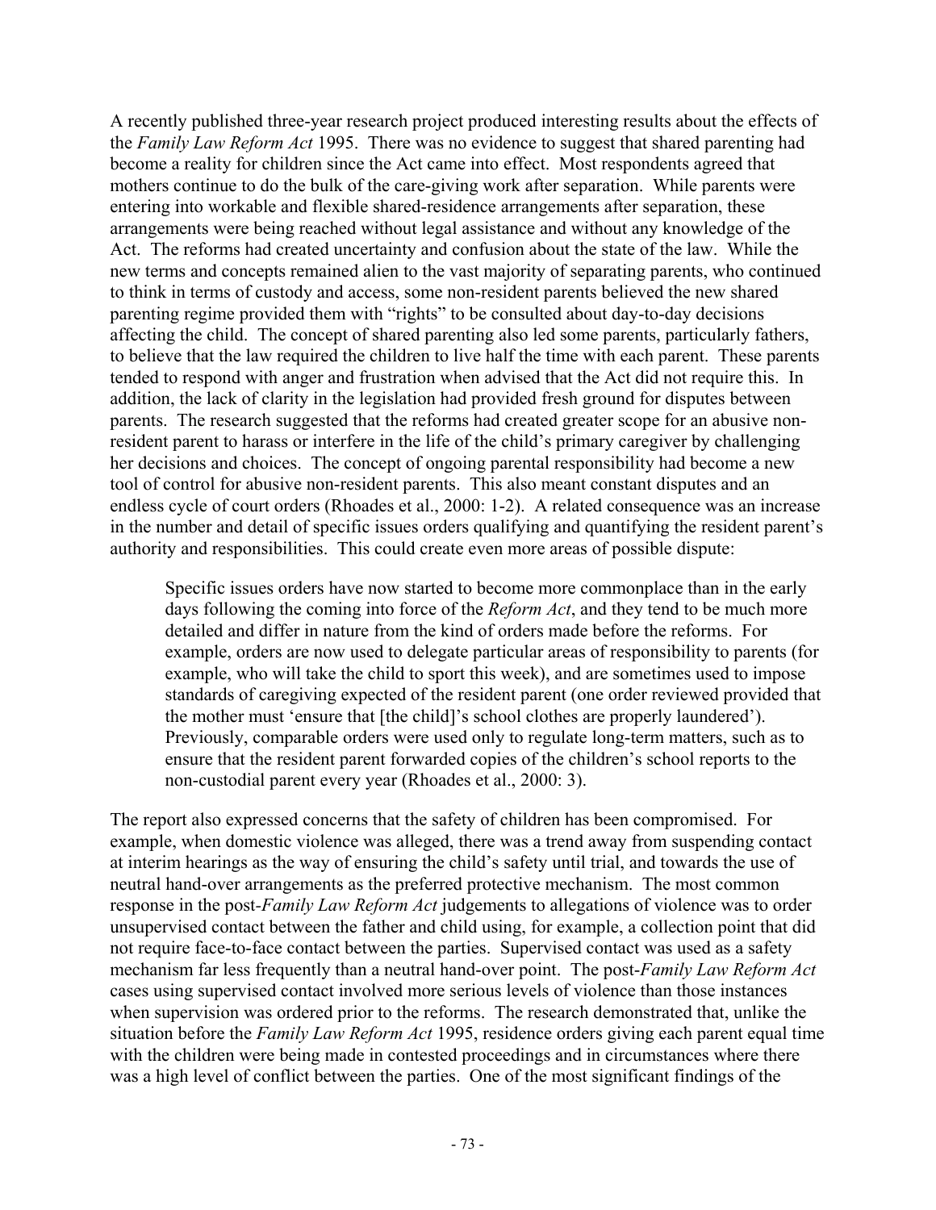A recently published three-year research project produced interesting results about the effects of the *Family Law Reform Act* 1995. There was no evidence to suggest that shared parenting had become a reality for children since the Act came into effect. Most respondents agreed that mothers continue to do the bulk of the care-giving work after separation. While parents were entering into workable and flexible shared-residence arrangements after separation, these arrangements were being reached without legal assistance and without any knowledge of the Act. The reforms had created uncertainty and confusion about the state of the law. While the new terms and concepts remained alien to the vast majority of separating parents, who continued to think in terms of custody and access, some non-resident parents believed the new shared parenting regime provided them with "rights" to be consulted about day-to-day decisions affecting the child. The concept of shared parenting also led some parents, particularly fathers, to believe that the law required the children to live half the time with each parent. These parents tended to respond with anger and frustration when advised that the Act did not require this. In addition, the lack of clarity in the legislation had provided fresh ground for disputes between parents. The research suggested that the reforms had created greater scope for an abusive non-resident parent to harass or interfere in the life of the child's primary caregiver by challenging her decisions and choices. The concept of ongoing parental responsibility had become a new tool of control for abusive non-resident parents. This also meant constant disputes and an endless cycle of court orders (Rhoades et al., 2000: 1-2). A related consequence was an increase in the number and detail of specific issues orders qualifying and quantifying the resident parent's authority and responsibilities. This could create even more areas of possible dispute:

> Specific issues orders have now started to become more commonplace than in the early days following the coming into force of the *Reform Act*, and they tend to be much more detailed and differ in nature from the kind of orders made before the reforms. For example, orders are now used to delegate particular areas of responsibility to parents (for example, who will take the child to sport this week), and are sometimes used to impose standards of caregiving expected of the resident parent (one order reviewed provided that the mother must 'ensure that [the child]'s school clothes are properly laundered'). Previously, comparable orders were used only to regulate long-term matters, such as to ensure that the resident parent forwarded copies of the children's school reports to the non-custodial parent every year (Rhoades et al., 2000: 3).

The report also expressed concerns that the safety of children has been compromised. For example, when domestic violence was alleged, there was a trend away from suspending contact at interim hearings as the way of ensuring the child's safety until trial, and towards the use of neutral hand-over arrangements as the preferred protective mechanism. The most common response in the post-*Family Law Reform Act* judgements to allegations of violence was to order unsupervised contact between the father and child using, for example, a collection point that did not require face-to-face contact between the parties. Supervised contact was used as a safety mechanism far less frequently than a neutral hand-over point. The post-*Family Law Reform Act* cases using supervised contact involved more serious levels of violence than those instances when supervision was ordered prior to the reforms. The research demonstrated that, unlike the situation before the *Family Law Reform Act* 1995, residence orders giving each parent equal time with the children were being made in contested proceedings and in circumstances where there was a high level of conflict between the parties. One of the most significant findings of the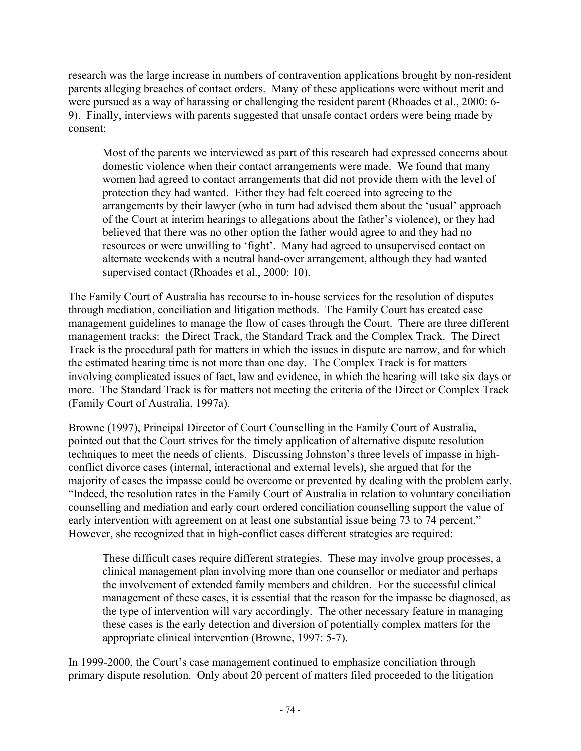research was the large increase in numbers of contravention applications brought by non-resident parents alleging breaches of contact orders. Many of these applications were without merit and were pursued as a way of harassing or challenging the resident parent (Rhoades et al., 2000: 6-9). Finally, interviews with parents suggested that unsafe contact orders were being made by consent:

> Most of the parents we interviewed as part of this research had expressed concerns about domestic violence when their contact arrangements were made. We found that many women had agreed to contact arrangements that did not provide them with the level of protection they had wanted. Either they had felt coerced into agreeing to the arrangements by their lawyer (who in turn had advised them about the 'usual' approach of the Court at interim hearings to allegations about the father's violence), or they had believed that there was no other option the father would agree to and they had no resources or were unwilling to 'fight'. Many had agreed to unsupervised contact on alternate weekends with a neutral hand-over arrangement, although they had wanted supervised contact (Rhoades et al., 2000: 10).

The Family Court of Australia has recourse to in-house services for the resolution of disputes through mediation, conciliation and litigation methods. The Family Court has created case management guidelines to manage the flow of cases through the Court. There are three different management tracks: the Direct Track, the Standard Track and the Complex Track. The Direct Track is the procedural path for matters in which the issues in dispute are narrow, and for which the estimated hearing time is not more than one day. The Complex Track is for matters involving complicated issues of fact, law and evidence, in which the hearing will take six days or more. The Standard Track is for matters not meeting the criteria of the Direct or Complex Track (Family Court of Australia, 1997a).

Browne (1997), Principal Director of Court Counselling in the Family Court of Australia, pointed out that the Court strives for the timely application of alternative dispute resolution techniques to meet the needs of clients. Discussing Johnston's three levels of impasse in high-conflict divorce cases (internal, interactional and external levels), she argued that for the majority of cases the impasse could be overcome or prevented by dealing with the problem early. "Indeed, the resolution rates in the Family Court of Australia in relation to voluntary conciliation counselling and mediation and early court ordered conciliation counselling support the value of early intervention with agreement on at least one substantial issue being 73 to 74 percent." However, she recognized that in high-conflict cases different strategies are required:

> These difficult cases require different strategies. These may involve group processes, a clinical management plan involving more than one counsellor or mediator and perhaps the involvement of extended family members and children. For the successful clinical management of these cases, it is essential that the reason for the impasse be diagnosed, as the type of intervention will vary accordingly. The other necessary feature in managing these cases is the early detection and diversion of potentially complex matters for the appropriate clinical intervention (Browne, 1997: 5-7).

In 1999-2000, the Court's case management continued to emphasize conciliation through primary dispute resolution. Only about 20 percent of matters filed proceeded to the litigation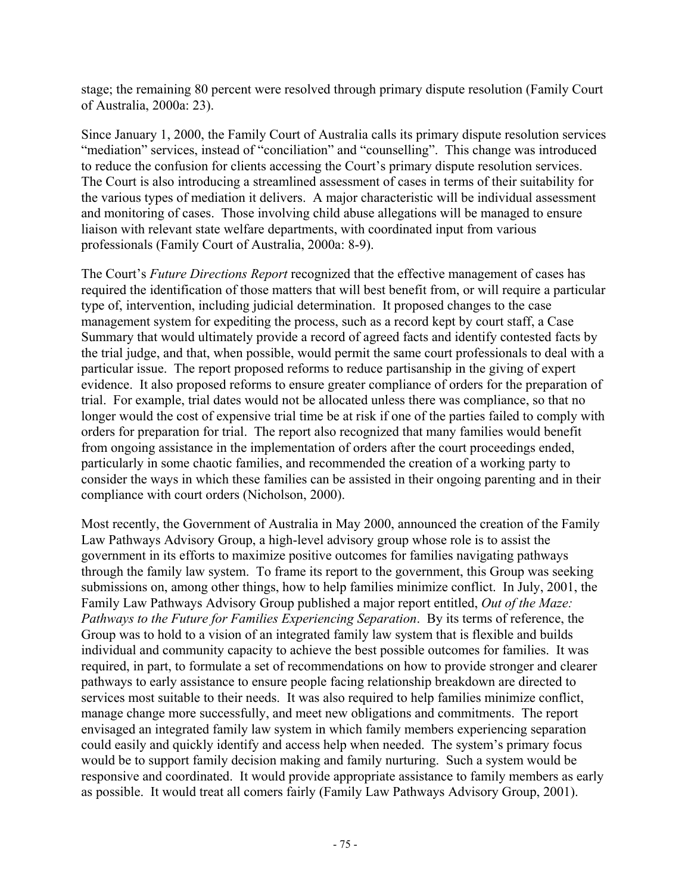stage; the remaining 80 percent were resolved through primary dispute resolution (Family Court of Australia, 2000a: 23).

Since January 1, 2000, the Family Court of Australia calls its primary dispute resolution services "mediation" services, instead of "conciliation" and "counselling". This change was introduced to reduce the confusion for clients accessing the Court's primary dispute resolution services. The Court is also introducing a streamlined assessment of cases in terms of their suitability for the various types of mediation it delivers. A major characteristic will be individual assessment and monitoring of cases. Those involving child abuse allegations will be managed to ensure liaison with relevant state welfare departments, with coordinated input from various professionals (Family Court of Australia, 2000a: 8-9).

The Court's *Future Directions Report* recognized that the effective management of cases has required the identification of those matters that will best benefit from, or will require a particular type of, intervention, including judicial determination. It proposed changes to the case management system for expediting the process, such as a record kept by court staff, a Case Summary that would ultimately provide a record of agreed facts and identify contested facts by the trial judge, and that, when possible, would permit the same court professionals to deal with a particular issue. The report proposed reforms to reduce partisanship in the giving of expert evidence. It also proposed reforms to ensure greater compliance of orders for the preparation of trial. For example, trial dates would not be allocated unless there was compliance, so that no longer would the cost of expensive trial time be at risk if one of the parties failed to comply with orders for preparation for trial. The report also recognized that many families would benefit from ongoing assistance in the implementation of orders after the court proceedings ended, particularly in some chaotic families, and recommended the creation of a working party to consider the ways in which these families can be assisted in their ongoing parenting and in their compliance with court orders (Nicholson, 2000).

Most recently, the Government of Australia in May 2000, announced the creation of the Family Law Pathways Advisory Group, a high-level advisory group whose role is to assist the government in its efforts to maximize positive outcomes for families navigating pathways through the family law system. To frame its report to the government, this Group was seeking submissions on, among other things, how to help families minimize conflict. In July, 2001, the Family Law Pathways Advisory Group published a major report entitled, *Out of the Maze: Pathways to the Future for Families Experiencing Separation*. By its terms of reference, the Group was to hold to a vision of an integrated family law system that is flexible and builds individual and community capacity to achieve the best possible outcomes for families. It was required, in part, to formulate a set of recommendations on how to provide stronger and clearer pathways to early assistance to ensure people facing relationship breakdown are directed to services most suitable to their needs. It was also required to help families minimize conflict, manage change more successfully, and meet new obligations and commitments. The report envisaged an integrated family law system in which family members experiencing separation could easily and quickly identify and access help when needed. The system's primary focus would be to support family decision making and family nurturing. Such a system would be responsive and coordinated. It would provide appropriate assistance to family members as early as possible. It would treat all comers fairly (Family Law Pathways Advisory Group, 2001).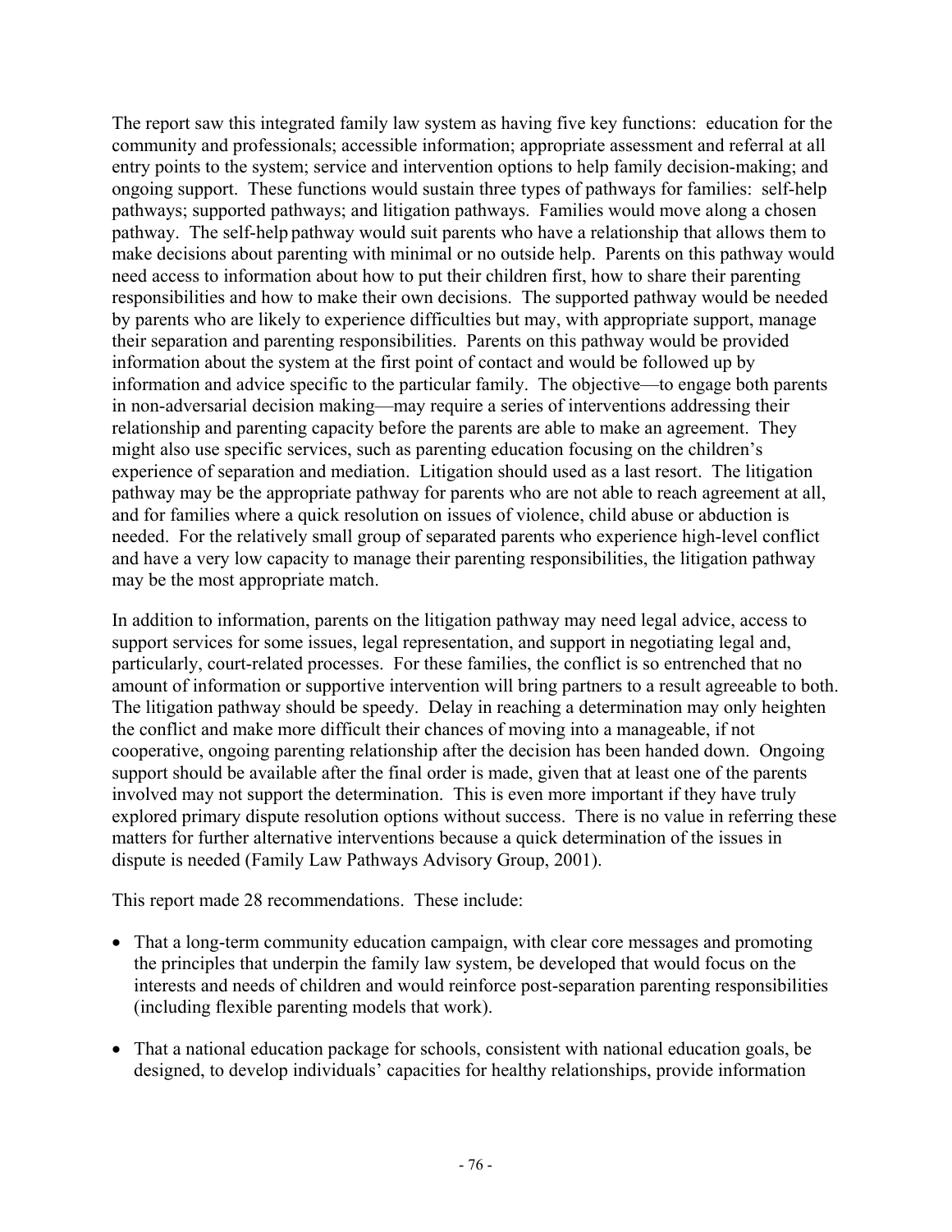The report saw this integrated family law system as having five key functions: education for the community and professionals; accessible information; appropriate assessment and referral at all entry points to the system; service and intervention options to help family decision-making; and ongoing support. These functions would sustain three types of pathways for families: self-help pathways; supported pathways; and litigation pathways. Families would move along a chosen pathway. The self-help pathway would suit parents who have a relationship that allows them to make decisions about parenting with minimal or no outside help. Parents on this pathway would need access to information about how to put their children first, how to share their parenting responsibilities and how to make their own decisions. The supported pathway would be needed by parents who are likely to experience difficulties but may, with appropriate support, manage their separation and parenting responsibilities. Parents on this pathway would be provided information about the system at the first point of contact and would be followed up by information and advice specific to the particular family. The objective—to engage both parents in non-adversarial decision making—may require a series of interventions addressing their relationship and parenting capacity before the parents are able to make an agreement. They might also use specific services, such as parenting education focusing on the children's experience of separation and mediation. Litigation should used as a last resort. The litigation pathway may be the appropriate pathway for parents who are not able to reach agreement at all, and for families where a quick resolution on issues of violence, child abuse or abduction is needed. For the relatively small group of separated parents who experience high-level conflict and have a very low capacity to manage their parenting responsibilities, the litigation pathway may be the most appropriate match.

In addition to information, parents on the litigation pathway may need legal advice, access to support services for some issues, legal representation, and support in negotiating legal and, particularly, court-related processes. For these families, the conflict is so entrenched that no amount of information or supportive intervention will bring partners to a result agreeable to both. The litigation pathway should be speedy. Delay in reaching a determination may only heighten the conflict and make more difficult their chances of moving into a manageable, if not cooperative, ongoing parenting relationship after the decision has been handed down. Ongoing support should be available after the final order is made, given that at least one of the parents involved may not support the determination. This is even more important if they have truly explored primary dispute resolution options without success. There is no value in referring these matters for further alternative interventions because a quick determination of the issues in dispute is needed (Family Law Pathways Advisory Group, 2001).

This report made 28 recommendations. These include:

- That a long-term community education campaign, with clear core messages and promoting the principles that underpin the family law system, be developed that would focus on the interests and needs of children and would reinforce post-separation parenting responsibilities (including flexible parenting models that work).

- That a national education package for schools, consistent with national education goals, be designed, to develop individuals' capacities for healthy relationships, provide information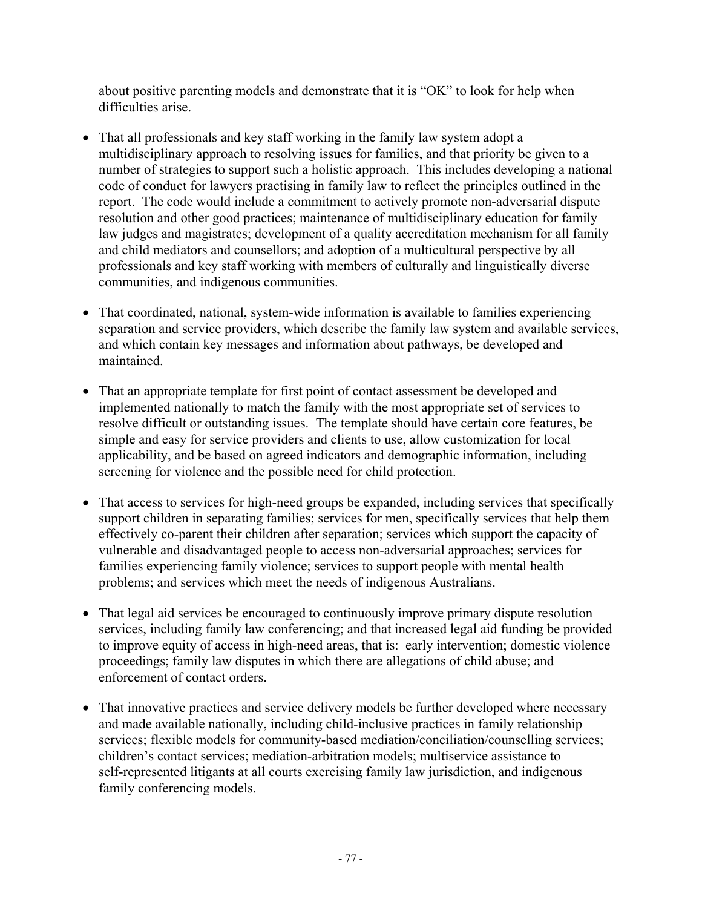about positive parenting models and demonstrate that it is "OK" to look for help when difficulties arise.

- That all professionals and key staff working in the family law system adopt a multidisciplinary approach to resolving issues for families, and that priority be given to a number of strategies to support such a holistic approach. This includes developing a national code of conduct for lawyers practising in family law to reflect the principles outlined in the report. The code would include a commitment to actively promote non-adversarial dispute resolution and other good practices; maintenance of multidisciplinary education for family law judges and magistrates; development of a quality accreditation mechanism for all family and child mediators and counsellors; and adoption of a multicultural perspective by all professionals and key staff working with members of culturally and linguistically diverse communities, and indigenous communities.

- That coordinated, national, system-wide information is available to families experiencing separation and service providers, which describe the family law system and available services, and which contain key messages and information about pathways, be developed and maintained.

- That an appropriate template for first point of contact assessment be developed and implemented nationally to match the family with the most appropriate set of services to resolve difficult or outstanding issues. The template should have certain core features, be simple and easy for service providers and clients to use, allow customization for local applicability, and be based on agreed indicators and demographic information, including screening for violence and the possible need for child protection.

- That access to services for high-need groups be expanded, including services that specifically support children in separating families; services for men, specifically services that help them effectively co-parent their children after separation; services which support the capacity of vulnerable and disadvantaged people to access non-adversarial approaches; services for families experiencing family violence; services to support people with mental health problems; and services which meet the needs of indigenous Australians.

- That legal aid services be encouraged to continuously improve primary dispute resolution services, including family law conferencing; and that increased legal aid funding be provided to improve equity of access in high-need areas, that is: early intervention; domestic violence proceedings; family law disputes in which there are allegations of child abuse; and enforcement of contact orders.

- That innovative practices and service delivery models be further developed where necessary and made available nationally, including child-inclusive practices in family relationship services; flexible models for community-based mediation/conciliation/counselling services; children's contact services; mediation-arbitration models; multiservice assistance to self-represented litigants at all courts exercising family law jurisdiction, and indigenous family conferencing models.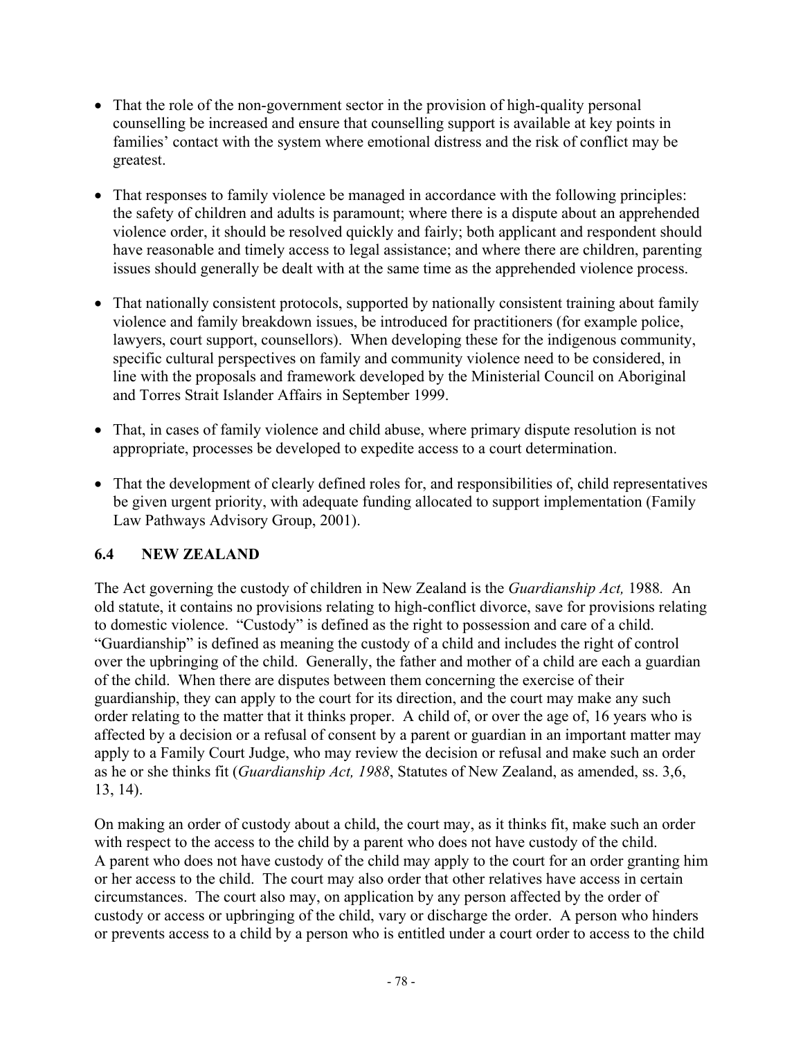- That the role of the non-government sector in the provision of high-quality personal counselling be increased and ensure that counselling support is available at key points in families' contact with the system where emotional distress and the risk of conflict may be greatest.

- That responses to family violence be managed in accordance with the following principles: the safety of children and adults is paramount; where there is a dispute about an apprehended violence order, it should be resolved quickly and fairly; both applicant and respondent should have reasonable and timely access to legal assistance; and where there are children, parenting issues should generally be dealt with at the same time as the apprehended violence process.

- That nationally consistent protocols, supported by nationally consistent training about family violence and family breakdown issues, be introduced for practitioners (for example police, lawyers, court support, counsellors). When developing these for the indigenous community, specific cultural perspectives on family and community violence need to be considered, in line with the proposals and framework developed by the Ministerial Council on Aboriginal and Torres Strait Islander Affairs in September 1999.

- That, in cases of family violence and child abuse, where primary dispute resolution is not appropriate, processes be developed to expedite access to a court determination.

- That the development of clearly defined roles for, and responsibilities of, child representatives be given urgent priority, with adequate funding allocated to support implementation (Family Law Pathways Advisory Group, 2001).

## 6.4 NEW ZEALAND

The Act governing the custody of children in New Zealand is the *Guardianship Act,* 1988. An old statute, it contains no provisions relating to high-conflict divorce, save for provisions relating to domestic violence. "Custody" is defined as the right to possession and care of a child. "Guardianship" is defined as meaning the custody of a child and includes the right of control over the upbringing of the child. Generally, the father and mother of a child are each a guardian of the child. When there are disputes between them concerning the exercise of their guardianship, they can apply to the court for its direction, and the court may make any such order relating to the matter that it thinks proper. A child of, or over the age of, 16 years who is affected by a decision or a refusal of consent by a parent or guardian in an important matter may apply to a Family Court Judge, who may review the decision or refusal and make such an order as he or she thinks fit (*Guardianship Act, 1988*, Statutes of New Zealand, as amended, ss. 3,6, 13, 14).

On making an order of custody about a child, the court may, as it thinks fit, make such an order with respect to the access to the child by a parent who does not have custody of the child. A parent who does not have custody of the child may apply to the court for an order granting him or her access to the child. The court may also order that other relatives have access in certain circumstances. The court also may, on application by any person affected by the order of custody or access or upbringing of the child, vary or discharge the order. A person who hinders or prevents access to a child by a person who is entitled under a court order to access to the child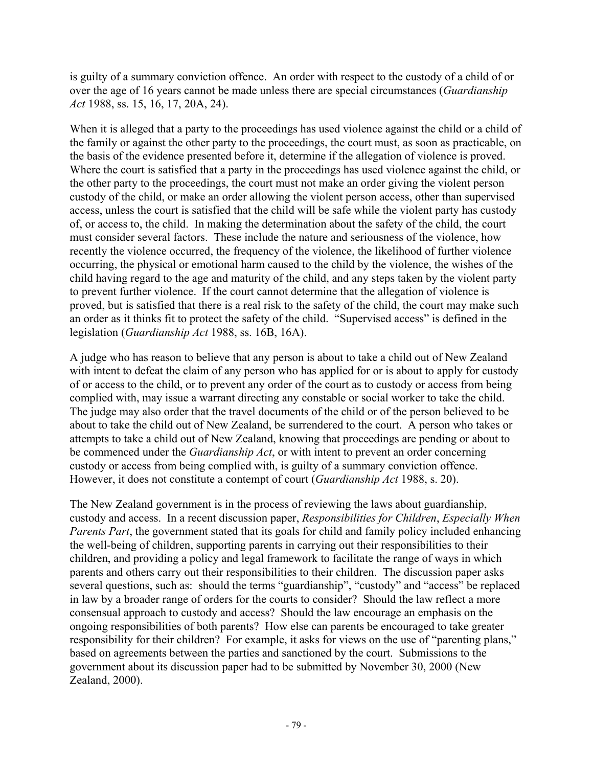is guilty of a summary conviction offence. An order with respect to the custody of a child of or over the age of 16 years cannot be made unless there are special circumstances (*Guardianship Act* 1988, ss. 15, 16, 17, 20A, 24).

When it is alleged that a party to the proceedings has used violence against the child or a child of the family or against the other party to the proceedings, the court must, as soon as practicable, on the basis of the evidence presented before it, determine if the allegation of violence is proved. Where the court is satisfied that a party in the proceedings has used violence against the child, or the other party to the proceedings, the court must not make an order giving the violent person custody of the child, or make an order allowing the violent person access, other than supervised access, unless the court is satisfied that the child will be safe while the violent party has custody of, or access to, the child. In making the determination about the safety of the child, the court must consider several factors. These include the nature and seriousness of the violence, how recently the violence occurred, the frequency of the violence, the likelihood of further violence occurring, the physical or emotional harm caused to the child by the violence, the wishes of the child having regard to the age and maturity of the child, and any steps taken by the violent party to prevent further violence. If the court cannot determine that the allegation of violence is proved, but is satisfied that there is a real risk to the safety of the child, the court may make such an order as it thinks fit to protect the safety of the child. "Supervised access" is defined in the legislation (*Guardianship Act* 1988, ss. 16B, 16A).

A judge who has reason to believe that any person is about to take a child out of New Zealand with intent to defeat the claim of any person who has applied for or is about to apply for custody of or access to the child, or to prevent any order of the court as to custody or access from being complied with, may issue a warrant directing any constable or social worker to take the child. The judge may also order that the travel documents of the child or of the person believed to be about to take the child out of New Zealand, be surrendered to the court. A person who takes or attempts to take a child out of New Zealand, knowing that proceedings are pending or about to be commenced under the *Guardianship Act*, or with intent to prevent an order concerning custody or access from being complied with, is guilty of a summary conviction offence. However, it does not constitute a contempt of court (*Guardianship Act* 1988, s. 20).

The New Zealand government is in the process of reviewing the laws about guardianship, custody and access. In a recent discussion paper, *Responsibilities for Children*, *Especially When Parents Part*, the government stated that its goals for child and family policy included enhancing the well-being of children, supporting parents in carrying out their responsibilities to their children, and providing a policy and legal framework to facilitate the range of ways in which parents and others carry out their responsibilities to their children. The discussion paper asks several questions, such as: should the terms "guardianship", "custody" and "access" be replaced in law by a broader range of orders for the courts to consider? Should the law reflect a more consensual approach to custody and access? Should the law encourage an emphasis on the ongoing responsibilities of both parents? How else can parents be encouraged to take greater responsibility for their children? For example, it asks for views on the use of "parenting plans," based on agreements between the parties and sanctioned by the court. Submissions to the government about its discussion paper had to be submitted by November 30, 2000 (New Zealand, 2000).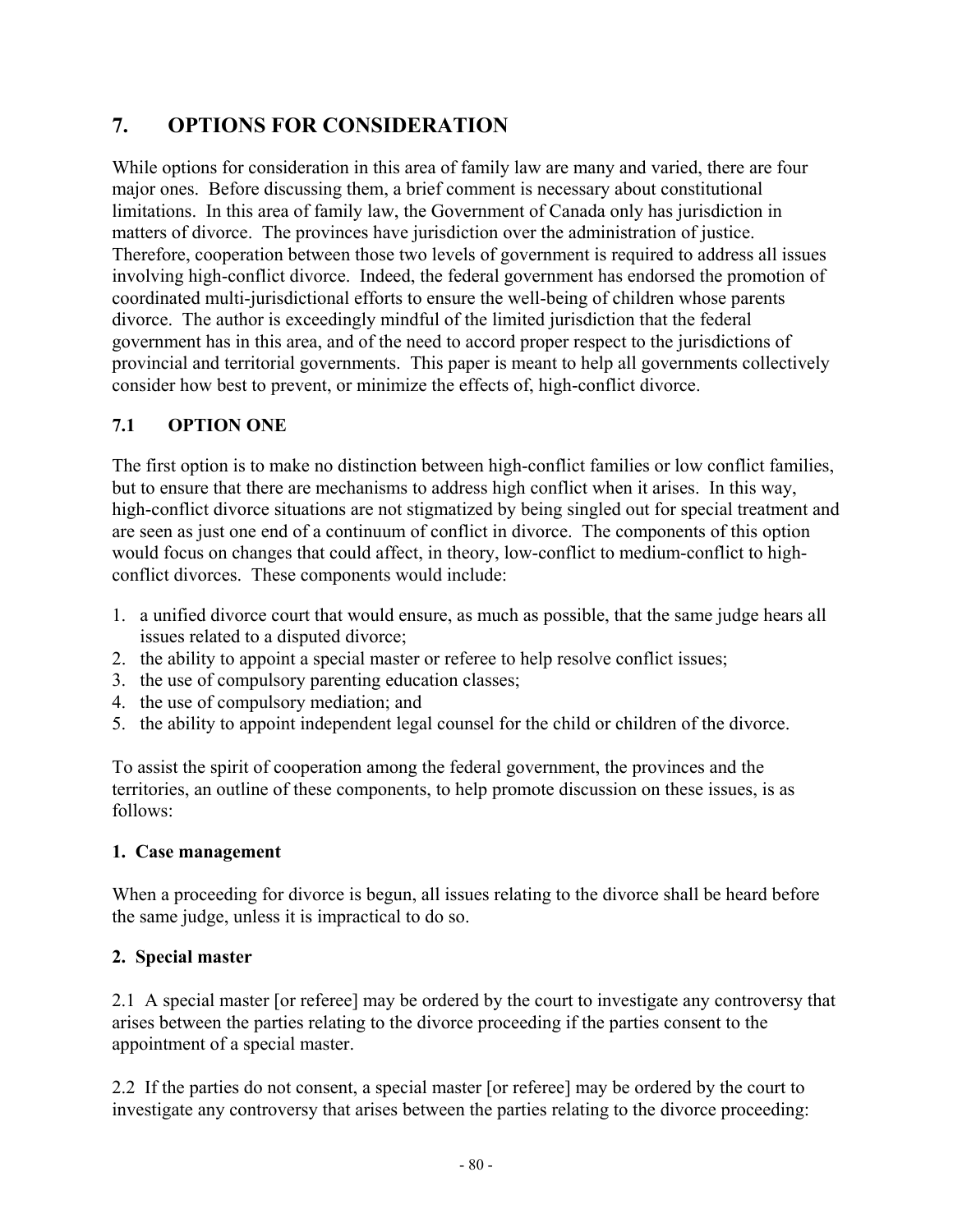## 7. OPTIONS FOR CONSIDERATION

While options for consideration in this area of family law are many and varied, there are four major ones. Before discussing them, a brief comment is necessary about constitutional limitations. In this area of family law, the Government of Canada only has jurisdiction in matters of divorce. The provinces have jurisdiction over the administration of justice. Therefore, cooperation between those two levels of government is required to address all issues involving high-conflict divorce. Indeed, the federal government has endorsed the promotion of coordinated multi-jurisdictional efforts to ensure the well-being of children whose parents divorce. The author is exceedingly mindful of the limited jurisdiction that the federal government has in this area, and of the need to accord proper respect to the jurisdictions of provincial and territorial governments. This paper is meant to help all governments collectively consider how best to prevent, or minimize the effects of, high-conflict divorce.

### 7.1 OPTION ONE

The first option is to make no distinction between high-conflict families or low conflict families, but to ensure that there are mechanisms to address high conflict when it arises. In this way, high-conflict divorce situations are not stigmatized by being singled out for special treatment and are seen as just one end of a continuum of conflict in divorce. The components of this option would focus on changes that could affect, in theory, low-conflict to medium-conflict to high-conflict divorces. These components would include:

1. a unified divorce court that would ensure, as much as possible, that the same judge hears all issues related to a disputed divorce;
2. the ability to appoint a special master or referee to help resolve conflict issues;
3. the use of compulsory parenting education classes;
4. the use of compulsory mediation; and
5. the ability to appoint independent legal counsel for the child or children of the divorce.

To assist the spirit of cooperation among the federal government, the provinces and the territories, an outline of these components, to help promote discussion on these issues, is as follows:

**1. Case management**

When a proceeding for divorce is begun, all issues relating to the divorce shall be heard before the same judge, unless it is impractical to do so.

**2. Special master**

2.1 A special master [or referee] may be ordered by the court to investigate any controversy that arises between the parties relating to the divorce proceeding if the parties consent to the appointment of a special master.

2.2 If the parties do not consent, a special master [or referee] may be ordered by the court to investigate any controversy that arises between the parties relating to the divorce proceeding: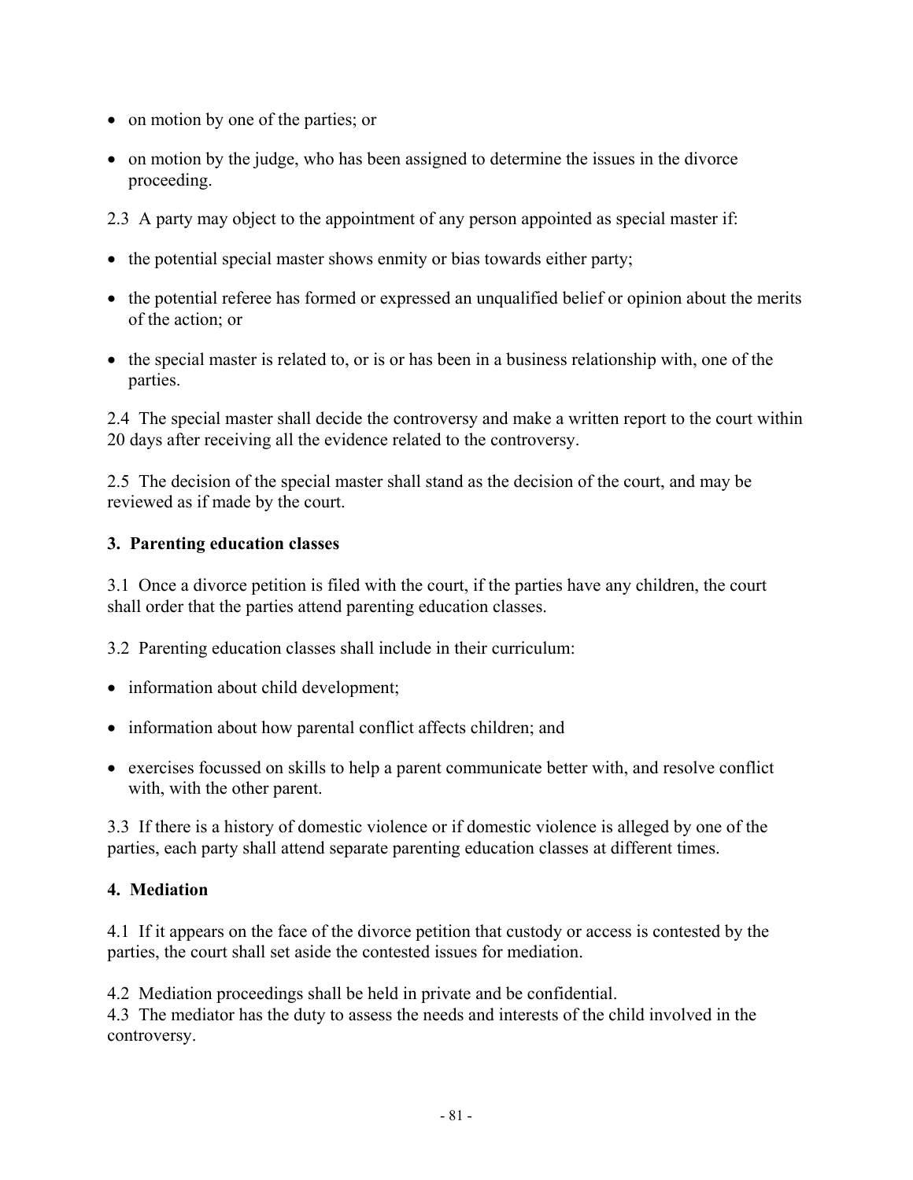- on motion by one of the parties; or
- on motion by the judge, who has been assigned to determine the issues in the divorce proceeding.

2.3 A party may object to the appointment of any person appointed as special master if:

- the potential special master shows enmity or bias towards either party;
- the potential referee has formed or expressed an unqualified belief or opinion about the merits of the action; or
- the special master is related to, or is or has been in a business relationship with, one of the parties.

2.4 The special master shall decide the controversy and make a written report to the court within 20 days after receiving all the evidence related to the controversy.

2.5 The decision of the special master shall stand as the decision of the court, and may be reviewed as if made by the court.

**3. Parenting education classes**

3.1 Once a divorce petition is filed with the court, if the parties have any children, the court shall order that the parties attend parenting education classes.

3.2 Parenting education classes shall include in their curriculum:

- information about child development;
- information about how parental conflict affects children; and
- exercises focussed on skills to help a parent communicate better with, and resolve conflict with, with the other parent.

3.3 If there is a history of domestic violence or if domestic violence is alleged by one of the parties, each party shall attend separate parenting education classes at different times.

**4. Mediation**

4.1 If it appears on the face of the divorce petition that custody or access is contested by the parties, the court shall set aside the contested issues for mediation.

4.2 Mediation proceedings shall be held in private and be confidential.

4.3 The mediator has the duty to assess the needs and interests of the child involved in the controversy.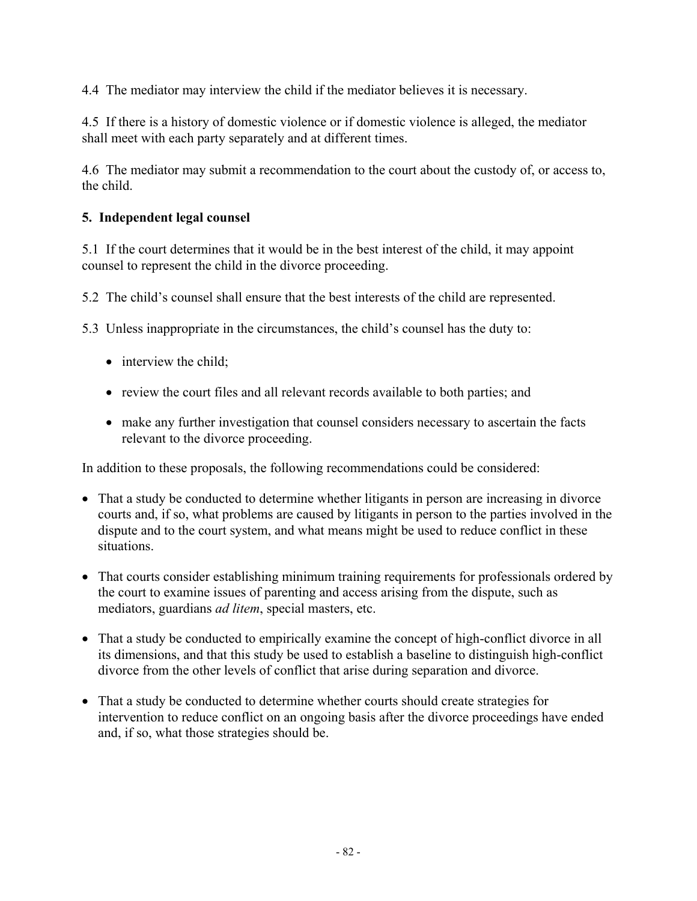4.4 The mediator may interview the child if the mediator believes it is necessary.

4.5 If there is a history of domestic violence or if domestic violence is alleged, the mediator shall meet with each party separately and at different times.

4.6 The mediator may submit a recommendation to the court about the custody of, or access to, the child.

**5. Independent legal counsel**

5.1 If the court determines that it would be in the best interest of the child, it may appoint counsel to represent the child in the divorce proceeding.

5.2 The child's counsel shall ensure that the best interests of the child are represented.

5.3 Unless inappropriate in the circumstances, the child's counsel has the duty to:

- interview the child;
- review the court files and all relevant records available to both parties; and
- make any further investigation that counsel considers necessary to ascertain the facts relevant to the divorce proceeding.

In addition to these proposals, the following recommendations could be considered:

- That a study be conducted to determine whether litigants in person are increasing in divorce courts and, if so, what problems are caused by litigants in person to the parties involved in the dispute and to the court system, and what means might be used to reduce conflict in these situations.
- That courts consider establishing minimum training requirements for professionals ordered by the court to examine issues of parenting and access arising from the dispute, such as mediators, guardians *ad litem*, special masters, etc.
- That a study be conducted to empirically examine the concept of high-conflict divorce in all its dimensions, and that this study be used to establish a baseline to distinguish high-conflict divorce from the other levels of conflict that arise during separation and divorce.
- That a study be conducted to determine whether courts should create strategies for intervention to reduce conflict on an ongoing basis after the divorce proceedings have ended and, if so, what those strategies should be.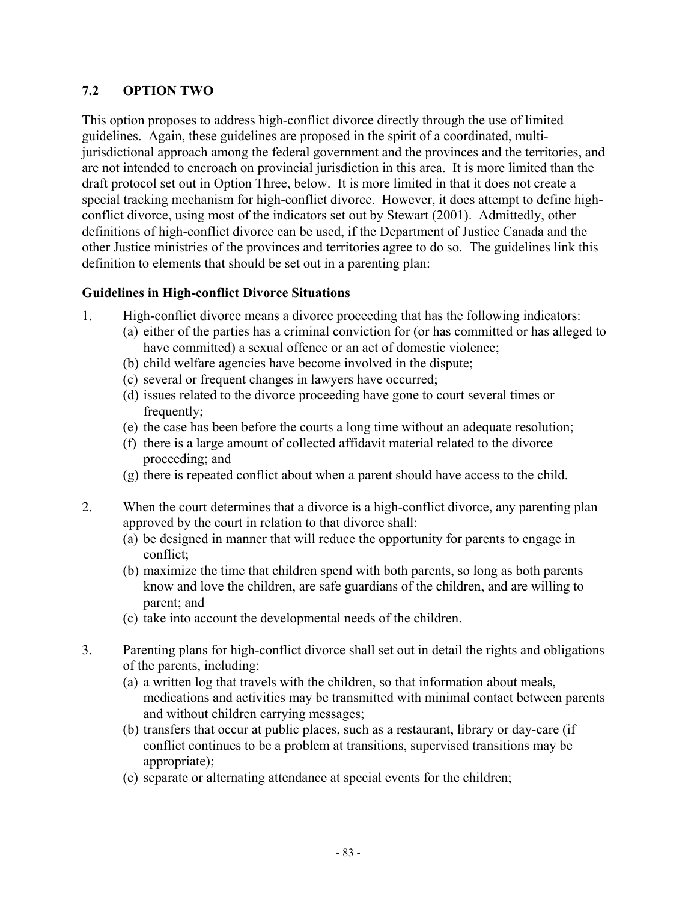## 7.2 OPTION TWO

This option proposes to address high-conflict divorce directly through the use of limited guidelines. Again, these guidelines are proposed in the spirit of a coordinated, multi-jurisdictional approach among the federal government and the provinces and the territories, and are not intended to encroach on provincial jurisdiction in this area. It is more limited than the draft protocol set out in Option Three, below. It is more limited in that it does not create a special tracking mechanism for high-conflict divorce. However, it does attempt to define high-conflict divorce, using most of the indicators set out by Stewart (2001). Admittedly, other definitions of high-conflict divorce can be used, if the Department of Justice Canada and the other Justice ministries of the provinces and territories agree to do so. The guidelines link this definition to elements that should be set out in a parenting plan:

**Guidelines in High-conflict Divorce Situations**

1. High-conflict divorce means a divorce proceeding that has the following indicators:
   (a) either of the parties has a criminal conviction for (or has committed or has alleged to have committed) a sexual offence or an act of domestic violence;
   (b) child welfare agencies have become involved in the dispute;
   (c) several or frequent changes in lawyers have occurred;
   (d) issues related to the divorce proceeding have gone to court several times or frequently;
   (e) the case has been before the courts a long time without an adequate resolution;
   (f) there is a large amount of collected affidavit material related to the divorce proceeding; and
   (g) there is repeated conflict about when a parent should have access to the child.

2. When the court determines that a divorce is a high-conflict divorce, any parenting plan approved by the court in relation to that divorce shall:
   (a) be designed in manner that will reduce the opportunity for parents to engage in conflict;
   (b) maximize the time that children spend with both parents, so long as both parents know and love the children, are safe guardians of the children, and are willing to parent; and
   (c) take into account the developmental needs of the children.

3. Parenting plans for high-conflict divorce shall set out in detail the rights and obligations of the parents, including:
   (a) a written log that travels with the children, so that information about meals, medications and activities may be transmitted with minimal contact between parents and without children carrying messages;
   (b) transfers that occur at public places, such as a restaurant, library or day-care (if conflict continues to be a problem at transitions, supervised transitions may be appropriate);
   (c) separate or alternating attendance at special events for the children;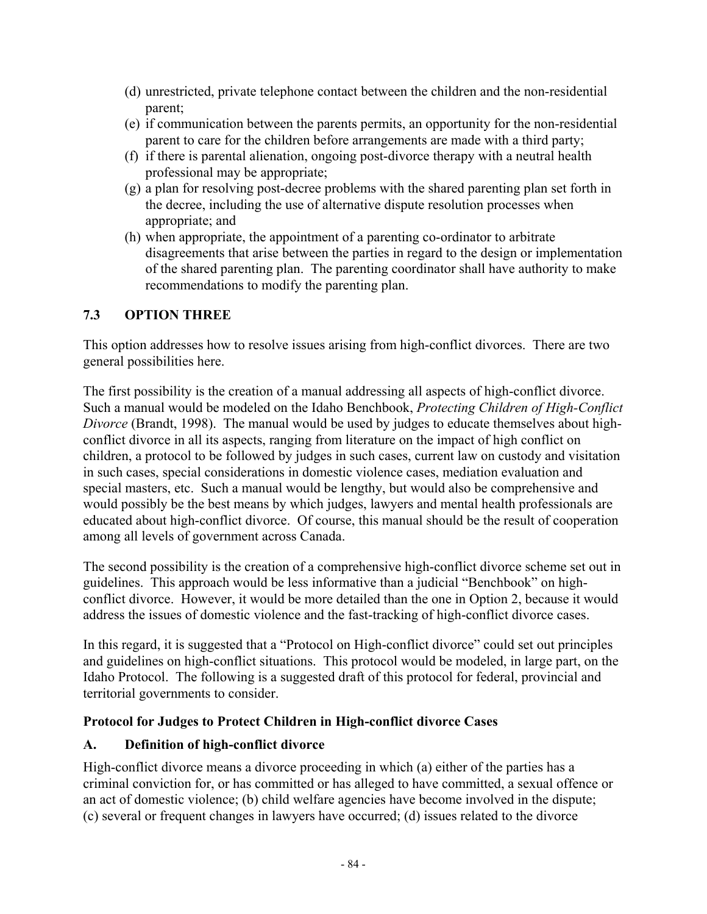(d) unrestricted, private telephone contact between the children and the non-residential parent;
(e) if communication between the parents permits, an opportunity for the non-residential parent to care for the children before arrangements are made with a third party;
(f) if there is parental alienation, ongoing post-divorce therapy with a neutral health professional may be appropriate;
(g) a plan for resolving post-decree problems with the shared parenting plan set forth in the decree, including the use of alternative dispute resolution processes when appropriate; and
(h) when appropriate, the appointment of a parenting co-ordinator to arbitrate disagreements that arise between the parties in regard to the design or implementation of the shared parenting plan. The parenting coordinator shall have authority to make recommendations to modify the parenting plan.

## 7.3 OPTION THREE

This option addresses how to resolve issues arising from high-conflict divorces. There are two general possibilities here.

The first possibility is the creation of a manual addressing all aspects of high-conflict divorce. Such a manual would be modeled on the Idaho Benchbook, *Protecting Children of High-Conflict Divorce* (Brandt, 1998). The manual would be used by judges to educate themselves about high-conflict divorce in all its aspects, ranging from literature on the impact of high conflict on children, a protocol to be followed by judges in such cases, current law on custody and visitation in such cases, special considerations in domestic violence cases, mediation evaluation and special masters, etc. Such a manual would be lengthy, but would also be comprehensive and would possibly be the best means by which judges, lawyers and mental health professionals are educated about high-conflict divorce. Of course, this manual should be the result of cooperation among all levels of government across Canada.

The second possibility is the creation of a comprehensive high-conflict divorce scheme set out in guidelines. This approach would be less informative than a judicial "Benchbook" on high-conflict divorce. However, it would be more detailed than the one in Option 2, because it would address the issues of domestic violence and the fast-tracking of high-conflict divorce cases.

In this regard, it is suggested that a "Protocol on High-conflict divorce" could set out principles and guidelines on high-conflict situations. This protocol would be modeled, in large part, on the Idaho Protocol. The following is a suggested draft of this protocol for federal, provincial and territorial governments to consider.

### Protocol for Judges to Protect Children in High-conflict divorce Cases

### A. Definition of high-conflict divorce

High-conflict divorce means a divorce proceeding in which (a) either of the parties has a criminal conviction for, or has committed or has alleged to have committed, a sexual offence or an act of domestic violence; (b) child welfare agencies have become involved in the dispute; (c) several or frequent changes in lawyers have occurred; (d) issues related to the divorce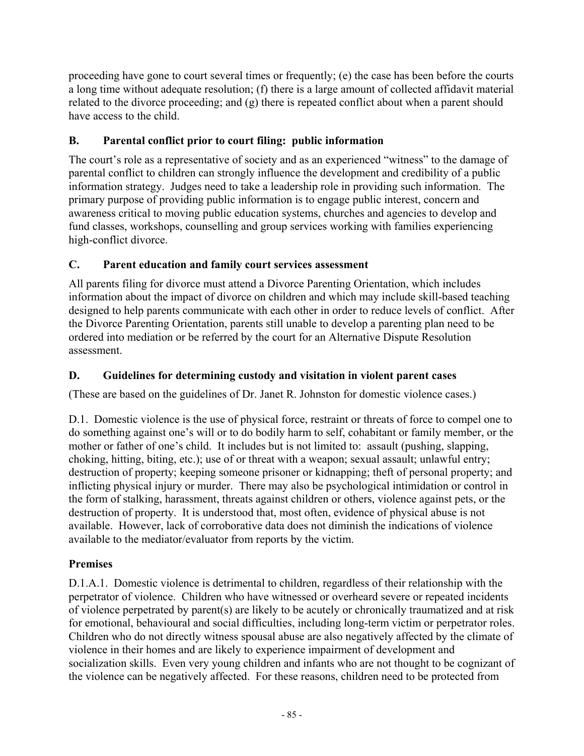proceeding have gone to court several times or frequently; (e) the case has been before the courts a long time without adequate resolution; (f) there is a large amount of collected affidavit material related to the divorce proceeding; and (g) there is repeated conflict about when a parent should have access to the child.

## B. Parental conflict prior to court filing: public information

The court's role as a representative of society and as an experienced "witness" to the damage of parental conflict to children can strongly influence the development and credibility of a public information strategy. Judges need to take a leadership role in providing such information. The primary purpose of providing public information is to engage public interest, concern and awareness critical to moving public education systems, churches and agencies to develop and fund classes, workshops, counselling and group services working with families experiencing high-conflict divorce.

## C. Parent education and family court services assessment

All parents filing for divorce must attend a Divorce Parenting Orientation, which includes information about the impact of divorce on children and which may include skill-based teaching designed to help parents communicate with each other in order to reduce levels of conflict. After the Divorce Parenting Orientation, parents still unable to develop a parenting plan need to be ordered into mediation or be referred by the court for an Alternative Dispute Resolution assessment.

## D. Guidelines for determining custody and visitation in violent parent cases

(These are based on the guidelines of Dr. Janet R. Johnston for domestic violence cases.)

D.1. Domestic violence is the use of physical force, restraint or threats of force to compel one to do something against one's will or to do bodily harm to self, cohabitant or family member, or the mother or father of one's child. It includes but is not limited to: assault (pushing, slapping, choking, hitting, biting, etc.); use of or threat with a weapon; sexual assault; unlawful entry; destruction of property; keeping someone prisoner or kidnapping; theft of personal property; and inflicting physical injury or murder. There may also be psychological intimidation or control in the form of stalking, harassment, threats against children or others, violence against pets, or the destruction of property. It is understood that, most often, evidence of physical abuse is not available. However, lack of corroborative data does not diminish the indications of violence available to the mediator/evaluator from reports by the victim.

### Premises

D.1.A.1. Domestic violence is detrimental to children, regardless of their relationship with the perpetrator of violence. Children who have witnessed or overheard severe or repeated incidents of violence perpetrated by parent(s) are likely to be acutely or chronically traumatized and at risk for emotional, behavioural and social difficulties, including long-term victim or perpetrator roles. Children who do not directly witness spousal abuse are also negatively affected by the climate of violence in their homes and are likely to experience impairment of development and socialization skills. Even very young children and infants who are not thought to be cognizant of the violence can be negatively affected. For these reasons, children need to be protected from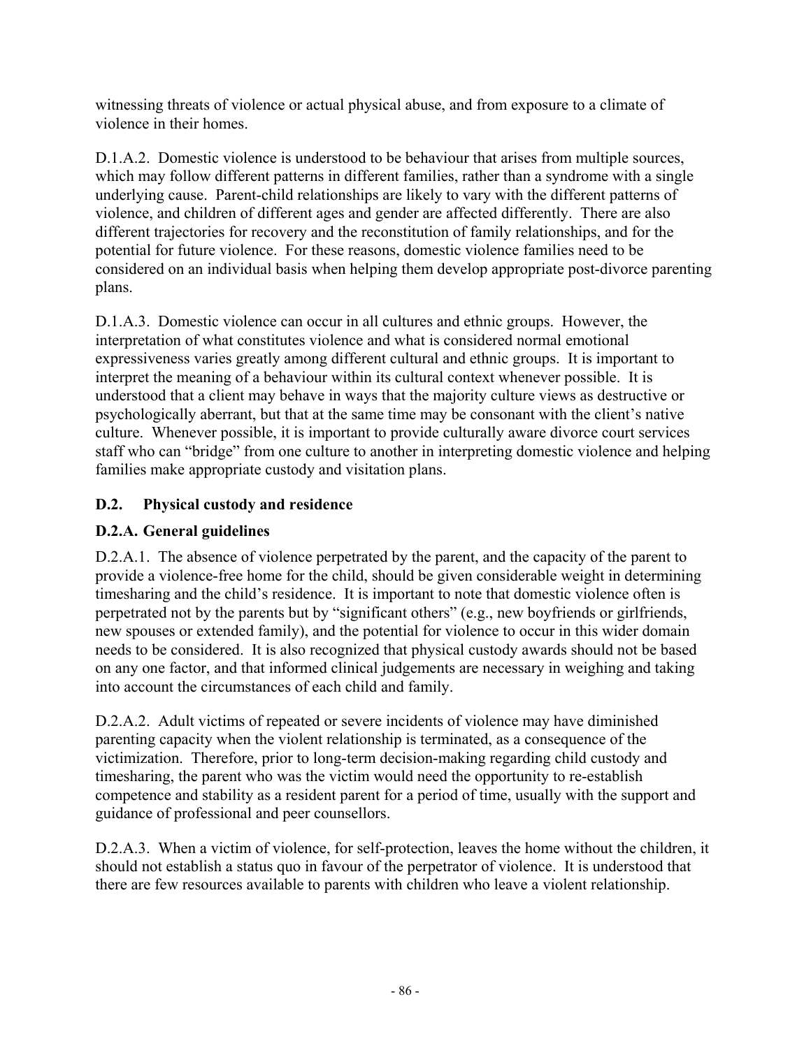witnessing threats of violence or actual physical abuse, and from exposure to a climate of violence in their homes.

D.1.A.2. Domestic violence is understood to be behaviour that arises from multiple sources, which may follow different patterns in different families, rather than a syndrome with a single underlying cause. Parent-child relationships are likely to vary with the different patterns of violence, and children of different ages and gender are affected differently. There are also different trajectories for recovery and the reconstitution of family relationships, and for the potential for future violence. For these reasons, domestic violence families need to be considered on an individual basis when helping them develop appropriate post-divorce parenting plans.

D.1.A.3. Domestic violence can occur in all cultures and ethnic groups. However, the interpretation of what constitutes violence and what is considered normal emotional expressiveness varies greatly among different cultural and ethnic groups. It is important to interpret the meaning of a behaviour within its cultural context whenever possible. It is understood that a client may behave in ways that the majority culture views as destructive or psychologically aberrant, but that at the same time may be consonant with the client's native culture. Whenever possible, it is important to provide culturally aware divorce court services staff who can "bridge" from one culture to another in interpreting domestic violence and helping families make appropriate custody and visitation plans.

### D.2. Physical custody and residence

#### D.2.A. General guidelines

D.2.A.1. The absence of violence perpetrated by the parent, and the capacity of the parent to provide a violence-free home for the child, should be given considerable weight in determining timesharing and the child's residence. It is important to note that domestic violence often is perpetrated not by the parents but by "significant others" (e.g., new boyfriends or girlfriends, new spouses or extended family), and the potential for violence to occur in this wider domain needs to be considered. It is also recognized that physical custody awards should not be based on any one factor, and that informed clinical judgements are necessary in weighing and taking into account the circumstances of each child and family.

D.2.A.2. Adult victims of repeated or severe incidents of violence may have diminished parenting capacity when the violent relationship is terminated, as a consequence of the victimization. Therefore, prior to long-term decision-making regarding child custody and timesharing, the parent who was the victim would need the opportunity to re-establish competence and stability as a resident parent for a period of time, usually with the support and guidance of professional and peer counsellors.

D.2.A.3. When a victim of violence, for self-protection, leaves the home without the children, it should not establish a status quo in favour of the perpetrator of violence. It is understood that there are few resources available to parents with children who leave a violent relationship.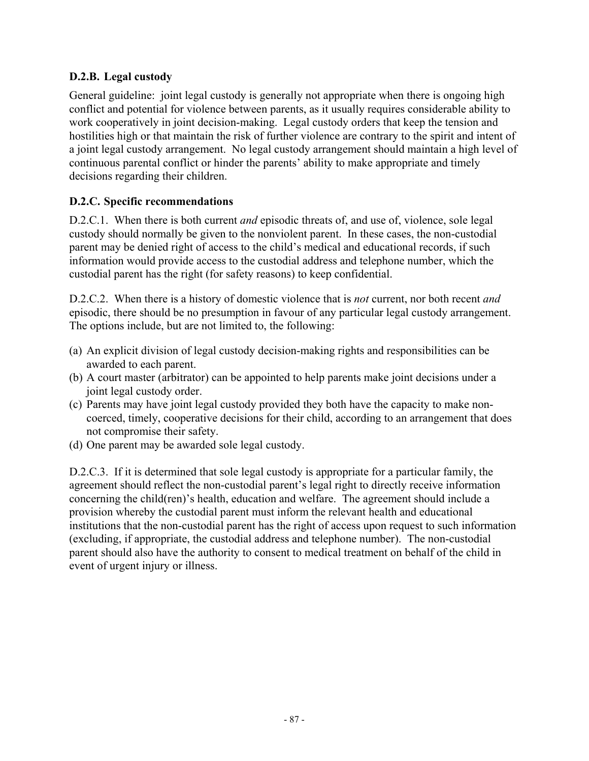### D.2.B. Legal custody

General guideline: joint legal custody is generally not appropriate when there is ongoing high conflict and potential for violence between parents, as it usually requires considerable ability to work cooperatively in joint decision-making. Legal custody orders that keep the tension and hostilities high or that maintain the risk of further violence are contrary to the spirit and intent of a joint legal custody arrangement. No legal custody arrangement should maintain a high level of continuous parental conflict or hinder the parents' ability to make appropriate and timely decisions regarding their children.

### D.2.C. Specific recommendations

D.2.C.1. When there is both current *and* episodic threats of, and use of, violence, sole legal custody should normally be given to the nonviolent parent. In these cases, the non-custodial parent may be denied right of access to the child's medical and educational records, if such information would provide access to the custodial address and telephone number, which the custodial parent has the right (for safety reasons) to keep confidential.

D.2.C.2. When there is a history of domestic violence that is *not* current, nor both recent *and* episodic, there should be no presumption in favour of any particular legal custody arrangement. The options include, but are not limited to, the following:

(a) An explicit division of legal custody decision-making rights and responsibilities can be awarded to each parent.
(b) A court master (arbitrator) can be appointed to help parents make joint decisions under a joint legal custody order.
(c) Parents may have joint legal custody provided they both have the capacity to make non-coerced, timely, cooperative decisions for their child, according to an arrangement that does not compromise their safety.
(d) One parent may be awarded sole legal custody.

D.2.C.3. If it is determined that sole legal custody is appropriate for a particular family, the agreement should reflect the non-custodial parent's legal right to directly receive information concerning the child(ren)'s health, education and welfare. The agreement should include a provision whereby the custodial parent must inform the relevant health and educational institutions that the non-custodial parent has the right of access upon request to such information (excluding, if appropriate, the custodial address and telephone number). The non-custodial parent should also have the authority to consent to medical treatment on behalf of the child in event of urgent injury or illness.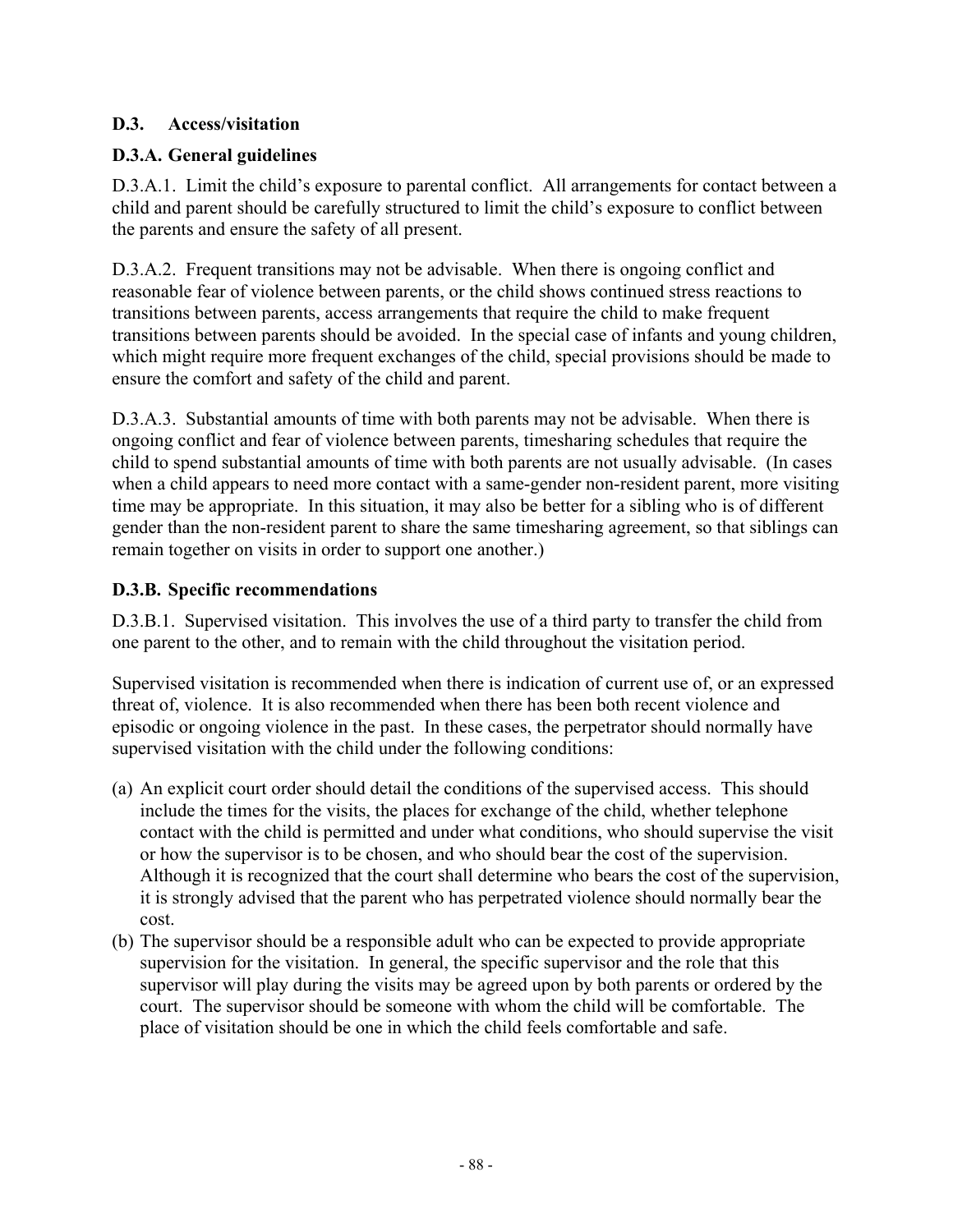## D.3. Access/visitation

### D.3.A. General guidelines

D.3.A.1. Limit the child's exposure to parental conflict. All arrangements for contact between a child and parent should be carefully structured to limit the child's exposure to conflict between the parents and ensure the safety of all present.

D.3.A.2. Frequent transitions may not be advisable. When there is ongoing conflict and reasonable fear of violence between parents, or the child shows continued stress reactions to transitions between parents, access arrangements that require the child to make frequent transitions between parents should be avoided. In the special case of infants and young children, which might require more frequent exchanges of the child, special provisions should be made to ensure the comfort and safety of the child and parent.

D.3.A.3. Substantial amounts of time with both parents may not be advisable. When there is ongoing conflict and fear of violence between parents, timesharing schedules that require the child to spend substantial amounts of time with both parents are not usually advisable. (In cases when a child appears to need more contact with a same-gender non-resident parent, more visiting time may be appropriate. In this situation, it may also be better for a sibling who is of different gender than the non-resident parent to share the same timesharing agreement, so that siblings can remain together on visits in order to support one another.)

### D.3.B. Specific recommendations

D.3.B.1. Supervised visitation. This involves the use of a third party to transfer the child from one parent to the other, and to remain with the child throughout the visitation period.

Supervised visitation is recommended when there is indication of current use of, or an expressed threat of, violence. It is also recommended when there has been both recent violence and episodic or ongoing violence in the past. In these cases, the perpetrator should normally have supervised visitation with the child under the following conditions:

(a) An explicit court order should detail the conditions of the supervised access. This should include the times for the visits, the places for exchange of the child, whether telephone contact with the child is permitted and under what conditions, who should supervise the visit or how the supervisor is to be chosen, and who should bear the cost of the supervision. Although it is recognized that the court shall determine who bears the cost of the supervision, it is strongly advised that the parent who has perpetrated violence should normally bear the cost.

(b) The supervisor should be a responsible adult who can be expected to provide appropriate supervision for the visitation. In general, the specific supervisor and the role that this supervisor will play during the visits may be agreed upon by both parents or ordered by the court. The supervisor should be someone with whom the child will be comfortable. The place of visitation should be one in which the child feels comfortable and safe.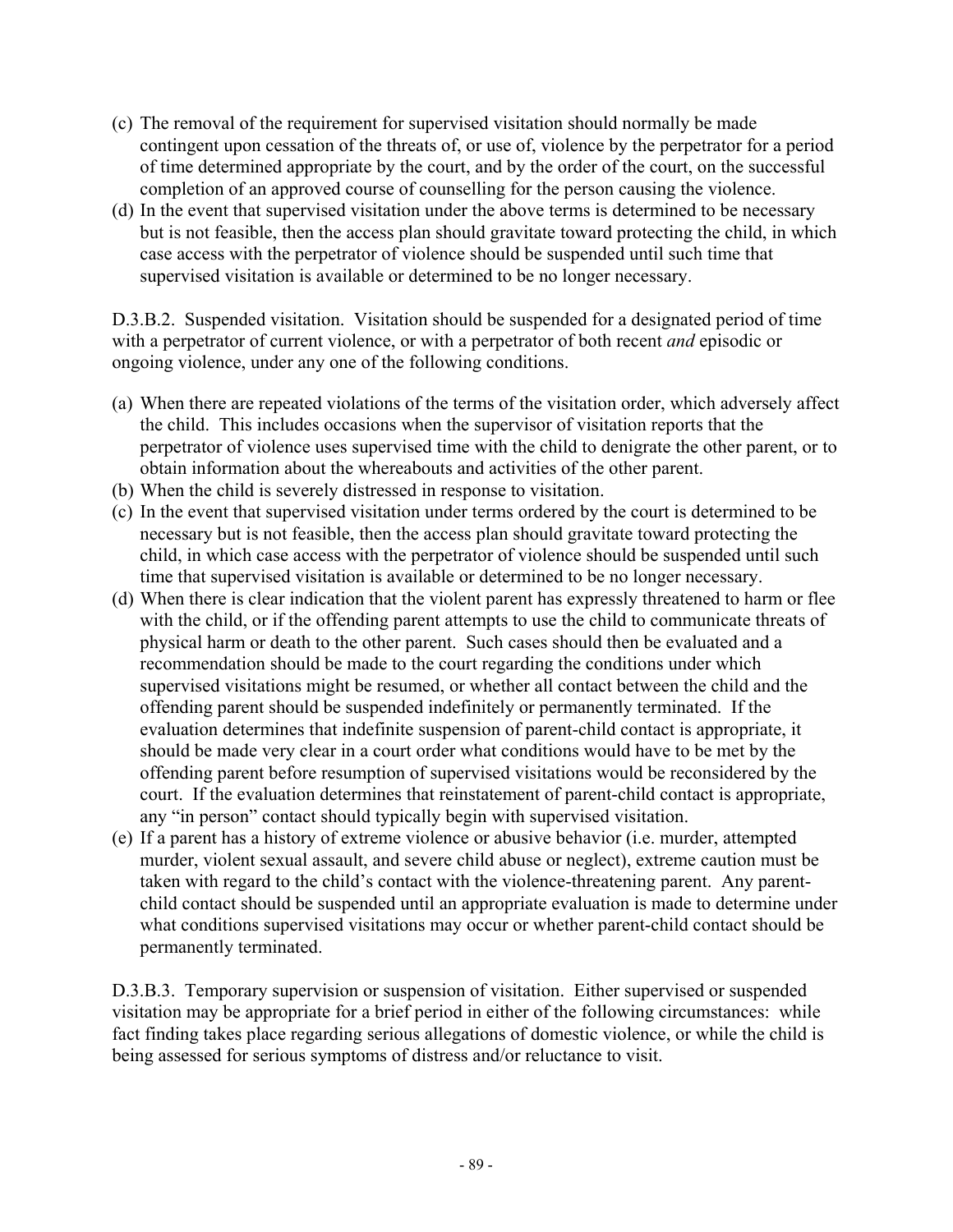(c) The removal of the requirement for supervised visitation should normally be made contingent upon cessation of the threats of, or use of, violence by the perpetrator for a period of time determined appropriate by the court, and by the order of the court, on the successful completion of an approved course of counselling for the person causing the violence.
(d) In the event that supervised visitation under the above terms is determined to be necessary but is not feasible, then the access plan should gravitate toward protecting the child, in which case access with the perpetrator of violence should be suspended until such time that supervised visitation is available or determined to be no longer necessary.

D.3.B.2. Suspended visitation. Visitation should be suspended for a designated period of time with a perpetrator of current violence, or with a perpetrator of both recent *and* episodic or ongoing violence, under any one of the following conditions.

(a) When there are repeated violations of the terms of the visitation order, which adversely affect the child. This includes occasions when the supervisor of visitation reports that the perpetrator of violence uses supervised time with the child to denigrate the other parent, or to obtain information about the whereabouts and activities of the other parent.
(b) When the child is severely distressed in response to visitation.
(c) In the event that supervised visitation under terms ordered by the court is determined to be necessary but is not feasible, then the access plan should gravitate toward protecting the child, in which case access with the perpetrator of violence should be suspended until such time that supervised visitation is available or determined to be no longer necessary.
(d) When there is clear indication that the violent parent has expressly threatened to harm or flee with the child, or if the offending parent attempts to use the child to communicate threats of physical harm or death to the other parent. Such cases should then be evaluated and a recommendation should be made to the court regarding the conditions under which supervised visitations might be resumed, or whether all contact between the child and the offending parent should be suspended indefinitely or permanently terminated. If the evaluation determines that indefinite suspension of parent-child contact is appropriate, it should be made very clear in a court order what conditions would have to be met by the offending parent before resumption of supervised visitations would be reconsidered by the court. If the evaluation determines that reinstatement of parent-child contact is appropriate, any "in person" contact should typically begin with supervised visitation.
(e) If a parent has a history of extreme violence or abusive behavior (i.e. murder, attempted murder, violent sexual assault, and severe child abuse or neglect), extreme caution must be taken with regard to the child's contact with the violence-threatening parent. Any parent-child contact should be suspended until an appropriate evaluation is made to determine under what conditions supervised visitations may occur or whether parent-child contact should be permanently terminated.

D.3.B.3. Temporary supervision or suspension of visitation. Either supervised or suspended visitation may be appropriate for a brief period in either of the following circumstances: while fact finding takes place regarding serious allegations of domestic violence, or while the child is being assessed for serious symptoms of distress and/or reluctance to visit.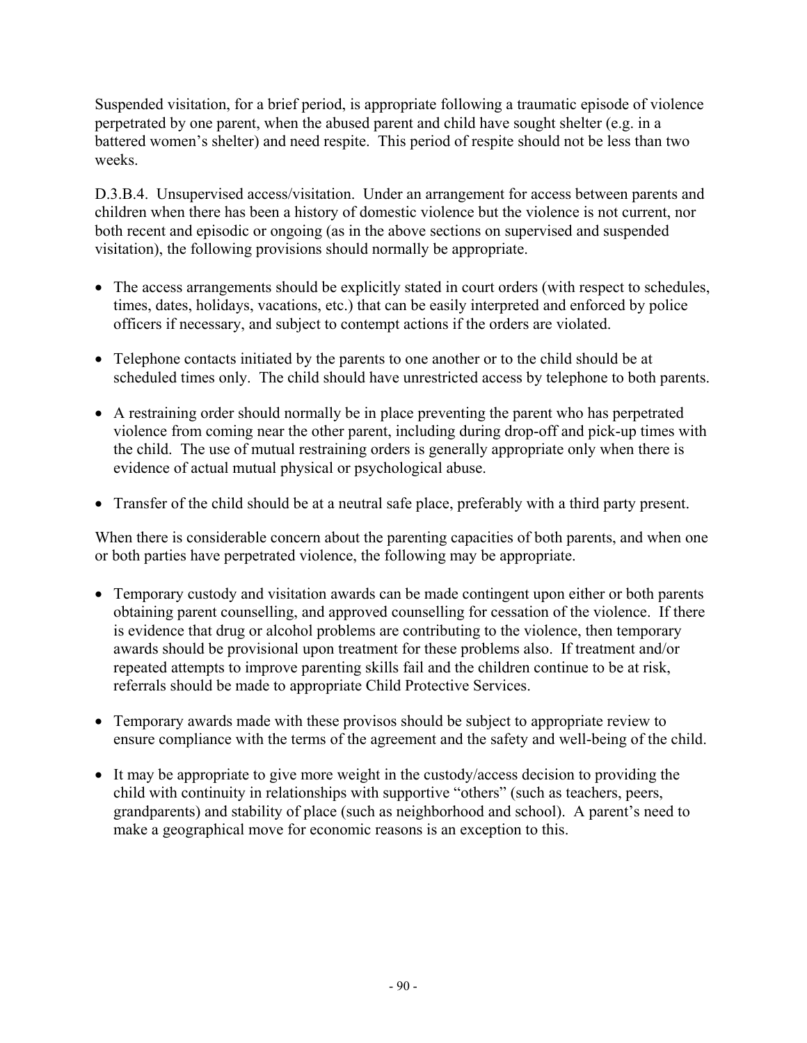Suspended visitation, for a brief period, is appropriate following a traumatic episode of violence perpetrated by one parent, when the abused parent and child have sought shelter (e.g. in a battered women's shelter) and need respite. This period of respite should not be less than two weeks.

D.3.B.4. Unsupervised access/visitation. Under an arrangement for access between parents and children when there has been a history of domestic violence but the violence is not current, nor both recent and episodic or ongoing (as in the above sections on supervised and suspended visitation), the following provisions should normally be appropriate.

- The access arrangements should be explicitly stated in court orders (with respect to schedules, times, dates, holidays, vacations, etc.) that can be easily interpreted and enforced by police officers if necessary, and subject to contempt actions if the orders are violated.
- Telephone contacts initiated by the parents to one another or to the child should be at scheduled times only. The child should have unrestricted access by telephone to both parents.
- A restraining order should normally be in place preventing the parent who has perpetrated violence from coming near the other parent, including during drop-off and pick-up times with the child. The use of mutual restraining orders is generally appropriate only when there is evidence of actual mutual physical or psychological abuse.
- Transfer of the child should be at a neutral safe place, preferably with a third party present.

When there is considerable concern about the parenting capacities of both parents, and when one or both parties have perpetrated violence, the following may be appropriate.

- Temporary custody and visitation awards can be made contingent upon either or both parents obtaining parent counselling, and approved counselling for cessation of the violence. If there is evidence that drug or alcohol problems are contributing to the violence, then temporary awards should be provisional upon treatment for these problems also. If treatment and/or repeated attempts to improve parenting skills fail and the children continue to be at risk, referrals should be made to appropriate Child Protective Services.
- Temporary awards made with these provisos should be subject to appropriate review to ensure compliance with the terms of the agreement and the safety and well-being of the child.
- It may be appropriate to give more weight in the custody/access decision to providing the child with continuity in relationships with supportive "others" (such as teachers, peers, grandparents) and stability of place (such as neighborhood and school). A parent's need to make a geographical move for economic reasons is an exception to this.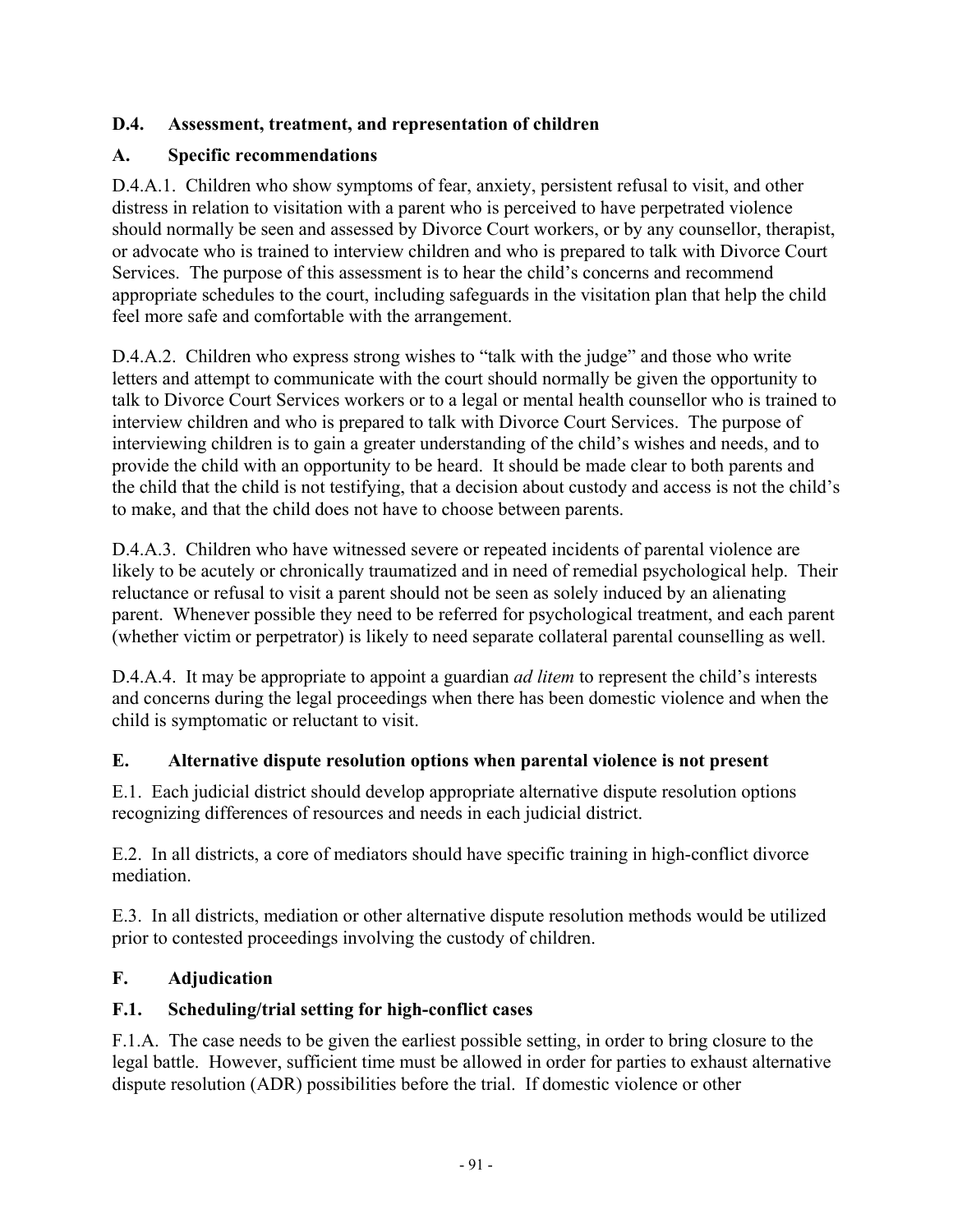### D.4. Assessment, treatment, and representation of children

### A. Specific recommendations

D.4.A.1. Children who show symptoms of fear, anxiety, persistent refusal to visit, and other distress in relation to visitation with a parent who is perceived to have perpetrated violence should normally be seen and assessed by Divorce Court workers, or by any counsellor, therapist, or advocate who is trained to interview children and who is prepared to talk with Divorce Court Services. The purpose of this assessment is to hear the child's concerns and recommend appropriate schedules to the court, including safeguards in the visitation plan that help the child feel more safe and comfortable with the arrangement.

D.4.A.2. Children who express strong wishes to "talk with the judge" and those who write letters and attempt to communicate with the court should normally be given the opportunity to talk to Divorce Court Services workers or to a legal or mental health counsellor who is trained to interview children and who is prepared to talk with Divorce Court Services. The purpose of interviewing children is to gain a greater understanding of the child's wishes and needs, and to provide the child with an opportunity to be heard. It should be made clear to both parents and the child that the child is not testifying, that a decision about custody and access is not the child's to make, and that the child does not have to choose between parents.

D.4.A.3. Children who have witnessed severe or repeated incidents of parental violence are likely to be acutely or chronically traumatized and in need of remedial psychological help. Their reluctance or refusal to visit a parent should not be seen as solely induced by an alienating parent. Whenever possible they need to be referred for psychological treatment, and each parent (whether victim or perpetrator) is likely to need separate collateral parental counselling as well.

D.4.A.4. It may be appropriate to appoint a guardian *ad litem* to represent the child's interests and concerns during the legal proceedings when there has been domestic violence and when the child is symptomatic or reluctant to visit.

### E. Alternative dispute resolution options when parental violence is not present

E.1. Each judicial district should develop appropriate alternative dispute resolution options recognizing differences of resources and needs in each judicial district.

E.2. In all districts, a core of mediators should have specific training in high-conflict divorce mediation.

E.3. In all districts, mediation or other alternative dispute resolution methods would be utilized prior to contested proceedings involving the custody of children.

### F. Adjudication

### F.1. Scheduling/trial setting for high-conflict cases

F.1.A. The case needs to be given the earliest possible setting, in order to bring closure to the legal battle. However, sufficient time must be allowed in order for parties to exhaust alternative dispute resolution (ADR) possibilities before the trial. If domestic violence or other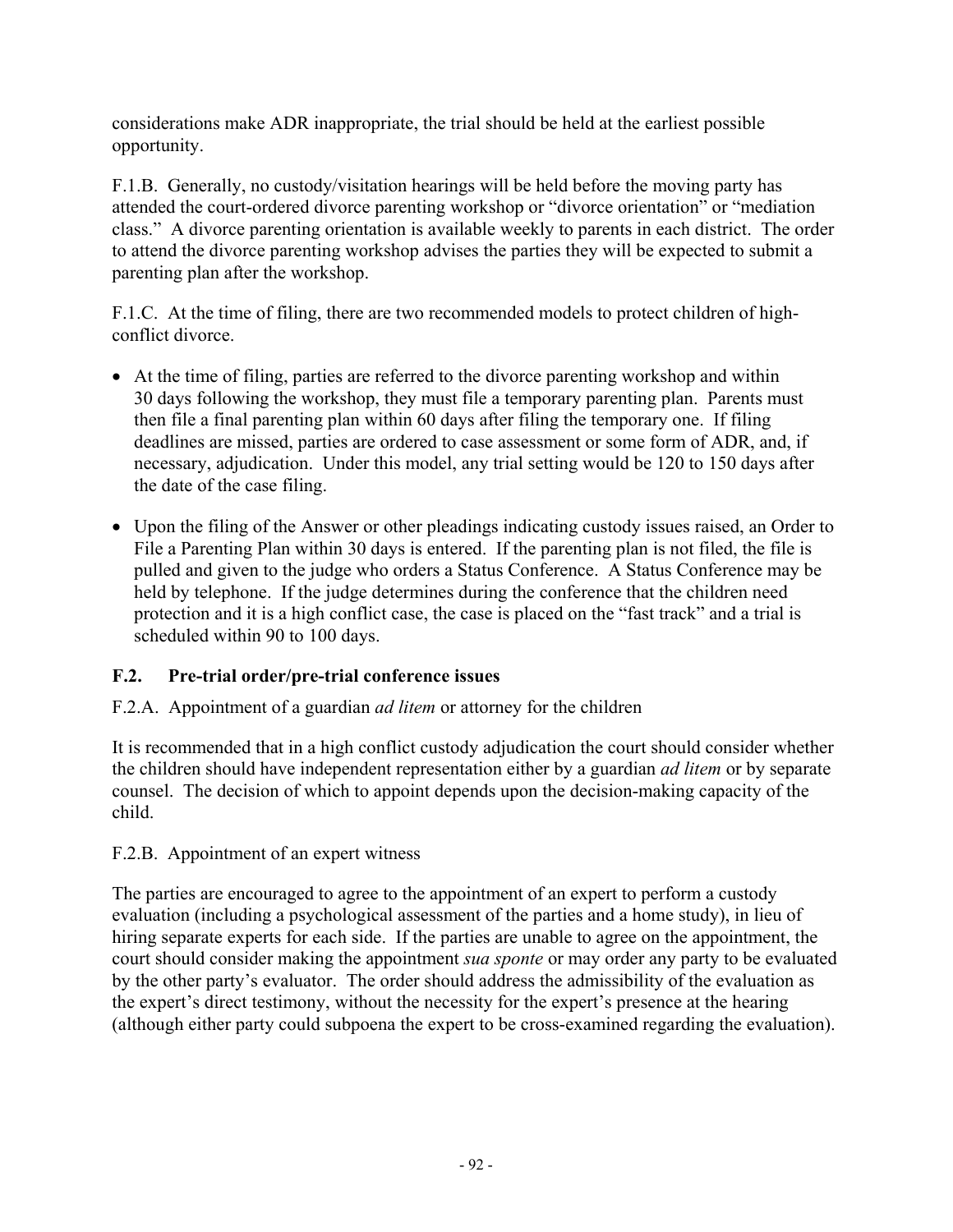considerations make ADR inappropriate, the trial should be held at the earliest possible opportunity.

F.1.B. Generally, no custody/visitation hearings will be held before the moving party has attended the court-ordered divorce parenting workshop or "divorce orientation" or "mediation class." A divorce parenting orientation is available weekly to parents in each district. The order to attend the divorce parenting workshop advises the parties they will be expected to submit a parenting plan after the workshop.

F.1.C. At the time of filing, there are two recommended models to protect children of high-conflict divorce.

- At the time of filing, parties are referred to the divorce parenting workshop and within 30 days following the workshop, they must file a temporary parenting plan. Parents must then file a final parenting plan within 60 days after filing the temporary one. If filing deadlines are missed, parties are ordered to case assessment or some form of ADR, and, if necessary, adjudication. Under this model, any trial setting would be 120 to 150 days after the date of the case filing.
- Upon the filing of the Answer or other pleadings indicating custody issues raised, an Order to File a Parenting Plan within 30 days is entered. If the parenting plan is not filed, the file is pulled and given to the judge who orders a Status Conference. A Status Conference may be held by telephone. If the judge determines during the conference that the children need protection and it is a high conflict case, the case is placed on the "fast track" and a trial is scheduled within 90 to 100 days.

### F.2. Pre-trial order/pre-trial conference issues

F.2.A. Appointment of a guardian *ad litem* or attorney for the children

It is recommended that in a high conflict custody adjudication the court should consider whether the children should have independent representation either by a guardian *ad litem* or by separate counsel. The decision of which to appoint depends upon the decision-making capacity of the child.

F.2.B. Appointment of an expert witness

The parties are encouraged to agree to the appointment of an expert to perform a custody evaluation (including a psychological assessment of the parties and a home study), in lieu of hiring separate experts for each side. If the parties are unable to agree on the appointment, the court should consider making the appointment *sua sponte* or may order any party to be evaluated by the other party's evaluator. The order should address the admissibility of the evaluation as the expert's direct testimony, without the necessity for the expert's presence at the hearing (although either party could subpoena the expert to be cross-examined regarding the evaluation).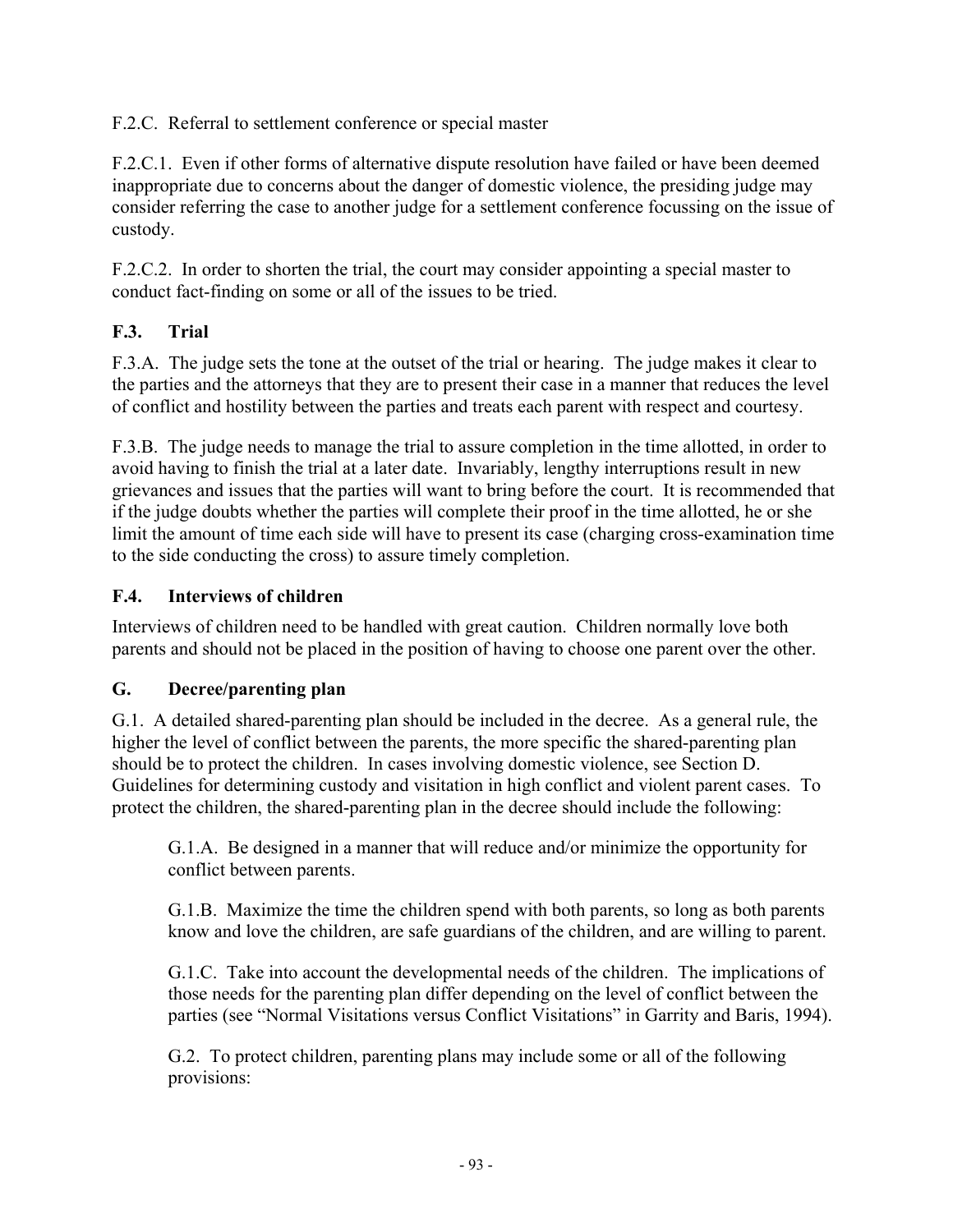F.2.C. Referral to settlement conference or special master

F.2.C.1. Even if other forms of alternative dispute resolution have failed or have been deemed inappropriate due to concerns about the danger of domestic violence, the presiding judge may consider referring the case to another judge for a settlement conference focussing on the issue of custody.

F.2.C.2. In order to shorten the trial, the court may consider appointing a special master to conduct fact-finding on some or all of the issues to be tried.

### F.3. Trial

F.3.A. The judge sets the tone at the outset of the trial or hearing. The judge makes it clear to the parties and the attorneys that they are to present their case in a manner that reduces the level of conflict and hostility between the parties and treats each parent with respect and courtesy.

F.3.B. The judge needs to manage the trial to assure completion in the time allotted, in order to avoid having to finish the trial at a later date. Invariably, lengthy interruptions result in new grievances and issues that the parties will want to bring before the court. It is recommended that if the judge doubts whether the parties will complete their proof in the time allotted, he or she limit the amount of time each side will have to present its case (charging cross-examination time to the side conducting the cross) to assure timely completion.

### F.4. Interviews of children

Interviews of children need to be handled with great caution. Children normally love both parents and should not be placed in the position of having to choose one parent over the other.

## G. Decree/parenting plan

G.1. A detailed shared-parenting plan should be included in the decree. As a general rule, the higher the level of conflict between the parents, the more specific the shared-parenting plan should be to protect the children. In cases involving domestic violence, see Section D. Guidelines for determining custody and visitation in high conflict and violent parent cases. To protect the children, the shared-parenting plan in the decree should include the following:

> G.1.A. Be designed in a manner that will reduce and/or minimize the opportunity for conflict between parents.
>
> G.1.B. Maximize the time the children spend with both parents, so long as both parents know and love the children, are safe guardians of the children, and are willing to parent.
>
> G.1.C. Take into account the developmental needs of the children. The implications of those needs for the parenting plan differ depending on the level of conflict between the parties (see "Normal Visitations versus Conflict Visitations" in Garrity and Baris, 1994).
>
> G.2. To protect children, parenting plans may include some or all of the following provisions: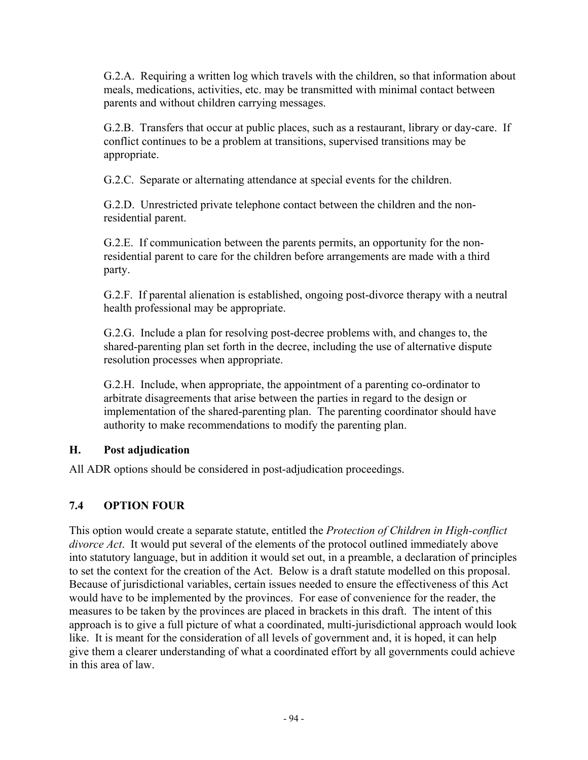G.2.A. Requiring a written log which travels with the children, so that information about meals, medications, activities, etc. may be transmitted with minimal contact between parents and without children carrying messages.

G.2.B. Transfers that occur at public places, such as a restaurant, library or day-care. If conflict continues to be a problem at transitions, supervised transitions may be appropriate.

G.2.C. Separate or alternating attendance at special events for the children.

G.2.D. Unrestricted private telephone contact between the children and the non-residential parent.

G.2.E. If communication between the parents permits, an opportunity for the non-residential parent to care for the children before arrangements are made with a third party.

G.2.F. If parental alienation is established, ongoing post-divorce therapy with a neutral health professional may be appropriate.

G.2.G. Include a plan for resolving post-decree problems with, and changes to, the shared-parenting plan set forth in the decree, including the use of alternative dispute resolution processes when appropriate.

G.2.H. Include, when appropriate, the appointment of a parenting co-ordinator to arbitrate disagreements that arise between the parties in regard to the design or implementation of the shared-parenting plan. The parenting coordinator should have authority to make recommendations to modify the parenting plan.

### H. Post adjudication

All ADR options should be considered in post-adjudication proceedings.

## 7.4 OPTION FOUR

This option would create a separate statute, entitled the *Protection of Children in High-conflict divorce Act*. It would put several of the elements of the protocol outlined immediately above into statutory language, but in addition it would set out, in a preamble, a declaration of principles to set the context for the creation of the Act. Below is a draft statute modelled on this proposal. Because of jurisdictional variables, certain issues needed to ensure the effectiveness of this Act would have to be implemented by the provinces. For ease of convenience for the reader, the measures to be taken by the provinces are placed in brackets in this draft. The intent of this approach is to give a full picture of what a coordinated, multi-jurisdictional approach would look like. It is meant for the consideration of all levels of government and, it is hoped, it can help give them a clearer understanding of what a coordinated effort by all governments could achieve in this area of law.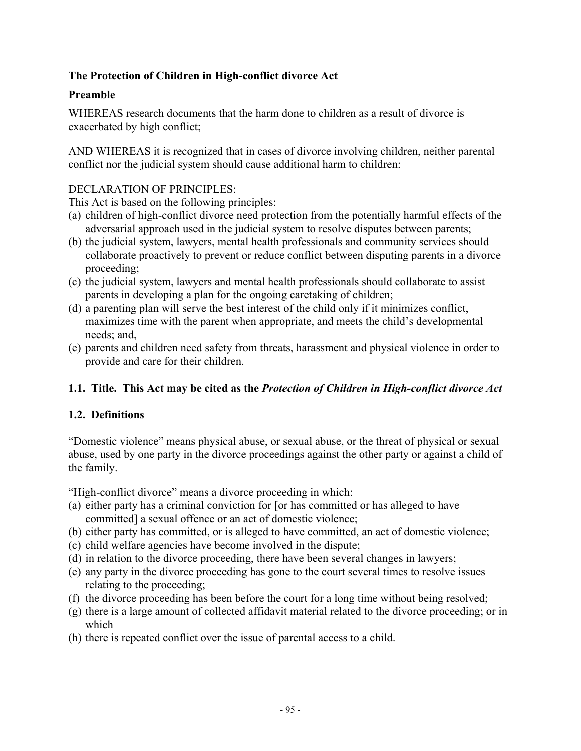**The Protection of Children in High-conflict divorce Act**

**Preamble**

WHEREAS research documents that the harm done to children as a result of divorce is exacerbated by high conflict;

AND WHEREAS it is recognized that in cases of divorce involving children, neither parental conflict nor the judicial system should cause additional harm to children:

DECLARATION OF PRINCIPLES:
This Act is based on the following principles:

(a) children of high-conflict divorce need protection from the potentially harmful effects of the adversarial approach used in the judicial system to resolve disputes between parents;
(b) the judicial system, lawyers, mental health professionals and community services should collaborate proactively to prevent or reduce conflict between disputing parents in a divorce proceeding;
(c) the judicial system, lawyers and mental health professionals should collaborate to assist parents in developing a plan for the ongoing caretaking of children;
(d) a parenting plan will serve the best interest of the child only if it minimizes conflict, maximizes time with the parent when appropriate, and meets the child's developmental needs; and,
(e) parents and children need safety from threats, harassment and physical violence in order to provide and care for their children.

**1.1. Title. This Act may be cited as the *Protection of Children in High-conflict divorce Act***

**1.2. Definitions**

"Domestic violence" means physical abuse, or sexual abuse, or the threat of physical or sexual abuse, used by one party in the divorce proceedings against the other party or against a child of the family.

"High-conflict divorce" means a divorce proceeding in which:

(a) either party has a criminal conviction for [or has committed or has alleged to have committed] a sexual offence or an act of domestic violence;
(b) either party has committed, or is alleged to have committed, an act of domestic violence;
(c) child welfare agencies have become involved in the dispute;
(d) in relation to the divorce proceeding, there have been several changes in lawyers;
(e) any party in the divorce proceeding has gone to the court several times to resolve issues relating to the proceeding;
(f) the divorce proceeding has been before the court for a long time without being resolved;
(g) there is a large amount of collected affidavit material related to the divorce proceeding; or in which
(h) there is repeated conflict over the issue of parental access to a child.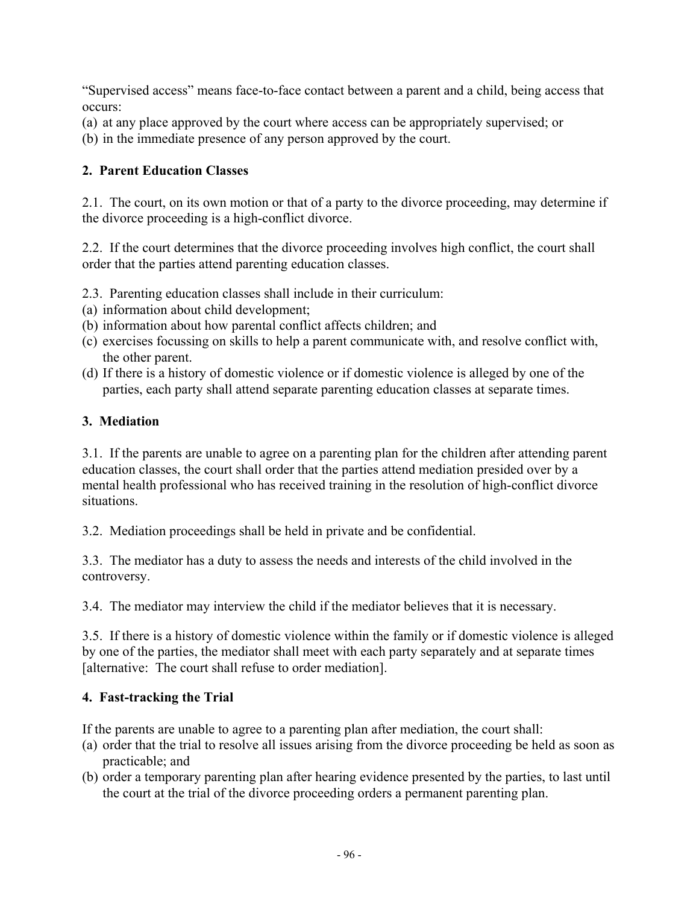"Supervised access" means face-to-face contact between a parent and a child, being access that occurs:
(a) at any place approved by the court where access can be appropriately supervised; or
(b) in the immediate presence of any person approved by the court.

**2. Parent Education Classes**

2.1. The court, on its own motion or that of a party to the divorce proceeding, may determine if the divorce proceeding is a high-conflict divorce.

2.2. If the court determines that the divorce proceeding involves high conflict, the court shall order that the parties attend parenting education classes.

2.3. Parenting education classes shall include in their curriculum:
(a) information about child development;
(b) information about how parental conflict affects children; and
(c) exercises focussing on skills to help a parent communicate with, and resolve conflict with, the other parent.
(d) If there is a history of domestic violence or if domestic violence is alleged by one of the parties, each party shall attend separate parenting education classes at separate times.

**3. Mediation**

3.1. If the parents are unable to agree on a parenting plan for the children after attending parent education classes, the court shall order that the parties attend mediation presided over by a mental health professional who has received training in the resolution of high-conflict divorce situations.

3.2. Mediation proceedings shall be held in private and be confidential.

3.3. The mediator has a duty to assess the needs and interests of the child involved in the controversy.

3.4. The mediator may interview the child if the mediator believes that it is necessary.

3.5. If there is a history of domestic violence within the family or if domestic violence is alleged by one of the parties, the mediator shall meet with each party separately and at separate times [alternative: The court shall refuse to order mediation].

**4. Fast-tracking the Trial**

If the parents are unable to agree to a parenting plan after mediation, the court shall:
(a) order that the trial to resolve all issues arising from the divorce proceeding be held as soon as practicable; and
(b) order a temporary parenting plan after hearing evidence presented by the parties, to last until the court at the trial of the divorce proceeding orders a permanent parenting plan.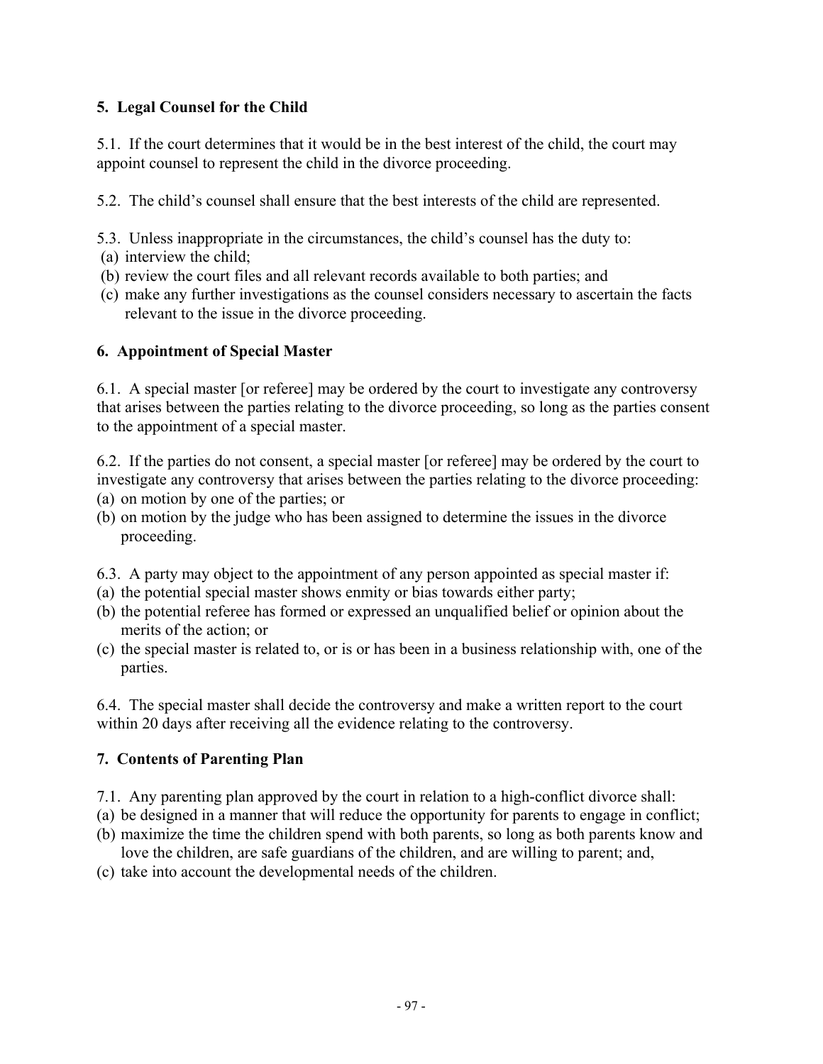**5. Legal Counsel for the Child**

5.1. If the court determines that it would be in the best interest of the child, the court may appoint counsel to represent the child in the divorce proceeding.

5.2. The child's counsel shall ensure that the best interests of the child are represented.

5.3. Unless inappropriate in the circumstances, the child's counsel has the duty to:
(a) interview the child;
(b) review the court files and all relevant records available to both parties; and
(c) make any further investigations as the counsel considers necessary to ascertain the facts relevant to the issue in the divorce proceeding.

**6. Appointment of Special Master**

6.1. A special master [or referee] may be ordered by the court to investigate any controversy that arises between the parties relating to the divorce proceeding, so long as the parties consent to the appointment of a special master.

6.2. If the parties do not consent, a special master [or referee] may be ordered by the court to investigate any controversy that arises between the parties relating to the divorce proceeding:
(a) on motion by one of the parties; or
(b) on motion by the judge who has been assigned to determine the issues in the divorce proceeding.

6.3. A party may object to the appointment of any person appointed as special master if:
(a) the potential special master shows enmity or bias towards either party;
(b) the potential referee has formed or expressed an unqualified belief or opinion about the merits of the action; or
(c) the special master is related to, or is or has been in a business relationship with, one of the parties.

6.4. The special master shall decide the controversy and make a written report to the court within 20 days after receiving all the evidence relating to the controversy.

**7. Contents of Parenting Plan**

7.1. Any parenting plan approved by the court in relation to a high-conflict divorce shall:
(a) be designed in a manner that will reduce the opportunity for parents to engage in conflict;
(b) maximize the time the children spend with both parents, so long as both parents know and love the children, are safe guardians of the children, and are willing to parent; and,
(c) take into account the developmental needs of the children.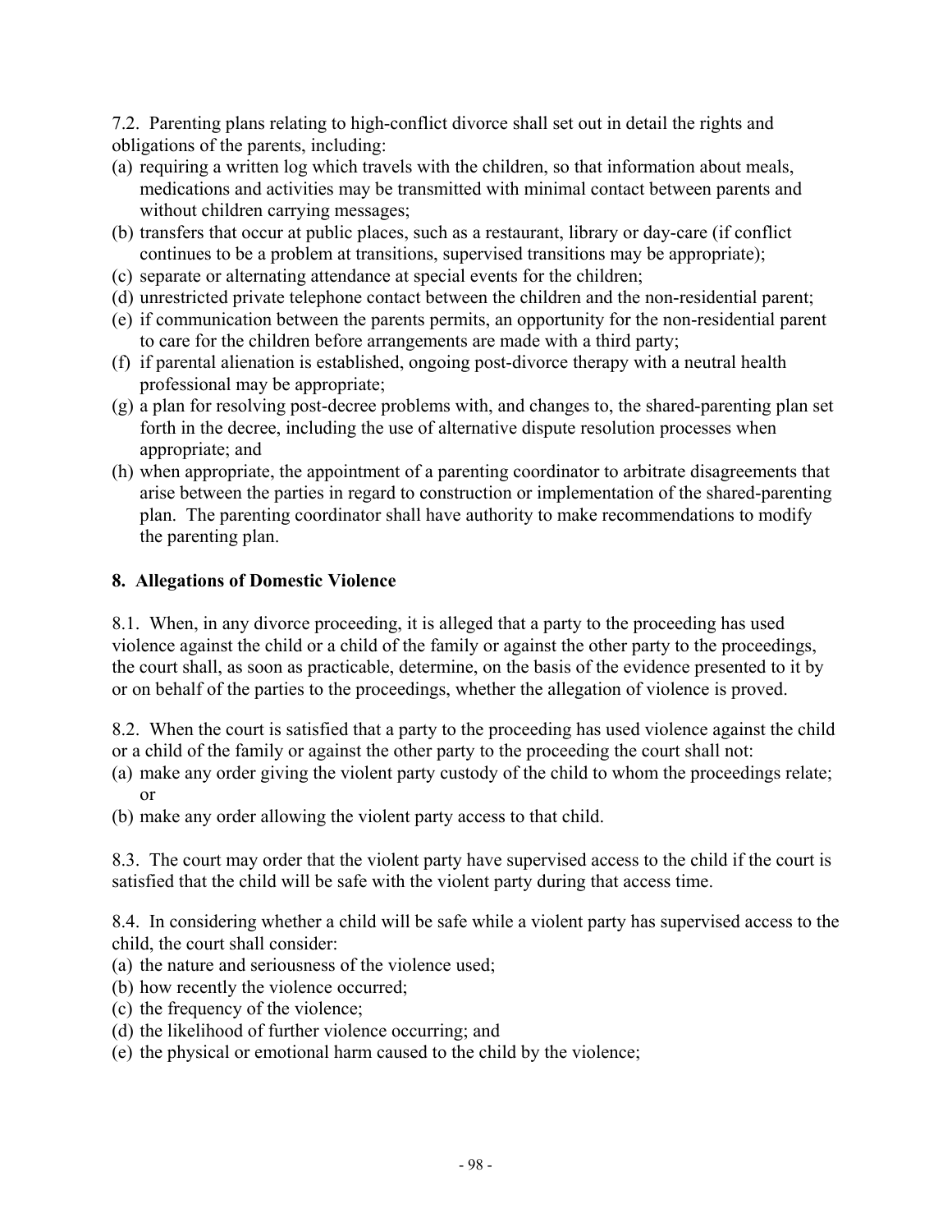7.2. Parenting plans relating to high-conflict divorce shall set out in detail the rights and obligations of the parents, including:

(a) requiring a written log which travels with the children, so that information about meals, medications and activities may be transmitted with minimal contact between parents and without children carrying messages;
(b) transfers that occur at public places, such as a restaurant, library or day-care (if conflict continues to be a problem at transitions, supervised transitions may be appropriate);
(c) separate or alternating attendance at special events for the children;
(d) unrestricted private telephone contact between the children and the non-residential parent;
(e) if communication between the parents permits, an opportunity for the non-residential parent to care for the children before arrangements are made with a third party;
(f) if parental alienation is established, ongoing post-divorce therapy with a neutral health professional may be appropriate;
(g) a plan for resolving post-decree problems with, and changes to, the shared-parenting plan set forth in the decree, including the use of alternative dispute resolution processes when appropriate; and
(h) when appropriate, the appointment of a parenting coordinator to arbitrate disagreements that arise between the parties in regard to construction or implementation of the shared-parenting plan. The parenting coordinator shall have authority to make recommendations to modify the parenting plan.

**8. Allegations of Domestic Violence**

8.1. When, in any divorce proceeding, it is alleged that a party to the proceeding has used violence against the child or a child of the family or against the other party to the proceedings, the court shall, as soon as practicable, determine, on the basis of the evidence presented to it by or on behalf of the parties to the proceedings, whether the allegation of violence is proved.

8.2. When the court is satisfied that a party to the proceeding has used violence against the child or a child of the family or against the other party to the proceeding the court shall not:

(a) make any order giving the violent party custody of the child to whom the proceedings relate; or
(b) make any order allowing the violent party access to that child.

8.3. The court may order that the violent party have supervised access to the child if the court is satisfied that the child will be safe with the violent party during that access time.

8.4. In considering whether a child will be safe while a violent party has supervised access to the child, the court shall consider:

(a) the nature and seriousness of the violence used;
(b) how recently the violence occurred;
(c) the frequency of the violence;
(d) the likelihood of further violence occurring; and
(e) the physical or emotional harm caused to the child by the violence;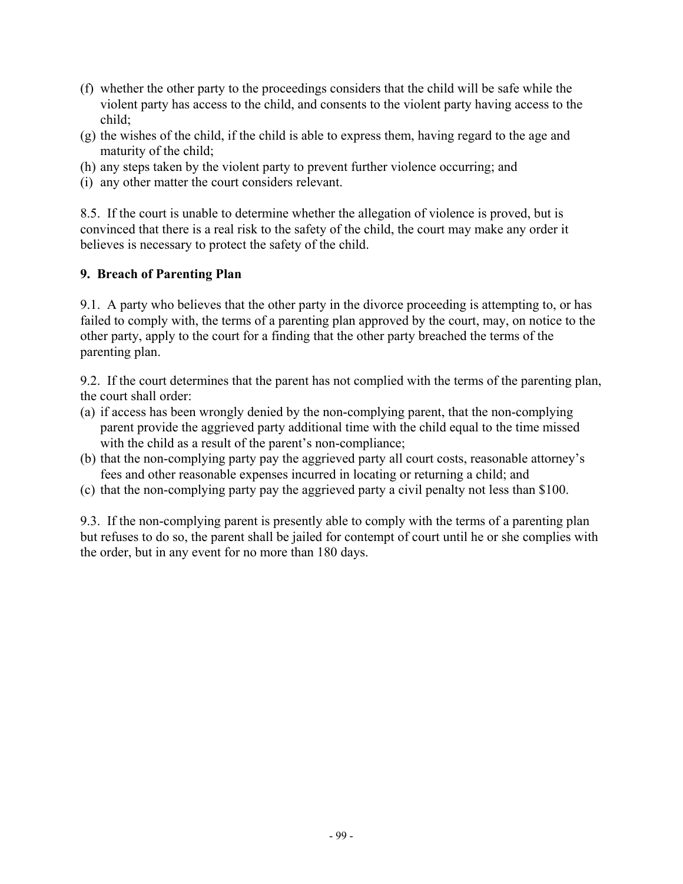(f) whether the other party to the proceedings considers that the child will be safe while the violent party has access to the child, and consents to the violent party having access to the child;
(g) the wishes of the child, if the child is able to express them, having regard to the age and maturity of the child;
(h) any steps taken by the violent party to prevent further violence occurring; and
(i) any other matter the court considers relevant.

8.5. If the court is unable to determine whether the allegation of violence is proved, but is convinced that there is a real risk to the safety of the child, the court may make any order it believes is necessary to protect the safety of the child.

**9. Breach of Parenting Plan**

9.1. A party who believes that the other party in the divorce proceeding is attempting to, or has failed to comply with, the terms of a parenting plan approved by the court, may, on notice to the other party, apply to the court for a finding that the other party breached the terms of the parenting plan.

9.2. If the court determines that the parent has not complied with the terms of the parenting plan, the court shall order:
(a) if access has been wrongly denied by the non-complying parent, that the non-complying parent provide the aggrieved party additional time with the child equal to the time missed with the child as a result of the parent's non-compliance;
(b) that the non-complying party pay the aggrieved party all court costs, reasonable attorney's fees and other reasonable expenses incurred in locating or returning a child; and
(c) that the non-complying party pay the aggrieved party a civil penalty not less than $100.

9.3. If the non-complying parent is presently able to comply with the terms of a parenting plan but refuses to do so, the parent shall be jailed for contempt of court until he or she complies with the order, but in any event for no more than 180 days.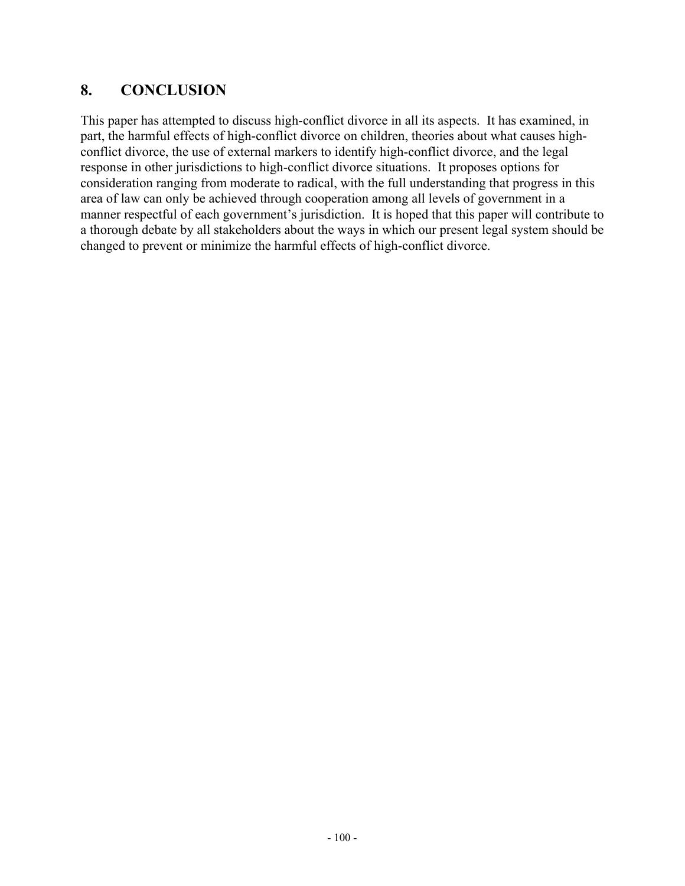## 8. CONCLUSION

This paper has attempted to discuss high-conflict divorce in all its aspects. It has examined, in part, the harmful effects of high-conflict divorce on children, theories about what causes high-conflict divorce, the use of external markers to identify high-conflict divorce, and the legal response in other jurisdictions to high-conflict divorce situations. It proposes options for consideration ranging from moderate to radical, with the full understanding that progress in this area of law can only be achieved through cooperation among all levels of government in a manner respectful of each government's jurisdiction. It is hoped that this paper will contribute to a thorough debate by all stakeholders about the ways in which our present legal system should be changed to prevent or minimize the harmful effects of high-conflict divorce.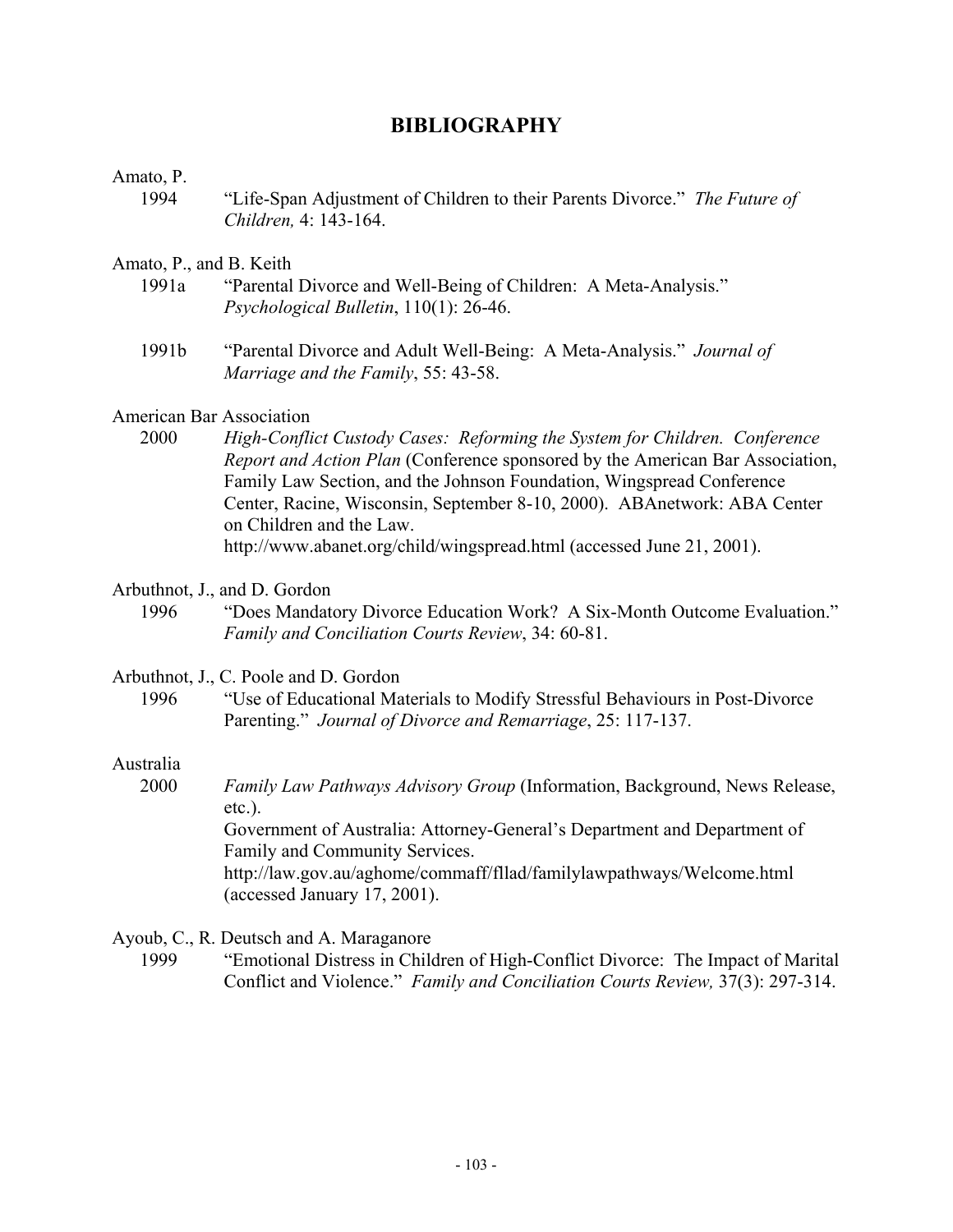# BIBLIOGRAPHY

Amato, P.

1994 "Life-Span Adjustment of Children to their Parents Divorce." *The Future of Children,* 4: 143-164.

Amato, P., and B. Keith

1991a "Parental Divorce and Well-Being of Children: A Meta-Analysis." *Psychological Bulletin*, 110(1): 26-46.

1991b "Parental Divorce and Adult Well-Being: A Meta-Analysis." *Journal of Marriage and the Family*, 55: 43-58.

American Bar Association

2000 *High-Conflict Custody Cases: Reforming the System for Children. Conference Report and Action Plan* (Conference sponsored by the American Bar Association, Family Law Section, and the Johnson Foundation, Wingspread Conference Center, Racine, Wisconsin, September 8-10, 2000). ABAnetwork: ABA Center on Children and the Law.
http://www.abanet.org/child/wingspread.html (accessed June 21, 2001).

Arbuthnot, J., and D. Gordon

1996 "Does Mandatory Divorce Education Work? A Six-Month Outcome Evaluation." *Family and Conciliation Courts Review*, 34: 60-81.

Arbuthnot, J., C. Poole and D. Gordon

1996 "Use of Educational Materials to Modify Stressful Behaviours in Post-Divorce Parenting." *Journal of Divorce and Remarriage*, 25: 117-137.

Australia

2000 *Family Law Pathways Advisory Group* (Information, Background, News Release, etc.).
Government of Australia: Attorney-General's Department and Department of Family and Community Services.
http://law.gov.au/aghome/commaff/fllad/familylawpathways/Welcome.html (accessed January 17, 2001).

Ayoub, C., R. Deutsch and A. Maraganore

1999 "Emotional Distress in Children of High-Conflict Divorce: The Impact of Marital Conflict and Violence." *Family and Conciliation Courts Review,* 37(3): 297-314.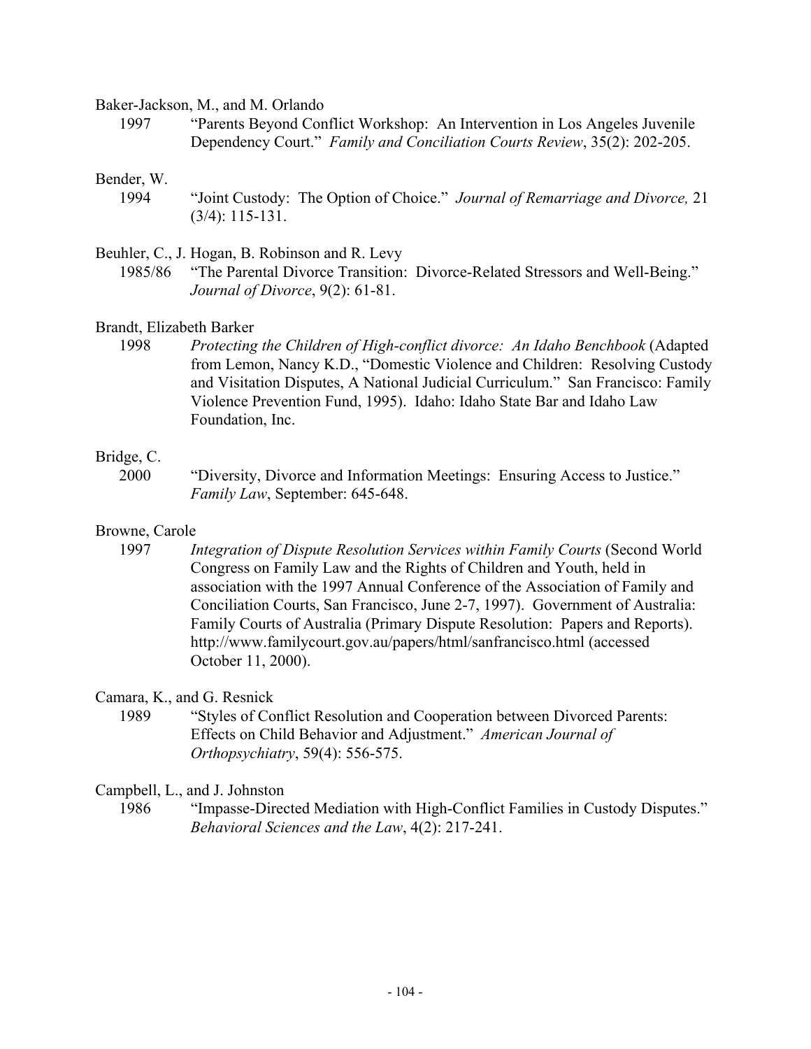Baker-Jackson, M., and M. Orlando

1997 "Parents Beyond Conflict Workshop: An Intervention in Los Angeles Juvenile Dependency Court." *Family and Conciliation Courts Review*, 35(2): 202-205.

Bender, W.

1994 "Joint Custody: The Option of Choice." *Journal of Remarriage and Divorce,* 21 (3/4): 115-131.

Beuhler, C., J. Hogan, B. Robinson and R. Levy

1985/86 "The Parental Divorce Transition: Divorce-Related Stressors and Well-Being." *Journal of Divorce*, 9(2): 61-81.

Brandt, Elizabeth Barker

1998 *Protecting the Children of High-conflict divorce: An Idaho Benchbook* (Adapted from Lemon, Nancy K.D., "Domestic Violence and Children: Resolving Custody and Visitation Disputes, A National Judicial Curriculum." San Francisco: Family Violence Prevention Fund, 1995). Idaho: Idaho State Bar and Idaho Law Foundation, Inc.

Bridge, C.

2000 "Diversity, Divorce and Information Meetings: Ensuring Access to Justice." *Family Law*, September: 645-648.

Browne, Carole

1997 *Integration of Dispute Resolution Services within Family Courts* (Second World Congress on Family Law and the Rights of Children and Youth, held in association with the 1997 Annual Conference of the Association of Family and Conciliation Courts, San Francisco, June 2-7, 1997). Government of Australia: Family Courts of Australia (Primary Dispute Resolution: Papers and Reports). http://www.familycourt.gov.au/papers/html/sanfrancisco.html (accessed October 11, 2000).

Camara, K., and G. Resnick

1989 "Styles of Conflict Resolution and Cooperation between Divorced Parents: Effects on Child Behavior and Adjustment." *American Journal of Orthopsychiatry*, 59(4): 556-575.

Campbell, L., and J. Johnston

1986 "Impasse-Directed Mediation with High-Conflict Families in Custody Disputes." *Behavioral Sciences and the Law*, 4(2): 217-241.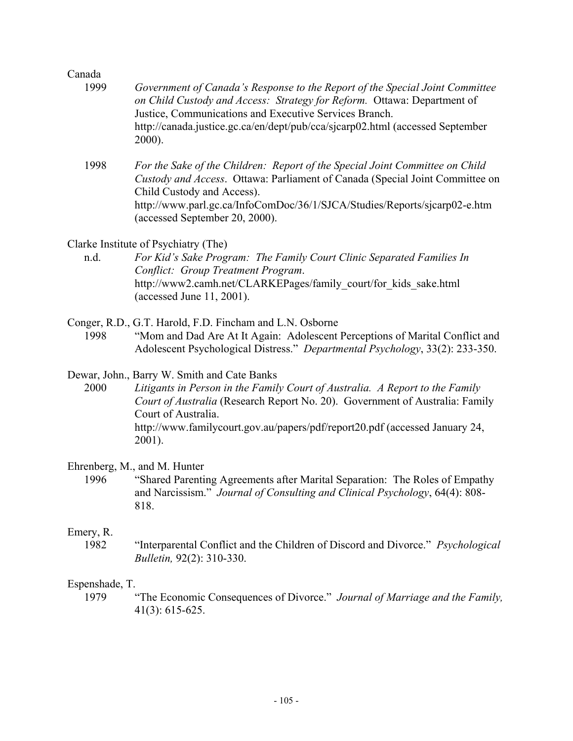Canada

1999 *Government of Canada's Response to the Report of the Special Joint Committee on Child Custody and Access: Strategy for Reform.* Ottawa: Department of Justice, Communications and Executive Services Branch. http://canada.justice.gc.ca/en/dept/pub/cca/sjcarp02.html (accessed September 2000).

1998 *For the Sake of the Children: Report of the Special Joint Committee on Child Custody and Access*. Ottawa: Parliament of Canada (Special Joint Committee on Child Custody and Access). http://www.parl.gc.ca/InfoComDoc/36/1/SJCA/Studies/Reports/sjcarp02-e.htm (accessed September 20, 2000).

Clarke Institute of Psychiatry (The)

n.d. *For Kid's Sake Program: The Family Court Clinic Separated Families In Conflict: Group Treatment Program*. http://www2.camh.net/CLARKEPages/family_court/for_kids_sake.html (accessed June 11, 2001).

Conger, R.D., G.T. Harold, F.D. Fincham and L.N. Osborne

1998 "Mom and Dad Are At It Again: Adolescent Perceptions of Marital Conflict and Adolescent Psychological Distress." *Departmental Psychology*, 33(2): 233-350.

Dewar, John., Barry W. Smith and Cate Banks

2000 *Litigants in Person in the Family Court of Australia. A Report to the Family Court of Australia* (Research Report No. 20). Government of Australia: Family Court of Australia. http://www.familycourt.gov.au/papers/pdf/report20.pdf (accessed January 24, 2001).

Ehrenberg, M., and M. Hunter

1996 "Shared Parenting Agreements after Marital Separation: The Roles of Empathy and Narcissism." *Journal of Consulting and Clinical Psychology*, 64(4): 808-818.

Emery, R.

1982 "Interparental Conflict and the Children of Discord and Divorce." *Psychological Bulletin,* 92(2): 310-330.

Espenshade, T.

1979 "The Economic Consequences of Divorce." *Journal of Marriage and the Family,* 41(3): 615-625.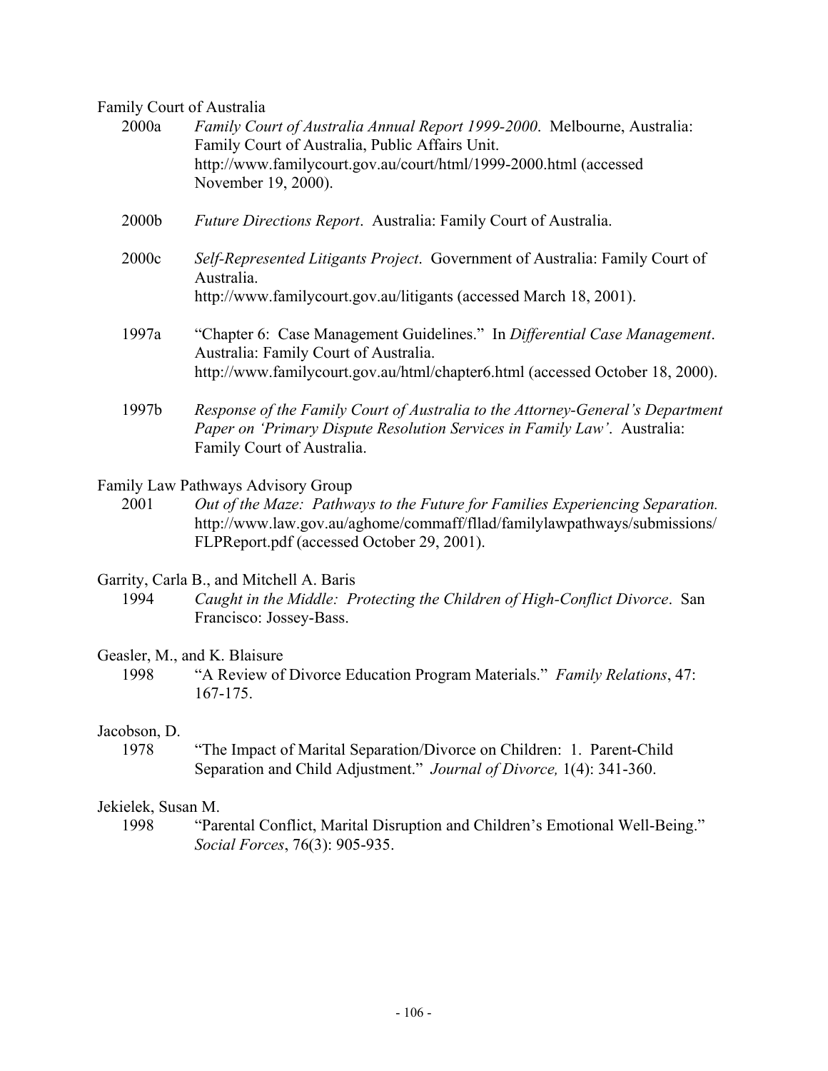Family Court of Australia

2000a *Family Court of Australia Annual Report 1999-2000*. Melbourne, Australia: Family Court of Australia, Public Affairs Unit. http://www.familycourt.gov.au/court/html/1999-2000.html (accessed November 19, 2000).

2000b *Future Directions Report*. Australia: Family Court of Australia.

2000c *Self-Represented Litigants Project*. Government of Australia: Family Court of Australia. http://www.familycourt.gov.au/litigants (accessed March 18, 2001).

1997a "Chapter 6: Case Management Guidelines." In *Differential Case Management*. Australia: Family Court of Australia. http://www.familycourt.gov.au/html/chapter6.html (accessed October 18, 2000).

1997b *Response of the Family Court of Australia to the Attorney-General's Department Paper on 'Primary Dispute Resolution Services in Family Law'*. Australia: Family Court of Australia.

Family Law Pathways Advisory Group

2001 *Out of the Maze: Pathways to the Future for Families Experiencing Separation.* http://www.law.gov.au/aghome/commaff/fllad/familylawpathways/submissions/FLPReport.pdf (accessed October 29, 2001).

Garrity, Carla B., and Mitchell A. Baris

1994 *Caught in the Middle: Protecting the Children of High-Conflict Divorce*. San Francisco: Jossey-Bass.

Geasler, M., and K. Blaisure

1998 "A Review of Divorce Education Program Materials." *Family Relations*, 47: 167-175.

Jacobson, D.

1978 "The Impact of Marital Separation/Divorce on Children: 1. Parent-Child Separation and Child Adjustment." *Journal of Divorce,* 1(4): 341-360.

Jekielek, Susan M.

1998 "Parental Conflict, Marital Disruption and Children's Emotional Well-Being." *Social Forces*, 76(3): 905-935.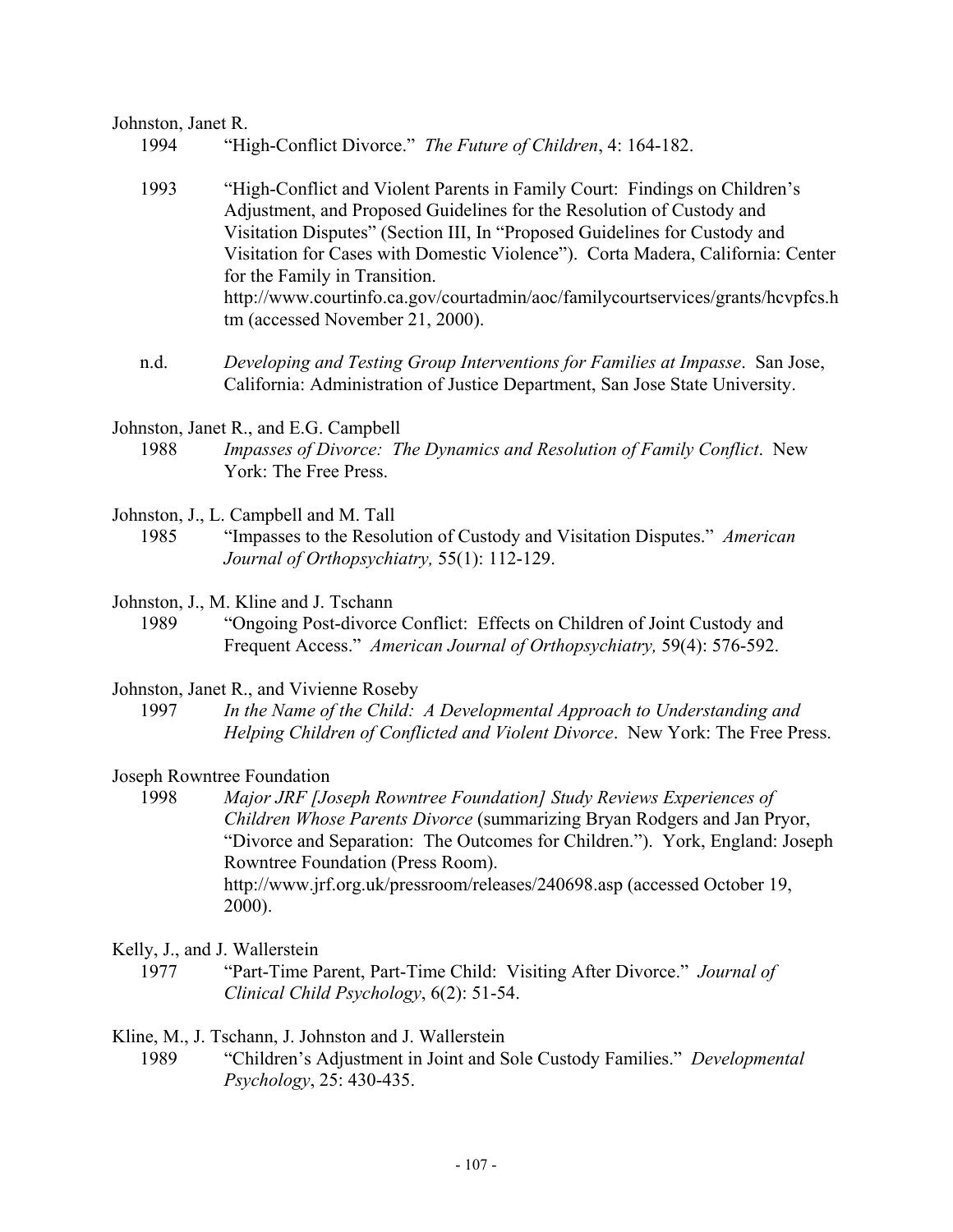Johnston, Janet R.

1994 "High-Conflict Divorce." *The Future of Children*, 4: 164-182.

1993 "High-Conflict and Violent Parents in Family Court: Findings on Children's Adjustment, and Proposed Guidelines for the Resolution of Custody and Visitation Disputes" (Section III, In "Proposed Guidelines for Custody and Visitation for Cases with Domestic Violence"). Corta Madera, California: Center for the Family in Transition. http://www.courtinfo.ca.gov/courtadmin/aoc/familycourtservices/grants/hcvpfcs.htm (accessed November 21, 2000).

n.d. *Developing and Testing Group Interventions for Families at Impasse*. San Jose, California: Administration of Justice Department, San Jose State University.

Johnston, Janet R., and E.G. Campbell

1988 *Impasses of Divorce: The Dynamics and Resolution of Family Conflict*. New York: The Free Press.

Johnston, J., L. Campbell and M. Tall

1985 "Impasses to the Resolution of Custody and Visitation Disputes." *American Journal of Orthopsychiatry,* 55(1): 112-129.

Johnston, J., M. Kline and J. Tschann

1989 "Ongoing Post-divorce Conflict: Effects on Children of Joint Custody and Frequent Access." *American Journal of Orthopsychiatry,* 59(4): 576-592.

Johnston, Janet R., and Vivienne Roseby

1997 *In the Name of the Child: A Developmental Approach to Understanding and Helping Children of Conflicted and Violent Divorce*. New York: The Free Press.

Joseph Rowntree Foundation

1998 *Major JRF [Joseph Rowntree Foundation] Study Reviews Experiences of Children Whose Parents Divorce* (summarizing Bryan Rodgers and Jan Pryor, "Divorce and Separation: The Outcomes for Children."). York, England: Joseph Rowntree Foundation (Press Room). http://www.jrf.org.uk/pressroom/releases/240698.asp (accessed October 19, 2000).

Kelly, J., and J. Wallerstein

1977 "Part-Time Parent, Part-Time Child: Visiting After Divorce." *Journal of Clinical Child Psychology*, 6(2): 51-54.

Kline, M., J. Tschann, J. Johnston and J. Wallerstein

1989 "Children's Adjustment in Joint and Sole Custody Families." *Developmental Psychology*, 25: 430-435.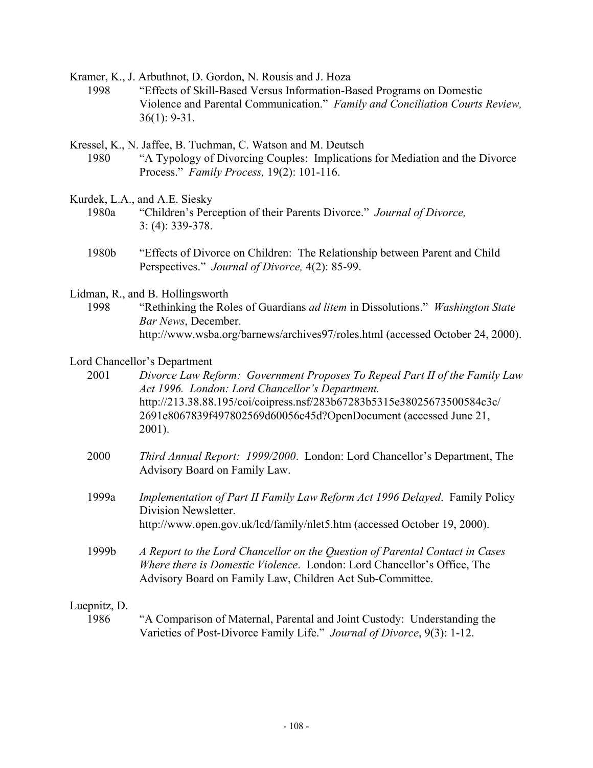Kramer, K., J. Arbuthnot, D. Gordon, N. Rousis and J. Hoza

1998 "Effects of Skill-Based Versus Information-Based Programs on Domestic Violence and Parental Communication." *Family and Conciliation Courts Review,* 36(1): 9-31.

Kressel, K., N. Jaffee, B. Tuchman, C. Watson and M. Deutsch

1980 "A Typology of Divorcing Couples: Implications for Mediation and the Divorce Process." *Family Process,* 19(2): 101-116.

Kurdek, L.A., and A.E. Siesky

1980a "Children's Perception of their Parents Divorce." *Journal of Divorce,* 3: (4): 339-378.

1980b "Effects of Divorce on Children: The Relationship between Parent and Child Perspectives." *Journal of Divorce,* 4(2): 85-99.

Lidman, R., and B. Hollingsworth

1998 "Rethinking the Roles of Guardians *ad litem* in Dissolutions." *Washington State Bar News*, December. http://www.wsba.org/barnews/archives97/roles.html (accessed October 24, 2000).

Lord Chancellor's Department

2001 *Divorce Law Reform: Government Proposes To Repeal Part II of the Family Law Act 1996. London: Lord Chancellor's Department.* http://213.38.88.195/coi/coipress.nsf/283b67283b5315e38025673500584c3c/2691e8067839f497802569d60056c45d?OpenDocument (accessed June 21, 2001).

2000 *Third Annual Report: 1999/2000*. London: Lord Chancellor's Department, The Advisory Board on Family Law.

1999a *Implementation of Part II Family Law Reform Act 1996 Delayed*. Family Policy Division Newsletter. http://www.open.gov.uk/lcd/family/nlet5.htm (accessed October 19, 2000).

1999b *A Report to the Lord Chancellor on the Question of Parental Contact in Cases Where there is Domestic Violence*. London: Lord Chancellor's Office, The Advisory Board on Family Law, Children Act Sub-Committee.

Luepnitz, D.

1986 "A Comparison of Maternal, Parental and Joint Custody: Understanding the Varieties of Post-Divorce Family Life." *Journal of Divorce*, 9(3): 1-12.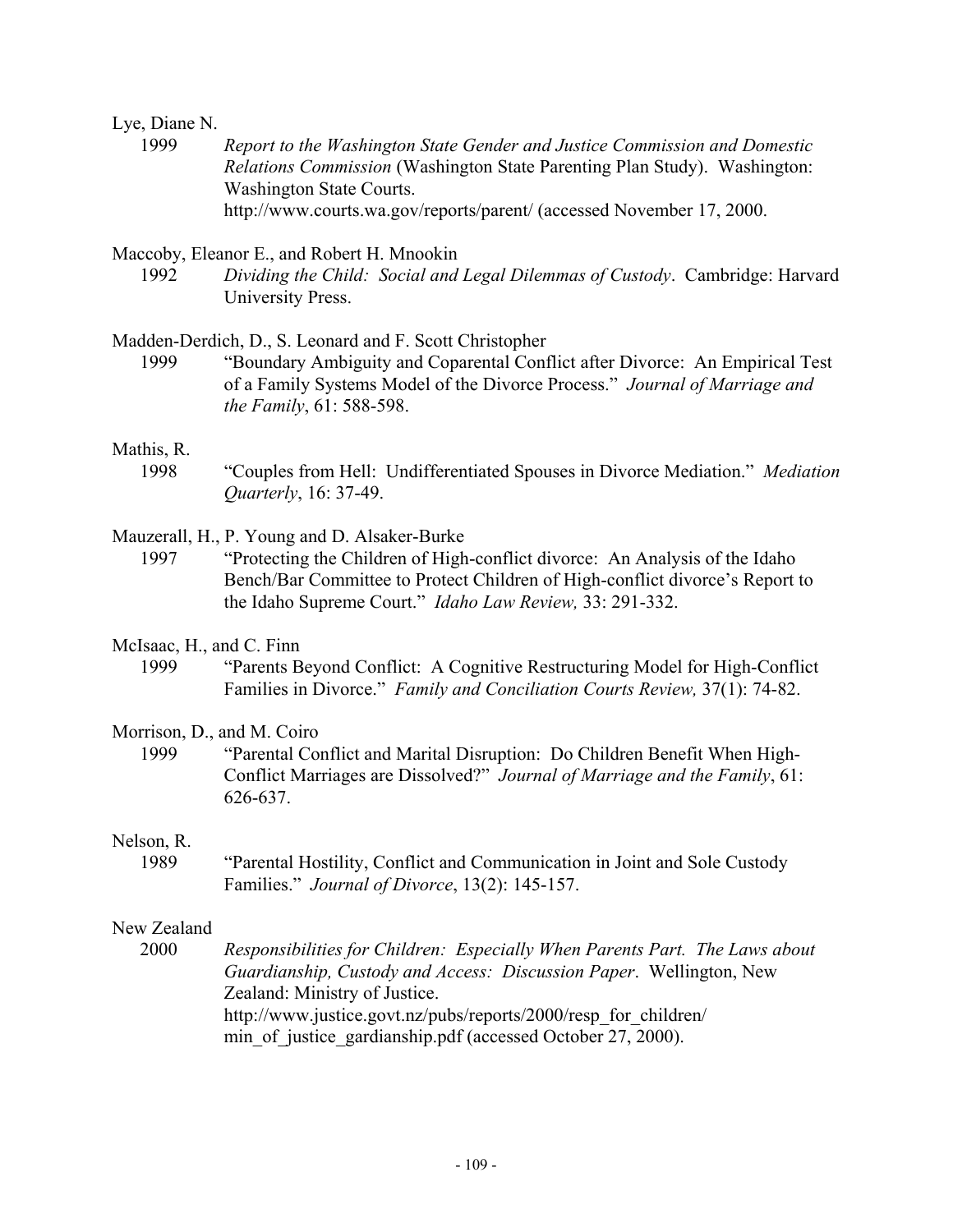Lye, Diane N.

1999 *Report to the Washington State Gender and Justice Commission and Domestic Relations Commission* (Washington State Parenting Plan Study). Washington: Washington State Courts. http://www.courts.wa.gov/reports/parent/ (accessed November 17, 2000.

Maccoby, Eleanor E., and Robert H. Mnookin

1992 *Dividing the Child: Social and Legal Dilemmas of Custody*. Cambridge: Harvard University Press.

Madden-Derdich, D., S. Leonard and F. Scott Christopher

1999 "Boundary Ambiguity and Coparental Conflict after Divorce: An Empirical Test of a Family Systems Model of the Divorce Process." *Journal of Marriage and the Family*, 61: 588-598.

Mathis, R.

1998 "Couples from Hell: Undifferentiated Spouses in Divorce Mediation." *Mediation Quarterly*, 16: 37-49.

Mauzerall, H., P. Young and D. Alsaker-Burke

1997 "Protecting the Children of High-conflict divorce: An Analysis of the Idaho Bench/Bar Committee to Protect Children of High-conflict divorce's Report to the Idaho Supreme Court." *Idaho Law Review,* 33: 291-332.

McIsaac, H., and C. Finn

1999 "Parents Beyond Conflict: A Cognitive Restructuring Model for High-Conflict Families in Divorce." *Family and Conciliation Courts Review,* 37(1): 74-82.

Morrison, D., and M. Coiro

1999 "Parental Conflict and Marital Disruption: Do Children Benefit When High-Conflict Marriages are Dissolved?" *Journal of Marriage and the Family*, 61: 626-637.

Nelson, R.

1989 "Parental Hostility, Conflict and Communication in Joint and Sole Custody Families." *Journal of Divorce*, 13(2): 145-157.

New Zealand

2000 *Responsibilities for Children: Especially When Parents Part. The Laws about Guardianship, Custody and Access: Discussion Paper*. Wellington, New Zealand: Ministry of Justice. http://www.justice.govt.nz/pubs/reports/2000/resp_for_children/min_of_justice_gardianship.pdf (accessed October 27, 2000).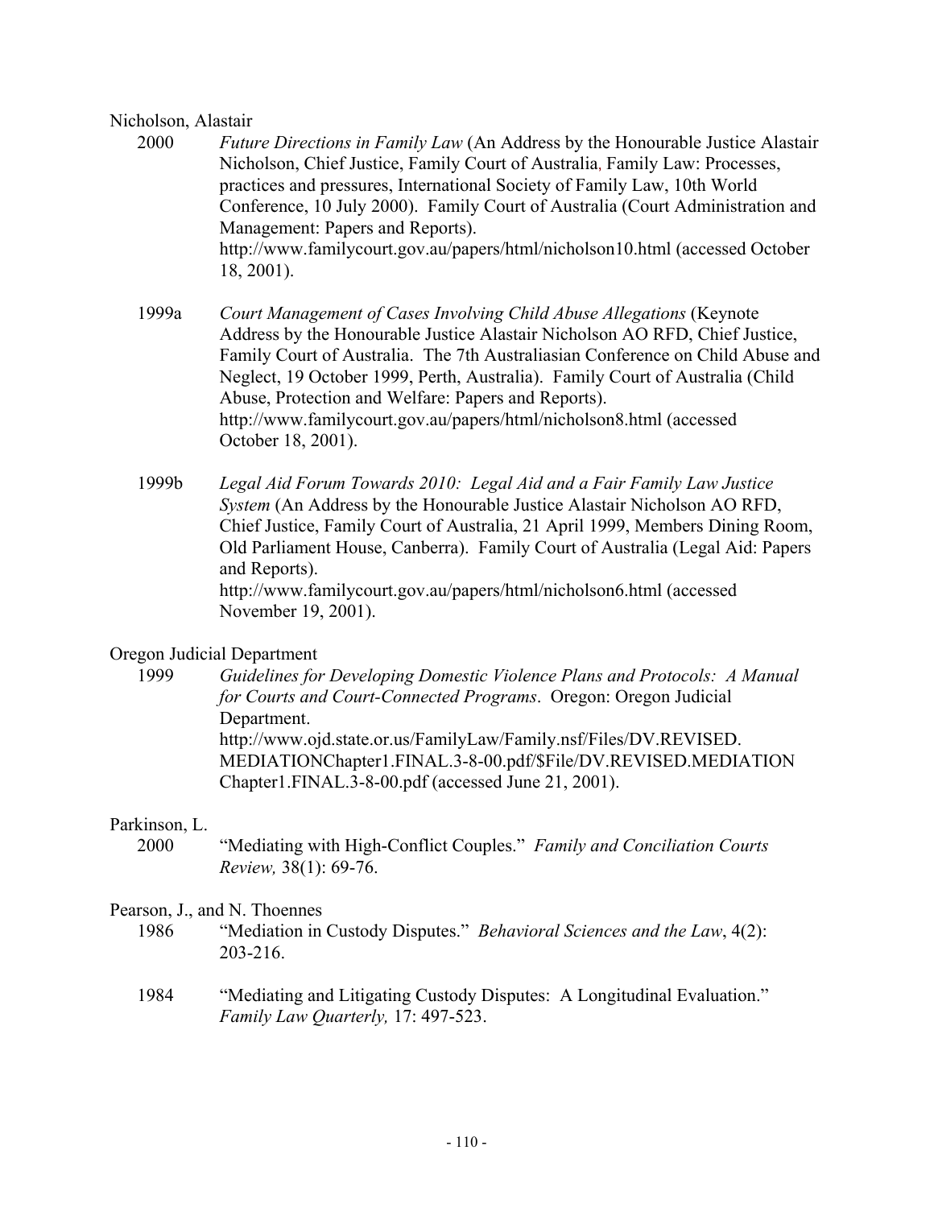Nicholson, Alastair

2000 *Future Directions in Family Law* (An Address by the Honourable Justice Alastair Nicholson, Chief Justice, Family Court of Australia, Family Law: Processes, practices and pressures, International Society of Family Law, 10th World Conference, 10 July 2000). Family Court of Australia (Court Administration and Management: Papers and Reports). http://www.familycourt.gov.au/papers/html/nicholson10.html (accessed October 18, 2001).

1999a *Court Management of Cases Involving Child Abuse Allegations* (Keynote Address by the Honourable Justice Alastair Nicholson AO RFD, Chief Justice, Family Court of Australia. The 7th Australiasian Conference on Child Abuse and Neglect, 19 October 1999, Perth, Australia). Family Court of Australia (Child Abuse, Protection and Welfare: Papers and Reports). http://www.familycourt.gov.au/papers/html/nicholson8.html (accessed October 18, 2001).

1999b *Legal Aid Forum Towards 2010: Legal Aid and a Fair Family Law Justice System* (An Address by the Honourable Justice Alastair Nicholson AO RFD, Chief Justice, Family Court of Australia, 21 April 1999, Members Dining Room, Old Parliament House, Canberra). Family Court of Australia (Legal Aid: Papers and Reports). http://www.familycourt.gov.au/papers/html/nicholson6.html (accessed November 19, 2001).

Oregon Judicial Department

1999 *Guidelines for Developing Domestic Violence Plans and Protocols: A Manual for Courts and Court-Connected Programs*. Oregon: Oregon Judicial Department. http://www.ojd.state.or.us/FamilyLaw/Family.nsf/Files/DV.REVISED.MEDIATIONChapter1.FINAL.3-8-00.pdf/$File/DV.REVISED.MEDIATION Chapter1.FINAL.3-8-00.pdf (accessed June 21, 2001).

Parkinson, L.

2000 "Mediating with High-Conflict Couples." *Family and Conciliation Courts Review,* 38(1): 69-76.

Pearson, J., and N. Thoennes

1986 "Mediation in Custody Disputes." *Behavioral Sciences and the Law*, 4(2): 203-216.

1984 "Mediating and Litigating Custody Disputes: A Longitudinal Evaluation." *Family Law Quarterly,* 17: 497-523.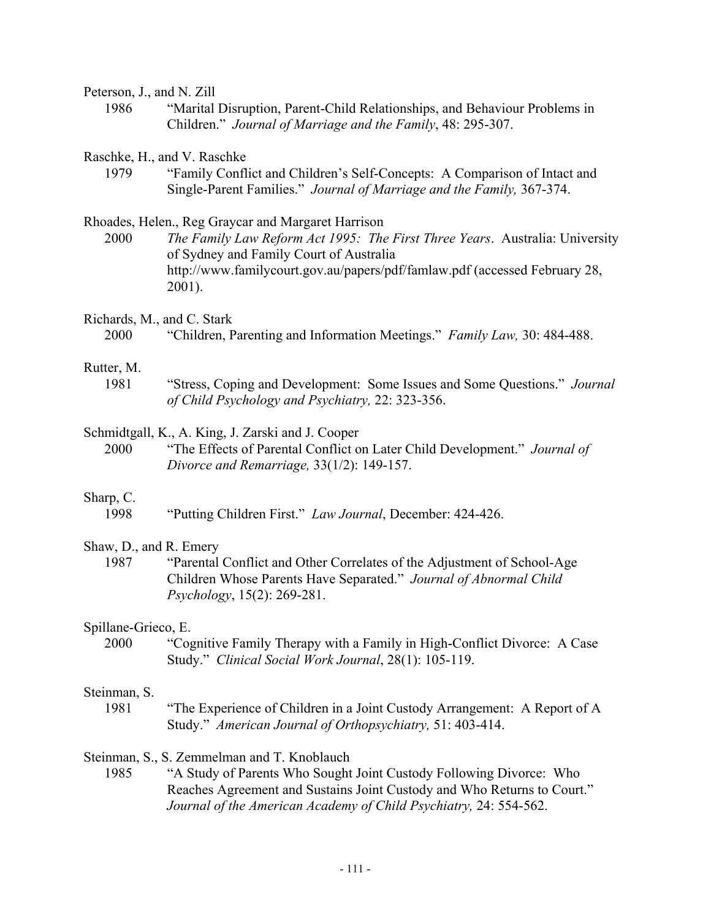Peterson, J., and N. Zill

1986 "Marital Disruption, Parent-Child Relationships, and Behaviour Problems in Children." *Journal of Marriage and the Family*, 48: 295-307.

Raschke, H., and V. Raschke

1979 "Family Conflict and Children's Self-Concepts: A Comparison of Intact and Single-Parent Families." *Journal of Marriage and the Family,* 367-374.

Rhoades, Helen., Reg Graycar and Margaret Harrison

2000 *The Family Law Reform Act 1995: The First Three Years*. Australia: University of Sydney and Family Court of Australia http://www.familycourt.gov.au/papers/pdf/famlaw.pdf (accessed February 28, 2001).

Richards, M., and C. Stark

2000 "Children, Parenting and Information Meetings." *Family Law,* 30: 484-488.

Rutter, M.

1981 "Stress, Coping and Development: Some Issues and Some Questions." *Journal of Child Psychology and Psychiatry,* 22: 323-356.

Schmidtgall, K., A. King, J. Zarski and J. Cooper

2000 "The Effects of Parental Conflict on Later Child Development." *Journal of Divorce and Remarriage,* 33(1/2): 149-157.

Sharp, C.

1998 "Putting Children First." *Law Journal*, December: 424-426.

Shaw, D., and R. Emery

1987 "Parental Conflict and Other Correlates of the Adjustment of School-Age Children Whose Parents Have Separated." *Journal of Abnormal Child Psychology*, 15(2): 269-281.

Spillane-Grieco, E.

2000 "Cognitive Family Therapy with a Family in High-Conflict Divorce: A Case Study." *Clinical Social Work Journal*, 28(1): 105-119.

Steinman, S.

1981 "The Experience of Children in a Joint Custody Arrangement: A Report of A Study." *American Journal of Orthopsychiatry,* 51: 403-414.

Steinman, S., S. Zemmelman and T. Knoblauch

1985 "A Study of Parents Who Sought Joint Custody Following Divorce: Who Reaches Agreement and Sustains Joint Custody and Who Returns to Court." *Journal of the American Academy of Child Psychiatry,* 24: 554-562.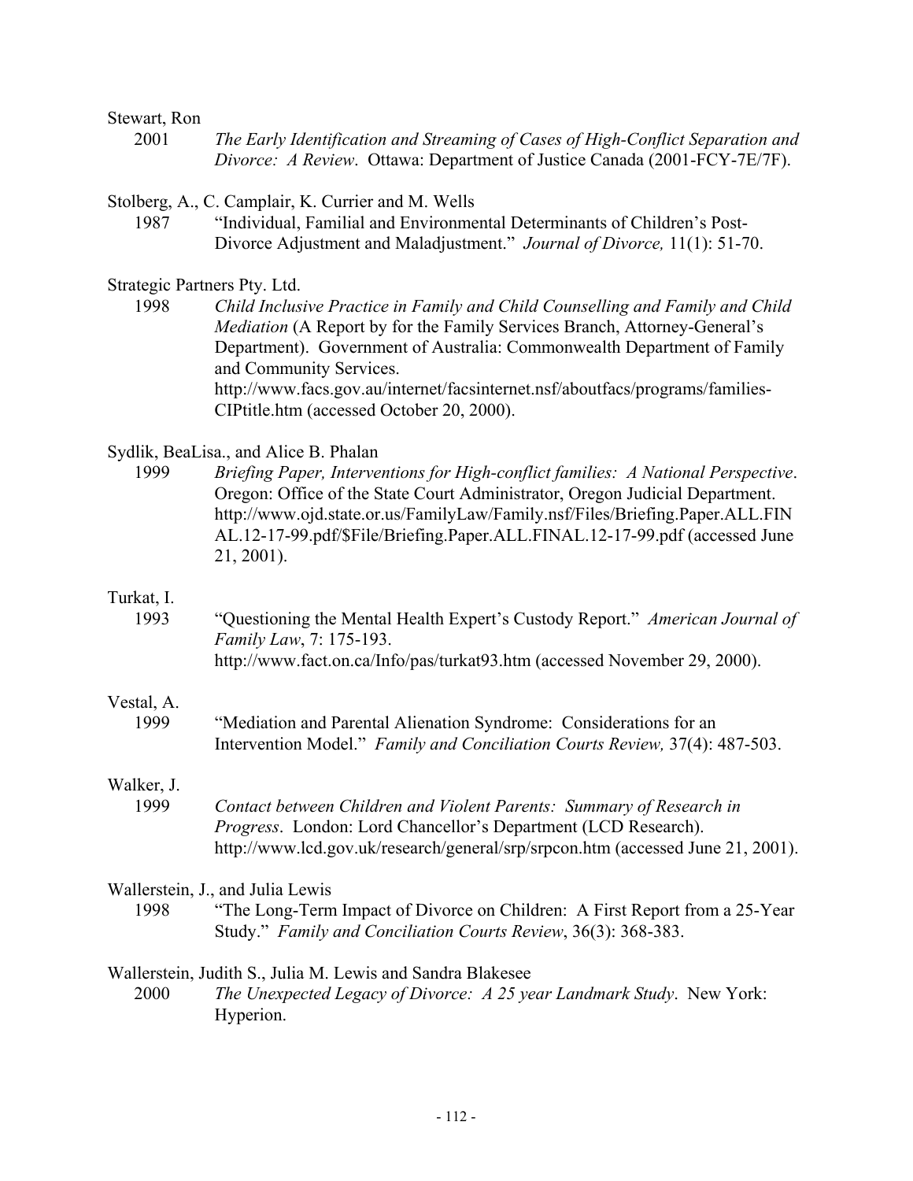Stewart, Ron

2001 *The Early Identification and Streaming of Cases of High-Conflict Separation and Divorce: A Review*. Ottawa: Department of Justice Canada (2001-FCY-7E/7F).

Stolberg, A., C. Camplair, K. Currier and M. Wells

1987 "Individual, Familial and Environmental Determinants of Children's Post-Divorce Adjustment and Maladjustment." *Journal of Divorce,* 11(1): 51-70.

Strategic Partners Pty. Ltd.

1998 *Child Inclusive Practice in Family and Child Counselling and Family and Child Mediation* (A Report by for the Family Services Branch, Attorney-General's Department). Government of Australia: Commonwealth Department of Family and Community Services. http://www.facs.gov.au/internet/facsinternet.nsf/aboutfacs/programs/families-CIPtitle.htm (accessed October 20, 2000).

Sydlik, BeaLisa., and Alice B. Phalan

1999 *Briefing Paper, Interventions for High-conflict families: A National Perspective*. Oregon: Office of the State Court Administrator, Oregon Judicial Department. http://www.ojd.state.or.us/FamilyLaw/Family.nsf/Files/Briefing.Paper.ALL.FINAL.12-17-99.pdf/$File/Briefing.Paper.ALL.FINAL.12-17-99.pdf (accessed June 21, 2001).

Turkat, I.

1993 "Questioning the Mental Health Expert's Custody Report." *American Journal of Family Law*, 7: 175-193. http://www.fact.on.ca/Info/pas/turkat93.htm (accessed November 29, 2000).

Vestal, A.

1999 "Mediation and Parental Alienation Syndrome: Considerations for an Intervention Model." *Family and Conciliation Courts Review,* 37(4): 487-503.

Walker, J.

1999 *Contact between Children and Violent Parents: Summary of Research in Progress*. London: Lord Chancellor's Department (LCD Research). http://www.lcd.gov.uk/research/general/srp/srpcon.htm (accessed June 21, 2001).

Wallerstein, J., and Julia Lewis

1998 "The Long-Term Impact of Divorce on Children: A First Report from a 25-Year Study." *Family and Conciliation Courts Review*, 36(3): 368-383.

Wallerstein, Judith S., Julia M. Lewis and Sandra Blakesee

2000 *The Unexpected Legacy of Divorce: A 25 year Landmark Study*. New York: Hyperion.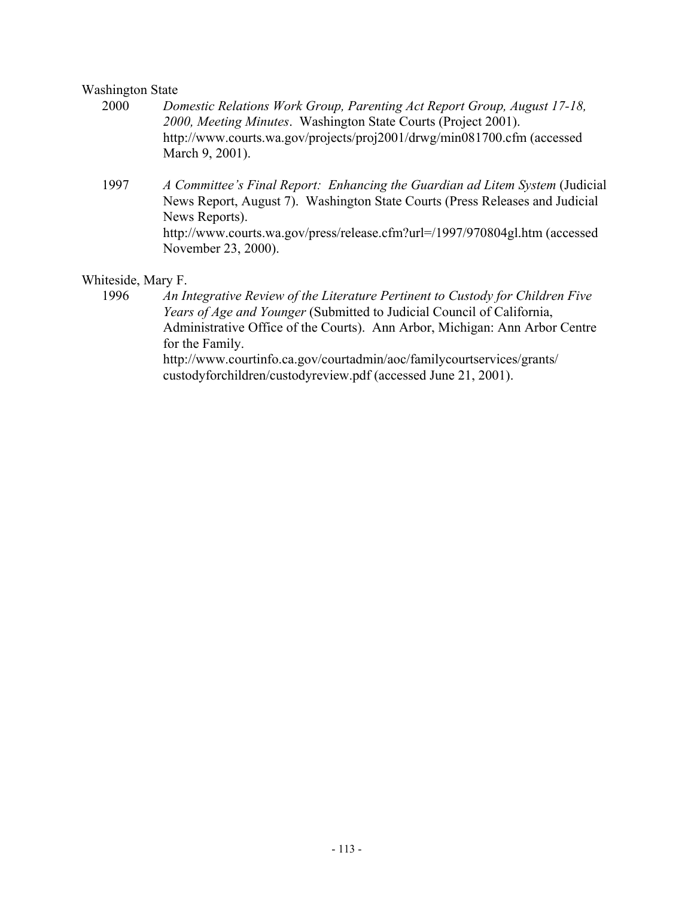Washington State

2000 *Domestic Relations Work Group, Parenting Act Report Group, August 17-18, 2000, Meeting Minutes*. Washington State Courts (Project 2001). http://www.courts.wa.gov/projects/proj2001/drwg/min081700.cfm (accessed March 9, 2001).

1997 *A Committee's Final Report: Enhancing the Guardian ad Litem System* (Judicial News Report, August 7). Washington State Courts (Press Releases and Judicial News Reports). http://www.courts.wa.gov/press/release.cfm?url=/1997/970804gl.htm (accessed November 23, 2000).

Whiteside, Mary F.

1996 *An Integrative Review of the Literature Pertinent to Custody for Children Five Years of Age and Younger* (Submitted to Judicial Council of California, Administrative Office of the Courts). Ann Arbor, Michigan: Ann Arbor Centre for the Family. http://www.courtinfo.ca.gov/courtadmin/aoc/familycourtservices/grants/custodyforchildren/custodyreview.pdf (accessed June 21, 2001).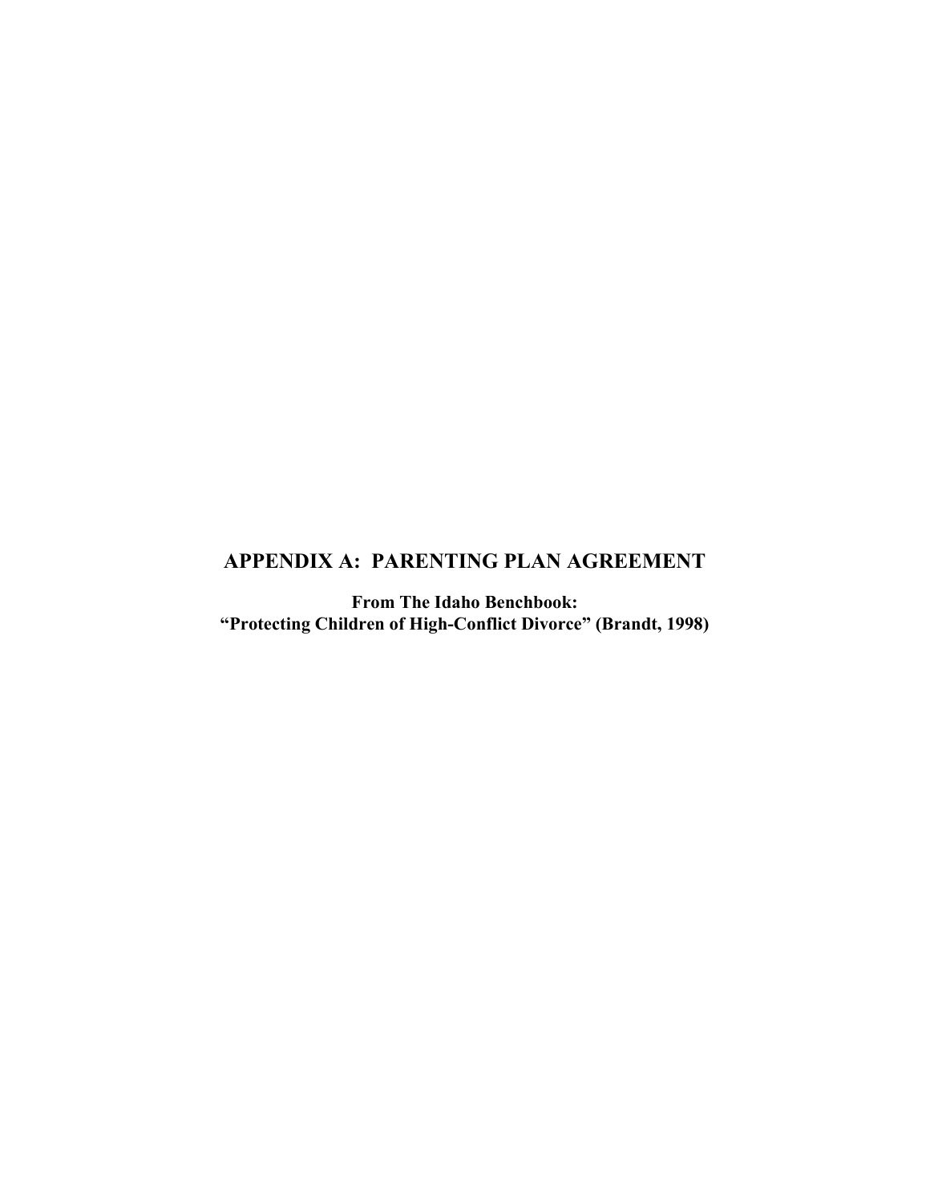# APPENDIX A: PARENTING PLAN AGREEMENT

**From The Idaho Benchbook:**
**"Protecting Children of High-Conflict Divorce" (Brandt, 1998)**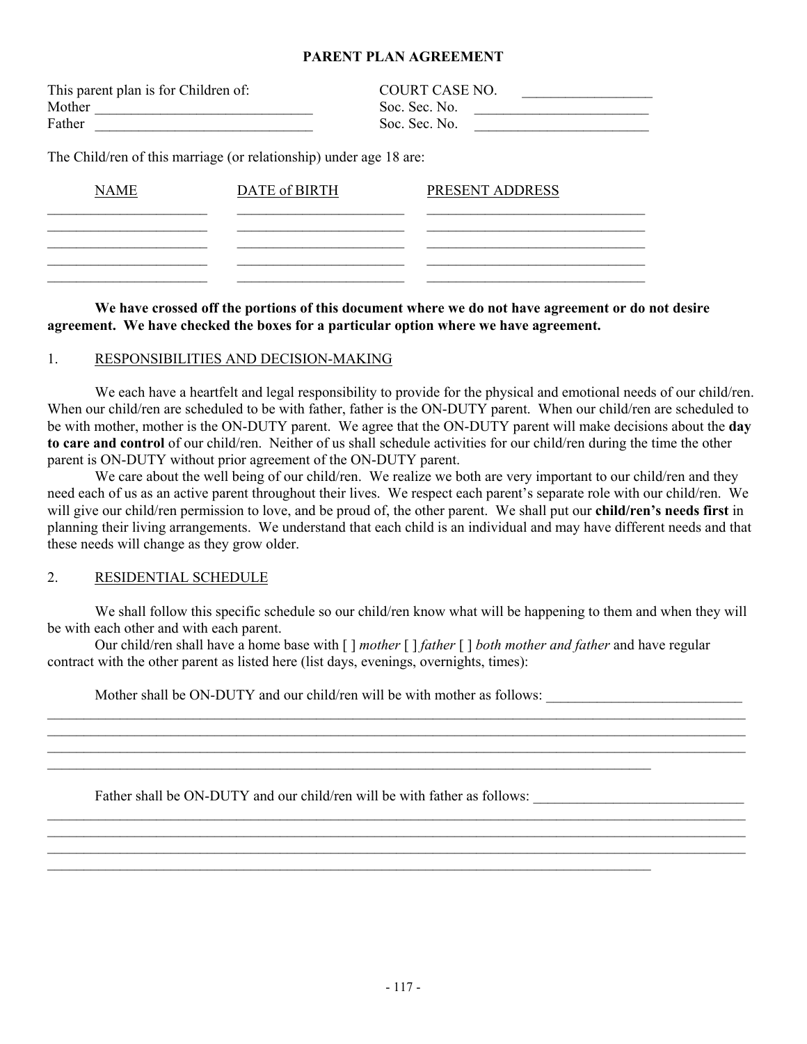**PARENT PLAN AGREEMENT**

This parent plan is for Children of: COURT CASE NO. ________________

Mother ____________________________ Soc. Sec. No. ______________________

Father ____________________________ Soc. Sec. No. ______________________

The Child/ren of this marriage (or relationship) under age 18 are:

| NAME | DATE of BIRTH | PRESENT ADDRESS |
|---|---|---|
| ____________________ | ____________________ | ____________________________ |
| ____________________ | ____________________ | ____________________________ |
| ____________________ | ____________________ | ____________________________ |
| ____________________ | ____________________ | ____________________________ |
| ____________________ | ____________________ | ____________________________ |

**We have crossed off the portions of this document where we do not have agreement or do not desire agreement. We have checked the boxes for a particular option where we have agreement.**

1. RESPONSIBILITIES AND DECISION-MAKING

We each have a heartfelt and legal responsibility to provide for the physical and emotional needs of our child/ren. When our child/ren are scheduled to be with father, father is the ON-DUTY parent. When our child/ren are scheduled to be with mother, mother is the ON-DUTY parent. We agree that the ON-DUTY parent will make decisions about the **day to care and control** of our child/ren. Neither of us shall schedule activities for our child/ren during the time the other parent is ON-DUTY without prior agreement of the ON-DUTY parent.

We care about the well being of our child/ren. We realize we both are very important to our child/ren and they need each of us as an active parent throughout their lives. We respect each parent's separate role with our child/ren. We will give our child/ren permission to love, and be proud of, the other parent. We shall put our **child/ren's needs first** in planning their living arrangements. We understand that each child is an individual and may have different needs and that these needs will change as they grow older.

2. RESIDENTIAL SCHEDULE

We shall follow this specific schedule so our child/ren know what will be happening to them and when they will be with each other and with each parent.

Our child/ren shall have a home base with [ ] *mother* [ ] *father* [ ] *both mother and father* and have regular contract with the other parent as listed here (list days, evenings, overnights, times):

Mother shall be ON-DUTY and our child/ren will be with mother as follows: ___________________________
__________________________________________________________________________________________
__________________________________________________________________________________________
__________________________________________________________________________________________
__________________________________________________________________________

Father shall be ON-DUTY and our child/ren will be with father as follows: _____________________________
__________________________________________________________________________________________
__________________________________________________________________________________________
__________________________________________________________________________________________
__________________________________________________________________________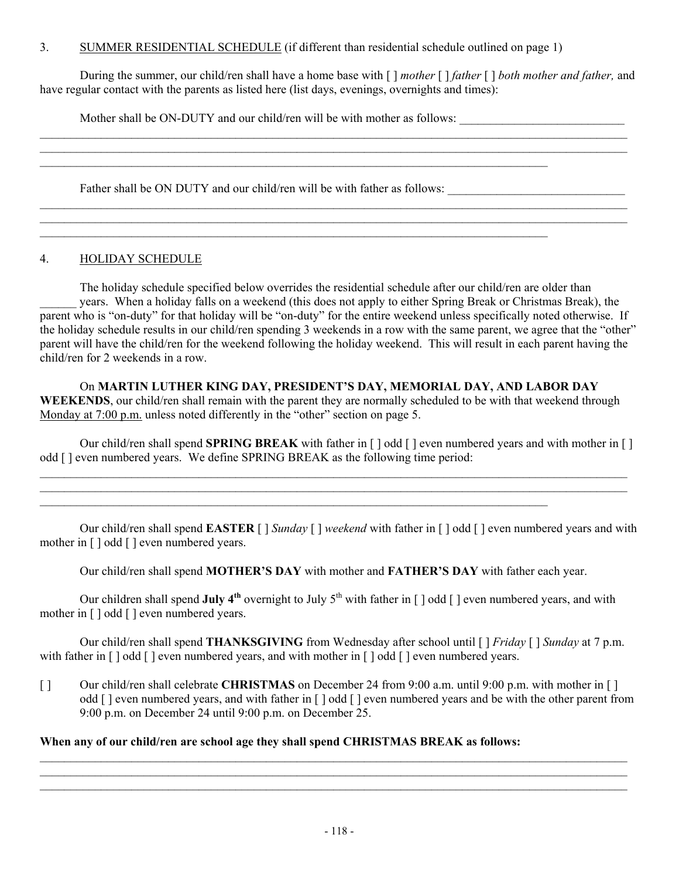3. <u>SUMMER RESIDENTIAL SCHEDULE</u> (if different than residential schedule outlined on page 1)

During the summer, our child/ren shall have a home base with [ ] *mother* [ ] *father* [ ] *both mother and father,* and have regular contact with the parents as listed here (list days, evenings, overnights and times):

Mother shall be ON-DUTY and our child/ren will be with mother as follows: ___________________________

_____________________________________________________________________________________________

_____________________________________________________________________________________________

_____________________________________________________________________________________

Father shall be ON DUTY and our child/ren will be with father as follows: _____________________________

_____________________________________________________________________________________________

_____________________________________________________________________________________________

_____________________________________________________________________________________

4. <u>HOLIDAY SCHEDULE</u>

The holiday schedule specified below overrides the residential schedule after our child/ren are older than ______ years. When a holiday falls on a weekend (this does not apply to either Spring Break or Christmas Break), the parent who is "on-duty" for that holiday will be "on-duty" for the entire weekend unless specifically noted otherwise. If the holiday schedule results in our child/ren spending 3 weekends in a row with the same parent, we agree that the "other" parent will have the child/ren for the weekend following the holiday weekend. This will result in each parent having the child/ren for 2 weekends in a row.

On **MARTIN LUTHER KING DAY, PRESIDENT'S DAY, MEMORIAL DAY, AND LABOR DAY WEEKENDS**, our child/ren shall remain with the parent they are normally scheduled to be with that weekend through <u>Monday at 7:00 p.m.</u> unless noted differently in the "other" section on page 5.

Our child/ren shall spend **SPRING BREAK** with father in [ ] odd [ ] even numbered years and with mother in [ ] odd [ ] even numbered years. We define SPRING BREAK as the following time period:

_____________________________________________________________________________________________

_____________________________________________________________________________________________

_____________________________________________________________________________________

Our child/ren shall spend **EASTER** [ ] *Sunday* [ ] *weekend* with father in [ ] odd [ ] even numbered years and with mother in [ ] odd [ ] even numbered years.

Our child/ren shall spend **MOTHER'S DAY** with mother and **FATHER'S DAY** with father each year.

Our children shall spend **July 4th** overnight to July 5th with father in [ ] odd [ ] even numbered years, and with mother in [ ] odd [ ] even numbered years.

Our child/ren shall spend **THANKSGIVING** from Wednesday after school until [ ] *Friday* [ ] *Sunday* at 7 p.m. with father in [ ] odd [ ] even numbered years, and with mother in [ ] odd [ ] even numbered years.

[ ] Our child/ren shall celebrate **CHRISTMAS** on December 24 from 9:00 a.m. until 9:00 p.m. with mother in [ ] odd [ ] even numbered years, and with father in [ ] odd [ ] even numbered years and be with the other parent from 9:00 p.m. on December 24 until 9:00 p.m. on December 25.

**When any of our child/ren are school age they shall spend CHRISTMAS BREAK as follows:**

_____________________________________________________________________________________________

_____________________________________________________________________________________________

_____________________________________________________________________________________________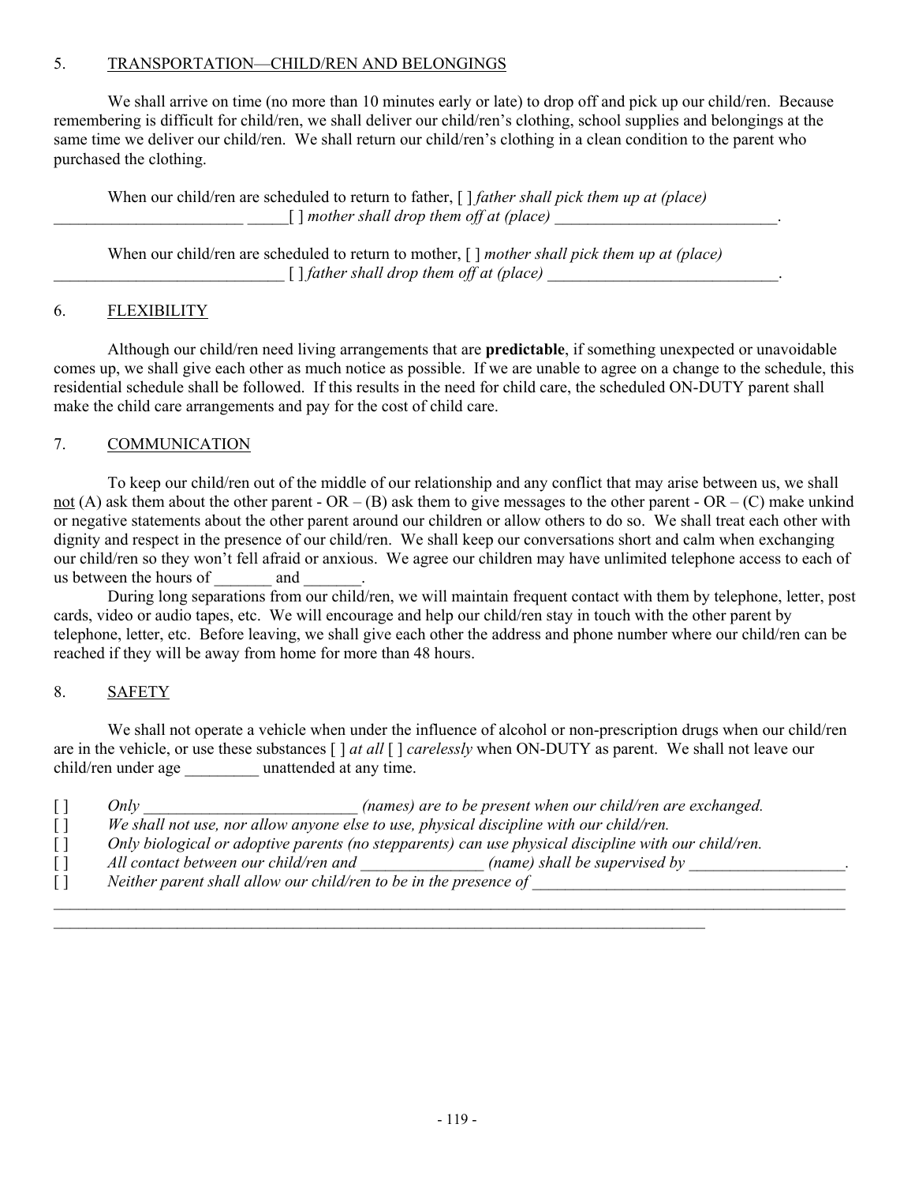## 5. TRANSPORTATION—CHILD/REN AND BELONGINGS

We shall arrive on time (no more than 10 minutes early or late) to drop off and pick up our child/ren. Because remembering is difficult for child/ren, we shall deliver our child/ren's clothing, school supplies and belongings at the same time we deliver our child/ren. We shall return our child/ren's clothing in a clean condition to the parent who purchased the clothing.

When our child/ren are scheduled to return to father, [ ] *father shall pick them up at (place)* _______________________ _____[ ] *mother shall drop them off at (place)* ____________________________.

When our child/ren are scheduled to return to mother, [ ] *mother shall pick them up at (place)* ____________________________ [ ] *father shall drop them off at (place)* _____________________________.

## 6. FLEXIBILITY

Although our child/ren need living arrangements that are **predictable**, if something unexpected or unavoidable comes up, we shall give each other as much notice as possible. If we are unable to agree on a change to the schedule, this residential schedule shall be followed. If this results in the need for child care, the scheduled ON-DUTY parent shall make the child care arrangements and pay for the cost of child care.

## 7. COMMUNICATION

To keep our child/ren out of the middle of our relationship and any conflict that may arise between us, we shall not (A) ask them about the other parent - OR – (B) ask them to give messages to the other parent - OR – (C) make unkind or negative statements about the other parent around our children or allow others to do so. We shall treat each other with dignity and respect in the presence of our child/ren. We shall keep our conversations short and calm when exchanging our child/ren so they won't fell afraid or anxious. We agree our children may have unlimited telephone access to each of us between the hours of _______ and _______.

During long separations from our child/ren, we will maintain frequent contact with them by telephone, letter, post cards, video or audio tapes, etc. We will encourage and help our child/ren stay in touch with the other parent by telephone, letter, etc. Before leaving, we shall give each other the address and phone number where our child/ren can be reached if they will be away from home for more than 48 hours.

## 8. SAFETY

We shall not operate a vehicle when under the influence of alcohol or non-prescription drugs when our child/ren are in the vehicle, or use these substances [ ] *at all* [ ] *carelessly* when ON-DUTY as parent. We shall not leave our child/ren under age _________ unattended at any time.

[ ] *Only* __________________________ *(names) are to be present when our child/ren are exchanged.*
[ ] *We shall not use, nor allow anyone else to use, physical discipline with our child/ren.*
[ ] *Only biological or adoptive parents (no stepparents) can use physical discipline with our child/ren.*
[ ] *All contact between our child/ren and* _______________ *(name) shall be supervised by* ___________________.
[ ] *Neither parent shall allow our child/ren to be in the presence of* ______________________________________
_____________________________________________________________________________________________
_________________________________________________________________________________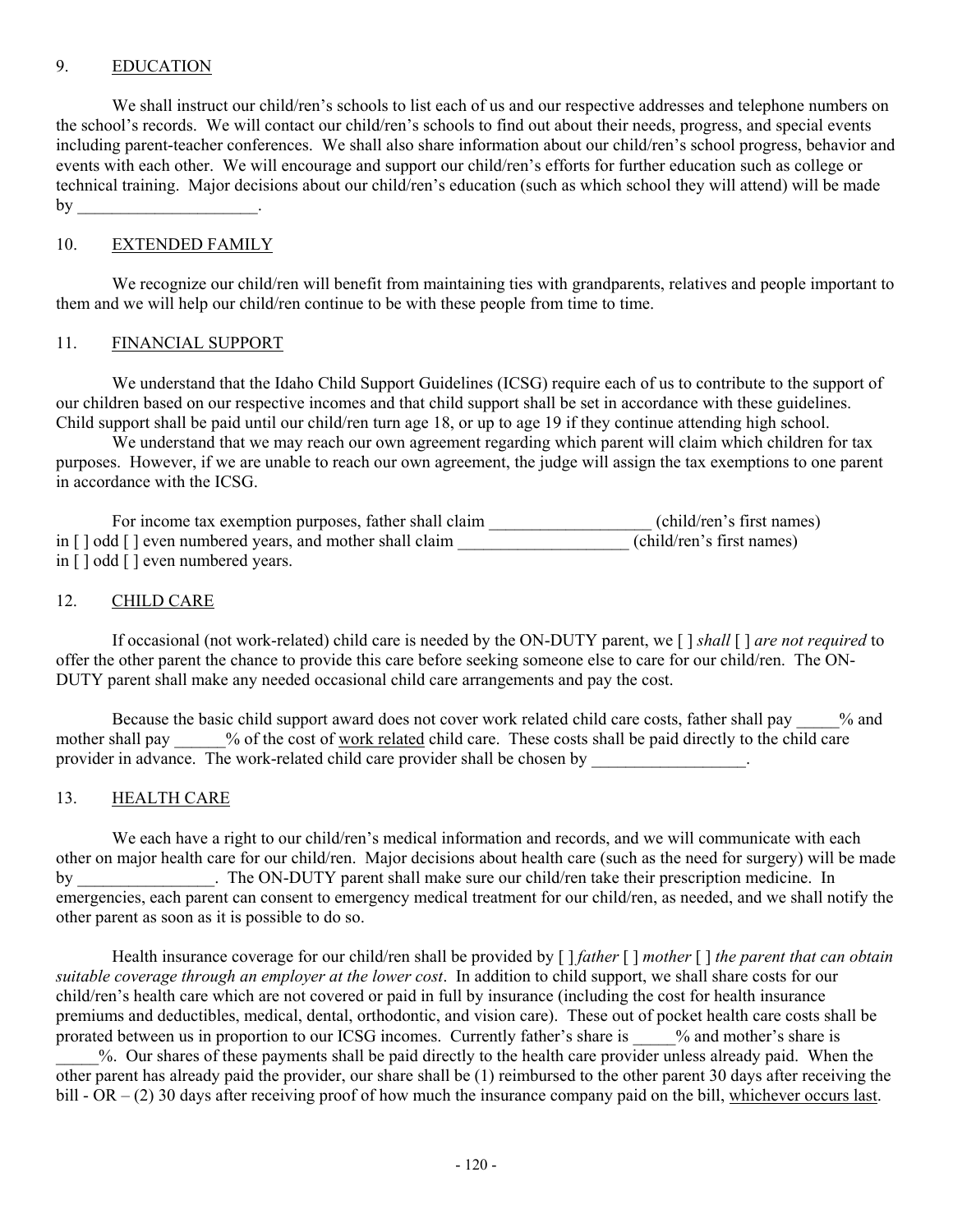## 9. EDUCATION

We shall instruct our child/ren's schools to list each of us and our respective addresses and telephone numbers on the school's records. We will contact our child/ren's schools to find out about their needs, progress, and special events including parent-teacher conferences. We shall also share information about our child/ren's school progress, behavior and events with each other. We will encourage and support our child/ren's efforts for further education such as college or technical training. Major decisions about our child/ren's education (such as which school they will attend) will be made by _____________________.

## 10. EXTENDED FAMILY

We recognize our child/ren will benefit from maintaining ties with grandparents, relatives and people important to them and we will help our child/ren continue to be with these people from time to time.

## 11. FINANCIAL SUPPORT

We understand that the Idaho Child Support Guidelines (ICSG) require each of us to contribute to the support of our children based on our respective incomes and that child support shall be set in accordance with these guidelines. Child support shall be paid until our child/ren turn age 18, or up to age 19 if they continue attending high school.

We understand that we may reach our own agreement regarding which parent will claim which children for tax purposes. However, if we are unable to reach our own agreement, the judge will assign the tax exemptions to one parent in accordance with the ICSG.

For income tax exemption purposes, father shall claim ___________________ (child/ren's first names) in [ ] odd [ ] even numbered years, and mother shall claim ____________________ (child/ren's first names) in [ ] odd [ ] even numbered years.

## 12. CHILD CARE

If occasional (not work-related) child care is needed by the ON-DUTY parent, we [ ] *shall* [ ] *are not required* to offer the other parent the chance to provide this care before seeking someone else to care for our child/ren. The ON-DUTY parent shall make any needed occasional child care arrangements and pay the cost.

Because the basic child support award does not cover work related child care costs, father shall pay _____% and mother shall pay ______% of the cost of <u>work related</u> child care. These costs shall be paid directly to the child care provider in advance. The work-related child care provider shall be chosen by __________________.

## 13. HEALTH CARE

We each have a right to our child/ren's medical information and records, and we will communicate with each other on major health care for our child/ren. Major decisions about health care (such as the need for surgery) will be made by ________________. The ON-DUTY parent shall make sure our child/ren take their prescription medicine. In emergencies, each parent can consent to emergency medical treatment for our child/ren, as needed, and we shall notify the other parent as soon as it is possible to do so.

Health insurance coverage for our child/ren shall be provided by [ ] *father* [ ] *mother* [ ] *the parent that can obtain suitable coverage through an employer at the lower cost*. In addition to child support, we shall share costs for our child/ren's health care which are not covered or paid in full by insurance (including the cost for health insurance premiums and deductibles, medical, dental, orthodontic, and vision care). These out of pocket health care costs shall be prorated between us in proportion to our ICSG incomes. Currently father's share is _____% and mother's share is _____%. Our shares of these payments shall be paid directly to the health care provider unless already paid. When the other parent has already paid the provider, our share shall be (1) reimbursed to the other parent 30 days after receiving the bill - OR – (2) 30 days after receiving proof of how much the insurance company paid on the bill, <u>whichever occurs last</u>.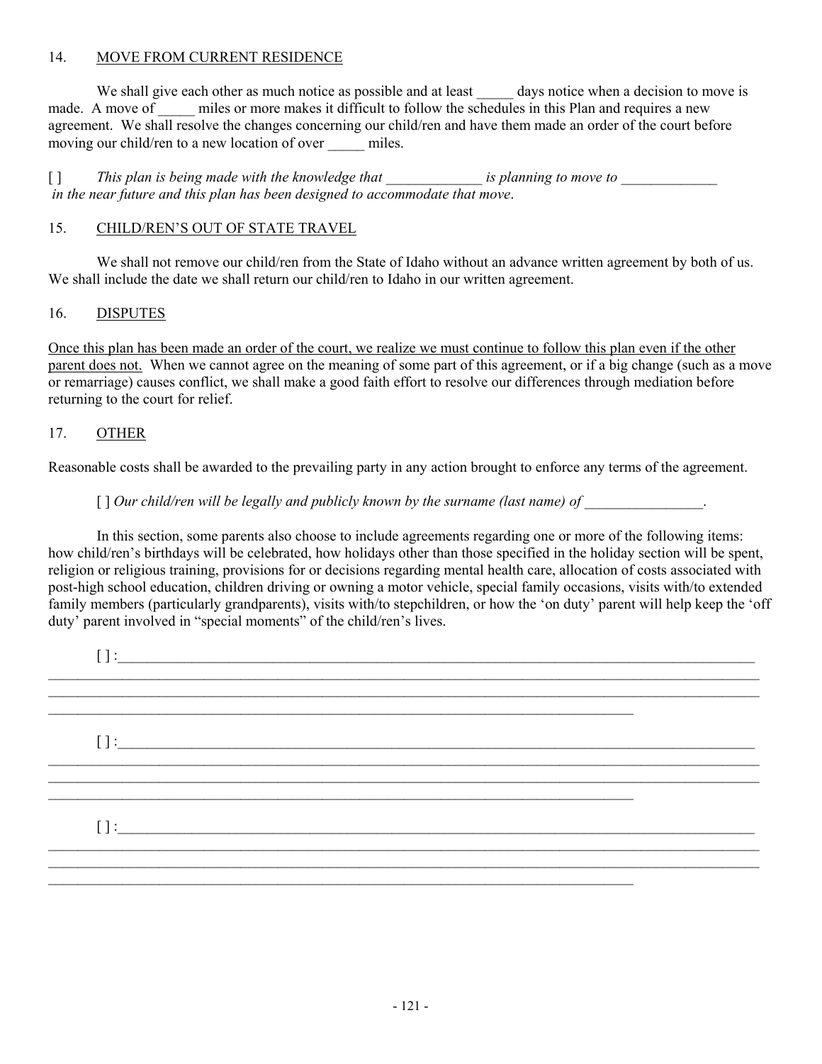## 14. MOVE FROM CURRENT RESIDENCE

We shall give each other as much notice as possible and at least _____ days notice when a decision to move is made. A move of _____ miles or more makes it difficult to follow the schedules in this Plan and requires a new agreement. We shall resolve the changes concerning our child/ren and have them made an order of the court before moving our child/ren to a new location of over _____ miles.

[ ] *This plan is being made with the knowledge that _____________ is planning to move to _____________ in the near future and this plan has been designed to accommodate that move*.

## 15. CHILD/REN'S OUT OF STATE TRAVEL

We shall not remove our child/ren from the State of Idaho without an advance written agreement by both of us. We shall include the date we shall return our child/ren to Idaho in our written agreement.

## 16. DISPUTES

Once this plan has been made an order of the court, we realize we must continue to follow this plan even if the other parent does not. When we cannot agree on the meaning of some part of this agreement, or if a big change (such as a move or remarriage) causes conflict, we shall make a good faith effort to resolve our differences through mediation before returning to the court for relief.

## 17. OTHER

Reasonable costs shall be awarded to the prevailing party in any action brought to enforce any terms of the agreement.

[ ] *Our child/ren will be legally and publicly known by the surname (last name) of ________________.*

In this section, some parents also choose to include agreements regarding one or more of the following items: how child/ren's birthdays will be celebrated, how holidays other than those specified in the holiday section will be spent, religion or religious training, provisions for or decisions regarding mental health care, allocation of costs associated with post-high school education, children driving or owning a motor vehicle, special family occasions, visits with/to extended family members (particularly grandparents), visits with/to stepchildren, or how the 'on duty' parent will help keep the 'off duty' parent involved in "special moments" of the child/ren's lives.

[ ] :____________________________________________________________________________
____________________________________________________________________________
____________________________________________________________________________
____________________________________________________________________________

[ ] :____________________________________________________________________________
____________________________________________________________________________
____________________________________________________________________________
____________________________________________________________________________

[ ] :____________________________________________________________________________
____________________________________________________________________________
____________________________________________________________________________
____________________________________________________________________________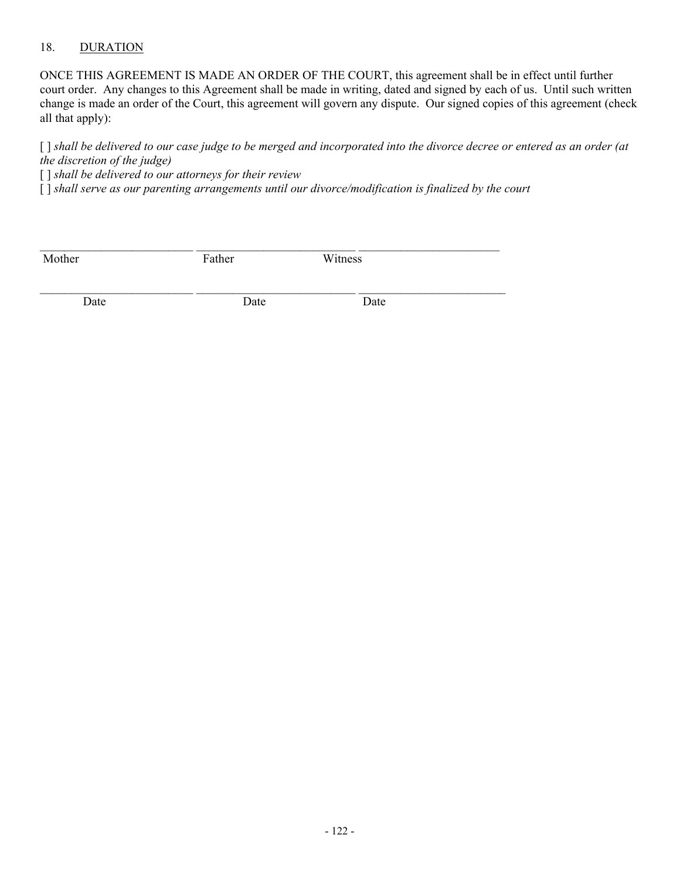## 18. <u>DURATION</u>

ONCE THIS AGREEMENT IS MADE AN ORDER OF THE COURT, this agreement shall be in effect until further court order. Any changes to this Agreement shall be made in writing, dated and signed by each of us. Until such written change is made an order of the Court, this agreement will govern any dispute. Our signed copies of this agreement (check all that apply):

[ ] *shall be delivered to our case judge to be merged and incorporated into the divorce decree or entered as an order (at the discretion of the judge)*
[ ] *shall be delivered to our attorneys for their review*
[ ] *shall serve as our parenting arrangements until our divorce/modification is finalized by the court*

| | | |
|---|---|---|
| \_\_\_\_\_\_\_\_\_\_\_\_\_\_\_\_\_\_\_\_\_\_\_\_\_ | \_\_\_\_\_\_\_\_\_\_\_\_\_\_\_\_\_\_\_\_\_\_\_\_\_ | \_\_\_\_\_\_\_\_\_\_\_\_\_\_\_\_\_\_\_\_\_\_\_\_\_ |
| Mother | Father | Witness |
| \_\_\_\_\_\_\_\_\_\_\_\_\_\_\_\_\_\_\_\_\_\_\_\_\_ | \_\_\_\_\_\_\_\_\_\_\_\_\_\_\_\_\_\_\_\_\_\_\_\_\_ | \_\_\_\_\_\_\_\_\_\_\_\_\_\_\_\_\_\_\_\_\_\_\_\_\_ |
| Date | Date | Date |